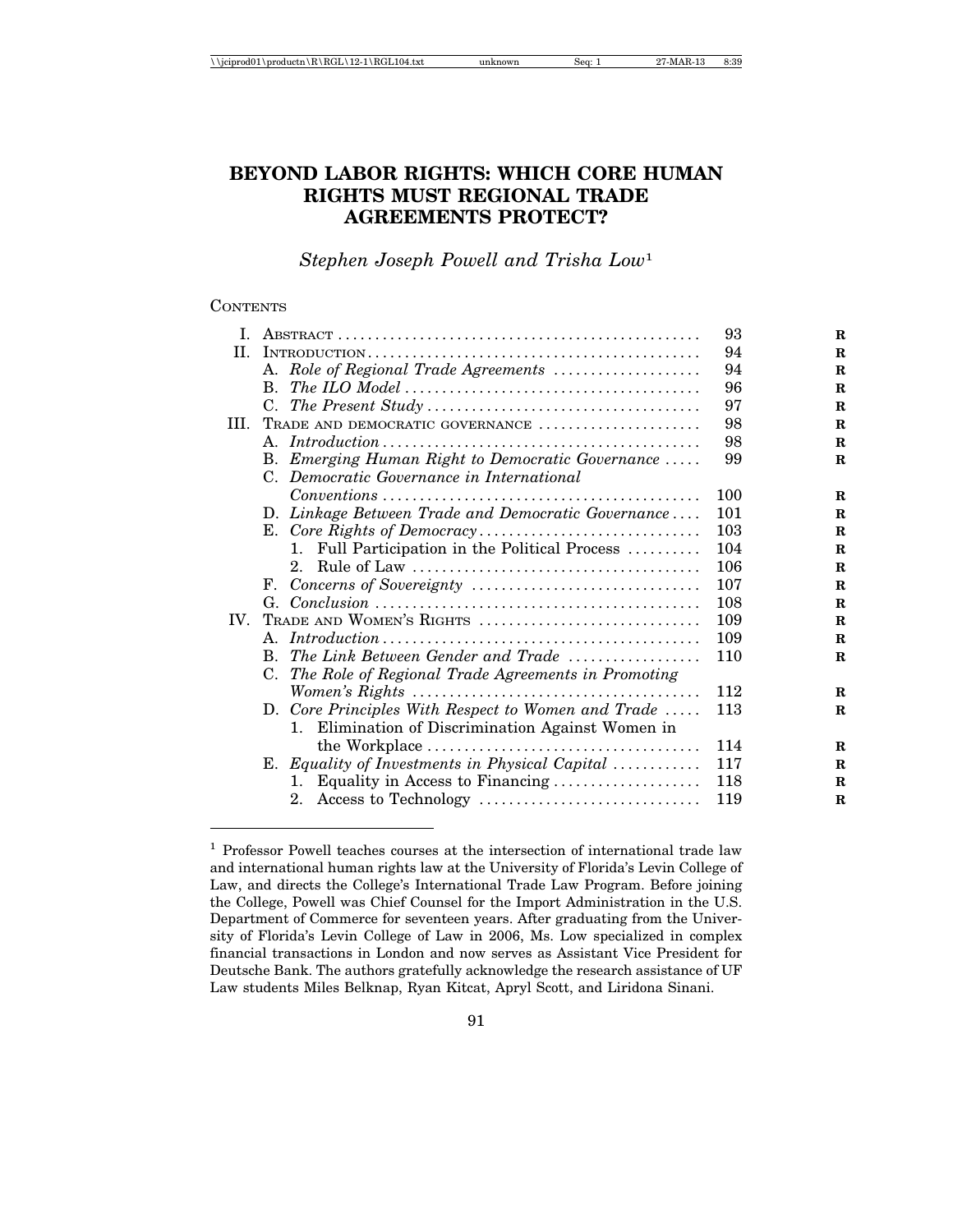# BEYOND LABOR RIGHTS: WHICH CORE HUMAN RIGHTS MUST REGIONAL TRADE AGREEMENTS PROTECT?

*Stephen Joseph Powell and Trisha Low*[1]

## Contents

| | | |
|---|---|---|
| I. | Abstract | 93 |
| II. | Introduction | 94 |
| | A. *Role of Regional Trade Agreements* | 94 |
| | B. *The ILO Model* | 96 |
| | C. *The Present Study* | 97 |
| III. | Trade and democratic governance | 98 |
| | A. *Introduction* | 98 |
| | B. *Emerging Human Right to Democratic Governance* | 99 |
| | C. *Democratic Governance in International Conventions* | 100 |
| | D. *Linkage Between Trade and Democratic Governance* | 101 |
| | E. *Core Rights of Democracy* | 103 |
| | 1. Full Participation in the Political Process | 104 |
| | 2. Rule of Law | 106 |
| | F. *Concerns of Sovereignty* | 107 |
| | G. *Conclusion* | 108 |
| IV. | Trade and Women's Rights | 109 |
| | A. *Introduction* | 109 |
| | B. *The Link Between Gender and Trade* | 110 |
| | C. *The Role of Regional Trade Agreements in Promoting Women's Rights* | 112 |
| | D. *Core Principles With Respect to Women and Trade* | 113 |
| | 1. Elimination of Discrimination Against Women in the Workplace | 114 |
| | E. *Equality of Investments in Physical Capital* | 117 |
| | 1. Equality in Access to Financing | 118 |
| | 2. Access to Technology | 119 |

[1] Professor Powell teaches courses at the intersection of international trade law and international human rights law at the University of Florida's Levin College of Law, and directs the College's International Trade Law Program. Before joining the College, Powell was Chief Counsel for the Import Administration in the U.S. Department of Commerce for seventeen years. After graduating from the University of Florida's Levin College of Law in 2006, Ms. Low specialized in complex financial transactions in London and now serves as Assistant Vice President for Deutsche Bank. The authors gratefully acknowledge the research assistance of UF Law students Miles Belknap, Ryan Kitcat, Apryl Scott, and Liridona Sinani.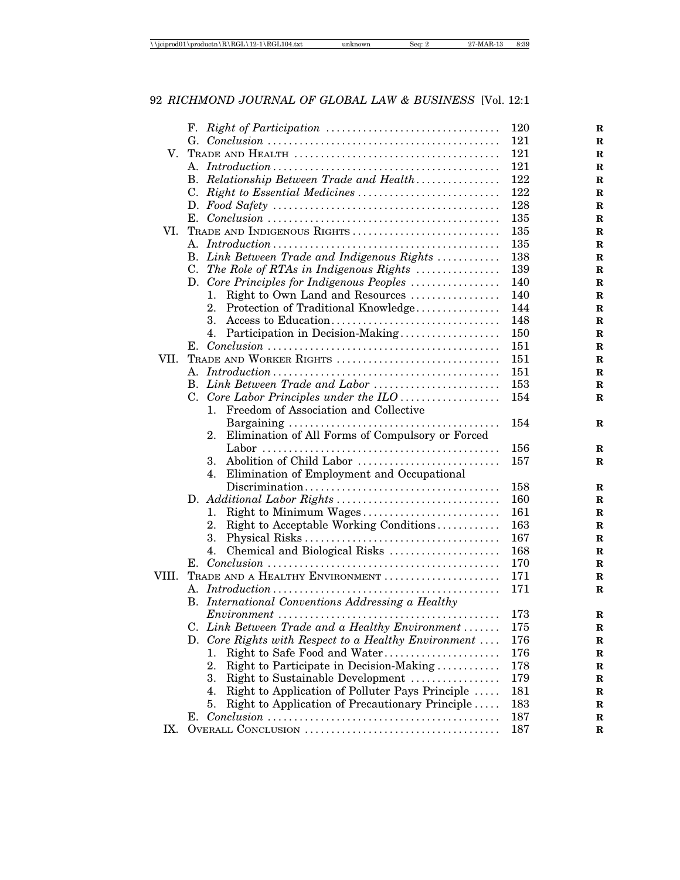| | | |
|---|---|---|
| | F. *Right of Participation* | 120 |
| | G. *Conclusion* | 121 |
| V. | TRADE AND HEALTH | 121 |
| | A. *Introduction* | 121 |
| | B. *Relationship Between Trade and Health* | 122 |
| | C. *Right to Essential Medicines* | 122 |
| | D. *Food Safety* | 128 |
| | E. *Conclusion* | 135 |
| VI. | TRADE AND INDIGENOUS RIGHTS | 135 |
| | A. *Introduction* | 135 |
| | B. *Link Between Trade and Indigenous Rights* | 138 |
| | C. *The Role of RTAs in Indigenous Rights* | 139 |
| | D. *Core Principles for Indigenous Peoples* | 140 |
| | 1. Right to Own Land and Resources | 140 |
| | 2. Protection of Traditional Knowledge | 144 |
| | 3. Access to Education | 148 |
| | 4. Participation in Decision-Making | 150 |
| | E. *Conclusion* | 151 |
| VII. | TRADE AND WORKER RIGHTS | 151 |
| | A. *Introduction* | 151 |
| | B. *Link Between Trade and Labor* | 153 |
| | C. *Core Labor Principles under the ILO* | 154 |
| | 1. Freedom of Association and Collective Bargaining | 154 |
| | 2. Elimination of All Forms of Compulsory or Forced Labor | 156 |
| | 3. Abolition of Child Labor | 157 |
| | 4. Elimination of Employment and Occupational Discrimination | 158 |
| | D. *Additional Labor Rights* | 160 |
| | 1. Right to Minimum Wages | 161 |
| | 2. Right to Acceptable Working Conditions | 163 |
| | 3. Physical Risks | 167 |
| | 4. Chemical and Biological Risks | 168 |
| | E. *Conclusion* | 170 |
| VIII. | TRADE AND A HEALTHY ENVIRONMENT | 171 |
| | A. *Introduction* | 171 |
| | B. *International Conventions Addressing a Healthy Environment* | 173 |
| | C. *Link Between Trade and a Healthy Environment* | 175 |
| | D. *Core Rights with Respect to a Healthy Environment* | 176 |
| | 1. Right to Safe Food and Water | 176 |
| | 2. Right to Participate in Decision-Making | 178 |
| | 3. Right to Sustainable Development | 179 |
| | 4. Right to Application of Polluter Pays Principle | 181 |
| | 5. Right to Application of Precautionary Principle | 183 |
| | E. *Conclusion* | 187 |
| IX. | OVERALL CONCLUSION | 187 |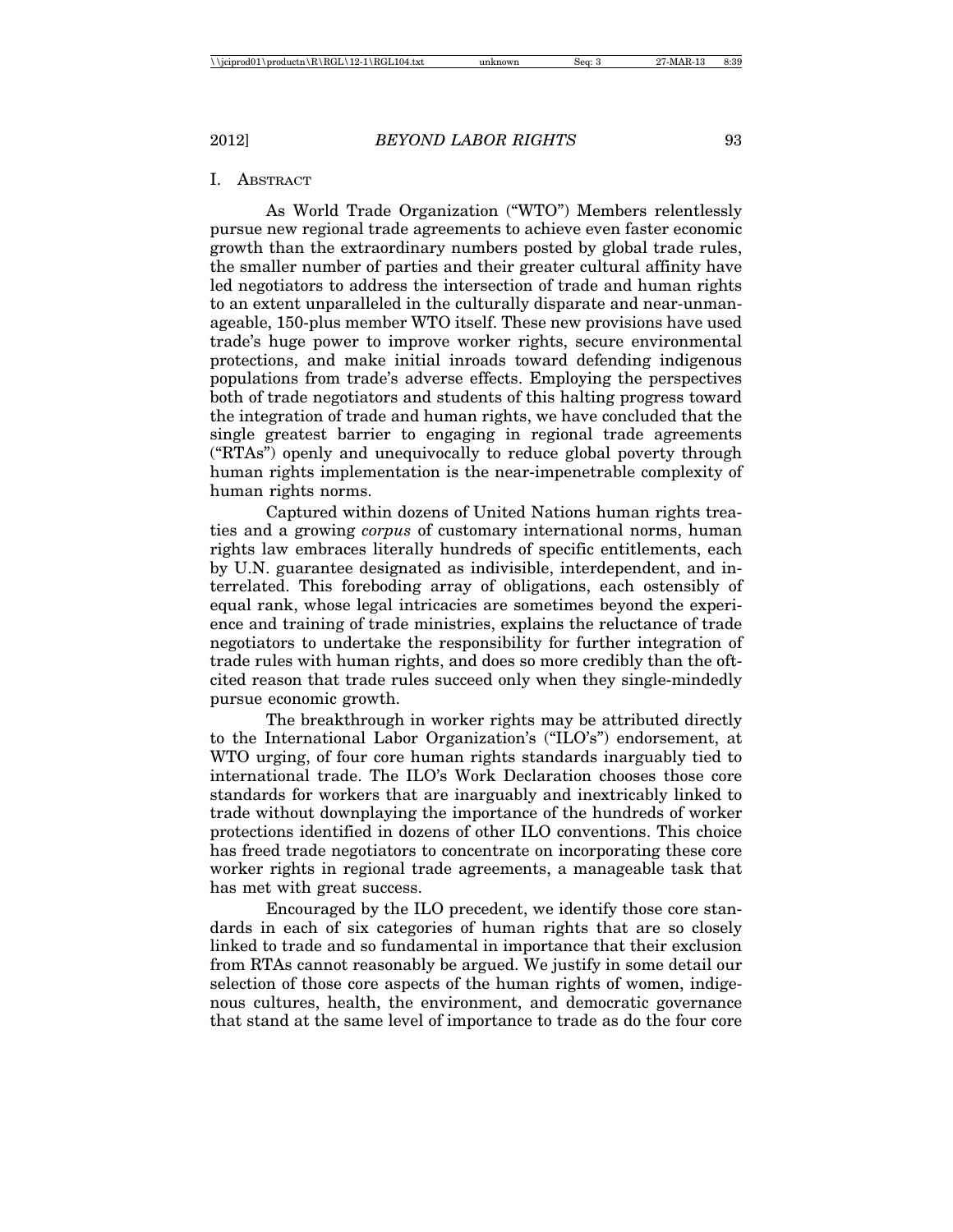## I. Abstract

As World Trade Organization ("WTO") Members relentlessly pursue new regional trade agreements to achieve even faster economic growth than the extraordinary numbers posted by global trade rules, the smaller number of parties and their greater cultural affinity have led negotiators to address the intersection of trade and human rights to an extent unparalleled in the culturally disparate and near-unmanageable, 150-plus member WTO itself. These new provisions have used trade's huge power to improve worker rights, secure environmental protections, and make initial inroads toward defending indigenous populations from trade's adverse effects. Employing the perspectives both of trade negotiators and students of this halting progress toward the integration of trade and human rights, we have concluded that the single greatest barrier to engaging in regional trade agreements ("RTAs") openly and unequivocally to reduce global poverty through human rights implementation is the near-impenetrable complexity of human rights norms.

Captured within dozens of United Nations human rights treaties and a growing *corpus* of customary international norms, human rights law embraces literally hundreds of specific entitlements, each by U.N. guarantee designated as indivisible, interdependent, and interrelated. This foreboding array of obligations, each ostensibly of equal rank, whose legal intricacies are sometimes beyond the experience and training of trade ministries, explains the reluctance of trade negotiators to undertake the responsibility for further integration of trade rules with human rights, and does so more credibly than the oft-cited reason that trade rules succeed only when they single-mindedly pursue economic growth.

The breakthrough in worker rights may be attributed directly to the International Labor Organization's ("ILO's") endorsement, at WTO urging, of four core human rights standards inarguably tied to international trade. The ILO's Work Declaration chooses those core standards for workers that are inarguably and inextricably linked to trade without downplaying the importance of the hundreds of worker protections identified in dozens of other ILO conventions. This choice has freed trade negotiators to concentrate on incorporating these core worker rights in regional trade agreements, a manageable task that has met with great success.

Encouraged by the ILO precedent, we identify those core standards in each of six categories of human rights that are so closely linked to trade and so fundamental in importance that their exclusion from RTAs cannot reasonably be argued. We justify in some detail our selection of those core aspects of the human rights of women, indigenous cultures, health, the environment, and democratic governance that stand at the same level of importance to trade as do the four core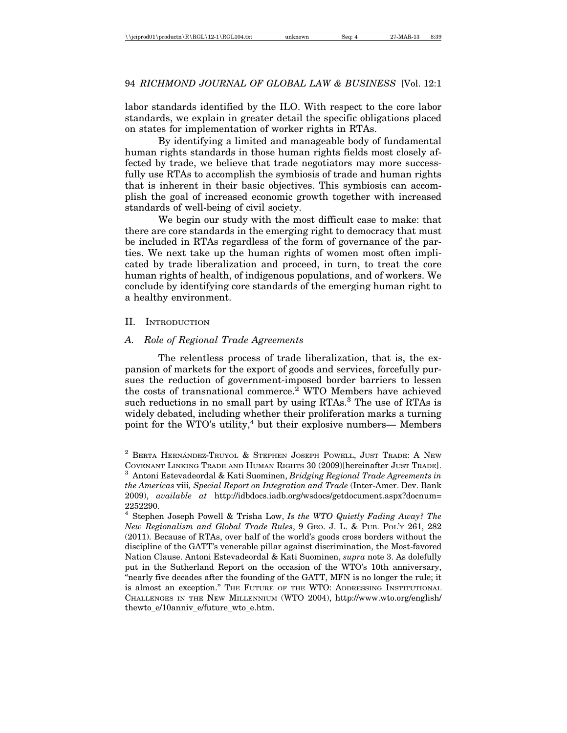labor standards identified by the ILO. With respect to the core labor standards, we explain in greater detail the specific obligations placed on states for implementation of worker rights in RTAs.

By identifying a limited and manageable body of fundamental human rights standards in those human rights fields most closely affected by trade, we believe that trade negotiators may more successfully use RTAs to accomplish the symbiosis of trade and human rights that is inherent in their basic objectives. This symbiosis can accomplish the goal of increased economic growth together with increased standards of well-being of civil society.

We begin our study with the most difficult case to make: that there are core standards in the emerging right to democracy that must be included in RTAs regardless of the form of governance of the parties. We next take up the human rights of women most often implicated by trade liberalization and proceed, in turn, to treat the core human rights of health, of indigenous populations, and of workers. We conclude by identifying core standards of the emerging human right to a healthy environment.

## II. Introduction

### A. *Role of Regional Trade Agreements*

The relentless process of trade liberalization, that is, the expansion of markets for the export of goods and services, forcefully pursues the reduction of government-imposed border barriers to lessen the costs of transnational commerce.[2] WTO Members have achieved such reductions in no small part by using RTAs.[3] The use of RTAs is widely debated, including whether their proliferation marks a turning point for the WTO's utility,[4] but their explosive numbers— Members

---

[2] Berta Hernández-Truyol & Stephen Joseph Powell, Just Trade: A New Covenant Linking Trade and Human Rights 30 (2009)[hereinafter Just Trade].

[3] Antoni Estevadeordal & Kati Suominen, *Bridging Regional Trade Agreements in the Americas* viii*, Special Report on Integration and Trade* (Inter-Amer. Dev. Bank 2009), *available at* http://idbdocs.iadb.org/wsdocs/getdocument.aspx?docnum=2252290.

[4] Stephen Joseph Powell & Trisha Low, *Is the WTO Quietly Fading Away? The New Regionalism and Global Trade Rules*, 9 Geo. J. L. & Pub. Pol'y 261, 282 (2011). Because of RTAs, over half of the world's goods cross borders without the discipline of the GATT's venerable pillar against discrimination, the Most-favored Nation Clause. Antoni Estevadeordal & Kati Suominen, *supra* note 3. As dolefully put in the Sutherland Report on the occasion of the WTO's 10th anniversary, "nearly five decades after the founding of the GATT, MFN is no longer the rule; it is almost an exception." The Future of the WTO: Addressing Institutional Challenges in the New Millennium (WTO 2004), http://www.wto.org/english/thewto_e/10anniv_e/future_wto_e.htm.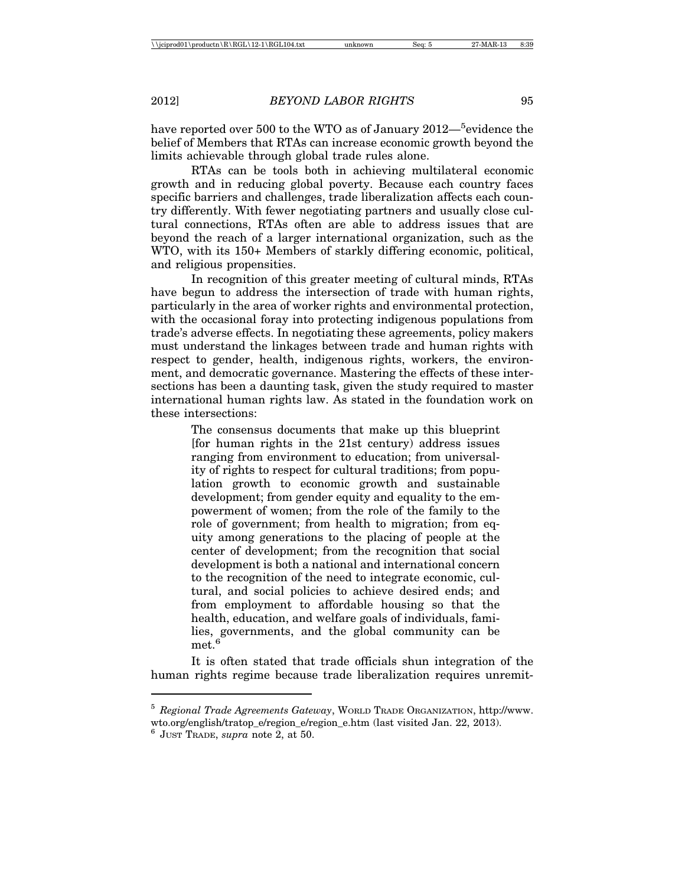have reported over 500 to the WTO as of January 2012—[5]evidence the belief of Members that RTAs can increase economic growth beyond the limits achievable through global trade rules alone.

RTAs can be tools both in achieving multilateral economic growth and in reducing global poverty. Because each country faces specific barriers and challenges, trade liberalization affects each country differently. With fewer negotiating partners and usually close cultural connections, RTAs often are able to address issues that are beyond the reach of a larger international organization, such as the WTO, with its 150+ Members of starkly differing economic, political, and religious propensities.

In recognition of this greater meeting of cultural minds, RTAs have begun to address the intersection of trade with human rights, particularly in the area of worker rights and environmental protection, with the occasional foray into protecting indigenous populations from trade's adverse effects. In negotiating these agreements, policy makers must understand the linkages between trade and human rights with respect to gender, health, indigenous rights, workers, the environment, and democratic governance. Mastering the effects of these intersections has been a daunting task, given the study required to master international human rights law. As stated in the foundation work on these intersections:

> The consensus documents that make up this blueprint [for human rights in the 21st century) address issues ranging from environment to education; from universality of rights to respect for cultural traditions; from population growth to economic growth and sustainable development; from gender equity and equality to the empowerment of women; from the role of the family to the role of government; from health to migration; from equity among generations to the placing of people at the center of development; from the recognition that social development is both a national and international concern to the recognition of the need to integrate economic, cultural, and social policies to achieve desired ends; and from employment to affordable housing so that the health, education, and welfare goals of individuals, families, governments, and the global community can be met.[6]

It is often stated that trade officials shun integration of the human rights regime because trade liberalization requires unremit-

---

[5] *Regional Trade Agreements Gateway*, WORLD TRADE ORGANIZATION, http://www.wto.org/english/tratop_e/region_e/region_e.htm (last visited Jan. 22, 2013).

[6] JUST TRADE, *supra* note 2, at 50.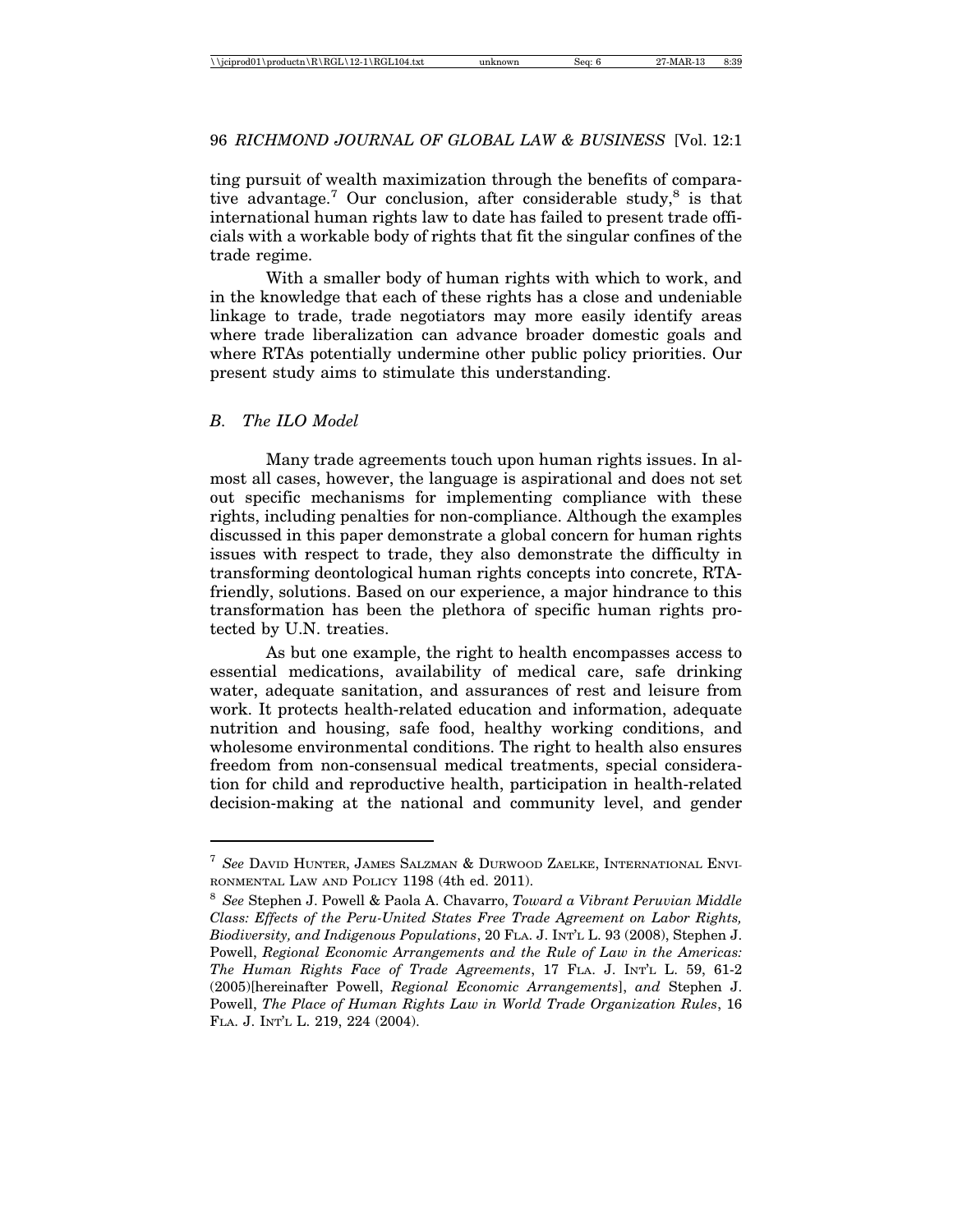ting pursuit of wealth maximization through the benefits of comparative advantage.[7] Our conclusion, after considerable study,[8] is that international human rights law to date has failed to present trade officials with a workable body of rights that fit the singular confines of the trade regime.

With a smaller body of human rights with which to work, and in the knowledge that each of these rights has a close and undeniable linkage to trade, trade negotiators may more easily identify areas where trade liberalization can advance broader domestic goals and where RTAs potentially undermine other public policy priorities. Our present study aims to stimulate this understanding.

### *B. The ILO Model*

Many trade agreements touch upon human rights issues. In almost all cases, however, the language is aspirational and does not set out specific mechanisms for implementing compliance with these rights, including penalties for non-compliance. Although the examples discussed in this paper demonstrate a global concern for human rights issues with respect to trade, they also demonstrate the difficulty in transforming deontological human rights concepts into concrete, RTA-friendly, solutions. Based on our experience, a major hindrance to this transformation has been the plethora of specific human rights protected by U.N. treaties.

As but one example, the right to health encompasses access to essential medications, availability of medical care, safe drinking water, adequate sanitation, and assurances of rest and leisure from work. It protects health-related education and information, adequate nutrition and housing, safe food, healthy working conditions, and wholesome environmental conditions. The right to health also ensures freedom from non-consensual medical treatments, special consideration for child and reproductive health, participation in health-related decision-making at the national and community level, and gender

---

[7] *See* David Hunter, James Salzman & Durwood Zaelke, International Environmental Law and Policy 1198 (4th ed. 2011).

[8] *See* Stephen J. Powell & Paola A. Chavarro, *Toward a Vibrant Peruvian Middle Class: Effects of the Peru-United States Free Trade Agreement on Labor Rights, Biodiversity, and Indigenous Populations*, 20 Fla. J. Int'l L. 93 (2008), Stephen J. Powell, *Regional Economic Arrangements and the Rule of Law in the Americas: The Human Rights Face of Trade Agreements*, 17 Fla. J. Int'l L. 59, 61-2 (2005)[hereinafter Powell, *Regional Economic Arrangements*], *and* Stephen J. Powell, *The Place of Human Rights Law in World Trade Organization Rules*, 16 Fla. J. Int'l L. 219, 224 (2004).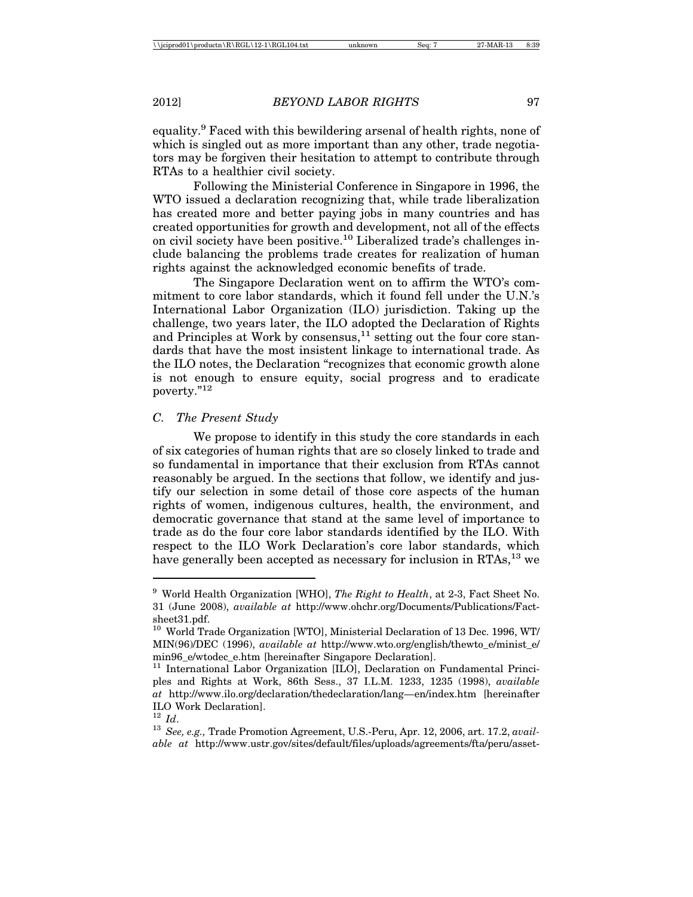equality.[9] Faced with this bewildering arsenal of health rights, none of which is singled out as more important than any other, trade negotiators may be forgiven their hesitation to attempt to contribute through RTAs to a healthier civil society.

Following the Ministerial Conference in Singapore in 1996, the WTO issued a declaration recognizing that, while trade liberalization has created more and better paying jobs in many countries and has created opportunities for growth and development, not all of the effects on civil society have been positive.[10] Liberalized trade's challenges include balancing the problems trade creates for realization of human rights against the acknowledged economic benefits of trade.

The Singapore Declaration went on to affirm the WTO's commitment to core labor standards, which it found fell under the U.N.'s International Labor Organization (ILO) jurisdiction. Taking up the challenge, two years later, the ILO adopted the Declaration of Rights and Principles at Work by consensus,[11] setting out the four core standards that have the most insistent linkage to international trade. As the ILO notes, the Declaration "recognizes that economic growth alone is not enough to ensure equity, social progress and to eradicate poverty."[12]

### *C. The Present Study*

We propose to identify in this study the core standards in each of six categories of human rights that are so closely linked to trade and so fundamental in importance that their exclusion from RTAs cannot reasonably be argued. In the sections that follow, we identify and justify our selection in some detail of those core aspects of the human rights of women, indigenous cultures, health, the environment, and democratic governance that stand at the same level of importance to trade as do the four core labor standards identified by the ILO. With respect to the ILO Work Declaration's core labor standards, which have generally been accepted as necessary for inclusion in RTAs,[13] we

---

[9] World Health Organization [WHO], *The Right to Health*, at 2-3, Fact Sheet No. 31 (June 2008), *available at* http://www.ohchr.org/Documents/Publications/Factsheet31.pdf.

[10] World Trade Organization [WTO], Ministerial Declaration of 13 Dec. 1996, WT/MIN(96)/DEC (1996), *available at* http://www.wto.org/english/thewto_e/minist_e/min96_e/wtodec_e.htm [hereinafter Singapore Declaration].

[11] International Labor Organization [ILO], Declaration on Fundamental Principles and Rights at Work, 86th Sess., 37 I.L.M. 1233, 1235 (1998), *available at* http://www.ilo.org/declaration/thedeclaration/lang—en/index.htm [hereinafter ILO Work Declaration].

[12] *Id*.

[13] *See, e.g.,* Trade Promotion Agreement, U.S.-Peru, Apr. 12, 2006, art. 17.2, *available at* http://www.ustr.gov/sites/default/files/uploads/agreements/fta/peru/asset-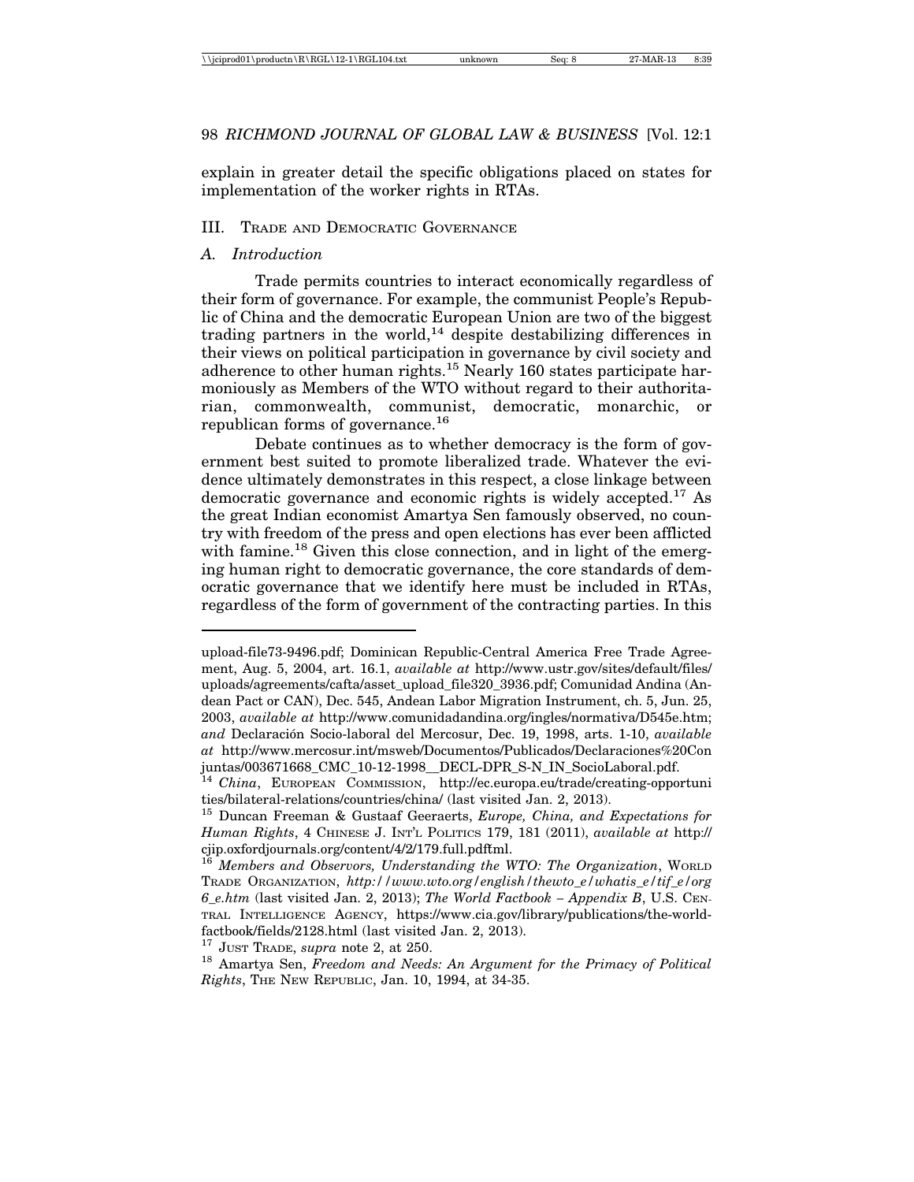explain in greater detail the specific obligations placed on states for implementation of the worker rights in RTAs.

## III. Trade and Democratic Governance

### *A. Introduction*

Trade permits countries to interact economically regardless of their form of governance. For example, the communist People's Republic of China and the democratic European Union are two of the biggest trading partners in the world,[14] despite destabilizing differences in their views on political participation in governance by civil society and adherence to other human rights.[15] Nearly 160 states participate harmoniously as Members of the WTO without regard to their authoritarian, commonwealth, communist, democratic, monarchic, or republican forms of governance.[16]

Debate continues as to whether democracy is the form of government best suited to promote liberalized trade. Whatever the evidence ultimately demonstrates in this respect, a close linkage between democratic governance and economic rights is widely accepted.[17] As the great Indian economist Amartya Sen famously observed, no country with freedom of the press and open elections has ever been afflicted with famine.[18] Given this close connection, and in light of the emerging human right to democratic governance, the core standards of democratic governance that we identify here must be included in RTAs, regardless of the form of government of the contracting parties. In this

---

upload-file73-9496.pdf; Dominican Republic-Central America Free Trade Agreement, Aug. 5, 2004, art. 16.1, *available at* http://www.ustr.gov/sites/default/files/uploads/agreements/cafta/asset_upload_file320_3936.pdf; Comunidad Andina (Andean Pact or CAN), Dec. 545, Andean Labor Migration Instrument, ch. 5, Jun. 25, 2003, *available at* http://www.comunidadandina.org/ingles/normativa/D545e.htm; *and* Declaración Socio-laboral del Mercosur, Dec. 19, 1998, arts. 1-10, *available at* http://www.mercosur.int/msweb/Documentos/Publicados/Declaraciones%20Conjuntas/003671668_CMC_10-12-1998__DECL-DPR_S-N_IN_SocioLaboral.pdf.

[14] *China*, European Commission, http://ec.europa.eu/trade/creating-opportunities/bilateral-relations/countries/china/ (last visited Jan. 2, 2013).

[15] Duncan Freeman & Gustaaf Geeraerts, *Europe, China, and Expectations for Human Rights*, 4 Chinese J. Int'l Politics 179, 181 (2011), *available at* http://cjip.oxfordjournals.org/content/4/2/179.full.pdftml.

[16] *Members and Observors, Understanding the WTO: The Organization*, World Trade Organization, *http://www.wto.org/english/thewto_e/whatis_e/tif_e/org6_e.htm* (last visited Jan. 2, 2013); *The World Factbook – Appendix B*, U.S. Central Intelligence Agency, https://www.cia.gov/library/publications/the-world-factbook/fields/2128.html (last visited Jan. 2, 2013).

[17] Just Trade, *supra* note 2, at 250.

[18] Amartya Sen, *Freedom and Needs: An Argument for the Primacy of Political Rights*, The New Republic, Jan. 10, 1994, at 34-35.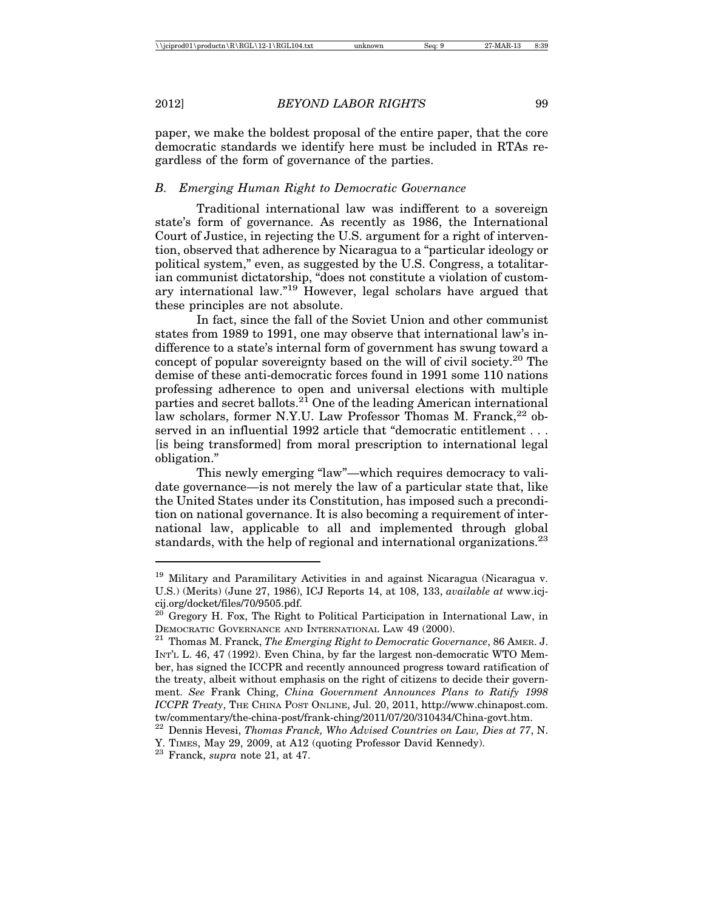paper, we make the boldest proposal of the entire paper, that the core democratic standards we identify here must be included in RTAs regardless of the form of governance of the parties.

### *B. Emerging Human Right to Democratic Governance*

Traditional international law was indifferent to a sovereign state's form of governance. As recently as 1986, the International Court of Justice, in rejecting the U.S. argument for a right of intervention, observed that adherence by Nicaragua to a "particular ideology or political system," even, as suggested by the U.S. Congress, a totalitarian communist dictatorship, "does not constitute a violation of customary international law."[19] However, legal scholars have argued that these principles are not absolute.

In fact, since the fall of the Soviet Union and other communist states from 1989 to 1991, one may observe that international law's indifference to a state's internal form of government has swung toward a concept of popular sovereignty based on the will of civil society.[20] The demise of these anti-democratic forces found in 1991 some 110 nations professing adherence to open and universal elections with multiple parties and secret ballots.[21] One of the leading American international law scholars, former N.Y.U. Law Professor Thomas M. Franck,[22] observed in an influential 1992 article that "democratic entitlement . . . [is being transformed] from moral prescription to international legal obligation."

This newly emerging "law"—which requires democracy to validate governance—is not merely the law of a particular state that, like the United States under its Constitution, has imposed such a precondition on national governance. It is also becoming a requirement of international law, applicable to all and implemented through global standards, with the help of regional and international organizations.[23]

---

[19] Military and Paramilitary Activities in and against Nicaragua (Nicaragua v. U.S.) (Merits) (June 27, 1986), ICJ Reports 14, at 108, 133, *available at* www.icj-cij.org/docket/files/70/9505.pdf.

[20] Gregory H. Fox, The Right to Political Participation in International Law, in DEMOCRATIC GOVERNANCE AND INTERNATIONAL LAW 49 (2000).

[21] Thomas M. Franck, *The Emerging Right to Democratic Governance*, 86 AMER. J. INT'L L. 46, 47 (1992). Even China, by far the largest non-democratic WTO Member, has signed the ICCPR and recently announced progress toward ratification of the treaty, albeit without emphasis on the right of citizens to decide their government. *See* Frank Ching, *China Government Announces Plans to Ratify 1998 ICCPR Treaty*, THE CHINA POST ONLINE, Jul. 20, 2011, http://www.chinapost.com.tw/commentary/the-china-post/frank-ching/2011/07/20/310434/China-govt.htm.

[22] Dennis Hevesi, *Thomas Franck, Who Advised Countries on Law, Dies at 77*, N. Y. TIMES, May 29, 2009, at A12 (quoting Professor David Kennedy).

[23] Franck, *supra* note 21, at 47.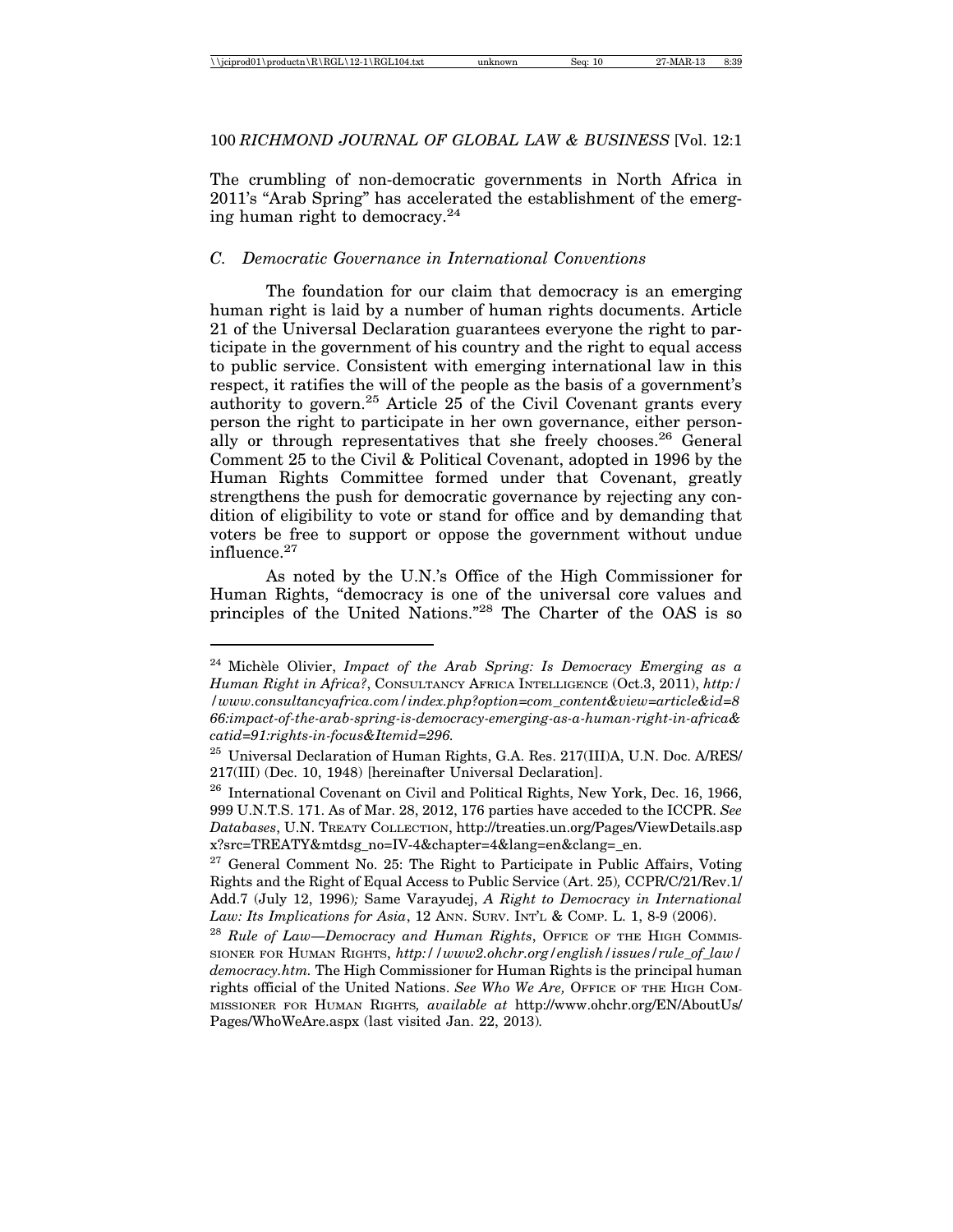The crumbling of non-democratic governments in North Africa in 2011's "Arab Spring" has accelerated the establishment of the emerging human right to democracy.[24]

### *C. Democratic Governance in International Conventions*

The foundation for our claim that democracy is an emerging human right is laid by a number of human rights documents. Article 21 of the Universal Declaration guarantees everyone the right to participate in the government of his country and the right to equal access to public service. Consistent with emerging international law in this respect, it ratifies the will of the people as the basis of a government's authority to govern.[25] Article 25 of the Civil Covenant grants every person the right to participate in her own governance, either personally or through representatives that she freely chooses.[26] General Comment 25 to the Civil & Political Covenant, adopted in 1996 by the Human Rights Committee formed under that Covenant, greatly strengthens the push for democratic governance by rejecting any condition of eligibility to vote or stand for office and by demanding that voters be free to support or oppose the government without undue influence.[27]

As noted by the U.N.'s Office of the High Commissioner for Human Rights, "democracy is one of the universal core values and principles of the United Nations."[28] The Charter of the OAS is so

---

[24] Michèle Olivier, *Impact of the Arab Spring: Is Democracy Emerging as a Human Right in Africa?*, CONSULTANCY AFRICA INTELLIGENCE (Oct.3, 2011), *http://www.consultancyafrica.com/index.php?option=com_content&view=article&id=866:impact-of-the-arab-spring-is-democracy-emerging-as-a-human-right-in-africa&catid=91:rights-in-focus&Itemid=296.*

[25] Universal Declaration of Human Rights, G.A. Res. 217(III)A, U.N. Doc. A/RES/217(III) (Dec. 10, 1948) [hereinafter Universal Declaration].

[26] International Covenant on Civil and Political Rights, New York, Dec. 16, 1966, 999 U.N.T.S. 171. As of Mar. 28, 2012, 176 parties have acceded to the ICCPR. *See Databases*, U.N. TREATY COLLECTION, http://treaties.un.org/Pages/ViewDetails.aspx?src=TREATY&mtdsg_no=IV-4&chapter=4&lang=en&clang=_en.

[27] General Comment No. 25: The Right to Participate in Public Affairs, Voting Rights and the Right of Equal Access to Public Service (Art. 25)*,* CCPR/C/21/Rev.1/Add.7 (July 12, 1996)*;* Same Varayudej, *A Right to Democracy in International Law: Its Implications for Asia*, 12 ANN. SURV. INT'L & COMP. L. 1, 8-9 (2006).

[28] *Rule of Law—Democracy and Human Rights*, OFFICE OF THE HIGH COMMISSIONER FOR HUMAN RIGHTS, *http://www2.ohchr.org/english/issues/rule_of_law/democracy.htm.* The High Commissioner for Human Rights is the principal human rights official of the United Nations. *See Who We Are,* OFFICE OF THE HIGH COMMISSIONER FOR HUMAN RIGHTS*, available at* http://www.ohchr.org/EN/AboutUs/Pages/WhoWeAre.aspx (last visited Jan. 22, 2013)*.*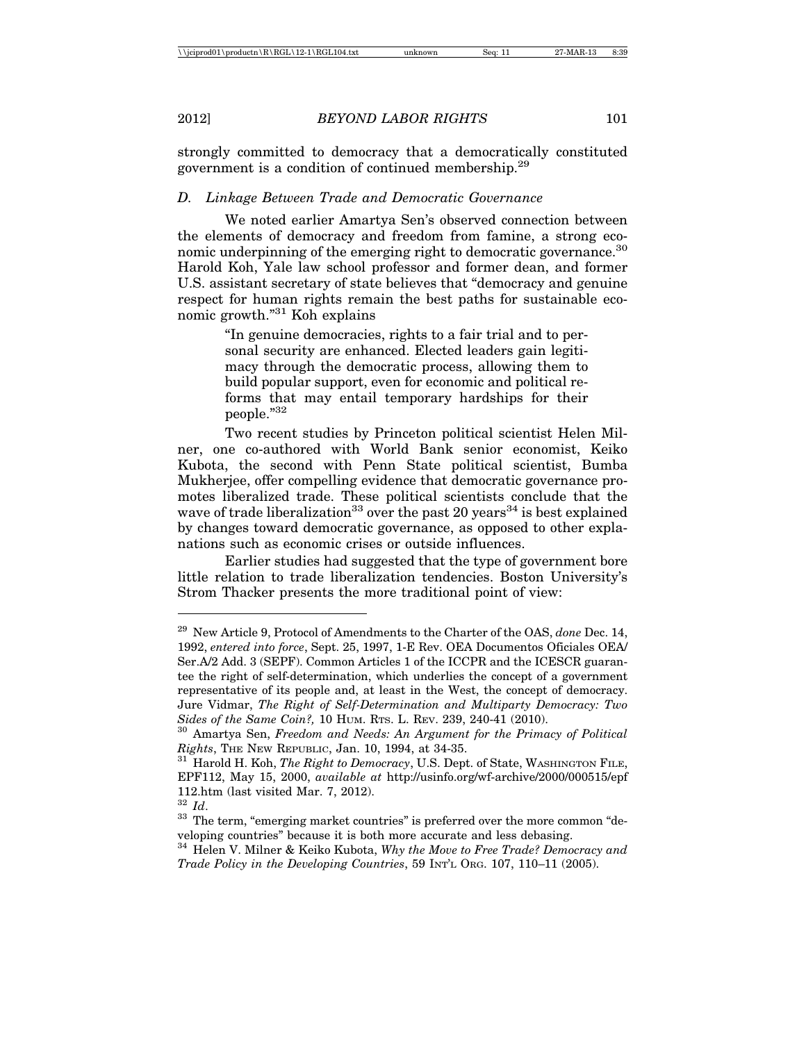strongly committed to democracy that a democratically constituted government is a condition of continued membership.[29]

### *D. Linkage Between Trade and Democratic Governance*

We noted earlier Amartya Sen's observed connection between the elements of democracy and freedom from famine, a strong economic underpinning of the emerging right to democratic governance.[30] Harold Koh, Yale law school professor and former dean, and former U.S. assistant secretary of state believes that "democracy and genuine respect for human rights remain the best paths for sustainable economic growth."[31] Koh explains

> "In genuine democracies, rights to a fair trial and to personal security are enhanced. Elected leaders gain legitimacy through the democratic process, allowing them to build popular support, even for economic and political reforms that may entail temporary hardships for their people."[32]

Two recent studies by Princeton political scientist Helen Milner, one co-authored with World Bank senior economist, Keiko Kubota, the second with Penn State political scientist, Bumba Mukherjee, offer compelling evidence that democratic governance promotes liberalized trade. These political scientists conclude that the wave of trade liberalization[33] over the past 20 years[34] is best explained by changes toward democratic governance, as opposed to other explanations such as economic crises or outside influences.

Earlier studies had suggested that the type of government bore little relation to trade liberalization tendencies. Boston University's Strom Thacker presents the more traditional point of view:

---

[29] New Article 9, Protocol of Amendments to the Charter of the OAS, *done* Dec. 14, 1992, *entered into force*, Sept. 25, 1997, 1-E Rev. OEA Documentos Oficiales OEA/Ser.A/2 Add. 3 (SEPF). Common Articles 1 of the ICCPR and the ICESCR guarantee the right of self-determination, which underlies the concept of a government representative of its people and, at least in the West, the concept of democracy. Jure Vidmar, *The Right of Self-Determination and Multiparty Democracy: Two Sides of the Same Coin?,* 10 HUM. RTS. L. REV. 239, 240-41 (2010).

[30] Amartya Sen, *Freedom and Needs: An Argument for the Primacy of Political Rights*, THE NEW REPUBLIC, Jan. 10, 1994, at 34-35.

[31] Harold H. Koh, *The Right to Democracy*, U.S. Dept. of State, WASHINGTON FILE, EPF112, May 15, 2000, *available at* http://usinfo.org/wf-archive/2000/000515/epf112.htm (last visited Mar. 7, 2012).

[32] *Id*.

[33] The term, "emerging market countries" is preferred over the more common "developing countries" because it is both more accurate and less debasing.

[34] Helen V. Milner & Keiko Kubota, *Why the Move to Free Trade? Democracy and Trade Policy in the Developing Countries*, 59 INT'L ORG. 107, 110–11 (2005).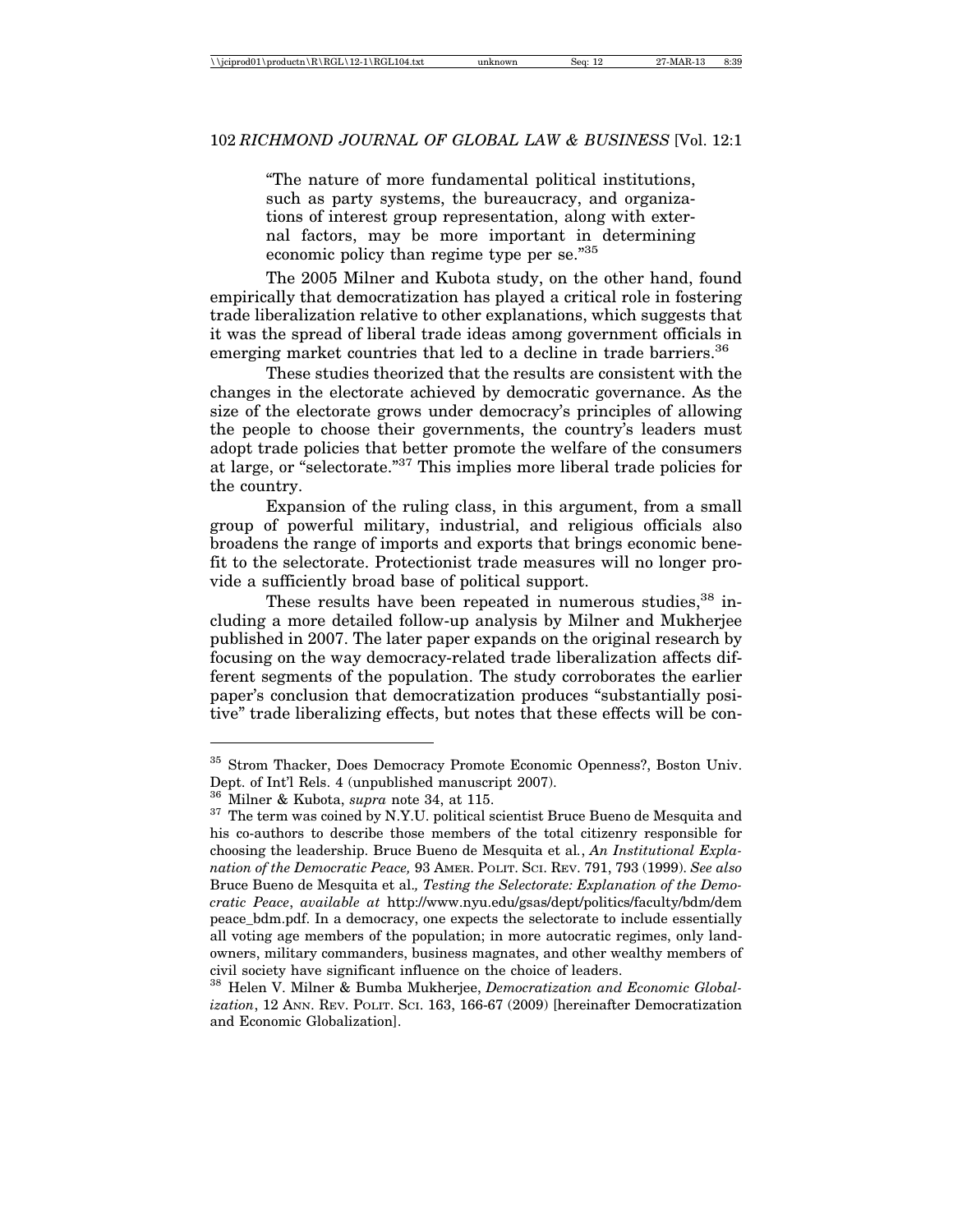> "The nature of more fundamental political institutions, such as party systems, the bureaucracy, and organizations of interest group representation, along with external factors, may be more important in determining economic policy than regime type per se."[35]

The 2005 Milner and Kubota study, on the other hand, found empirically that democratization has played a critical role in fostering trade liberalization relative to other explanations, which suggests that it was the spread of liberal trade ideas among government officials in emerging market countries that led to a decline in trade barriers.[36]

These studies theorized that the results are consistent with the changes in the electorate achieved by democratic governance. As the size of the electorate grows under democracy's principles of allowing the people to choose their governments, the country's leaders must adopt trade policies that better promote the welfare of the consumers at large, or "selectorate."[37] This implies more liberal trade policies for the country.

Expansion of the ruling class, in this argument, from a small group of powerful military, industrial, and religious officials also broadens the range of imports and exports that brings economic benefit to the selectorate. Protectionist trade measures will no longer provide a sufficiently broad base of political support.

These results have been repeated in numerous studies,[38] including a more detailed follow-up analysis by Milner and Mukherjee published in 2007. The later paper expands on the original research by focusing on the way democracy-related trade liberalization affects different segments of the population. The study corroborates the earlier paper's conclusion that democratization produces "substantially positive" trade liberalizing effects, but notes that these effects will be con-

---

[35] Strom Thacker, Does Democracy Promote Economic Openness?, Boston Univ. Dept. of Int'l Rels. 4 (unpublished manuscript 2007).

[36] Milner & Kubota, *supra* note 34, at 115.

[37] The term was coined by N.Y.U. political scientist Bruce Bueno de Mesquita and his co-authors to describe those members of the total citizenry responsible for choosing the leadership. Bruce Bueno de Mesquita et al., *An Institutional Explanation of the Democratic Peace,* 93 AMER. POLIT. SCI. REV. 791, 793 (1999). *See also* Bruce Bueno de Mesquita et al., *Testing the Selectorate: Explanation of the Democratic Peace*, *available at* http://www.nyu.edu/gsas/dept/politics/faculty/bdm/dem peace_bdm.pdf. In a democracy, one expects the selectorate to include essentially all voting age members of the population; in more autocratic regimes, only landowners, military commanders, business magnates, and other wealthy members of civil society have significant influence on the choice of leaders.

[38] Helen V. Milner & Bumba Mukherjee, *Democratization and Economic Globalization*, 12 ANN. REV. POLIT. SCI. 163, 166-67 (2009) [hereinafter Democratization and Economic Globalization].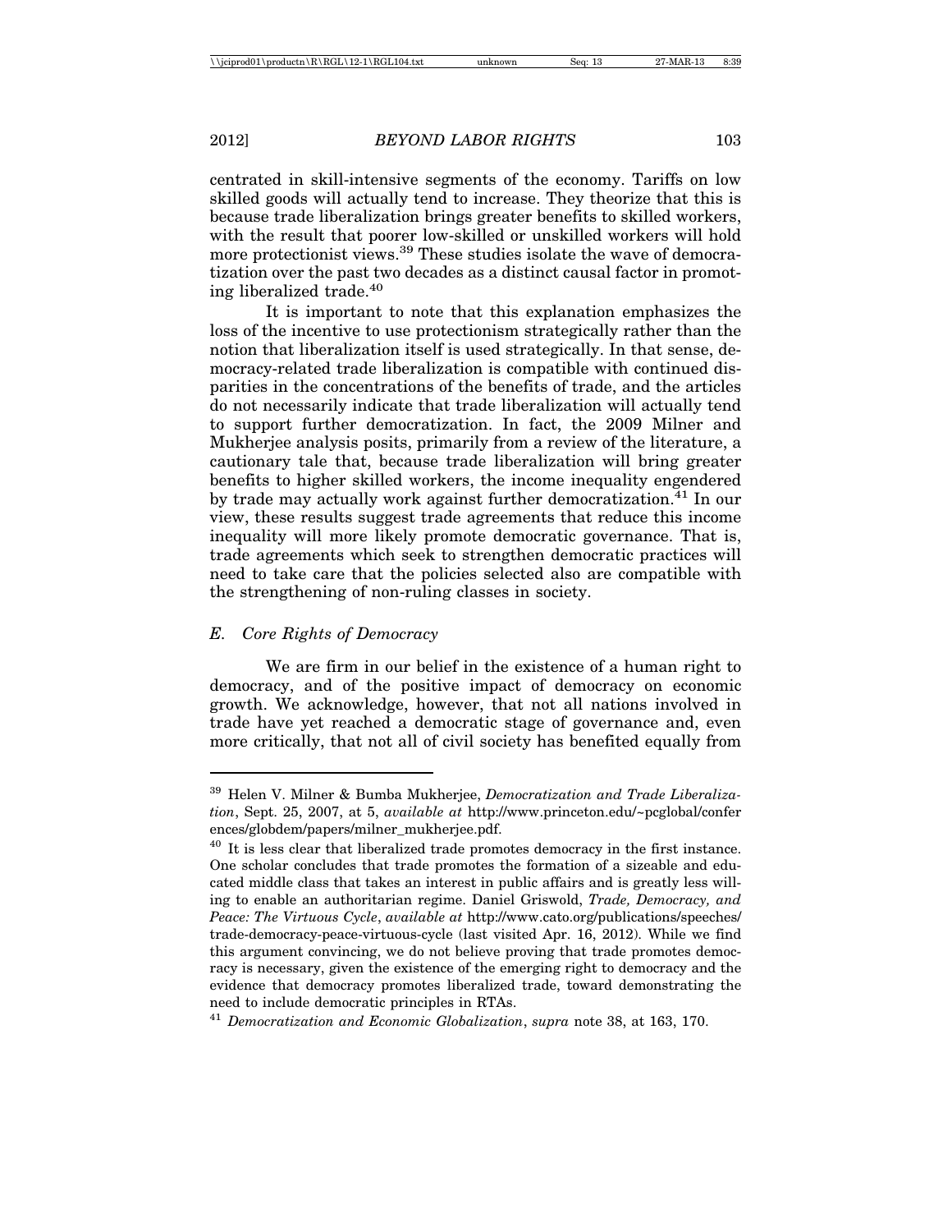centrated in skill-intensive segments of the economy. Tariffs on low skilled goods will actually tend to increase. They theorize that this is because trade liberalization brings greater benefits to skilled workers, with the result that poorer low-skilled or unskilled workers will hold more protectionist views.[39] These studies isolate the wave of democratization over the past two decades as a distinct causal factor in promoting liberalized trade.[40]

It is important to note that this explanation emphasizes the loss of the incentive to use protectionism strategically rather than the notion that liberalization itself is used strategically. In that sense, democracy-related trade liberalization is compatible with continued disparities in the concentrations of the benefits of trade, and the articles do not necessarily indicate that trade liberalization will actually tend to support further democratization. In fact, the 2009 Milner and Mukherjee analysis posits, primarily from a review of the literature, a cautionary tale that, because trade liberalization will bring greater benefits to higher skilled workers, the income inequality engendered by trade may actually work against further democratization.[41] In our view, these results suggest trade agreements that reduce this income inequality will more likely promote democratic governance. That is, trade agreements which seek to strengthen democratic practices will need to take care that the policies selected also are compatible with the strengthening of non-ruling classes in society.

### *E. Core Rights of Democracy*

We are firm in our belief in the existence of a human right to democracy, and of the positive impact of democracy on economic growth. We acknowledge, however, that not all nations involved in trade have yet reached a democratic stage of governance and, even more critically, that not all of civil society has benefited equally from

---

[39] Helen V. Milner & Bumba Mukherjee, *Democratization and Trade Liberalization*, Sept. 25, 2007, at 5, *available at* http://www.princeton.edu/~pcglobal/conferences/globdem/papers/milner_mukherjee.pdf.

[40] It is less clear that liberalized trade promotes democracy in the first instance. One scholar concludes that trade promotes the formation of a sizeable and educated middle class that takes an interest in public affairs and is greatly less willing to enable an authoritarian regime. Daniel Griswold, *Trade, Democracy, and Peace: The Virtuous Cycle*, *available at* http://www.cato.org/publications/speeches/trade-democracy-peace-virtuous-cycle (last visited Apr. 16, 2012). While we find this argument convincing, we do not believe proving that trade promotes democracy is necessary, given the existence of the emerging right to democracy and the evidence that democracy promotes liberalized trade, toward demonstrating the need to include democratic principles in RTAs.

[41] *Democratization and Economic Globalization*, *supra* note 38, at 163, 170.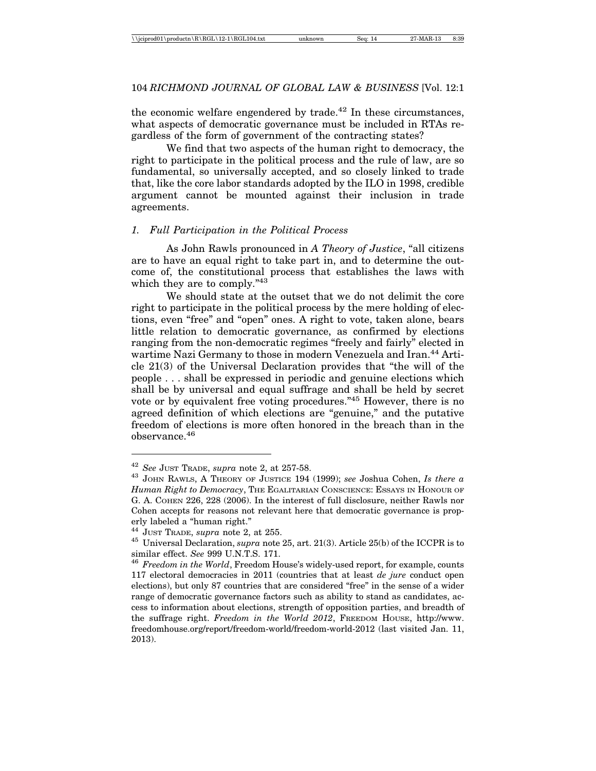the economic welfare engendered by trade.[42] In these circumstances, what aspects of democratic governance must be included in RTAs regardless of the form of government of the contracting states?

We find that two aspects of the human right to democracy, the right to participate in the political process and the rule of law, are so fundamental, so universally accepted, and so closely linked to trade that, like the core labor standards adopted by the ILO in 1998, credible argument cannot be mounted against their inclusion in trade agreements.

### *1. Full Participation in the Political Process*

As John Rawls pronounced in *A Theory of Justice*, "all citizens are to have an equal right to take part in, and to determine the outcome of, the constitutional process that establishes the laws with which they are to comply."[43]

We should state at the outset that we do not delimit the core right to participate in the political process by the mere holding of elections, even "free" and "open" ones. A right to vote, taken alone, bears little relation to democratic governance, as confirmed by elections ranging from the non-democratic regimes "freely and fairly" elected in wartime Nazi Germany to those in modern Venezuela and Iran.[44] Article 21(3) of the Universal Declaration provides that "the will of the people . . . shall be expressed in periodic and genuine elections which shall be by universal and equal suffrage and shall be held by secret vote or by equivalent free voting procedures."[45] However, there is no agreed definition of which elections are "genuine," and the putative freedom of elections is more often honored in the breach than in the observance.[46]

---

[42] *See* JUST TRADE, *supra* note 2, at 257-58.

[43] JOHN RAWLS, A THEORY OF JUSTICE 194 (1999); *see* Joshua Cohen, *Is there a Human Right to Democracy*, THE EGALITARIAN CONSCIENCE: ESSAYS IN HONOUR OF G. A. COHEN 226, 228 (2006). In the interest of full disclosure, neither Rawls nor Cohen accepts for reasons not relevant here that democratic governance is properly labeled a "human right."

[44] JUST TRADE, *supra* note 2, at 255.

[45] Universal Declaration, *supra* note 25, art. 21(3). Article 25(b) of the ICCPR is to similar effect. *See* 999 U.N.T.S. 171.

[46] *Freedom in the World*, Freedom House's widely-used report, for example, counts 117 electoral democracies in 2011 (countries that at least *de jure* conduct open elections), but only 87 countries that are considered "free" in the sense of a wider range of democratic governance factors such as ability to stand as candidates, access to information about elections, strength of opposition parties, and breadth of the suffrage right. *Freedom in the World 2012*, FREEDOM HOUSE, http://www.freedomhouse.org/report/freedom-world/freedom-world-2012 (last visited Jan. 11, 2013).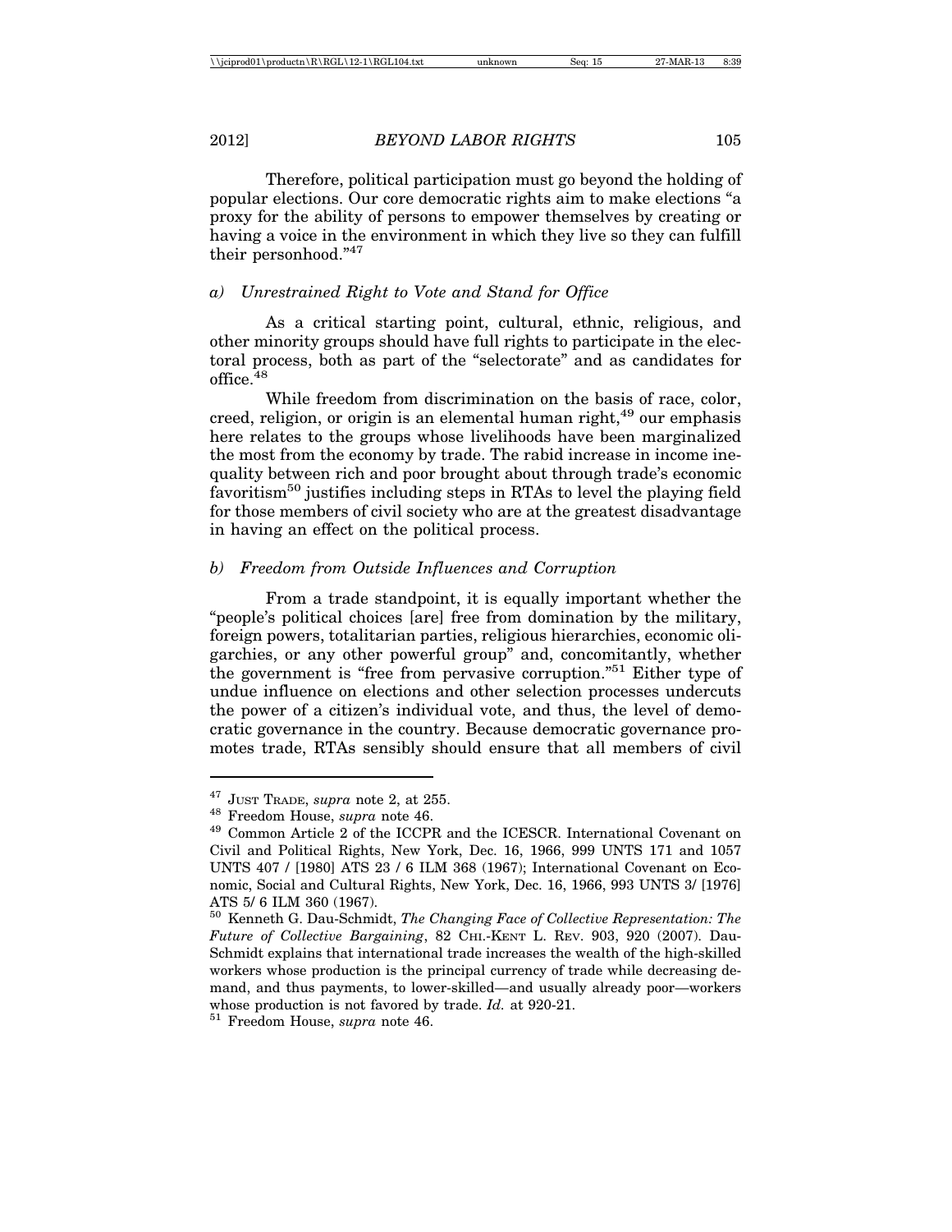Therefore, political participation must go beyond the holding of popular elections. Our core democratic rights aim to make elections "a proxy for the ability of persons to empower themselves by creating or having a voice in the environment in which they live so they can fulfill their personhood."[47]

### *a) Unrestrained Right to Vote and Stand for Office*

As a critical starting point, cultural, ethnic, religious, and other minority groups should have full rights to participate in the electoral process, both as part of the "selectorate" and as candidates for office.[48]

While freedom from discrimination on the basis of race, color, creed, religion, or origin is an elemental human right,[49] our emphasis here relates to the groups whose livelihoods have been marginalized the most from the economy by trade. The rabid increase in income inequality between rich and poor brought about through trade's economic favoritism[50] justifies including steps in RTAs to level the playing field for those members of civil society who are at the greatest disadvantage in having an effect on the political process.

### *b) Freedom from Outside Influences and Corruption*

From a trade standpoint, it is equally important whether the "people's political choices [are] free from domination by the military, foreign powers, totalitarian parties, religious hierarchies, economic oligarchies, or any other powerful group" and, concomitantly, whether the government is "free from pervasive corruption."[51] Either type of undue influence on elections and other selection processes undercuts the power of a citizen's individual vote, and thus, the level of democratic governance in the country. Because democratic governance promotes trade, RTAs sensibly should ensure that all members of civil

---

[47] JUST TRADE, *supra* note 2, at 255.

[48] Freedom House, *supra* note 46.

[49] Common Article 2 of the ICCPR and the ICESCR. International Covenant on Civil and Political Rights, New York, Dec. 16, 1966, 999 UNTS 171 and 1057 UNTS 407 / [1980] ATS 23 / 6 ILM 368 (1967); International Covenant on Economic, Social and Cultural Rights, New York, Dec. 16, 1966, 993 UNTS 3/ [1976] ATS 5/ 6 ILM 360 (1967).

[50] Kenneth G. Dau-Schmidt, *The Changing Face of Collective Representation: The Future of Collective Bargaining*, 82 CHI.-KENT L. REV. 903, 920 (2007). Dau-Schmidt explains that international trade increases the wealth of the high-skilled workers whose production is the principal currency of trade while decreasing demand, and thus payments, to lower-skilled—and usually already poor—workers whose production is not favored by trade. *Id.* at 920-21.

[51] Freedom House, *supra* note 46.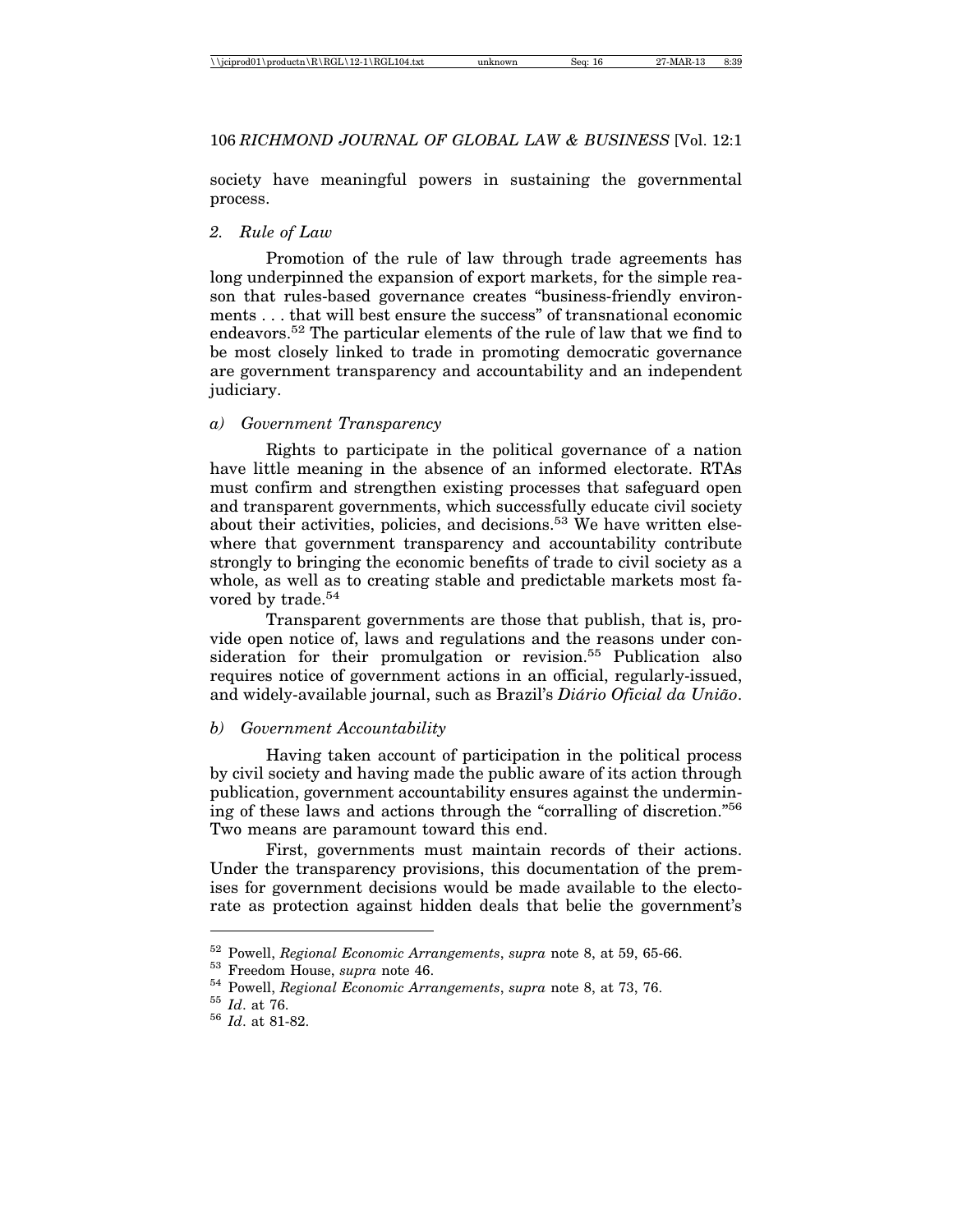society have meaningful powers in sustaining the governmental process.

### 2. *Rule of Law*

Promotion of the rule of law through trade agreements has long underpinned the expansion of export markets, for the simple reason that rules-based governance creates "business-friendly environments . . . that will best ensure the success" of transnational economic endeavors.[52] The particular elements of the rule of law that we find to be most closely linked to trade in promoting democratic governance are government transparency and accountability and an independent judiciary.

#### a) *Government Transparency*

Rights to participate in the political governance of a nation have little meaning in the absence of an informed electorate. RTAs must confirm and strengthen existing processes that safeguard open and transparent governments, which successfully educate civil society about their activities, policies, and decisions.[53] We have written elsewhere that government transparency and accountability contribute strongly to bringing the economic benefits of trade to civil society as a whole, as well as to creating stable and predictable markets most favored by trade.[54]

Transparent governments are those that publish, that is, provide open notice of, laws and regulations and the reasons under consideration for their promulgation or revision.[55] Publication also requires notice of government actions in an official, regularly-issued, and widely-available journal, such as Brazil's *Diário Oficial da União*.

#### b) *Government Accountability*

Having taken account of participation in the political process by civil society and having made the public aware of its action through publication, government accountability ensures against the undermining of these laws and actions through the "corralling of discretion."[56] Two means are paramount toward this end.

First, governments must maintain records of their actions. Under the transparency provisions, this documentation of the premises for government decisions would be made available to the electorate as protection against hidden deals that belie the government's

---

[52] Powell, *Regional Economic Arrangements*, *supra* note 8, at 59, 65-66.
[53] Freedom House, *supra* note 46.
[54] Powell, *Regional Economic Arrangements*, *supra* note 8, at 73, 76.
[55] *Id*. at 76.
[56] *Id*. at 81-82.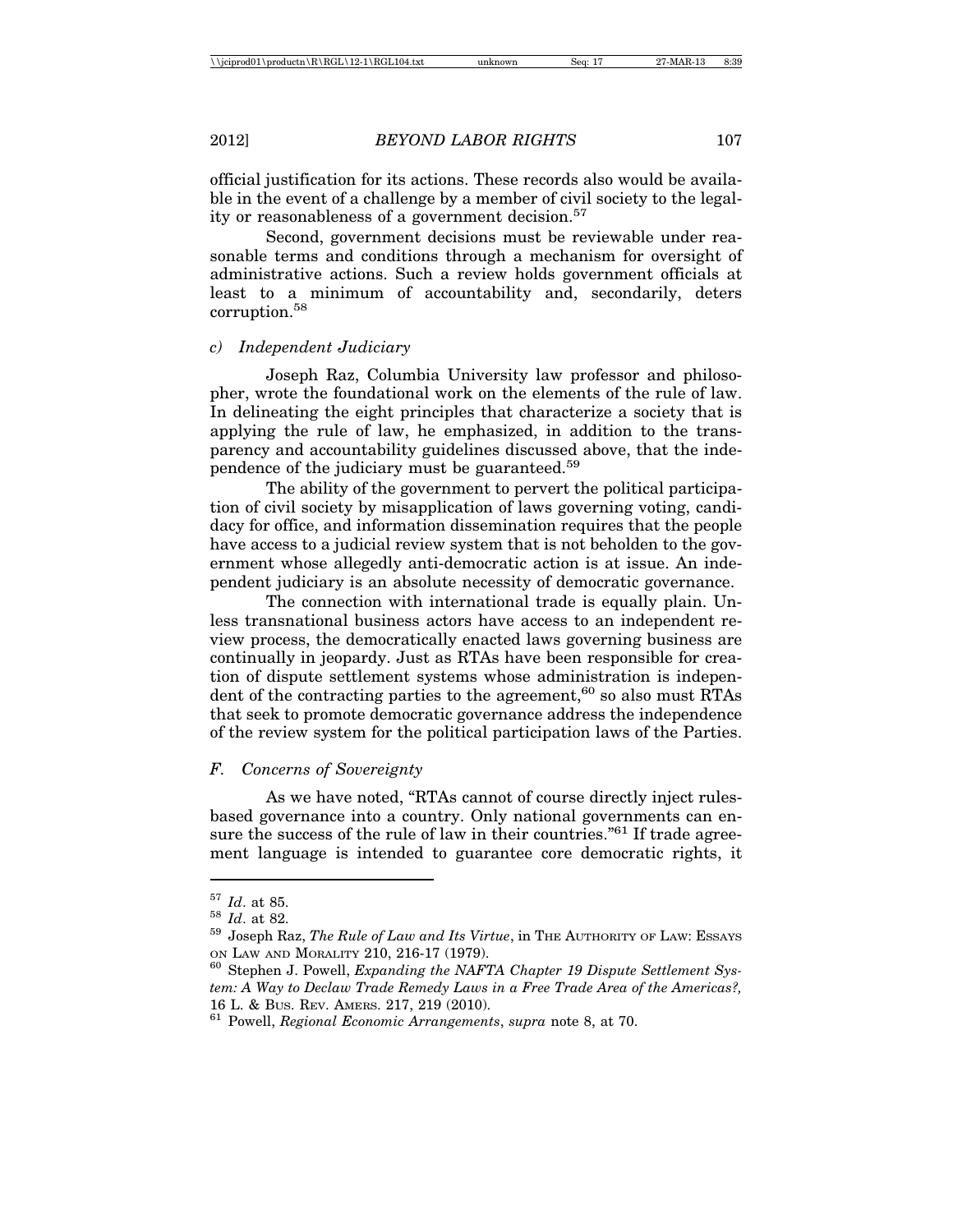official justification for its actions. These records also would be available in the event of a challenge by a member of civil society to the legality or reasonableness of a government decision.[57]

Second, government decisions must be reviewable under reasonable terms and conditions through a mechanism for oversight of administrative actions. Such a review holds government officials at least to a minimum of accountability and, secondarily, deters corruption.[58]

### *c) Independent Judiciary*

Joseph Raz, Columbia University law professor and philosopher, wrote the foundational work on the elements of the rule of law. In delineating the eight principles that characterize a society that is applying the rule of law, he emphasized, in addition to the transparency and accountability guidelines discussed above, that the independence of the judiciary must be guaranteed.[59]

The ability of the government to pervert the political participation of civil society by misapplication of laws governing voting, candidacy for office, and information dissemination requires that the people have access to a judicial review system that is not beholden to the government whose allegedly anti-democratic action is at issue. An independent judiciary is an absolute necessity of democratic governance.

The connection with international trade is equally plain. Unless transnational business actors have access to an independent review process, the democratically enacted laws governing business are continually in jeopardy. Just as RTAs have been responsible for creation of dispute settlement systems whose administration is independent of the contracting parties to the agreement,[60] so also must RTAs that seek to promote democratic governance address the independence of the review system for the political participation laws of the Parties.

## *F. Concerns of Sovereignty*

As we have noted, "RTAs cannot of course directly inject rules-based governance into a country. Only national governments can ensure the success of the rule of law in their countries."[61] If trade agreement language is intended to guarantee core democratic rights, it

---

[57] *Id*. at 85.

[58] *Id*. at 82.

[59] Joseph Raz, *The Rule of Law and Its Virtue*, in THE AUTHORITY OF LAW: ESSAYS ON LAW AND MORALITY 210, 216-17 (1979).

[60] Stephen J. Powell, *Expanding the NAFTA Chapter 19 Dispute Settlement System: A Way to Declaw Trade Remedy Laws in a Free Trade Area of the Americas?,* 16 L. & BUS. REV. AMERS. 217, 219 (2010).

[61] Powell, *Regional Economic Arrangements*, *supra* note 8, at 70.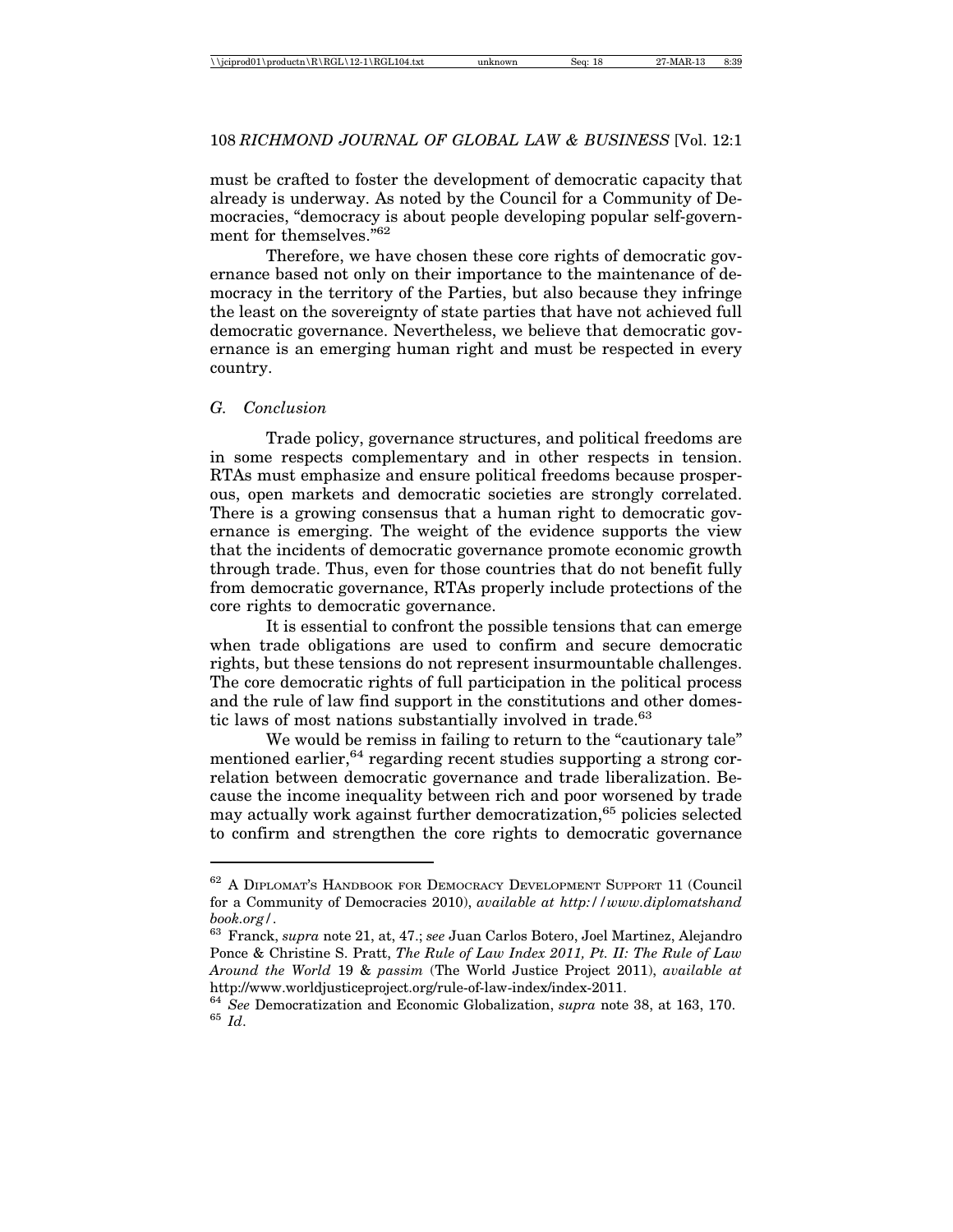must be crafted to foster the development of democratic capacity that already is underway. As noted by the Council for a Community of Democracies, "democracy is about people developing popular self-government for themselves."[62]

Therefore, we have chosen these core rights of democratic governance based not only on their importance to the maintenance of democracy in the territory of the Parties, but also because they infringe the least on the sovereignty of state parties that have not achieved full democratic governance. Nevertheless, we believe that democratic governance is an emerging human right and must be respected in every country.

### *G. Conclusion*

Trade policy, governance structures, and political freedoms are in some respects complementary and in other respects in tension. RTAs must emphasize and ensure political freedoms because prosperous, open markets and democratic societies are strongly correlated. There is a growing consensus that a human right to democratic governance is emerging. The weight of the evidence supports the view that the incidents of democratic governance promote economic growth through trade. Thus, even for those countries that do not benefit fully from democratic governance, RTAs properly include protections of the core rights to democratic governance.

It is essential to confront the possible tensions that can emerge when trade obligations are used to confirm and secure democratic rights, but these tensions do not represent insurmountable challenges. The core democratic rights of full participation in the political process and the rule of law find support in the constitutions and other domestic laws of most nations substantially involved in trade.[63]

We would be remiss in failing to return to the "cautionary tale" mentioned earlier,[64] regarding recent studies supporting a strong correlation between democratic governance and trade liberalization. Because the income inequality between rich and poor worsened by trade may actually work against further democratization,[65] policies selected to confirm and strengthen the core rights to democratic governance

---

[62] A Diplomat's Handbook for Democracy Development Support 11 (Council for a Community of Democracies 2010), *available at http://www.diplomatshandbook.org/*.

[63] Franck, *supra* note 21, at, 47.; *see* Juan Carlos Botero, Joel Martinez, Alejandro Ponce & Christine S. Pratt, *The Rule of Law Index 2011, Pt. II: The Rule of Law Around the World* 19 & *passim* (The World Justice Project 2011), *available at* http://www.worldjusticeproject.org/rule-of-law-index/index-2011.

[64] *See* Democratization and Economic Globalization, *supra* note 38, at 163, 170.

[65] *Id*.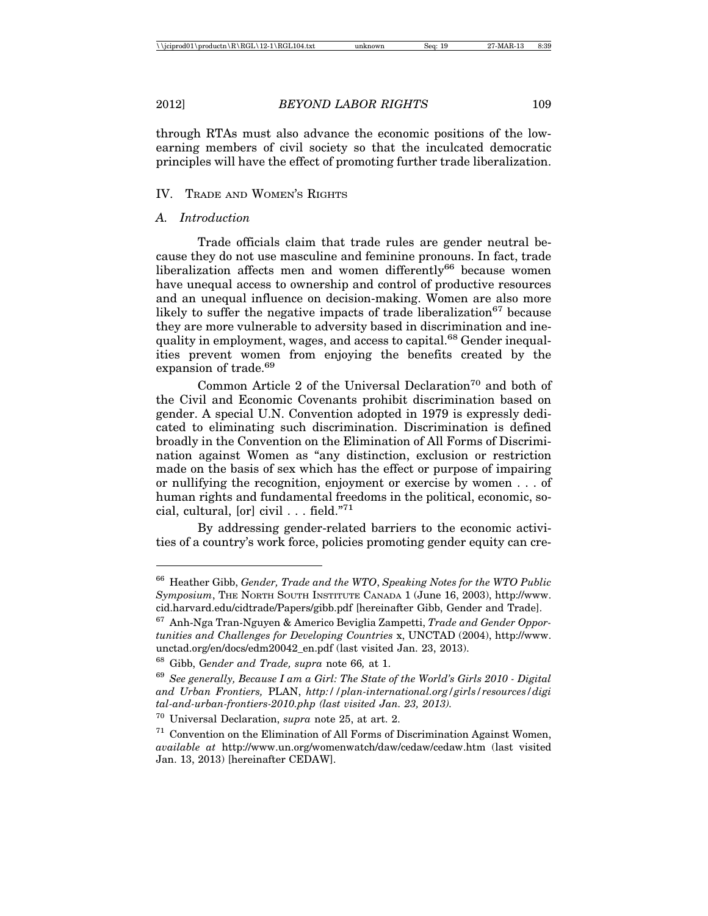through RTAs must also advance the economic positions of the low-earning members of civil society so that the inculcated democratic principles will have the effect of promoting further trade liberalization.

## IV. Trade and Women's Rights

### A. *Introduction*

Trade officials claim that trade rules are gender neutral because they do not use masculine and feminine pronouns. In fact, trade liberalization affects men and women differently[66] because women have unequal access to ownership and control of productive resources and an unequal influence on decision-making. Women are also more likely to suffer the negative impacts of trade liberalization[67] because they are more vulnerable to adversity based in discrimination and inequality in employment, wages, and access to capital.[68] Gender inequalities prevent women from enjoying the benefits created by the expansion of trade.[69]

Common Article 2 of the Universal Declaration[70] and both of the Civil and Economic Covenants prohibit discrimination based on gender. A special U.N. Convention adopted in 1979 is expressly dedicated to eliminating such discrimination. Discrimination is defined broadly in the Convention on the Elimination of All Forms of Discrimination against Women as "any distinction, exclusion or restriction made on the basis of sex which has the effect or purpose of impairing or nullifying the recognition, enjoyment or exercise by women . . . of human rights and fundamental freedoms in the political, economic, social, cultural, [or] civil . . . field."[71]

By addressing gender-related barriers to the economic activities of a country's work force, policies promoting gender equity can cre-

---

[66] Heather Gibb, *Gender, Trade and the WTO*, *Speaking Notes for the WTO Public Symposium*, The North South Institute Canada 1 (June 16, 2003), http://www.cid.harvard.edu/cidtrade/Papers/gibb.pdf [hereinafter Gibb, Gender and Trade].

[67] Anh-Nga Tran-Nguyen & Americo Beviglia Zampetti, *Trade and Gender Opportunities and Challenges for Developing Countries* x, UNCTAD (2004), http://www.unctad.org/en/docs/edm20042_en.pdf (last visited Jan. 23, 2013).

[68] Gibb, G*ender and Trade, supra* note 66*,* at 1.

[69] *See generally, Because I am a Girl: The State of the World's Girls 2010 - Digital and Urban Frontiers,* PLAN, *http://plan-international.org/girls/resources/digital-and-urban-frontiers-2010.php (last visited Jan. 23, 2013).*

[70] Universal Declaration, *supra* note 25, at art. 2.

[71] Convention on the Elimination of All Forms of Discrimination Against Women, *available at* http://www.un.org/womenwatch/daw/cedaw/cedaw.htm (last visited Jan. 13, 2013) [hereinafter CEDAW].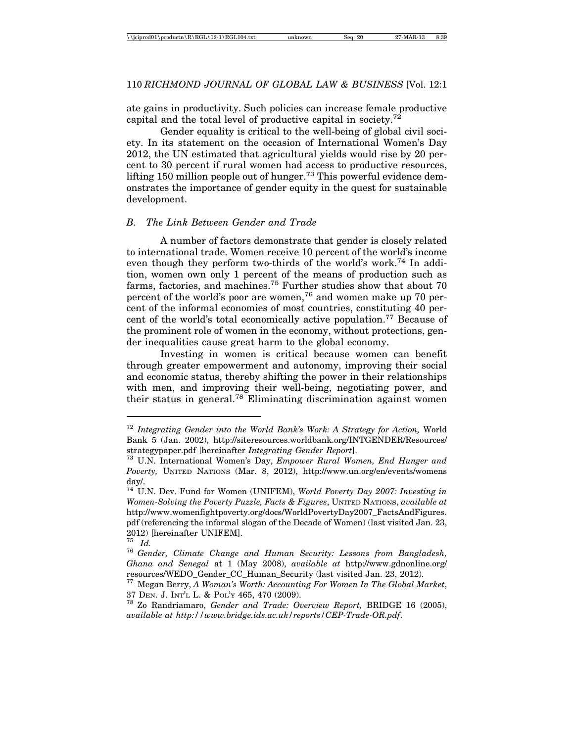ate gains in productivity. Such policies can increase female productive capital and the total level of productive capital in society.[72]

Gender equality is critical to the well-being of global civil society. In its statement on the occasion of International Women's Day 2012, the UN estimated that agricultural yields would rise by 20 percent to 30 percent if rural women had access to productive resources, lifting 150 million people out of hunger.[73] This powerful evidence demonstrates the importance of gender equity in the quest for sustainable development.

### *B. The Link Between Gender and Trade*

A number of factors demonstrate that gender is closely related to international trade. Women receive 10 percent of the world's income even though they perform two-thirds of the world's work.[74] In addition, women own only 1 percent of the means of production such as farms, factories, and machines.[75] Further studies show that about 70 percent of the world's poor are women,[76] and women make up 70 percent of the informal economies of most countries, constituting 40 percent of the world's total economically active population.[77] Because of the prominent role of women in the economy, without protections, gender inequalities cause great harm to the global economy.

Investing in women is critical because women can benefit through greater empowerment and autonomy, improving their social and economic status, thereby shifting the power in their relationships with men, and improving their well-being, negotiating power, and their status in general.[78] Eliminating discrimination against women

---

[72] *Integrating Gender into the World Bank's Work: A Strategy for Action,* World Bank 5 (Jan. 2002), http://siteresources.worldbank.org/INTGENDER/Resources/strategypaper.pdf [hereinafter *Integrating Gender Report*].

[73] U.N. International Women's Day, *Empower Rural Women, End Hunger and Poverty,* UNITED NATIONS (Mar. 8, 2012), http://www.un.org/en/events/womensday/.

[74] U.N. Dev. Fund for Women (UNIFEM), *World Poverty Day 2007: Investing in Women-Solving the Poverty Puzzle, Facts & Figures*, UNITED NATIONS, *available at* http://www.womenfightpoverty.org/docs/WorldPovertyDay2007_FactsAndFigures.pdf (referencing the informal slogan of the Decade of Women) (last visited Jan. 23, 2012) [hereinafter UNIFEM].

[75] *Id.*

[76] *Gender, Climate Change and Human Security: Lessons from Bangladesh, Ghana and Senegal* at 1 (May 2008), *available at* http://www.gdnonline.org/resources/WEDO_Gender_CC_Human_Security (last visited Jan. 23, 2012).

[77] Megan Berry, *A Woman's Worth: Accounting For Women In The Global Market*, 37 DEN. J. INT'L L. & POL'Y 465, 470 (2009).

[78] Zo Randriamaro, *Gender and Trade: Overview Report,* BRIDGE 16 (2005), *available at http://www.bridge.ids.ac.uk/reports/CEP-Trade-OR.pdf*.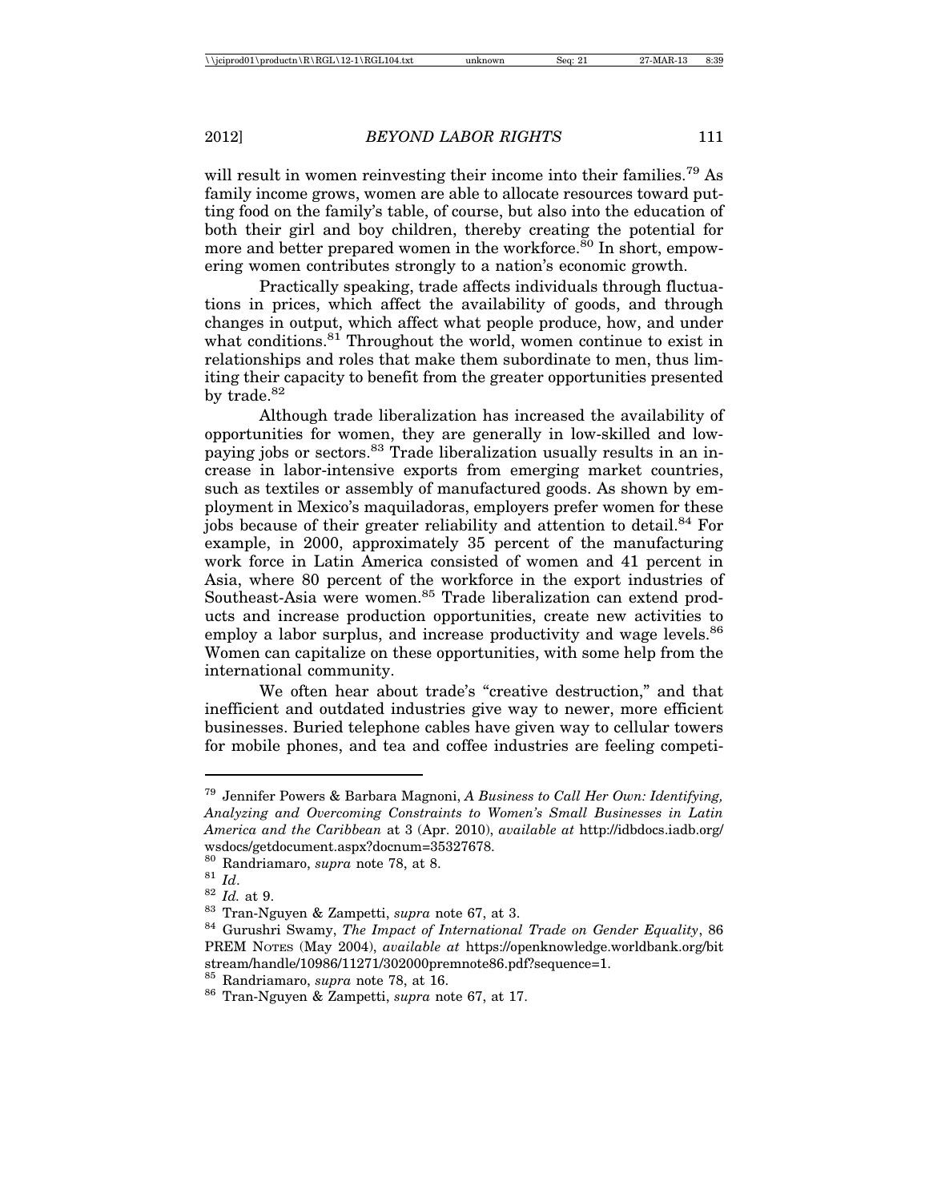will result in women reinvesting their income into their families.[79] As family income grows, women are able to allocate resources toward putting food on the family's table, of course, but also into the education of both their girl and boy children, thereby creating the potential for more and better prepared women in the workforce.[80] In short, empowering women contributes strongly to a nation's economic growth.

Practically speaking, trade affects individuals through fluctuations in prices, which affect the availability of goods, and through changes in output, which affect what people produce, how, and under what conditions.[81] Throughout the world, women continue to exist in relationships and roles that make them subordinate to men, thus limiting their capacity to benefit from the greater opportunities presented by trade.[82]

Although trade liberalization has increased the availability of opportunities for women, they are generally in low-skilled and low-paying jobs or sectors.[83] Trade liberalization usually results in an increase in labor-intensive exports from emerging market countries, such as textiles or assembly of manufactured goods. As shown by employment in Mexico's maquiladoras, employers prefer women for these jobs because of their greater reliability and attention to detail.[84] For example, in 2000, approximately 35 percent of the manufacturing work force in Latin America consisted of women and 41 percent in Asia, where 80 percent of the workforce in the export industries of Southeast-Asia were women.[85] Trade liberalization can extend products and increase production opportunities, create new activities to employ a labor surplus, and increase productivity and wage levels.[86] Women can capitalize on these opportunities, with some help from the international community.

We often hear about trade's "creative destruction," and that inefficient and outdated industries give way to newer, more efficient businesses. Buried telephone cables have given way to cellular towers for mobile phones, and tea and coffee industries are feeling competi-

---

[79] Jennifer Powers & Barbara Magnoni, *A Business to Call Her Own: Identifying, Analyzing and Overcoming Constraints to Women's Small Businesses in Latin America and the Caribbean* at 3 (Apr. 2010), *available at* http://idbdocs.iadb.org/wsdocs/getdocument.aspx?docnum=35327678.

[80] Randriamaro, *supra* note 78, at 8.

[81] *Id*.

[82] *Id.* at 9.

[83] Tran-Nguyen & Zampetti, *supra* note 67, at 3.

[84] Gurushri Swamy, *The Impact of International Trade on Gender Equality*, 86 PREM NOTES (May 2004), *available at* https://openknowledge.worldbank.org/bitstream/handle/10986/11271/302000premnote86.pdf?sequence=1.

[85] Randriamaro, *supra* note 78, at 16.

[86] Tran-Nguyen & Zampetti, *supra* note 67, at 17.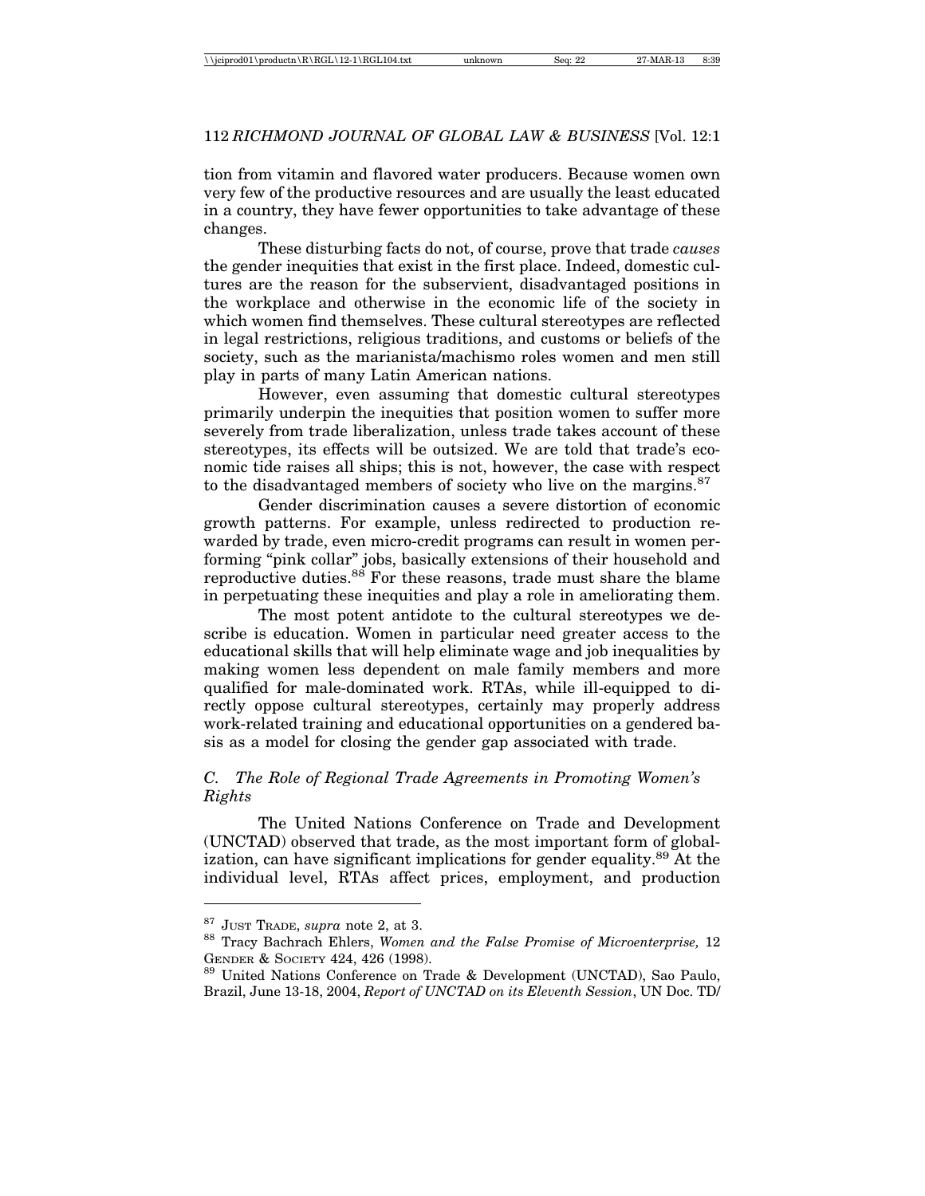tion from vitamin and flavored water producers. Because women own very few of the productive resources and are usually the least educated in a country, they have fewer opportunities to take advantage of these changes.

These disturbing facts do not, of course, prove that trade *causes* the gender inequities that exist in the first place. Indeed, domestic cultures are the reason for the subservient, disadvantaged positions in the workplace and otherwise in the economic life of the society in which women find themselves. These cultural stereotypes are reflected in legal restrictions, religious traditions, and customs or beliefs of the society, such as the marianista/machismo roles women and men still play in parts of many Latin American nations.

However, even assuming that domestic cultural stereotypes primarily underpin the inequities that position women to suffer more severely from trade liberalization, unless trade takes account of these stereotypes, its effects will be outsized. We are told that trade's economic tide raises all ships; this is not, however, the case with respect to the disadvantaged members of society who live on the margins.[87]

Gender discrimination causes a severe distortion of economic growth patterns. For example, unless redirected to production rewarded by trade, even micro-credit programs can result in women performing "pink collar" jobs, basically extensions of their household and reproductive duties.[88] For these reasons, trade must share the blame in perpetuating these inequities and play a role in ameliorating them.

The most potent antidote to the cultural stereotypes we describe is education. Women in particular need greater access to the educational skills that will help eliminate wage and job inequalities by making women less dependent on male family members and more qualified for male-dominated work. RTAs, while ill-equipped to directly oppose cultural stereotypes, certainly may properly address work-related training and educational opportunities on a gendered basis as a model for closing the gender gap associated with trade.

### *C. The Role of Regional Trade Agreements in Promoting Women's Rights*

The United Nations Conference on Trade and Development (UNCTAD) observed that trade, as the most important form of globalization, can have significant implications for gender equality.[89] At the individual level, RTAs affect prices, employment, and production

---

[87] JUST TRADE, *supra* note 2, at 3.

[88] Tracy Bachrach Ehlers, *Women and the False Promise of Microenterprise,* 12 GENDER & SOCIETY 424, 426 (1998).

[89] United Nations Conference on Trade & Development (UNCTAD), Sao Paulo, Brazil, June 13-18, 2004, *Report of UNCTAD on its Eleventh Session*, UN Doc. TD/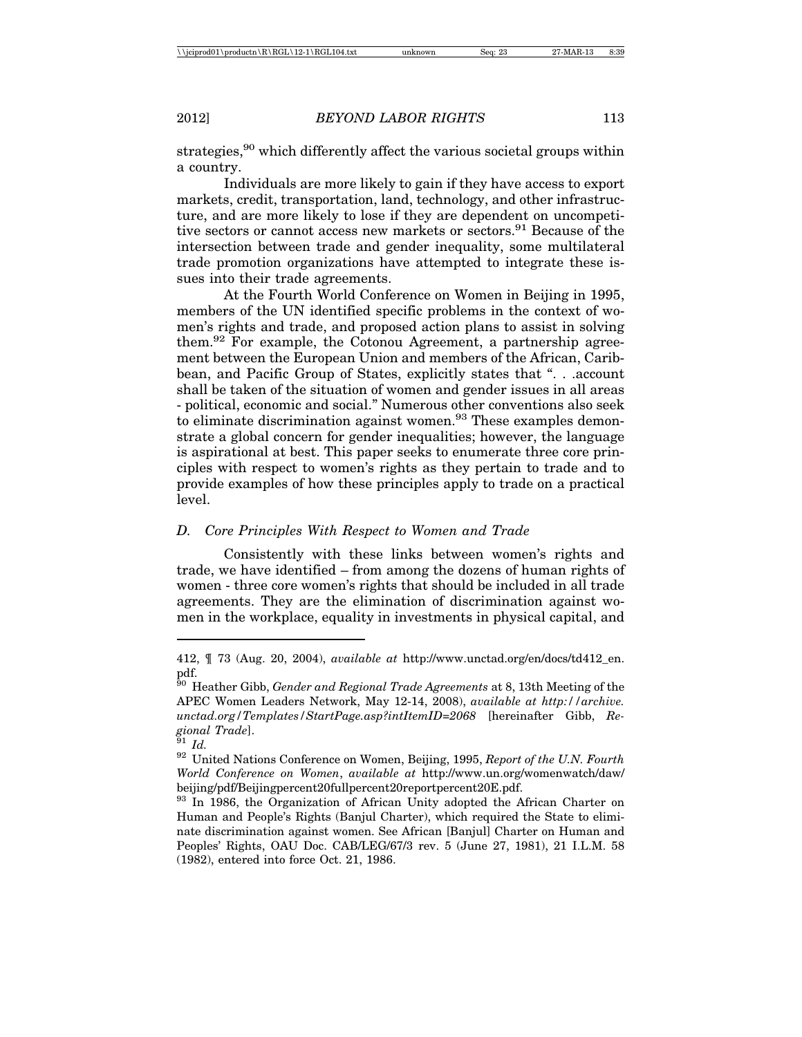strategies,[90] which differently affect the various societal groups within a country.

Individuals are more likely to gain if they have access to export markets, credit, transportation, land, technology, and other infrastructure, and are more likely to lose if they are dependent on uncompetitive sectors or cannot access new markets or sectors.[91] Because of the intersection between trade and gender inequality, some multilateral trade promotion organizations have attempted to integrate these issues into their trade agreements.

At the Fourth World Conference on Women in Beijing in 1995, members of the UN identified specific problems in the context of women's rights and trade, and proposed action plans to assist in solving them.[92] For example, the Cotonou Agreement, a partnership agreement between the European Union and members of the African, Caribbean, and Pacific Group of States, explicitly states that ". . .account shall be taken of the situation of women and gender issues in all areas - political, economic and social." Numerous other conventions also seek to eliminate discrimination against women.[93] These examples demonstrate a global concern for gender inequalities; however, the language is aspirational at best. This paper seeks to enumerate three core principles with respect to women's rights as they pertain to trade and to provide examples of how these principles apply to trade on a practical level.

### *D. Core Principles With Respect to Women and Trade*

Consistently with these links between women's rights and trade, we have identified – from among the dozens of human rights of women - three core women's rights that should be included in all trade agreements. They are the elimination of discrimination against women in the workplace, equality in investments in physical capital, and

---

412, ¶ 73 (Aug. 20, 2004), *available at* http://www.unctad.org/en/docs/td412_en.pdf.

[90] Heather Gibb, *Gender and Regional Trade Agreements* at 8, 13th Meeting of the APEC Women Leaders Network, May 12-14, 2008), *available at http://archive.unctad.org/Templates/StartPage.asp?intItemID=2068* [hereinafter Gibb, *Regional Trade*].

[91] *Id.*

[92] United Nations Conference on Women, Beijing, 1995, *Report of the U.N. Fourth World Conference on Women*, *available at* http://www.un.org/womenwatch/daw/beijing/pdf/Beijingpercent20fullpercent20reportpercent20E.pdf.

[93] In 1986, the Organization of African Unity adopted the African Charter on Human and People's Rights (Banjul Charter), which required the State to eliminate discrimination against women. See African [Banjul] Charter on Human and Peoples' Rights, OAU Doc. CAB/LEG/67/3 rev. 5 (June 27, 1981), 21 I.L.M. 58 (1982), entered into force Oct. 21, 1986.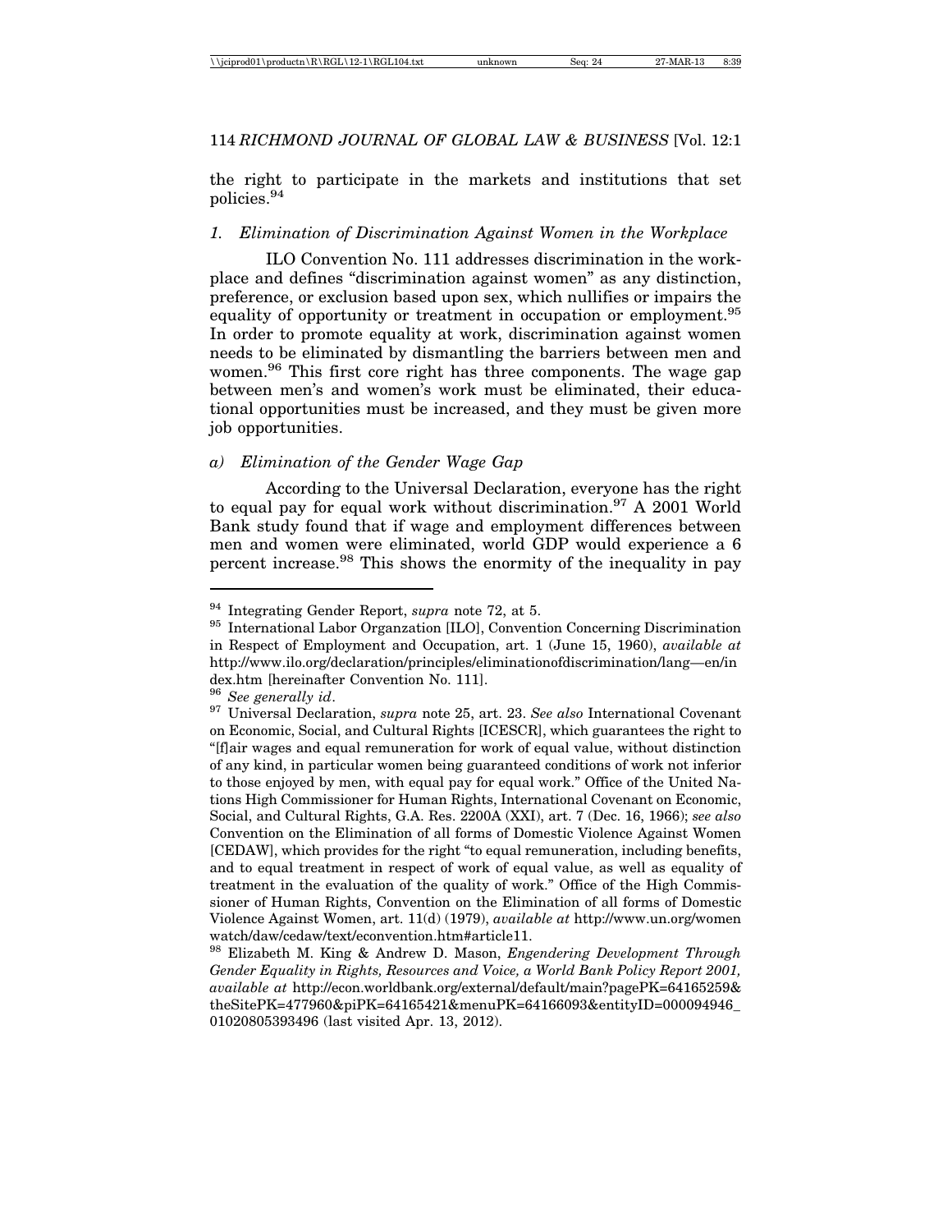the right to participate in the markets and institutions that set policies.[94]

### *1. Elimination of Discrimination Against Women in the Workplace*

ILO Convention No. 111 addresses discrimination in the workplace and defines "discrimination against women" as any distinction, preference, or exclusion based upon sex, which nullifies or impairs the equality of opportunity or treatment in occupation or employment.[95] In order to promote equality at work, discrimination against women needs to be eliminated by dismantling the barriers between men and women.[96] This first core right has three components. The wage gap between men's and women's work must be eliminated, their educational opportunities must be increased, and they must be given more job opportunities.

#### *a) Elimination of the Gender Wage Gap*

According to the Universal Declaration, everyone has the right to equal pay for equal work without discrimination.[97] A 2001 World Bank study found that if wage and employment differences between men and women were eliminated, world GDP would experience a 6 percent increase.[98] This shows the enormity of the inequality in pay

---

[94] Integrating Gender Report, *supra* note 72, at 5.

[95] International Labor Organzation [ILO], Convention Concerning Discrimination in Respect of Employment and Occupation, art. 1 (June 15, 1960), *available at* http://www.ilo.org/declaration/principles/eliminationofdiscrimination/lang—en/index.htm [hereinafter Convention No. 111].

[96] *See generally id*.

[97] Universal Declaration, *supra* note 25, art. 23. *See also* International Covenant on Economic, Social, and Cultural Rights [ICESCR], which guarantees the right to "[f]air wages and equal remuneration for work of equal value, without distinction of any kind, in particular women being guaranteed conditions of work not inferior to those enjoyed by men, with equal pay for equal work." Office of the United Nations High Commissioner for Human Rights, International Covenant on Economic, Social, and Cultural Rights, G.A. Res. 2200A (XXI), art. 7 (Dec. 16, 1966); *see also* Convention on the Elimination of all forms of Domestic Violence Against Women [CEDAW], which provides for the right "to equal remuneration, including benefits, and to equal treatment in respect of work of equal value, as well as equality of treatment in the evaluation of the quality of work." Office of the High Commissioner of Human Rights, Convention on the Elimination of all forms of Domestic Violence Against Women, art. 11(d) (1979), *available at* http://www.un.org/womenwatch/daw/cedaw/text/econvention.htm#article11.

[98] Elizabeth M. King & Andrew D. Mason, *Engendering Development Through Gender Equality in Rights, Resources and Voice, a World Bank Policy Report 2001, available at* http://econ.worldbank.org/external/default/main?pagePK=64165259&theSitePK=477960&piPK=64165421&menuPK=64166093&entityID=000094946_01020805393496 (last visited Apr. 13, 2012).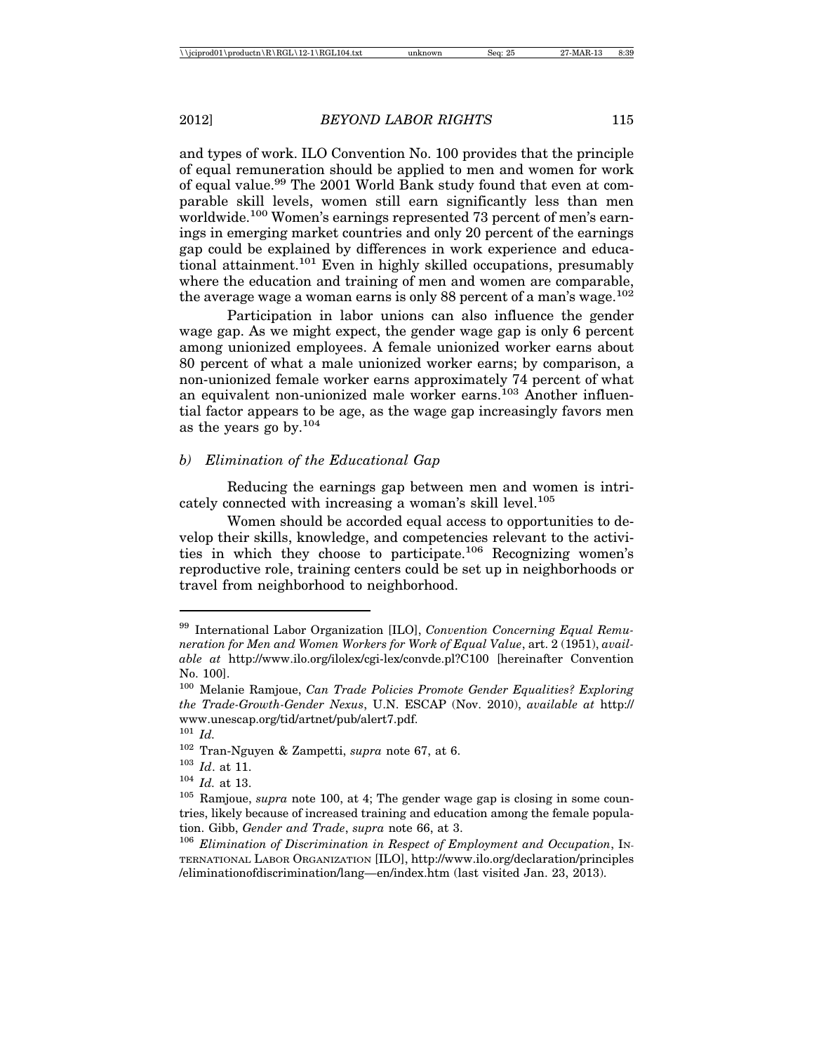and types of work. ILO Convention No. 100 provides that the principle of equal remuneration should be applied to men and women for work of equal value.[99] The 2001 World Bank study found that even at comparable skill levels, women still earn significantly less than men worldwide.[100] Women's earnings represented 73 percent of men's earnings in emerging market countries and only 20 percent of the earnings gap could be explained by differences in work experience and educational attainment.[101] Even in highly skilled occupations, presumably where the education and training of men and women are comparable, the average wage a woman earns is only 88 percent of a man's wage.[102]

Participation in labor unions can also influence the gender wage gap. As we might expect, the gender wage gap is only 6 percent among unionized employees. A female unionized worker earns about 80 percent of what a male unionized worker earns; by comparison, a non-unionized female worker earns approximately 74 percent of what an equivalent non-unionized male worker earns.[103] Another influential factor appears to be age, as the wage gap increasingly favors men as the years go by.[104]

### *b) Elimination of the Educational Gap*

Reducing the earnings gap between men and women is intricately connected with increasing a woman's skill level.[105]

Women should be accorded equal access to opportunities to develop their skills, knowledge, and competencies relevant to the activities in which they choose to participate.[106] Recognizing women's reproductive role, training centers could be set up in neighborhoods or travel from neighborhood to neighborhood.

---

[99] International Labor Organization [ILO], *Convention Concerning Equal Remuneration for Men and Women Workers for Work of Equal Value*, art. 2 (1951), *available at* http://www.ilo.org/ilolex/cgi-lex/convde.pl?C100 [hereinafter Convention No. 100].

[100] Melanie Ramjoue, *Can Trade Policies Promote Gender Equalities? Exploring the Trade-Growth-Gender Nexus*, U.N. ESCAP (Nov. 2010), *available at* http://www.unescap.org/tid/artnet/pub/alert7.pdf.

[101] *Id.*

[102] Tran-Nguyen & Zampetti, *supra* note 67, at 6.

[103] *Id*. at 11.

[104] *Id.* at 13.

[105] Ramjoue, *supra* note 100, at 4; The gender wage gap is closing in some countries, likely because of increased training and education among the female population. Gibb, *Gender and Trade*, *supra* note 66, at 3.

[106] *Elimination of Discrimination in Respect of Employment and Occupation*, INTERNATIONAL LABOR ORGANIZATION [ILO], http://www.ilo.org/declaration/principles/eliminationofdiscrimination/lang—en/index.htm (last visited Jan. 23, 2013).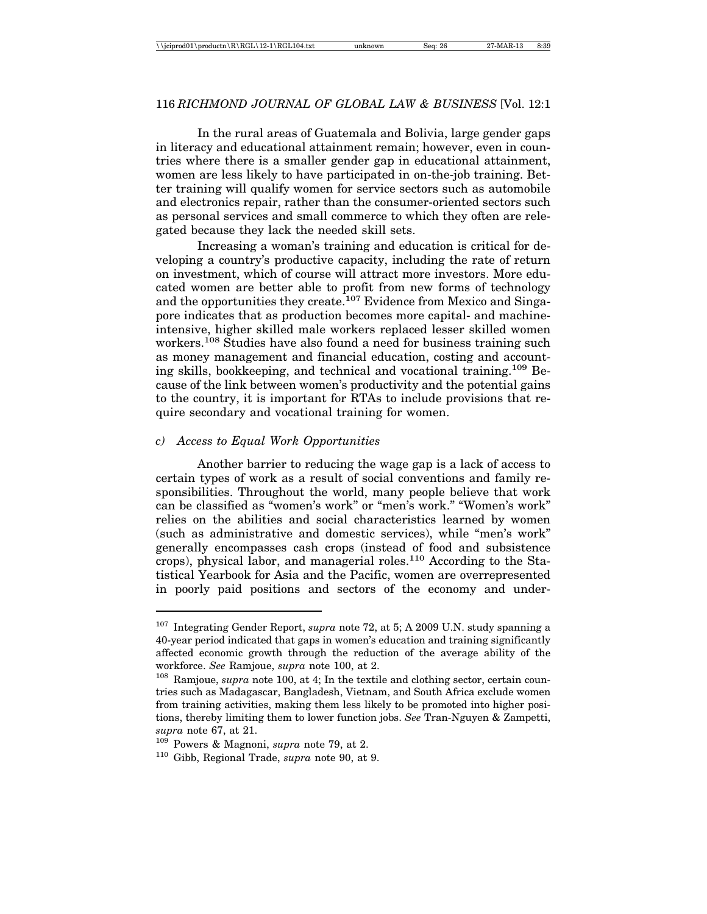In the rural areas of Guatemala and Bolivia, large gender gaps in literacy and educational attainment remain; however, even in countries where there is a smaller gender gap in educational attainment, women are less likely to have participated in on-the-job training. Better training will qualify women for service sectors such as automobile and electronics repair, rather than the consumer-oriented sectors such as personal services and small commerce to which they often are relegated because they lack the needed skill sets.

Increasing a woman's training and education is critical for developing a country's productive capacity, including the rate of return on investment, which of course will attract more investors. More educated women are better able to profit from new forms of technology and the opportunities they create.[107] Evidence from Mexico and Singapore indicates that as production becomes more capital- and machine-intensive, higher skilled male workers replaced lesser skilled women workers.[108] Studies have also found a need for business training such as money management and financial education, costing and accounting skills, bookkeeping, and technical and vocational training.[109] Because of the link between women's productivity and the potential gains to the country, it is important for RTAs to include provisions that require secondary and vocational training for women.

*c) Access to Equal Work Opportunities*

Another barrier to reducing the wage gap is a lack of access to certain types of work as a result of social conventions and family responsibilities. Throughout the world, many people believe that work can be classified as "women's work" or "men's work." "Women's work" relies on the abilities and social characteristics learned by women (such as administrative and domestic services), while "men's work" generally encompasses cash crops (instead of food and subsistence crops), physical labor, and managerial roles.[110] According to the Statistical Yearbook for Asia and the Pacific, women are overrepresented in poorly paid positions and sectors of the economy and under-

---

[107] Integrating Gender Report, *supra* note 72, at 5; A 2009 U.N. study spanning a 40-year period indicated that gaps in women's education and training significantly affected economic growth through the reduction of the average ability of the workforce. *See* Ramjoue, *supra* note 100, at 2.

[108] Ramjoue, *supra* note 100, at 4; In the textile and clothing sector, certain countries such as Madagascar, Bangladesh, Vietnam, and South Africa exclude women from training activities, making them less likely to be promoted into higher positions, thereby limiting them to lower function jobs. *See* Tran-Nguyen & Zampetti, *supra* note 67, at 21.

[109] Powers & Magnoni, *supra* note 79, at 2.

[110] Gibb, Regional Trade, *supra* note 90, at 9.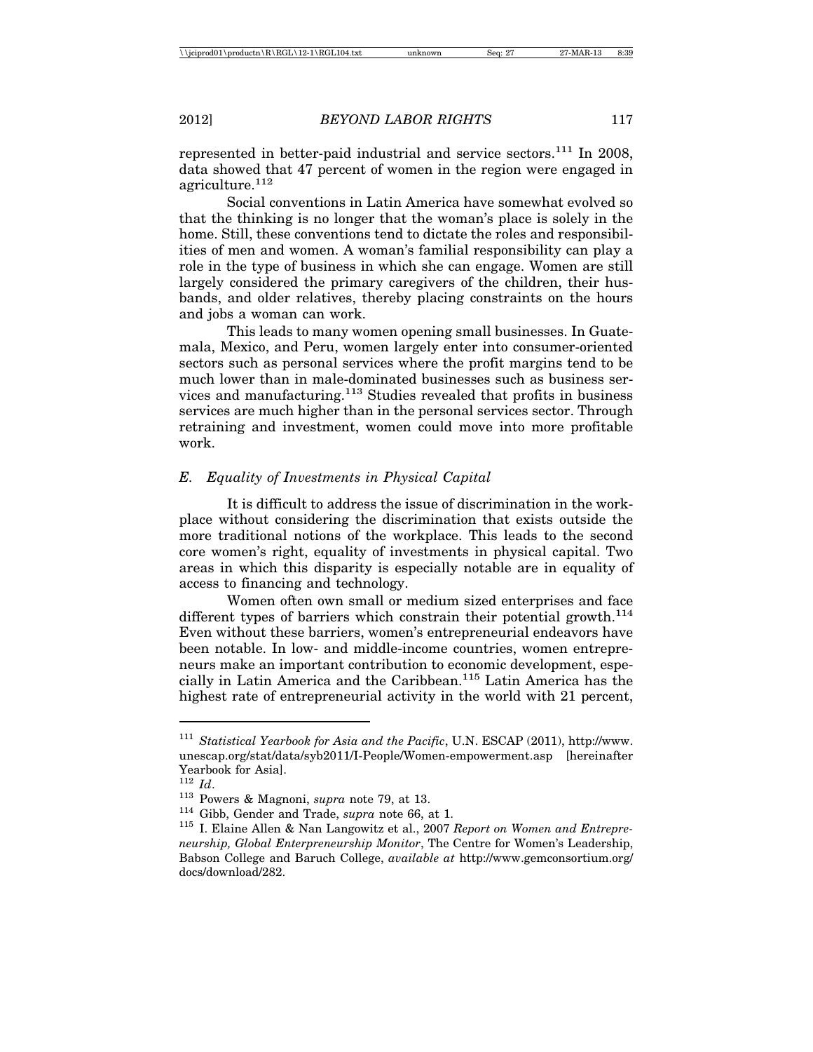represented in better-paid industrial and service sectors.[111] In 2008, data showed that 47 percent of women in the region were engaged in agriculture.[112]

Social conventions in Latin America have somewhat evolved so that the thinking is no longer that the woman's place is solely in the home. Still, these conventions tend to dictate the roles and responsibilities of men and women. A woman's familial responsibility can play a role in the type of business in which she can engage. Women are still largely considered the primary caregivers of the children, their husbands, and older relatives, thereby placing constraints on the hours and jobs a woman can work.

This leads to many women opening small businesses. In Guatemala, Mexico, and Peru, women largely enter into consumer-oriented sectors such as personal services where the profit margins tend to be much lower than in male-dominated businesses such as business services and manufacturing.[113] Studies revealed that profits in business services are much higher than in the personal services sector. Through retraining and investment, women could move into more profitable work.

### *E. Equality of Investments in Physical Capital*

It is difficult to address the issue of discrimination in the workplace without considering the discrimination that exists outside the more traditional notions of the workplace. This leads to the second core women's right, equality of investments in physical capital. Two areas in which this disparity is especially notable are in equality of access to financing and technology.

Women often own small or medium sized enterprises and face different types of barriers which constrain their potential growth.[114] Even without these barriers, women's entrepreneurial endeavors have been notable. In low- and middle-income countries, women entrepreneurs make an important contribution to economic development, especially in Latin America and the Caribbean.[115] Latin America has the highest rate of entrepreneurial activity in the world with 21 percent,

---

[111] *Statistical Yearbook for Asia and the Pacific*, U.N. ESCAP (2011), http://www.unescap.org/stat/data/syb2011/I-People/Women-empowerment.asp [hereinafter Yearbook for Asia].

[112] *Id*.

[113] Powers & Magnoni, *supra* note 79, at 13.

[114] Gibb, Gender and Trade, *supra* note 66, at 1.

[115] I. Elaine Allen & Nan Langowitz et al., 2007 *Report on Women and Entrepreneurship, Global Enterpreneurship Monitor*, The Centre for Women's Leadership, Babson College and Baruch College, *available at* http://www.gemconsortium.org/docs/download/282.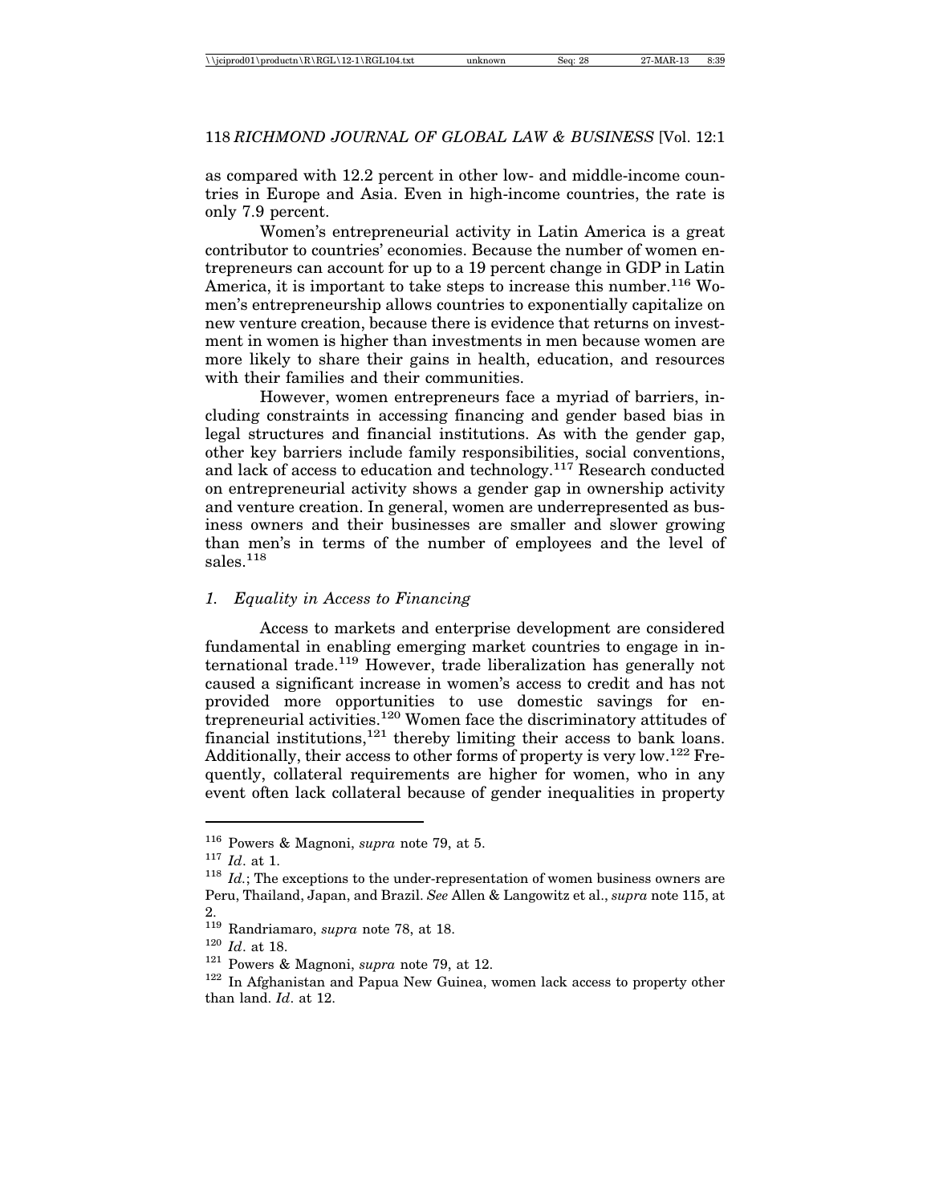as compared with 12.2 percent in other low- and middle-income countries in Europe and Asia. Even in high-income countries, the rate is only 7.9 percent.

Women's entrepreneurial activity in Latin America is a great contributor to countries' economies. Because the number of women entrepreneurs can account for up to a 19 percent change in GDP in Latin America, it is important to take steps to increase this number.[116] Women's entrepreneurship allows countries to exponentially capitalize on new venture creation, because there is evidence that returns on investment in women is higher than investments in men because women are more likely to share their gains in health, education, and resources with their families and their communities.

However, women entrepreneurs face a myriad of barriers, including constraints in accessing financing and gender based bias in legal structures and financial institutions. As with the gender gap, other key barriers include family responsibilities, social conventions, and lack of access to education and technology.[117] Research conducted on entrepreneurial activity shows a gender gap in ownership activity and venture creation. In general, women are underrepresented as business owners and their businesses are smaller and slower growing than men's in terms of the number of employees and the level of sales.[118]

### *1. Equality in Access to Financing*

Access to markets and enterprise development are considered fundamental in enabling emerging market countries to engage in international trade.[119] However, trade liberalization has generally not caused a significant increase in women's access to credit and has not provided more opportunities to use domestic savings for entrepreneurial activities.[120] Women face the discriminatory attitudes of financial institutions,[121] thereby limiting their access to bank loans. Additionally, their access to other forms of property is very low.[122] Frequently, collateral requirements are higher for women, who in any event often lack collateral because of gender inequalities in property

---

[116] Powers & Magnoni, *supra* note 79, at 5.

[117] *Id*. at 1.

[118] *Id.*; The exceptions to the under-representation of women business owners are Peru, Thailand, Japan, and Brazil. *See* Allen & Langowitz et al., *supra* note 115, at 2.

[119] Randriamaro, *supra* note 78, at 18.

[120] *Id*. at 18.

[121] Powers & Magnoni, *supra* note 79, at 12.

[122] In Afghanistan and Papua New Guinea, women lack access to property other than land. *Id*. at 12.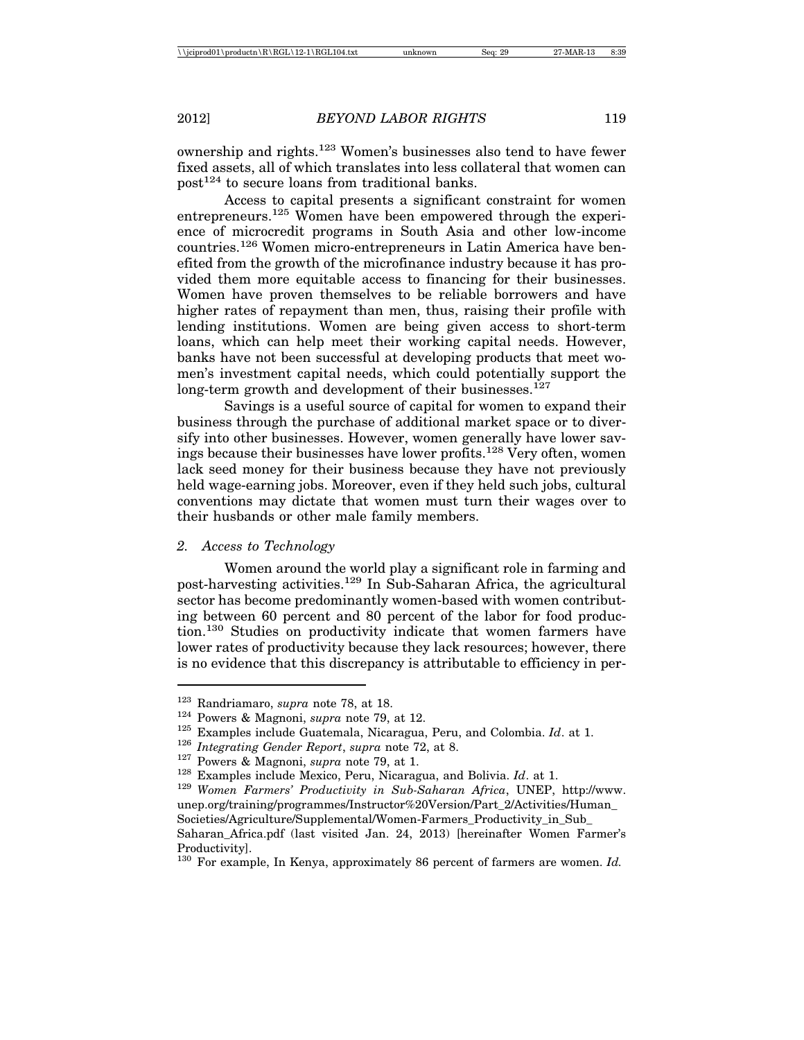ownership and rights.[123] Women's businesses also tend to have fewer fixed assets, all of which translates into less collateral that women can post[124] to secure loans from traditional banks.

Access to capital presents a significant constraint for women entrepreneurs.[125] Women have been empowered through the experience of microcredit programs in South Asia and other low-income countries.[126] Women micro-entrepreneurs in Latin America have benefited from the growth of the microfinance industry because it has provided them more equitable access to financing for their businesses. Women have proven themselves to be reliable borrowers and have higher rates of repayment than men, thus, raising their profile with lending institutions. Women are being given access to short-term loans, which can help meet their working capital needs. However, banks have not been successful at developing products that meet women's investment capital needs, which could potentially support the long-term growth and development of their businesses.[127]

Savings is a useful source of capital for women to expand their business through the purchase of additional market space or to diversify into other businesses. However, women generally have lower savings because their businesses have lower profits.[128] Very often, women lack seed money for their business because they have not previously held wage-earning jobs. Moreover, even if they held such jobs, cultural conventions may dictate that women must turn their wages over to their husbands or other male family members.

### *2. Access to Technology*

Women around the world play a significant role in farming and post-harvesting activities.[129] In Sub-Saharan Africa, the agricultural sector has become predominantly women-based with women contributing between 60 percent and 80 percent of the labor for food production.[130] Studies on productivity indicate that women farmers have lower rates of productivity because they lack resources; however, there is no evidence that this discrepancy is attributable to efficiency in per-

---

[123] Randriamaro, *supra* note 78, at 18.

[124] Powers & Magnoni, *supra* note 79, at 12.

[125] Examples include Guatemala, Nicaragua, Peru, and Colombia. *Id*. at 1.

[126] *Integrating Gender Report*, *supra* note 72, at 8.

[127] Powers & Magnoni, *supra* note 79, at 1.

[128] Examples include Mexico, Peru, Nicaragua, and Bolivia. *Id*. at 1.

[129] *Women Farmers' Productivity in Sub-Saharan Africa*, UNEP, http://www.unep.org/training/programmes/Instructor%20Version/Part_2/Activities/Human_Societies/Agriculture/Supplemental/Women-Farmers_Productivity_in_Sub_Saharan_Africa.pdf (last visited Jan. 24, 2013) [hereinafter Women Farmer's Productivity].

[130] For example, In Kenya, approximately 86 percent of farmers are women. *Id.*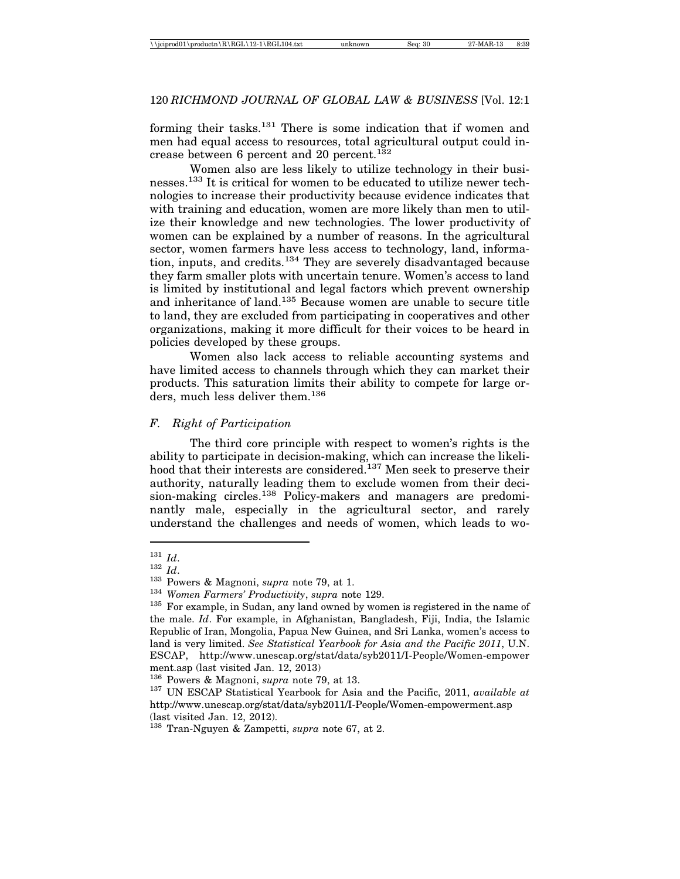forming their tasks.[131] There is some indication that if women and men had equal access to resources, total agricultural output could increase between 6 percent and 20 percent.[132]

Women also are less likely to utilize technology in their businesses.[133] It is critical for women to be educated to utilize newer technologies to increase their productivity because evidence indicates that with training and education, women are more likely than men to utilize their knowledge and new technologies. The lower productivity of women can be explained by a number of reasons. In the agricultural sector, women farmers have less access to technology, land, information, inputs, and credits.[134] They are severely disadvantaged because they farm smaller plots with uncertain tenure. Women's access to land is limited by institutional and legal factors which prevent ownership and inheritance of land.[135] Because women are unable to secure title to land, they are excluded from participating in cooperatives and other organizations, making it more difficult for their voices to be heard in policies developed by these groups.

Women also lack access to reliable accounting systems and have limited access to channels through which they can market their products. This saturation limits their ability to compete for large orders, much less deliver them.[136]

### *F. Right of Participation*

The third core principle with respect to women's rights is the ability to participate in decision-making, which can increase the likelihood that their interests are considered.[137] Men seek to preserve their authority, naturally leading them to exclude women from their decision-making circles.[138] Policy-makers and managers are predominantly male, especially in the agricultural sector, and rarely understand the challenges and needs of women, which leads to wo-

---

[131] *Id*.

[132] *Id*.

[133] Powers & Magnoni, *supra* note 79, at 1.

[134] *Women Farmers' Productivity*, *supra* note 129.

[135] For example, in Sudan, any land owned by women is registered in the name of the male. *Id*. For example, in Afghanistan, Bangladesh, Fiji, India, the Islamic Republic of Iran, Mongolia, Papua New Guinea, and Sri Lanka, women's access to land is very limited. *See Statistical Yearbook for Asia and the Pacific 2011*, U.N. ESCAP, http://www.unescap.org/stat/data/syb2011/I-People/Women-empowerment.asp (last visited Jan. 12, 2013)

[136] Powers & Magnoni, *supra* note 79, at 13.

[137] UN ESCAP Statistical Yearbook for Asia and the Pacific, 2011, *available at* http://www.unescap.org/stat/data/syb2011/I-People/Women-empowerment.asp (last visited Jan. 12, 2012).

[138] Tran-Nguyen & Zampetti, *supra* note 67, at 2.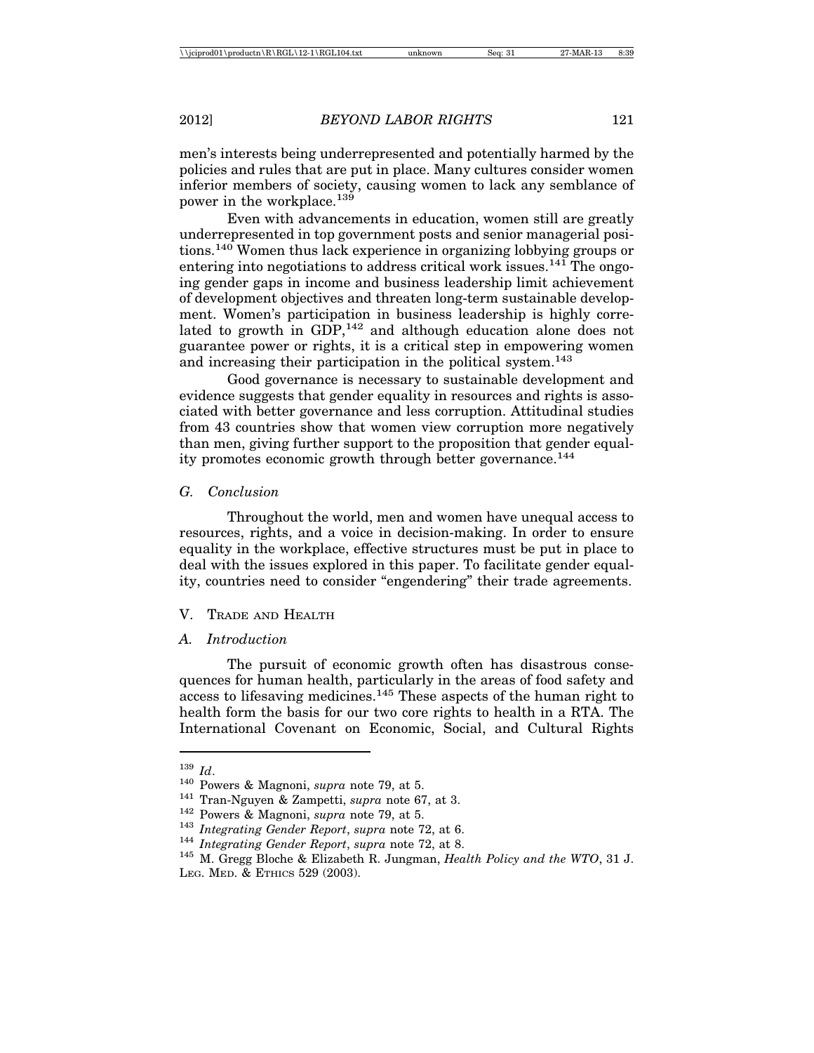men's interests being underrepresented and potentially harmed by the policies and rules that are put in place. Many cultures consider women inferior members of society, causing women to lack any semblance of power in the workplace.[139]

Even with advancements in education, women still are greatly underrepresented in top government posts and senior managerial positions.[140] Women thus lack experience in organizing lobbying groups or entering into negotiations to address critical work issues.[141] The ongoing gender gaps in income and business leadership limit achievement of development objectives and threaten long-term sustainable development. Women's participation in business leadership is highly correlated to growth in GDP,[142] and although education alone does not guarantee power or rights, it is a critical step in empowering women and increasing their participation in the political system.[143]

Good governance is necessary to sustainable development and evidence suggests that gender equality in resources and rights is associated with better governance and less corruption. Attitudinal studies from 43 countries show that women view corruption more negatively than men, giving further support to the proposition that gender equality promotes economic growth through better governance.[144]

### G. *Conclusion*

Throughout the world, men and women have unequal access to resources, rights, and a voice in decision-making. In order to ensure equality in the workplace, effective structures must be put in place to deal with the issues explored in this paper. To facilitate gender equality, countries need to consider "engendering" their trade agreements.

## V. Trade and Health

### A. *Introduction*

The pursuit of economic growth often has disastrous consequences for human health, particularly in the areas of food safety and access to lifesaving medicines.[145] These aspects of the human right to health form the basis for our two core rights to health in a RTA. The International Covenant on Economic, Social, and Cultural Rights

---

[139] *Id*.

[140] Powers & Magnoni, *supra* note 79, at 5.

[141] Tran-Nguyen & Zampetti, *supra* note 67, at 3.

[142] Powers & Magnoni, *supra* note 79, at 5.

[143] *Integrating Gender Report*, *supra* note 72, at 6.

[144] *Integrating Gender Report*, *supra* note 72, at 8.

[145] M. Gregg Bloche & Elizabeth R. Jungman, *Health Policy and the WTO*, 31 J. Leg. Med. & Ethics 529 (2003).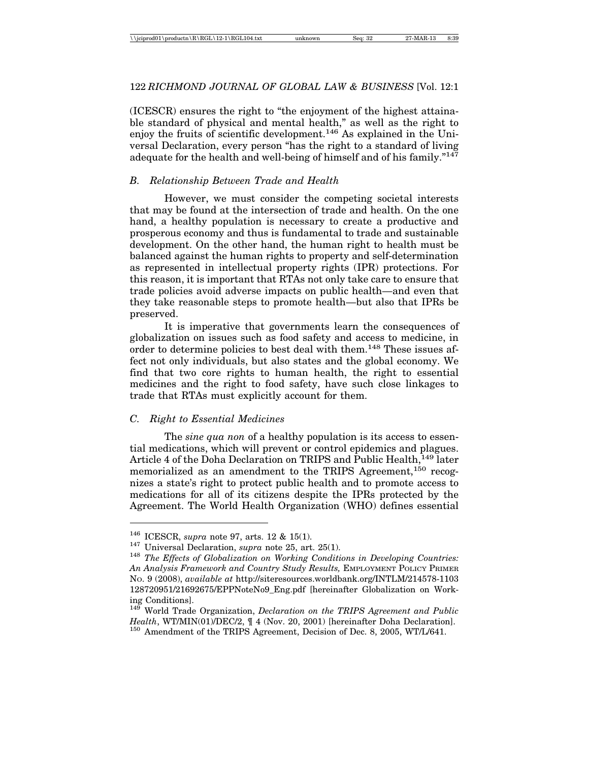(ICESCR) ensures the right to "the enjoyment of the highest attainable standard of physical and mental health," as well as the right to enjoy the fruits of scientific development.[146] As explained in the Universal Declaration, every person "has the right to a standard of living adequate for the health and well-being of himself and of his family."[147]

### *B. Relationship Between Trade and Health*

However, we must consider the competing societal interests that may be found at the intersection of trade and health. On the one hand, a healthy population is necessary to create a productive and prosperous economy and thus is fundamental to trade and sustainable development. On the other hand, the human right to health must be balanced against the human rights to property and self-determination as represented in intellectual property rights (IPR) protections. For this reason, it is important that RTAs not only take care to ensure that trade policies avoid adverse impacts on public health—and even that they take reasonable steps to promote health—but also that IPRs be preserved.

It is imperative that governments learn the consequences of globalization on issues such as food safety and access to medicine, in order to determine policies to best deal with them.[148] These issues affect not only individuals, but also states and the global economy. We find that two core rights to human health, the right to essential medicines and the right to food safety, have such close linkages to trade that RTAs must explicitly account for them.

### *C. Right to Essential Medicines*

The *sine qua non* of a healthy population is its access to essential medications, which will prevent or control epidemics and plagues. Article 4 of the Doha Declaration on TRIPS and Public Health,[149] later memorialized as an amendment to the TRIPS Agreement,[150] recognizes a state's right to protect public health and to promote access to medications for all of its citizens despite the IPRs protected by the Agreement. The World Health Organization (WHO) defines essential

---

[146] ICESCR, *supra* note 97, arts. 12 & 15(1).

[147] Universal Declaration, *supra* note 25, art. 25(1).

[148] *The Effects of Globalization on Working Conditions in Developing Countries: An Analysis Framework and Country Study Results,* Employment Policy Primer No. 9 (2008), *available at* http://siteresources.worldbank.org/INTLM/214578-1103128720951/21692675/EPPNoteNo9_Eng.pdf [hereinafter Globalization on Working Conditions].

[149] World Trade Organization, *Declaration on the TRIPS Agreement and Public Health*, WT/MIN(01)/DEC/2, ¶ 4 (Nov. 20, 2001) [hereinafter Doha Declaration].

[150] Amendment of the TRIPS Agreement, Decision of Dec. 8, 2005, WT/L/641.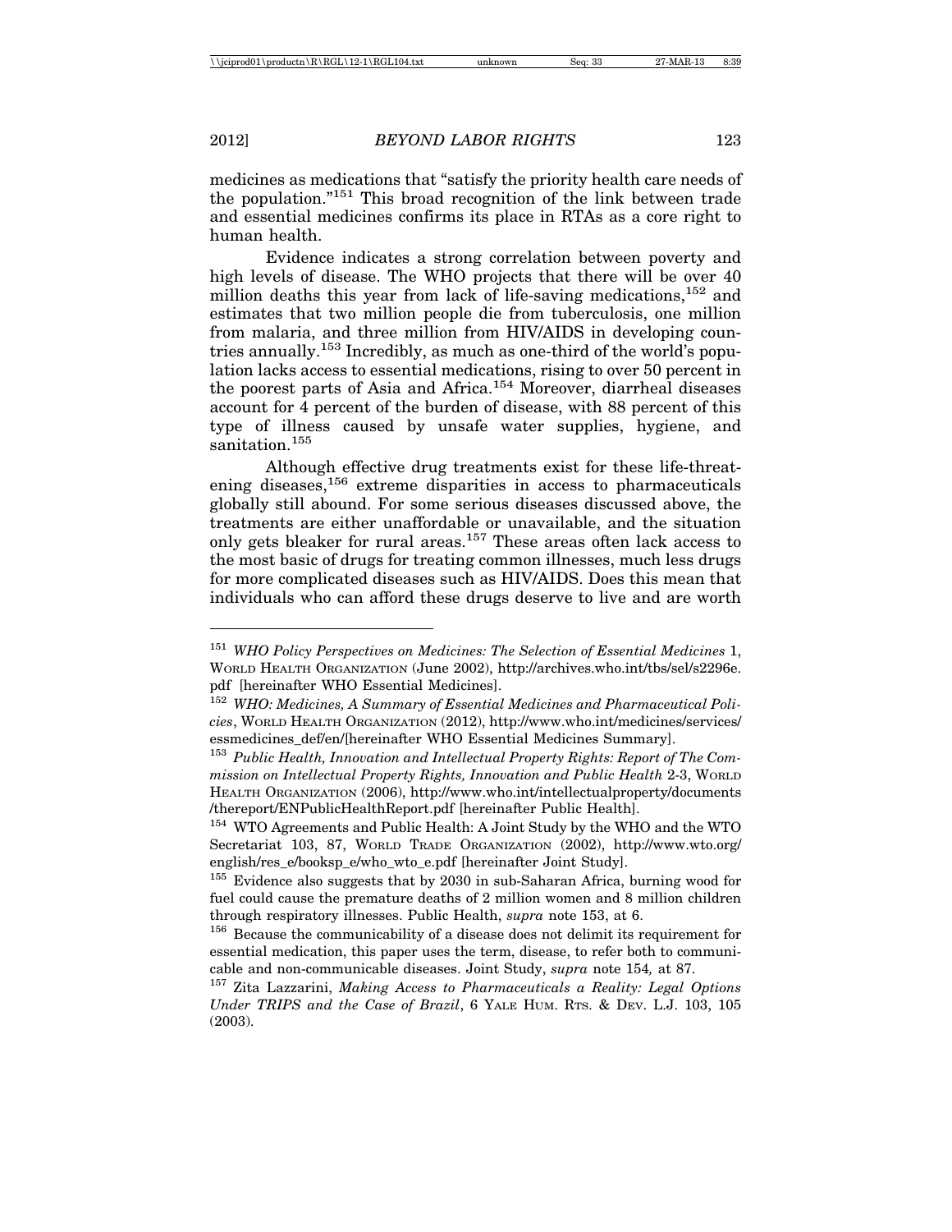medicines as medications that "satisfy the priority health care needs of the population."[151] This broad recognition of the link between trade and essential medicines confirms its place in RTAs as a core right to human health.

Evidence indicates a strong correlation between poverty and high levels of disease. The WHO projects that there will be over 40 million deaths this year from lack of life-saving medications,[152] and estimates that two million people die from tuberculosis, one million from malaria, and three million from HIV/AIDS in developing countries annually.[153] Incredibly, as much as one-third of the world's population lacks access to essential medications, rising to over 50 percent in the poorest parts of Asia and Africa.[154] Moreover, diarrheal diseases account for 4 percent of the burden of disease, with 88 percent of this type of illness caused by unsafe water supplies, hygiene, and sanitation.[155]

Although effective drug treatments exist for these life-threatening diseases,[156] extreme disparities in access to pharmaceuticals globally still abound. For some serious diseases discussed above, the treatments are either unaffordable or unavailable, and the situation only gets bleaker for rural areas.[157] These areas often lack access to the most basic of drugs for treating common illnesses, much less drugs for more complicated diseases such as HIV/AIDS. Does this mean that individuals who can afford these drugs deserve to live and are worth

---

[151] *WHO Policy Perspectives on Medicines: The Selection of Essential Medicines* 1, WORLD HEALTH ORGANIZATION (June 2002), http://archives.who.int/tbs/sel/s2296e.pdf [hereinafter WHO Essential Medicines].

[152] *WHO: Medicines, A Summary of Essential Medicines and Pharmaceutical Policies*, WORLD HEALTH ORGANIZATION (2012), http://www.who.int/medicines/services/essmedicines_def/en/[hereinafter WHO Essential Medicines Summary].

[153] *Public Health, Innovation and Intellectual Property Rights: Report of The Commission on Intellectual Property Rights, Innovation and Public Health* 2-3, WORLD HEALTH ORGANIZATION (2006), http://www.who.int/intellectualproperty/documents/thereport/ENPublicHealthReport.pdf [hereinafter Public Health].

[154] WTO Agreements and Public Health: A Joint Study by the WHO and the WTO Secretariat 103, 87, WORLD TRADE ORGANIZATION (2002), http://www.wto.org/english/res_e/booksp_e/who_wto_e.pdf [hereinafter Joint Study].

[155] Evidence also suggests that by 2030 in sub-Saharan Africa, burning wood for fuel could cause the premature deaths of 2 million women and 8 million children through respiratory illnesses. Public Health, *supra* note 153, at 6.

[156] Because the communicability of a disease does not delimit its requirement for essential medication, this paper uses the term, disease, to refer both to communicable and non-communicable diseases. Joint Study, *supra* note 154*,* at 87.

[157] Zita Lazzarini, *Making Access to Pharmaceuticals a Reality: Legal Options Under TRIPS and the Case of Brazil*, 6 YALE HUM. RTS. & DEV. L.J. 103, 105 (2003).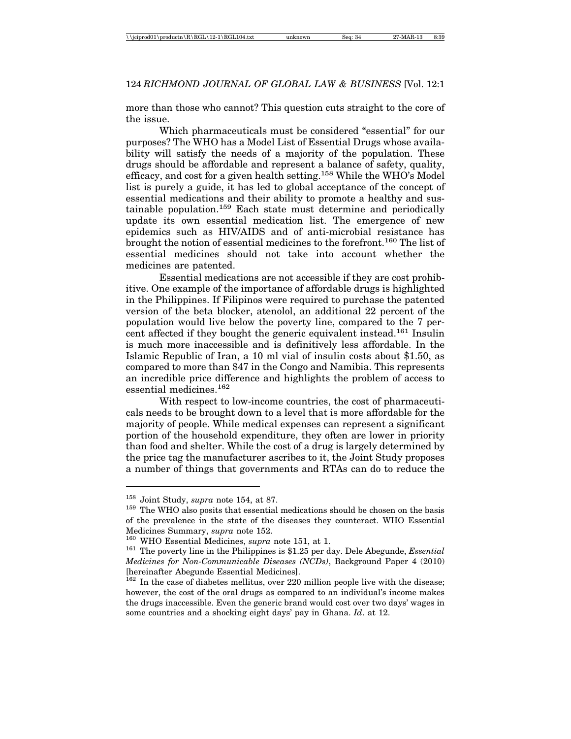more than those who cannot? This question cuts straight to the core of the issue.

Which pharmaceuticals must be considered "essential" for our purposes? The WHO has a Model List of Essential Drugs whose availability will satisfy the needs of a majority of the population. These drugs should be affordable and represent a balance of safety, quality, efficacy, and cost for a given health setting.[158] While the WHO's Model list is purely a guide, it has led to global acceptance of the concept of essential medications and their ability to promote a healthy and sustainable population.[159] Each state must determine and periodically update its own essential medication list. The emergence of new epidemics such as HIV/AIDS and of anti-microbial resistance has brought the notion of essential medicines to the forefront.[160] The list of essential medicines should not take into account whether the medicines are patented.

Essential medications are not accessible if they are cost prohibitive. One example of the importance of affordable drugs is highlighted in the Philippines. If Filipinos were required to purchase the patented version of the beta blocker, atenolol, an additional 22 percent of the population would live below the poverty line, compared to the 7 percent affected if they bought the generic equivalent instead.[161] Insulin is much more inaccessible and is definitively less affordable. In the Islamic Republic of Iran, a 10 ml vial of insulin costs about $1.50, as compared to more than $47 in the Congo and Namibia. This represents an incredible price difference and highlights the problem of access to essential medicines.[162]

With respect to low-income countries, the cost of pharmaceuticals needs to be brought down to a level that is more affordable for the majority of people. While medical expenses can represent a significant portion of the household expenditure, they often are lower in priority than food and shelter. While the cost of a drug is largely determined by the price tag the manufacturer ascribes to it, the Joint Study proposes a number of things that governments and RTAs can do to reduce the

---

[158] Joint Study, *supra* note 154, at 87.

[159] The WHO also posits that essential medications should be chosen on the basis of the prevalence in the state of the diseases they counteract. WHO Essential Medicines Summary, *supra* note 152.

[160] WHO Essential Medicines, *supra* note 151, at 1.

[161] The poverty line in the Philippines is $1.25 per day. Dele Abegunde, *Essential Medicines for Non-Communicable Diseases (NCDs)*, Background Paper 4 (2010) [hereinafter Abegunde Essential Medicines].

[162] In the case of diabetes mellitus, over 220 million people live with the disease; however, the cost of the oral drugs as compared to an individual's income makes the drugs inaccessible. Even the generic brand would cost over two days' wages in some countries and a shocking eight days' pay in Ghana. *Id*. at 12.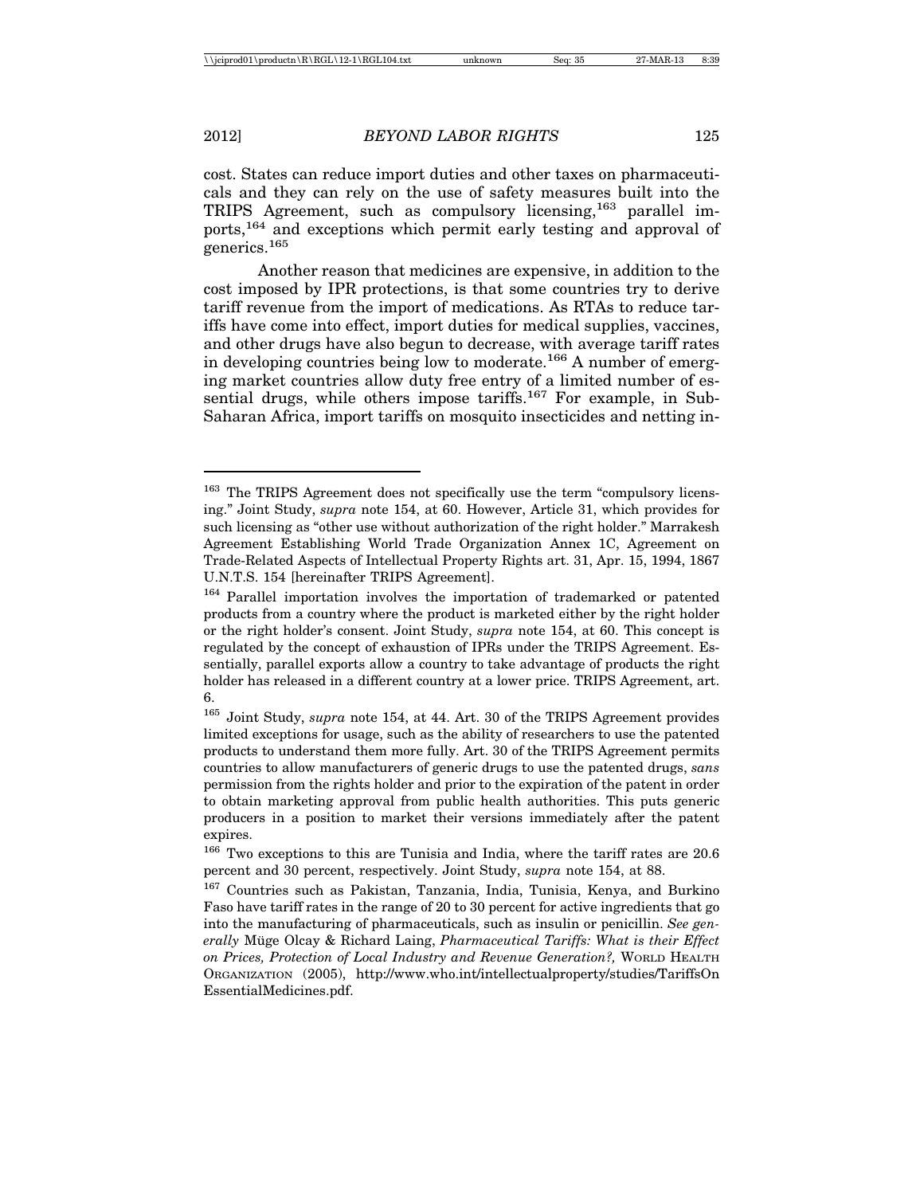cost. States can reduce import duties and other taxes on pharmaceuticals and they can rely on the use of safety measures built into the TRIPS Agreement, such as compulsory licensing,[163] parallel imports,[164] and exceptions which permit early testing and approval of generics.[165]

Another reason that medicines are expensive, in addition to the cost imposed by IPR protections, is that some countries try to derive tariff revenue from the import of medications. As RTAs to reduce tariffs have come into effect, import duties for medical supplies, vaccines, and other drugs have also begun to decrease, with average tariff rates in developing countries being low to moderate.[166] A number of emerging market countries allow duty free entry of a limited number of essential drugs, while others impose tariffs.[167] For example, in Sub-Saharan Africa, import tariffs on mosquito insecticides and netting in-

---

[163] The TRIPS Agreement does not specifically use the term "compulsory licensing." Joint Study, *supra* note 154, at 60. However, Article 31, which provides for such licensing as "other use without authorization of the right holder." Marrakesh Agreement Establishing World Trade Organization Annex 1C, Agreement on Trade-Related Aspects of Intellectual Property Rights art. 31, Apr. 15, 1994, 1867 U.N.T.S. 154 [hereinafter TRIPS Agreement].

[164] Parallel importation involves the importation of trademarked or patented products from a country where the product is marketed either by the right holder or the right holder's consent. Joint Study, *supra* note 154, at 60. This concept is regulated by the concept of exhaustion of IPRs under the TRIPS Agreement. Essentially, parallel exports allow a country to take advantage of products the right holder has released in a different country at a lower price. TRIPS Agreement, art. 6.

[165] Joint Study, *supra* note 154, at 44. Art. 30 of the TRIPS Agreement provides limited exceptions for usage, such as the ability of researchers to use the patented products to understand them more fully. Art. 30 of the TRIPS Agreement permits countries to allow manufacturers of generic drugs to use the patented drugs, *sans* permission from the rights holder and prior to the expiration of the patent in order to obtain marketing approval from public health authorities. This puts generic producers in a position to market their versions immediately after the patent expires.

[166] Two exceptions to this are Tunisia and India, where the tariff rates are 20.6 percent and 30 percent, respectively. Joint Study, *supra* note 154, at 88.

[167] Countries such as Pakistan, Tanzania, India, Tunisia, Kenya, and Burkino Faso have tariff rates in the range of 20 to 30 percent for active ingredients that go into the manufacturing of pharmaceuticals, such as insulin or penicillin. *See generally* Müge Olcay & Richard Laing, *Pharmaceutical Tariffs: What is their Effect on Prices, Protection of Local Industry and Revenue Generation?,* World Health Organization (2005), http://www.who.int/intellectualproperty/studies/TariffsOnEssentialMedicines.pdf.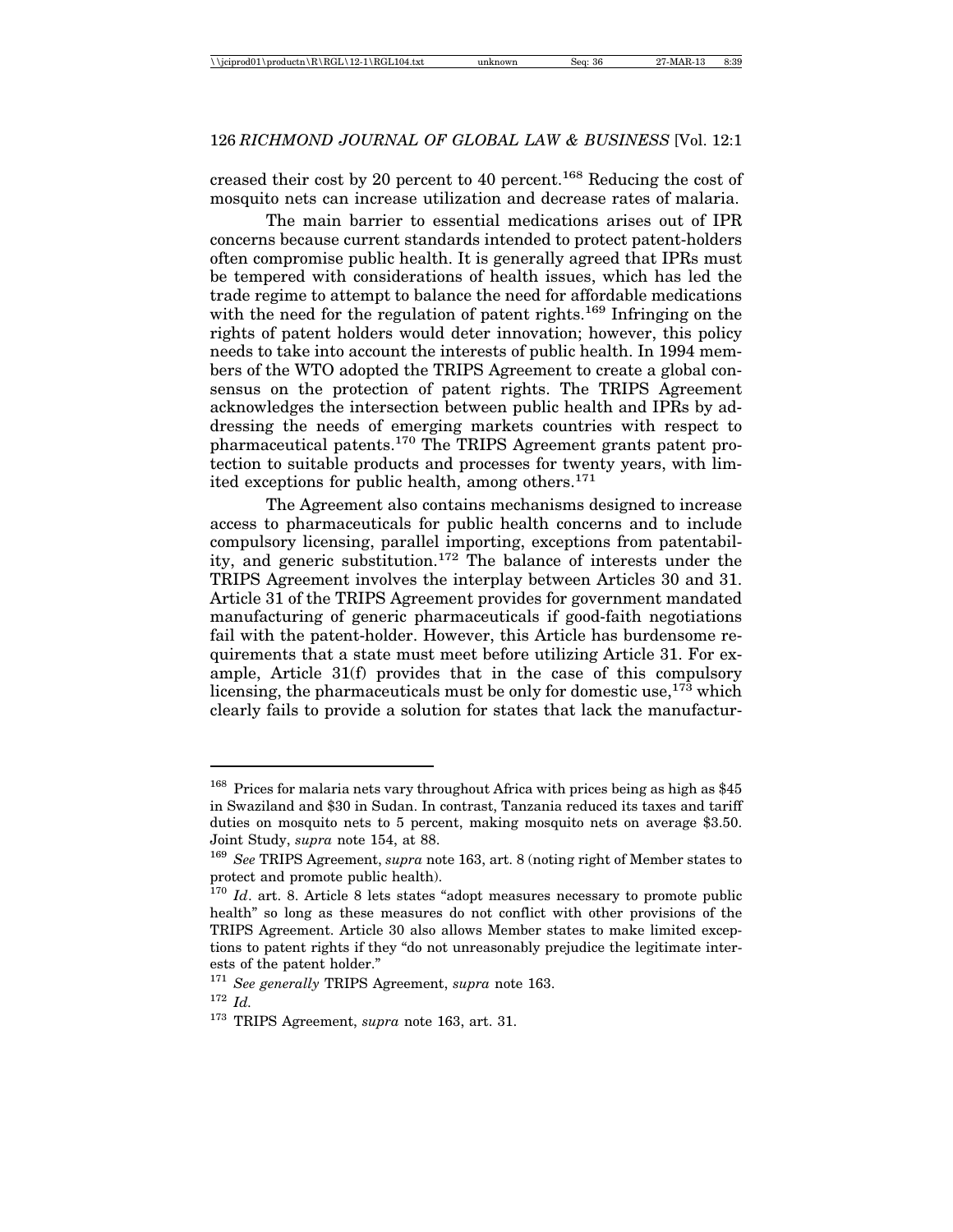creased their cost by 20 percent to 40 percent.[168] Reducing the cost of mosquito nets can increase utilization and decrease rates of malaria.

The main barrier to essential medications arises out of IPR concerns because current standards intended to protect patent-holders often compromise public health. It is generally agreed that IPRs must be tempered with considerations of health issues, which has led the trade regime to attempt to balance the need for affordable medications with the need for the regulation of patent rights.[169] Infringing on the rights of patent holders would deter innovation; however, this policy needs to take into account the interests of public health. In 1994 members of the WTO adopted the TRIPS Agreement to create a global consensus on the protection of patent rights. The TRIPS Agreement acknowledges the intersection between public health and IPRs by addressing the needs of emerging markets countries with respect to pharmaceutical patents.[170] The TRIPS Agreement grants patent protection to suitable products and processes for twenty years, with limited exceptions for public health, among others.[171]

The Agreement also contains mechanisms designed to increase access to pharmaceuticals for public health concerns and to include compulsory licensing, parallel importing, exceptions from patentability, and generic substitution.[172] The balance of interests under the TRIPS Agreement involves the interplay between Articles 30 and 31. Article 31 of the TRIPS Agreement provides for government mandated manufacturing of generic pharmaceuticals if good-faith negotiations fail with the patent-holder. However, this Article has burdensome requirements that a state must meet before utilizing Article 31. For example, Article 31(f) provides that in the case of this compulsory licensing, the pharmaceuticals must be only for domestic use,[173] which clearly fails to provide a solution for states that lack the manufactur-

---

[168] Prices for malaria nets vary throughout Africa with prices being as high as $45 in Swaziland and $30 in Sudan. In contrast, Tanzania reduced its taxes and tariff duties on mosquito nets to 5 percent, making mosquito nets on average $3.50. Joint Study, *supra* note 154, at 88.

[169] *See* TRIPS Agreement, *supra* note 163, art. 8 (noting right of Member states to protect and promote public health).

[170] *Id*. art. 8. Article 8 lets states "adopt measures necessary to promote public health" so long as these measures do not conflict with other provisions of the TRIPS Agreement. Article 30 also allows Member states to make limited exceptions to patent rights if they "do not unreasonably prejudice the legitimate interests of the patent holder."

[171] *See generally* TRIPS Agreement, *supra* note 163.

[172] *Id.*

[173] TRIPS Agreement, *supra* note 163, art. 31.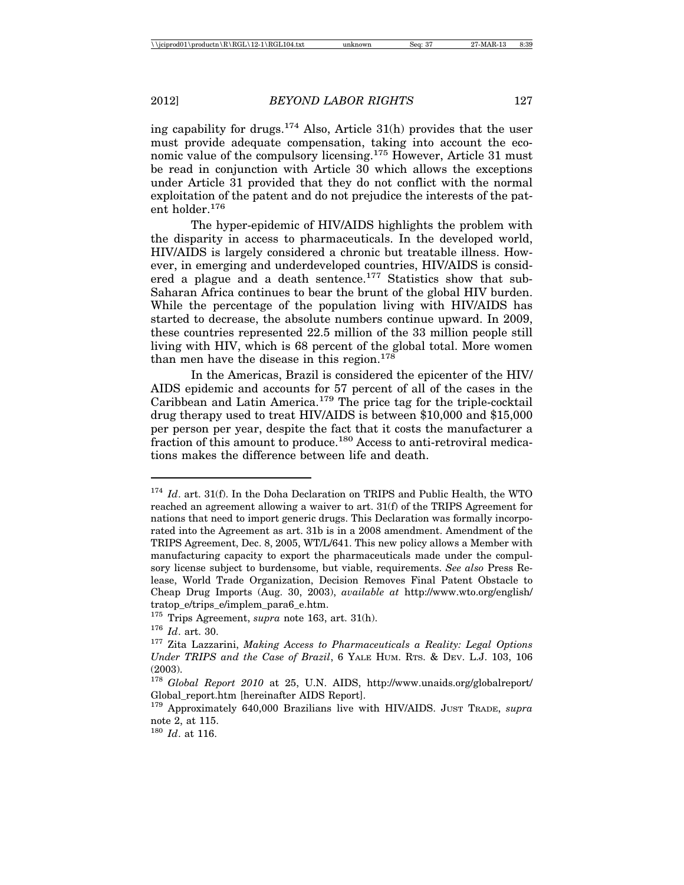ing capability for drugs.[174] Also, Article 31(h) provides that the user must provide adequate compensation, taking into account the economic value of the compulsory licensing.[175] However, Article 31 must be read in conjunction with Article 30 which allows the exceptions under Article 31 provided that they do not conflict with the normal exploitation of the patent and do not prejudice the interests of the patent holder.[176]

The hyper-epidemic of HIV/AIDS highlights the problem with the disparity in access to pharmaceuticals. In the developed world, HIV/AIDS is largely considered a chronic but treatable illness. However, in emerging and underdeveloped countries, HIV/AIDS is considered a plague and a death sentence.[177] Statistics show that sub-Saharan Africa continues to bear the brunt of the global HIV burden. While the percentage of the population living with HIV/AIDS has started to decrease, the absolute numbers continue upward. In 2009, these countries represented 22.5 million of the 33 million people still living with HIV, which is 68 percent of the global total. More women than men have the disease in this region.[178]

In the Americas, Brazil is considered the epicenter of the HIV/AIDS epidemic and accounts for 57 percent of all of the cases in the Caribbean and Latin America.[179] The price tag for the triple-cocktail drug therapy used to treat HIV/AIDS is between $10,000 and $15,000 per person per year, despite the fact that it costs the manufacturer a fraction of this amount to produce.[180] Access to anti-retroviral medications makes the difference between life and death.

---

[174] *Id*. art. 31(f). In the Doha Declaration on TRIPS and Public Health, the WTO reached an agreement allowing a waiver to art. 31(f) of the TRIPS Agreement for nations that need to import generic drugs. This Declaration was formally incorporated into the Agreement as art. 31b is in a 2008 amendment. Amendment of the TRIPS Agreement, Dec. 8, 2005, WT/L/641. This new policy allows a Member with manufacturing capacity to export the pharmaceuticals made under the compulsory license subject to burdensome, but viable, requirements. *See also* Press Release, World Trade Organization, Decision Removes Final Patent Obstacle to Cheap Drug Imports (Aug. 30, 2003), *available at* http://www.wto.org/english/tratop_e/trips_e/implem_para6_e.htm.

[175] Trips Agreement, *supra* note 163, art. 31(h).

[176] *Id*. art. 30.

[177] Zita Lazzarini, *Making Access to Pharmaceuticals a Reality: Legal Options Under TRIPS and the Case of Brazil*, 6 YALE HUM. RTS. & DEV. L.J. 103, 106 (2003).

[178] *Global Report 2010* at 25, U.N. AIDS, http://www.unaids.org/globalreport/Global_report.htm [hereinafter AIDS Report].

[179] Approximately 640,000 Brazilians live with HIV/AIDS. JUST TRADE, *supra* note 2, at 115.

[180] *Id*. at 116.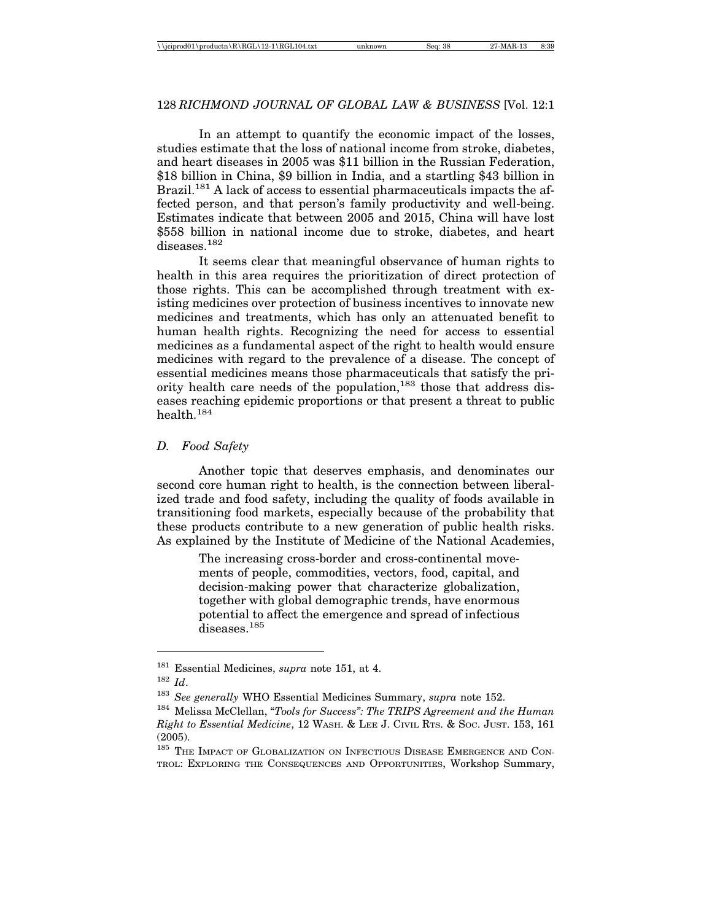In an attempt to quantify the economic impact of the losses, studies estimate that the loss of national income from stroke, diabetes, and heart diseases in 2005 was $11 billion in the Russian Federation, $18 billion in China, $9 billion in India, and a startling $43 billion in Brazil.[181] A lack of access to essential pharmaceuticals impacts the affected person, and that person's family productivity and well-being. Estimates indicate that between 2005 and 2015, China will have lost $558 billion in national income due to stroke, diabetes, and heart diseases.[182]

It seems clear that meaningful observance of human rights to health in this area requires the prioritization of direct protection of those rights. This can be accomplished through treatment with existing medicines over protection of business incentives to innovate new medicines and treatments, which has only an attenuated benefit to human health rights. Recognizing the need for access to essential medicines as a fundamental aspect of the right to health would ensure medicines with regard to the prevalence of a disease. The concept of essential medicines means those pharmaceuticals that satisfy the priority health care needs of the population,[183] those that address diseases reaching epidemic proportions or that present a threat to public health.[184]

### *D. Food Safety*

Another topic that deserves emphasis, and denominates our second core human right to health, is the connection between liberalized trade and food safety, including the quality of foods available in transitioning food markets, especially because of the probability that these products contribute to a new generation of public health risks. As explained by the Institute of Medicine of the National Academies,

> The increasing cross-border and cross-continental movements of people, commodities, vectors, food, capital, and decision-making power that characterize globalization, together with global demographic trends, have enormous potential to affect the emergence and spread of infectious diseases.[185]

---

[181] Essential Medicines, *supra* note 151, at 4.

[182] *Id*.

[183] *See generally* WHO Essential Medicines Summary, *supra* note 152.

[184] Melissa McClellan, "*Tools for Success": The TRIPS Agreement and the Human Right to Essential Medicine*, 12 WASH. & LEE J. CIVIL RTS. & SOC. JUST. 153, 161 (2005).

[185] THE IMPACT OF GLOBALIZATION ON INFECTIOUS DISEASE EMERGENCE AND CONTROL: EXPLORING THE CONSEQUENCES AND OPPORTUNITIES, Workshop Summary,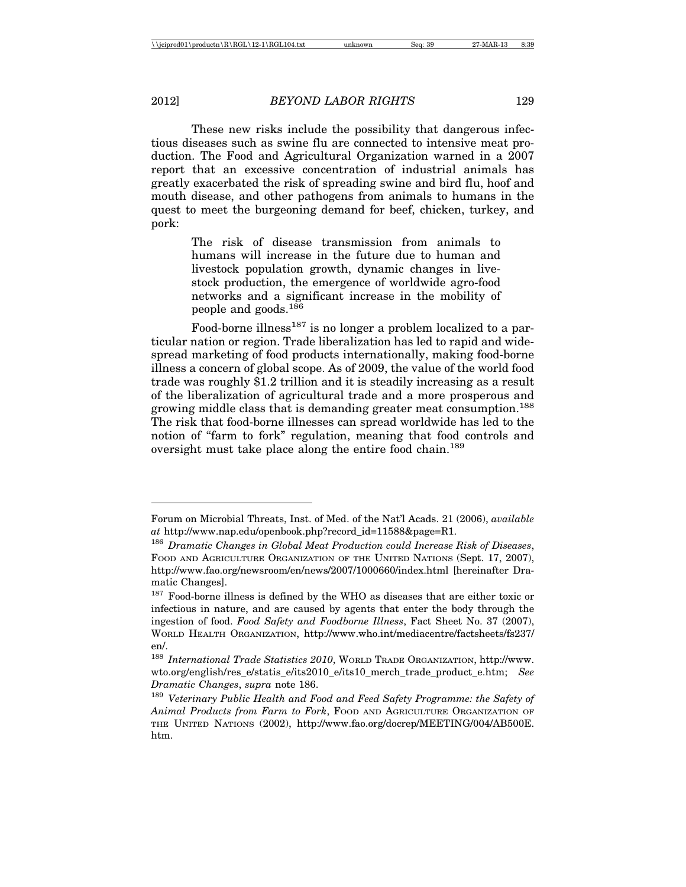These new risks include the possibility that dangerous infectious diseases such as swine flu are connected to intensive meat production. The Food and Agricultural Organization warned in a 2007 report that an excessive concentration of industrial animals has greatly exacerbated the risk of spreading swine and bird flu, hoof and mouth disease, and other pathogens from animals to humans in the quest to meet the burgeoning demand for beef, chicken, turkey, and pork:

> The risk of disease transmission from animals to humans will increase in the future due to human and livestock population growth, dynamic changes in livestock production, the emergence of worldwide agro-food networks and a significant increase in the mobility of people and goods.[186]

Food-borne illness[187] is no longer a problem localized to a particular nation or region. Trade liberalization has led to rapid and widespread marketing of food products internationally, making food-borne illness a concern of global scope. As of 2009, the value of the world food trade was roughly $1.2 trillion and it is steadily increasing as a result of the liberalization of agricultural trade and a more prosperous and growing middle class that is demanding greater meat consumption.[188] The risk that food-borne illnesses can spread worldwide has led to the notion of "farm to fork" regulation, meaning that food controls and oversight must take place along the entire food chain.[189]

---

Forum on Microbial Threats, Inst. of Med. of the Nat'l Acads. 21 (2006), *available at* http://www.nap.edu/openbook.php?record_id=11588&page=R1.

[186] *Dramatic Changes in Global Meat Production could Increase Risk of Diseases*, Food and Agriculture Organization of the United Nations (Sept. 17, 2007), http://www.fao.org/newsroom/en/news/2007/1000660/index.html [hereinafter Dramatic Changes].

[187] Food-borne illness is defined by the WHO as diseases that are either toxic or infectious in nature, and are caused by agents that enter the body through the ingestion of food. *Food Safety and Foodborne Illness*, Fact Sheet No. 37 (2007), World Health Organization, http://www.who.int/mediacentre/factsheets/fs237/en/.

[188] *International Trade Statistics 2010*, World Trade Organization, http://www.wto.org/english/res_e/statis_e/its2010_e/its10_merch_trade_product_e.htm; *See Dramatic Changes*, *supra* note 186.

[189] *Veterinary Public Health and Food and Feed Safety Programme: the Safety of Animal Products from Farm to Fork*, Food and Agriculture Organization of the United Nations (2002), http://www.fao.org/docrep/MEETING/004/AB500E.htm.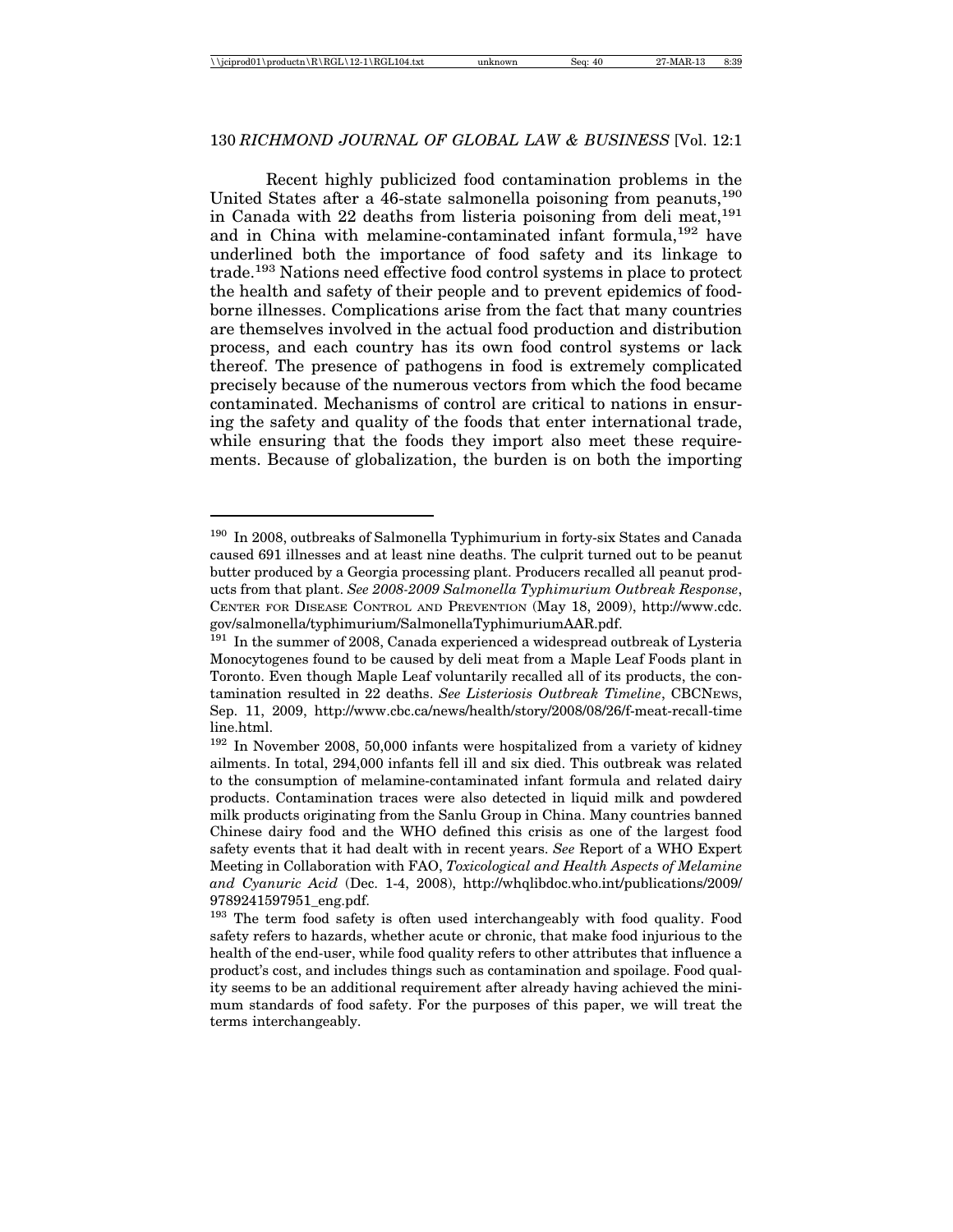Recent highly publicized food contamination problems in the United States after a 46-state salmonella poisoning from peanuts,[190] in Canada with 22 deaths from listeria poisoning from deli meat,[191] and in China with melamine-contaminated infant formula,[192] have underlined both the importance of food safety and its linkage to trade.[193] Nations need effective food control systems in place to protect the health and safety of their people and to prevent epidemics of food-borne illnesses. Complications arise from the fact that many countries are themselves involved in the actual food production and distribution process, and each country has its own food control systems or lack thereof. The presence of pathogens in food is extremely complicated precisely because of the numerous vectors from which the food became contaminated. Mechanisms of control are critical to nations in ensuring the safety and quality of the foods that enter international trade, while ensuring that the foods they import also meet these requirements. Because of globalization, the burden is on both the importing

---

[190] In 2008, outbreaks of Salmonella Typhimurium in forty-six States and Canada caused 691 illnesses and at least nine deaths. The culprit turned out to be peanut butter produced by a Georgia processing plant. Producers recalled all peanut products from that plant. *See 2008-2009 Salmonella Typhimurium Outbreak Response*, CENTER FOR DISEASE CONTROL AND PREVENTION (May 18, 2009), http://www.cdc.gov/salmonella/typhimurium/SalmonellaTyphimuriumAAR.pdf.

[191] In the summer of 2008, Canada experienced a widespread outbreak of Lysteria Monocytogenes found to be caused by deli meat from a Maple Leaf Foods plant in Toronto. Even though Maple Leaf voluntarily recalled all of its products, the contamination resulted in 22 deaths. *See Listeriosis Outbreak Timeline*, CBCNEWS, Sep. 11, 2009, http://www.cbc.ca/news/health/story/2008/08/26/f-meat-recall-timeline.html.

[192] In November 2008, 50,000 infants were hospitalized from a variety of kidney ailments. In total, 294,000 infants fell ill and six died. This outbreak was related to the consumption of melamine-contaminated infant formula and related dairy products. Contamination traces were also detected in liquid milk and powdered milk products originating from the Sanlu Group in China. Many countries banned Chinese dairy food and the WHO defined this crisis as one of the largest food safety events that it had dealt with in recent years. *See* Report of a WHO Expert Meeting in Collaboration with FAO, *Toxicological and Health Aspects of Melamine and Cyanuric Acid* (Dec. 1-4, 2008), http://whqlibdoc.who.int/publications/2009/9789241597951_eng.pdf.

[193] The term food safety is often used interchangeably with food quality. Food safety refers to hazards, whether acute or chronic, that make food injurious to the health of the end-user, while food quality refers to other attributes that influence a product's cost, and includes things such as contamination and spoilage. Food quality seems to be an additional requirement after already having achieved the minimum standards of food safety. For the purposes of this paper, we will treat the terms interchangeably.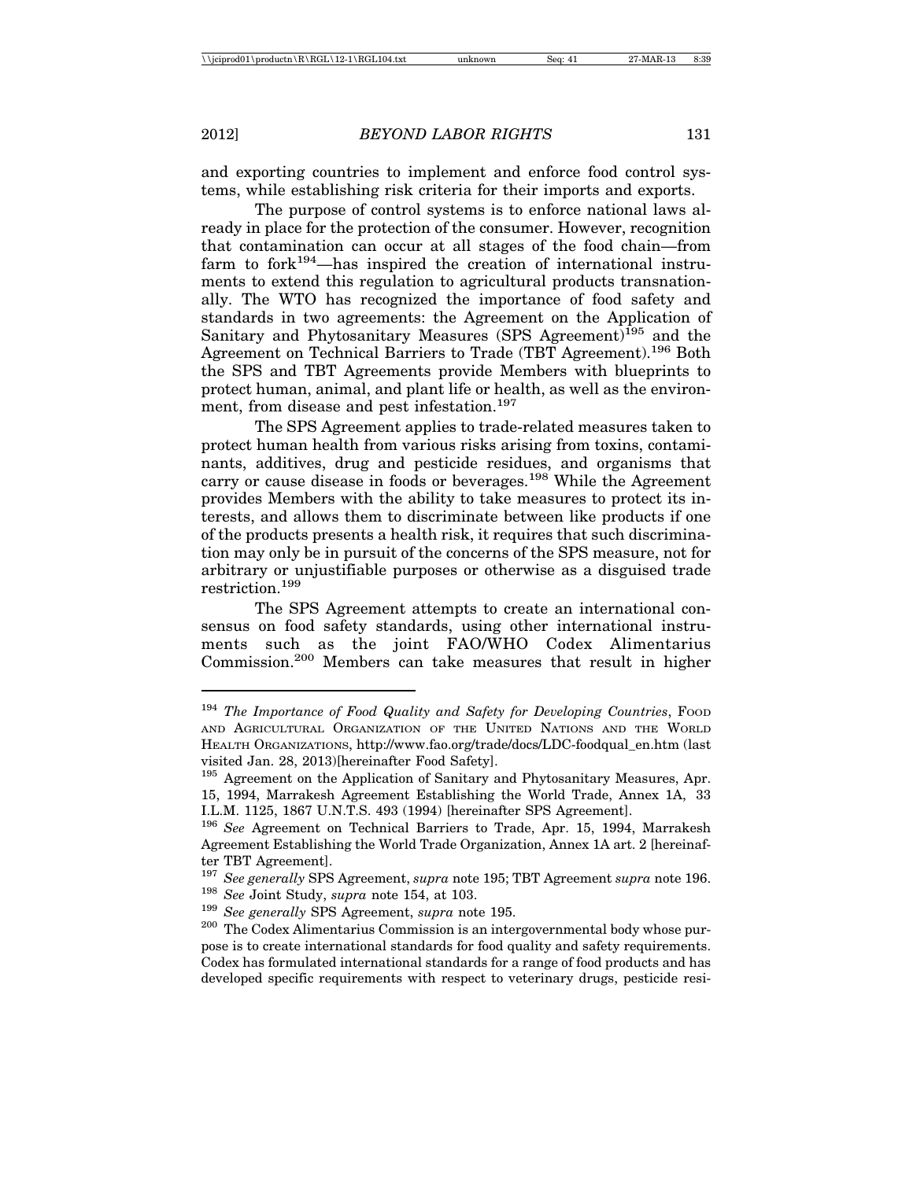and exporting countries to implement and enforce food control systems, while establishing risk criteria for their imports and exports.

The purpose of control systems is to enforce national laws already in place for the protection of the consumer. However, recognition that contamination can occur at all stages of the food chain—from farm to fork[194]—has inspired the creation of international instruments to extend this regulation to agricultural products transnationally. The WTO has recognized the importance of food safety and standards in two agreements: the Agreement on the Application of Sanitary and Phytosanitary Measures (SPS Agreement)[195] and the Agreement on Technical Barriers to Trade (TBT Agreement).[196] Both the SPS and TBT Agreements provide Members with blueprints to protect human, animal, and plant life or health, as well as the environment, from disease and pest infestation.[197]

The SPS Agreement applies to trade-related measures taken to protect human health from various risks arising from toxins, contaminants, additives, drug and pesticide residues, and organisms that carry or cause disease in foods or beverages.[198] While the Agreement provides Members with the ability to take measures to protect its interests, and allows them to discriminate between like products if one of the products presents a health risk, it requires that such discrimination may only be in pursuit of the concerns of the SPS measure, not for arbitrary or unjustifiable purposes or otherwise as a disguised trade restriction.[199]

The SPS Agreement attempts to create an international consensus on food safety standards, using other international instruments such as the joint FAO/WHO Codex Alimentarius Commission.[200] Members can take measures that result in higher

---

[194] *The Importance of Food Quality and Safety for Developing Countries*, FOOD AND AGRICULTURAL ORGANIZATION OF THE UNITED NATIONS AND THE WORLD HEALTH ORGANIZATIONS, http://www.fao.org/trade/docs/LDC-foodqual_en.htm (last visited Jan. 28, 2013)[hereinafter Food Safety].

[195] Agreement on the Application of Sanitary and Phytosanitary Measures, Apr. 15, 1994, Marrakesh Agreement Establishing the World Trade, Annex 1A, 33 I.L.M. 1125, 1867 U.N.T.S. 493 (1994) [hereinafter SPS Agreement].

[196] *See* Agreement on Technical Barriers to Trade, Apr. 15, 1994, Marrakesh Agreement Establishing the World Trade Organization, Annex 1A art. 2 [hereinafter TBT Agreement].

[197] *See generally* SPS Agreement, *supra* note 195; TBT Agreement *supra* note 196.

[198] *See* Joint Study, *supra* note 154, at 103.

[199] *See generally* SPS Agreement, *supra* note 195.

[200] The Codex Alimentarius Commission is an intergovernmental body whose purpose is to create international standards for food quality and safety requirements. Codex has formulated international standards for a range of food products and has developed specific requirements with respect to veterinary drugs, pesticide resi-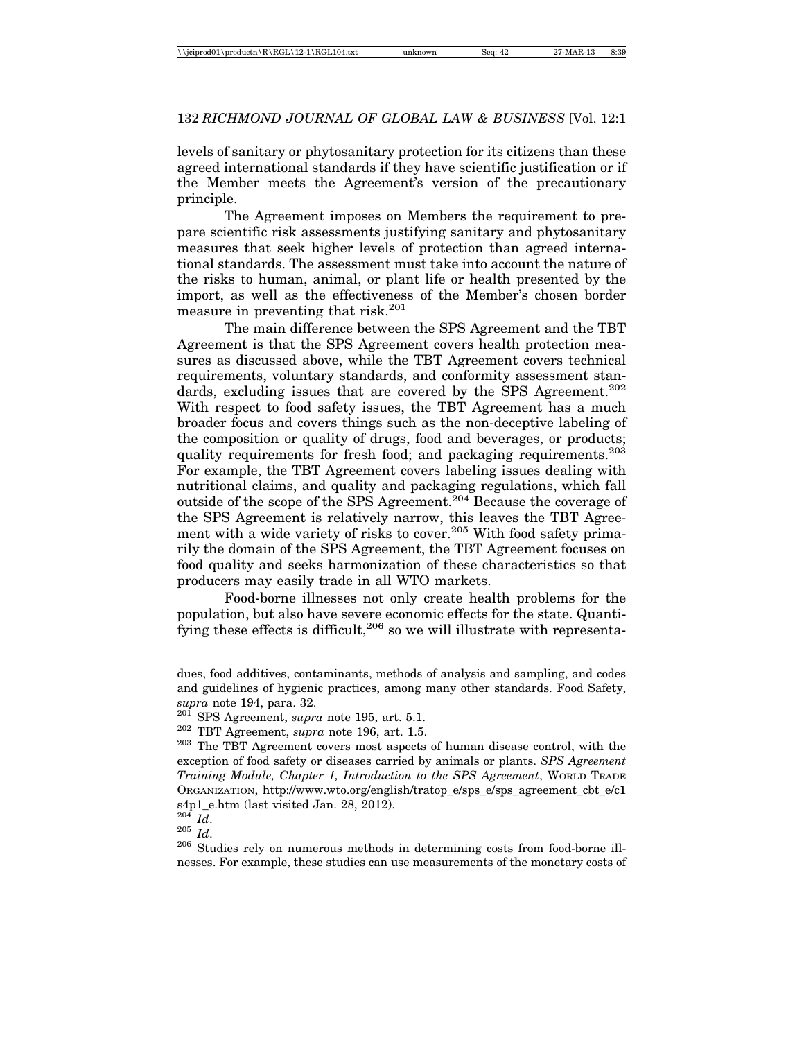levels of sanitary or phytosanitary protection for its citizens than these agreed international standards if they have scientific justification or if the Member meets the Agreement's version of the precautionary principle.

The Agreement imposes on Members the requirement to prepare scientific risk assessments justifying sanitary and phytosanitary measures that seek higher levels of protection than agreed international standards. The assessment must take into account the nature of the risks to human, animal, or plant life or health presented by the import, as well as the effectiveness of the Member's chosen border measure in preventing that risk.[201]

The main difference between the SPS Agreement and the TBT Agreement is that the SPS Agreement covers health protection measures as discussed above, while the TBT Agreement covers technical requirements, voluntary standards, and conformity assessment standards, excluding issues that are covered by the SPS Agreement.[202] With respect to food safety issues, the TBT Agreement has a much broader focus and covers things such as the non-deceptive labeling of the composition or quality of drugs, food and beverages, or products; quality requirements for fresh food; and packaging requirements.[203] For example, the TBT Agreement covers labeling issues dealing with nutritional claims, and quality and packaging regulations, which fall outside of the scope of the SPS Agreement.[204] Because the coverage of the SPS Agreement is relatively narrow, this leaves the TBT Agreement with a wide variety of risks to cover.[205] With food safety primarily the domain of the SPS Agreement, the TBT Agreement focuses on food quality and seeks harmonization of these characteristics so that producers may easily trade in all WTO markets.

Food-borne illnesses not only create health problems for the population, but also have severe economic effects for the state. Quantifying these effects is difficult,[206] so we will illustrate with representa-

---

dues, food additives, contaminants, methods of analysis and sampling, and codes and guidelines of hygienic practices, among many other standards. Food Safety, *supra* note 194, para. 32.

[201] SPS Agreement, *supra* note 195, art. 5.1.

[202] TBT Agreement, *supra* note 196, art. 1.5.

[203] The TBT Agreement covers most aspects of human disease control, with the exception of food safety or diseases carried by animals or plants. *SPS Agreement Training Module, Chapter 1, Introduction to the SPS Agreement*, WORLD TRADE ORGANIZATION, http://www.wto.org/english/tratop_e/sps_e/sps_agreement_cbt_e/c1s4p1_e.htm (last visited Jan. 28, 2012).

[204] *Id*.

[205] *Id*.

[206] Studies rely on numerous methods in determining costs from food-borne illnesses. For example, these studies can use measurements of the monetary costs of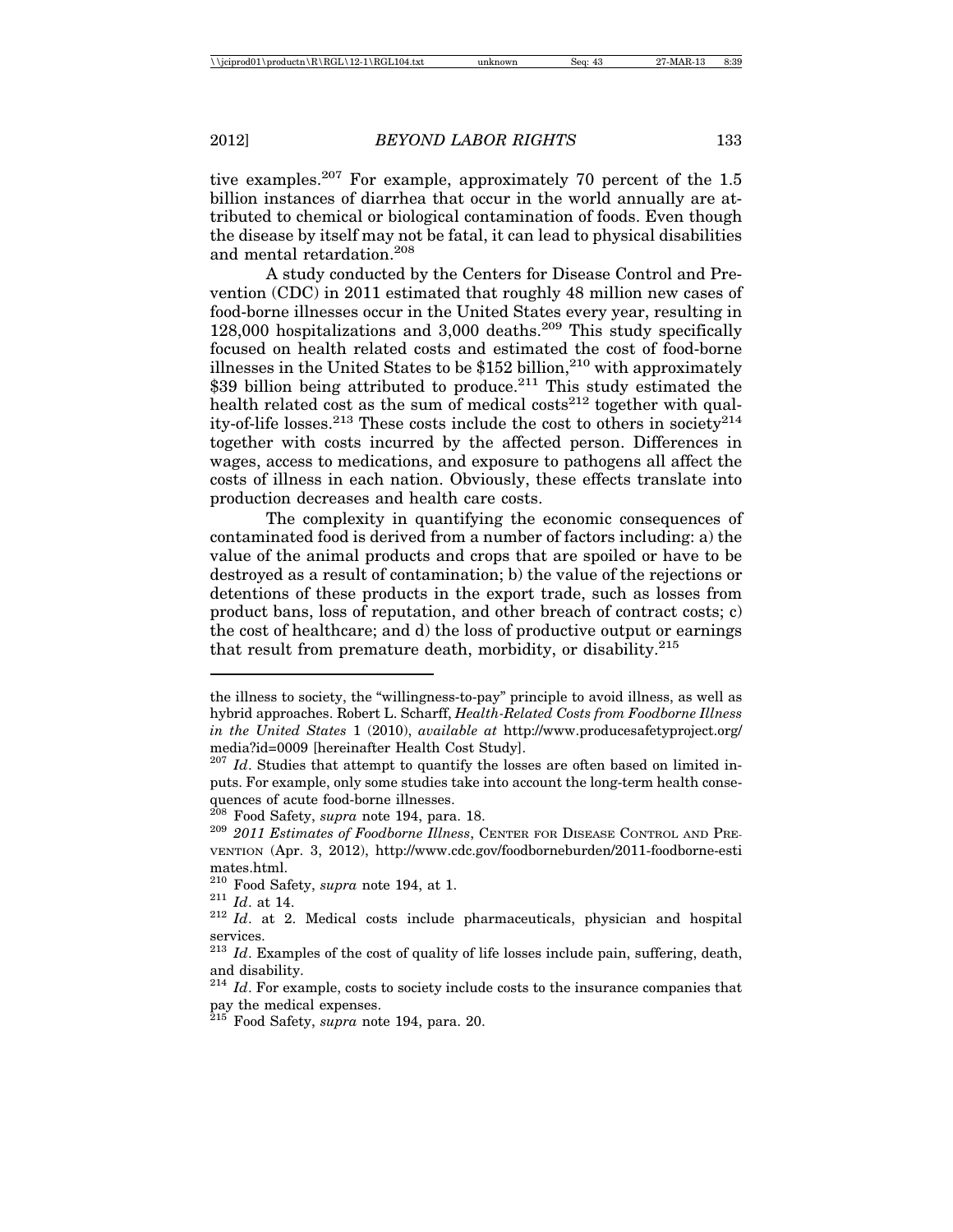tive examples.[207] For example, approximately 70 percent of the 1.5 billion instances of diarrhea that occur in the world annually are attributed to chemical or biological contamination of foods. Even though the disease by itself may not be fatal, it can lead to physical disabilities and mental retardation.[208]

A study conducted by the Centers for Disease Control and Prevention (CDC) in 2011 estimated that roughly 48 million new cases of food-borne illnesses occur in the United States every year, resulting in 128,000 hospitalizations and 3,000 deaths.[209] This study specifically focused on health related costs and estimated the cost of food-borne illnesses in the United States to be $152 billion,[210] with approximately $39 billion being attributed to produce.[211] This study estimated the health related cost as the sum of medical costs[212] together with quality-of-life losses.[213] These costs include the cost to others in society[214] together with costs incurred by the affected person. Differences in wages, access to medications, and exposure to pathogens all affect the costs of illness in each nation. Obviously, these effects translate into production decreases and health care costs.

The complexity in quantifying the economic consequences of contaminated food is derived from a number of factors including: a) the value of the animal products and crops that are spoiled or have to be destroyed as a result of contamination; b) the value of the rejections or detentions of these products in the export trade, such as losses from product bans, loss of reputation, and other breach of contract costs; c) the cost of healthcare; and d) the loss of productive output or earnings that result from premature death, morbidity, or disability.[215]

---

the illness to society, the "willingness-to-pay" principle to avoid illness, as well as hybrid approaches. Robert L. Scharff, *Health-Related Costs from Foodborne Illness in the United States* 1 (2010), *available at* http://www.producesafetyproject.org/media?id=0009 [hereinafter Health Cost Study].

[207] *Id*. Studies that attempt to quantify the losses are often based on limited inputs. For example, only some studies take into account the long-term health consequences of acute food-borne illnesses.

[208] Food Safety, *supra* note 194, para. 18.

[209] *2011 Estimates of Foodborne Illness*, CENTER FOR DISEASE CONTROL AND PREVENTION (Apr. 3, 2012), http://www.cdc.gov/foodborneburden/2011-foodborne-estimates.html.

[210] Food Safety, *supra* note 194, at 1.

[211] *Id*. at 14.

[212] *Id*. at 2. Medical costs include pharmaceuticals, physician and hospital services.

[213] *Id*. Examples of the cost of quality of life losses include pain, suffering, death, and disability.

[214] *Id*. For example, costs to society include costs to the insurance companies that pay the medical expenses.

[215] Food Safety, *supra* note 194, para. 20.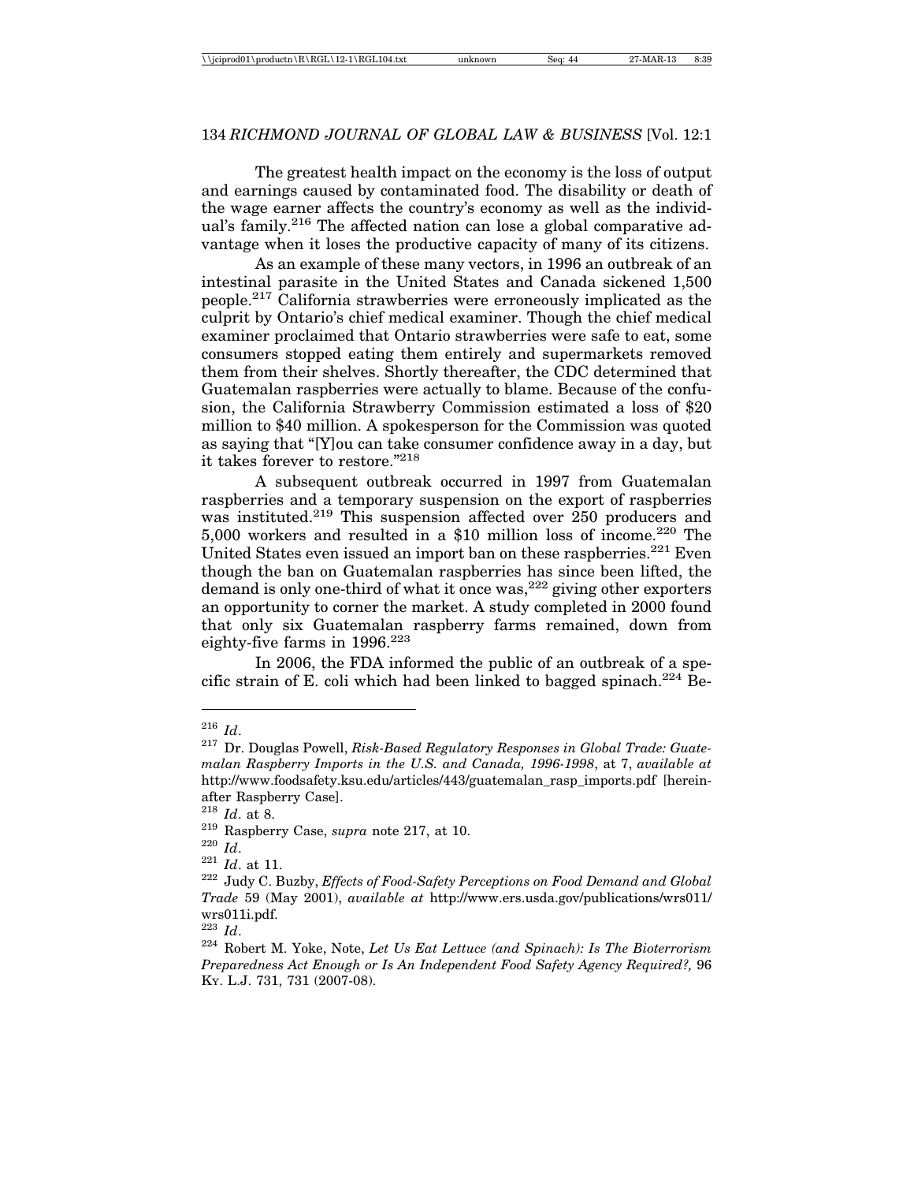The greatest health impact on the economy is the loss of output and earnings caused by contaminated food. The disability or death of the wage earner affects the country's economy as well as the individual's family.[216] The affected nation can lose a global comparative advantage when it loses the productive capacity of many of its citizens.

As an example of these many vectors, in 1996 an outbreak of an intestinal parasite in the United States and Canada sickened 1,500 people.[217] California strawberries were erroneously implicated as the culprit by Ontario's chief medical examiner. Though the chief medical examiner proclaimed that Ontario strawberries were safe to eat, some consumers stopped eating them entirely and supermarkets removed them from their shelves. Shortly thereafter, the CDC determined that Guatemalan raspberries were actually to blame. Because of the confusion, the California Strawberry Commission estimated a loss of $20 million to $40 million. A spokesperson for the Commission was quoted as saying that "[Y]ou can take consumer confidence away in a day, but it takes forever to restore."[218]

A subsequent outbreak occurred in 1997 from Guatemalan raspberries and a temporary suspension on the export of raspberries was instituted.[219] This suspension affected over 250 producers and 5,000 workers and resulted in a $10 million loss of income.[220] The United States even issued an import ban on these raspberries.[221] Even though the ban on Guatemalan raspberries has since been lifted, the demand is only one-third of what it once was,[222] giving other exporters an opportunity to corner the market. A study completed in 2000 found that only six Guatemalan raspberry farms remained, down from eighty-five farms in 1996.[223]

In 2006, the FDA informed the public of an outbreak of a specific strain of E. coli which had been linked to bagged spinach.[224] Be-

---

[216] *Id*.

[217] Dr. Douglas Powell, *Risk-Based Regulatory Responses in Global Trade: Guatemalan Raspberry Imports in the U.S. and Canada, 1996-1998*, at 7, *available at* http://www.foodsafety.ksu.edu/articles/443/guatemalan_rasp_imports.pdf [hereinafter Raspberry Case].

[218] *Id*. at 8.

[219] Raspberry Case, *supra* note 217, at 10.

[220] *Id*.

[221] *Id*. at 11.

[222] Judy C. Buzby, *Effects of Food-Safety Perceptions on Food Demand and Global Trade* 59 (May 2001), *available at* http://www.ers.usda.gov/publications/wrs011/wrs011i.pdf.

[223] *Id*.

[224] Robert M. Yoke, Note, *Let Us Eat Lettuce (and Spinach): Is The Bioterrorism Preparedness Act Enough or Is An Independent Food Safety Agency Required?,* 96 KY. L.J. 731, 731 (2007-08).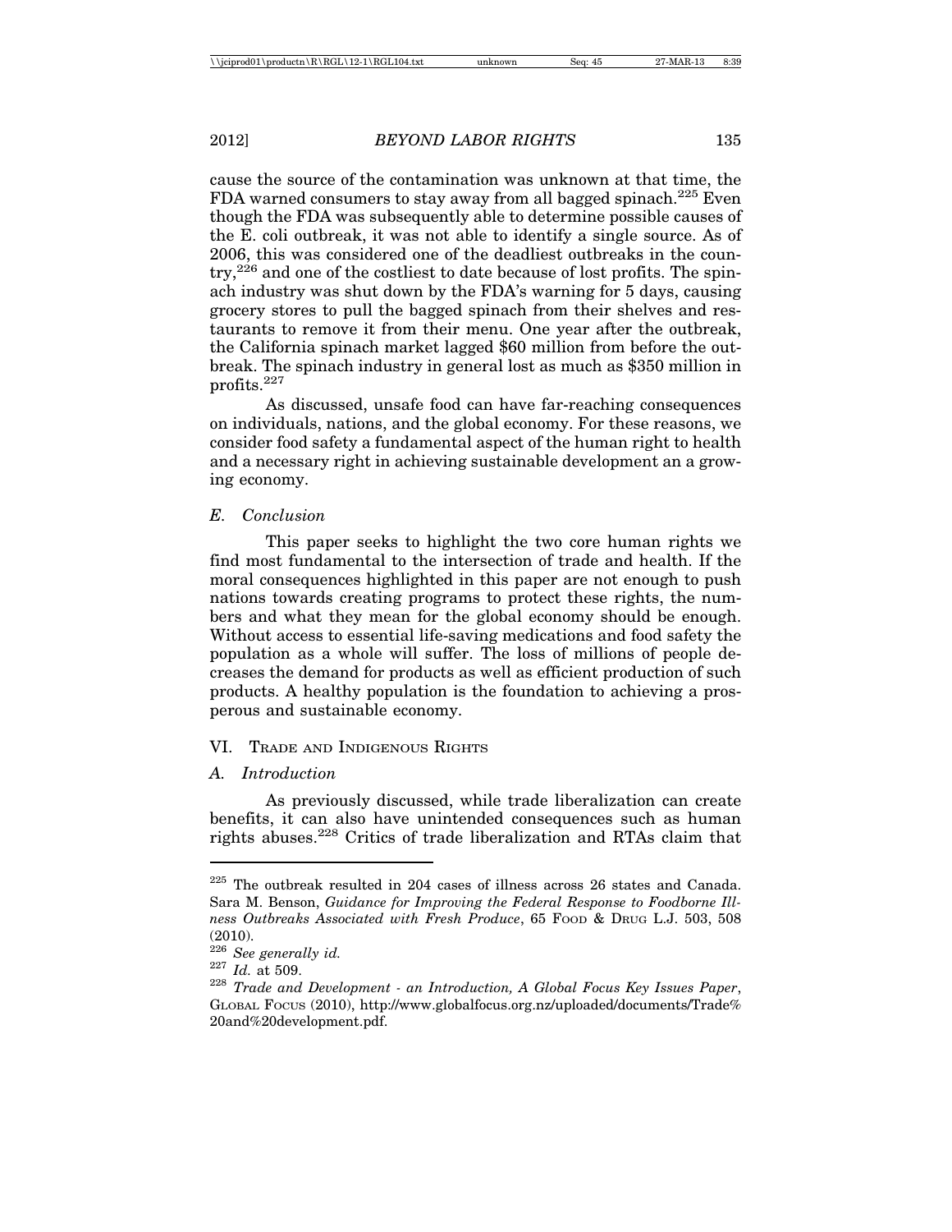cause the source of the contamination was unknown at that time, the FDA warned consumers to stay away from all bagged spinach.[225] Even though the FDA was subsequently able to determine possible causes of the E. coli outbreak, it was not able to identify a single source. As of 2006, this was considered one of the deadliest outbreaks in the country,[226] and one of the costliest to date because of lost profits. The spinach industry was shut down by the FDA's warning for 5 days, causing grocery stores to pull the bagged spinach from their shelves and restaurants to remove it from their menu. One year after the outbreak, the California spinach market lagged $60 million from before the outbreak. The spinach industry in general lost as much as $350 million in profits.[227]

As discussed, unsafe food can have far-reaching consequences on individuals, nations, and the global economy. For these reasons, we consider food safety a fundamental aspect of the human right to health and a necessary right in achieving sustainable development an a growing economy.

### *E. Conclusion*

This paper seeks to highlight the two core human rights we find most fundamental to the intersection of trade and health. If the moral consequences highlighted in this paper are not enough to push nations towards creating programs to protect these rights, the numbers and what they mean for the global economy should be enough. Without access to essential life-saving medications and food safety the population as a whole will suffer. The loss of millions of people decreases the demand for products as well as efficient production of such products. A healthy population is the foundation to achieving a prosperous and sustainable economy.

## VI. Trade and Indigenous Rights

### *A. Introduction*

As previously discussed, while trade liberalization can create benefits, it can also have unintended consequences such as human rights abuses.[228] Critics of trade liberalization and RTAs claim that

---

[225] The outbreak resulted in 204 cases of illness across 26 states and Canada. Sara M. Benson, *Guidance for Improving the Federal Response to Foodborne Illness Outbreaks Associated with Fresh Produce*, 65 Food & Drug L.J. 503, 508 (2010).

[226] *See generally id.*

[227] *Id.* at 509.

[228] *Trade and Development - an Introduction, A Global Focus Key Issues Paper*, Global Focus (2010), http://www.globalfocus.org.nz/uploaded/documents/Trade%20and%20development.pdf.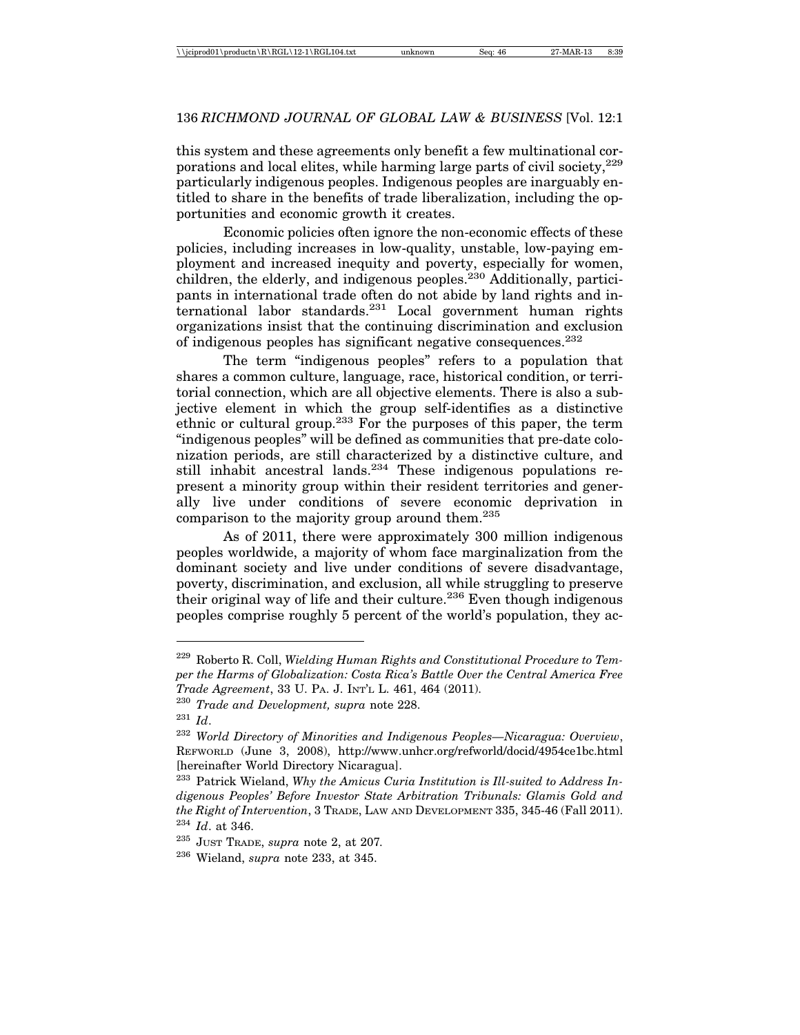this system and these agreements only benefit a few multinational corporations and local elites, while harming large parts of civil society,[229] particularly indigenous peoples. Indigenous peoples are inarguably entitled to share in the benefits of trade liberalization, including the opportunities and economic growth it creates.

Economic policies often ignore the non-economic effects of these policies, including increases in low-quality, unstable, low-paying employment and increased inequity and poverty, especially for women, children, the elderly, and indigenous peoples.[230] Additionally, participants in international trade often do not abide by land rights and international labor standards.[231] Local government human rights organizations insist that the continuing discrimination and exclusion of indigenous peoples has significant negative consequences.[232]

The term "indigenous peoples" refers to a population that shares a common culture, language, race, historical condition, or territorial connection, which are all objective elements. There is also a subjective element in which the group self-identifies as a distinctive ethnic or cultural group.[233] For the purposes of this paper, the term "indigenous peoples" will be defined as communities that pre-date colonization periods, are still characterized by a distinctive culture, and still inhabit ancestral lands.[234] These indigenous populations represent a minority group within their resident territories and generally live under conditions of severe economic deprivation in comparison to the majority group around them.[235]

As of 2011, there were approximately 300 million indigenous peoples worldwide, a majority of whom face marginalization from the dominant society and live under conditions of severe disadvantage, poverty, discrimination, and exclusion, all while struggling to preserve their original way of life and their culture.[236] Even though indigenous peoples comprise roughly 5 percent of the world's population, they ac-

---

[229] Roberto R. Coll, *Wielding Human Rights and Constitutional Procedure to Temper the Harms of Globalization: Costa Rica's Battle Over the Central America Free Trade Agreement*, 33 U. PA. J. INT'L L. 461, 464 (2011).

[230] *Trade and Development, supra* note 228.

[231] *Id*.

[232] *World Directory of Minorities and Indigenous Peoples—Nicaragua: Overview*, REFWORLD (June 3, 2008), http://www.unhcr.org/refworld/docid/4954ce1bc.html [hereinafter World Directory Nicaragua].

[233] Patrick Wieland, *Why the Amicus Curia Institution is Ill-suited to Address Indigenous Peoples' Before Investor State Arbitration Tribunals: Glamis Gold and the Right of Intervention*, 3 TRADE, LAW AND DEVELOPMENT 335, 345-46 (Fall 2011).

[234] *Id*. at 346.

[235] JUST TRADE, *supra* note 2, at 207.

[236] Wieland, *supra* note 233, at 345.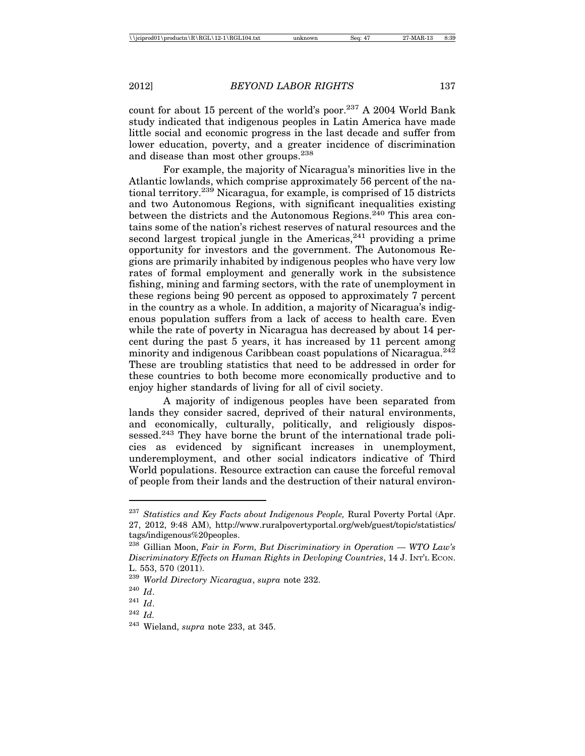count for about 15 percent of the world's poor.[237] A 2004 World Bank study indicated that indigenous peoples in Latin America have made little social and economic progress in the last decade and suffer from lower education, poverty, and a greater incidence of discrimination and disease than most other groups.[238]

For example, the majority of Nicaragua's minorities live in the Atlantic lowlands, which comprise approximately 56 percent of the national territory.[239] Nicaragua, for example, is comprised of 15 districts and two Autonomous Regions, with significant inequalities existing between the districts and the Autonomous Regions.[240] This area contains some of the nation's richest reserves of natural resources and the second largest tropical jungle in the Americas,[241] providing a prime opportunity for investors and the government. The Autonomous Regions are primarily inhabited by indigenous peoples who have very low rates of formal employment and generally work in the subsistence fishing, mining and farming sectors, with the rate of unemployment in these regions being 90 percent as opposed to approximately 7 percent in the country as a whole. In addition, a majority of Nicaragua's indigenous population suffers from a lack of access to health care. Even while the rate of poverty in Nicaragua has decreased by about 14 percent during the past 5 years, it has increased by 11 percent among minority and indigenous Caribbean coast populations of Nicaragua.[242] These are troubling statistics that need to be addressed in order for these countries to both become more economically productive and to enjoy higher standards of living for all of civil society.

A majority of indigenous peoples have been separated from lands they consider sacred, deprived of their natural environments, and economically, culturally, politically, and religiously dispossessed.[243] They have borne the brunt of the international trade policies as evidenced by significant increases in unemployment, underemployment, and other social indicators indicative of Third World populations. Resource extraction can cause the forceful removal of people from their lands and the destruction of their natural environ-

---

[237] *Statistics and Key Facts about Indigenous People,* Rural Poverty Portal (Apr. 27, 2012, 9:48 AM), http://www.ruralpovertyportal.org/web/guest/topic/statistics/tags/indigenous%20peoples.

[238] Gillian Moon, *Fair in Form, But Discriminatiory in Operation — WTO Law's Discriminatory Effects on Human Rights in Devloping Countries*, 14 J. INT'L ECON. L. 553, 570 (2011).

[239] *World Directory Nicaragua*, *supra* note 232.

[240] *Id*.

[241] *Id*.

[242] *Id.*

[243] Wieland, *supra* note 233, at 345.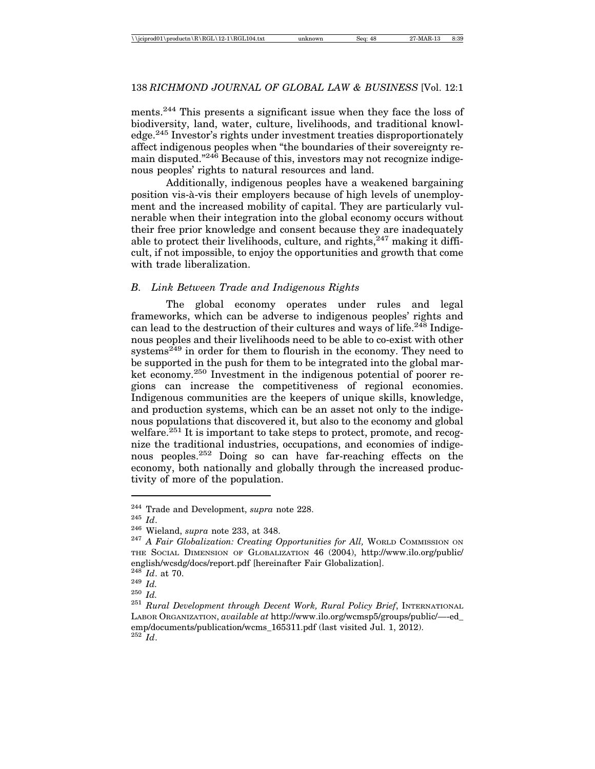ments.[244] This presents a significant issue when they face the loss of biodiversity, land, water, culture, livelihoods, and traditional knowledge.[245] Investor's rights under investment treaties disproportionately affect indigenous peoples when "the boundaries of their sovereignty remain disputed."[246] Because of this, investors may not recognize indigenous peoples' rights to natural resources and land.

Additionally, indigenous peoples have a weakened bargaining position vis-à-vis their employers because of high levels of unemployment and the increased mobility of capital. They are particularly vulnerable when their integration into the global economy occurs without their free prior knowledge and consent because they are inadequately able to protect their livelihoods, culture, and rights,[247] making it difficult, if not impossible, to enjoy the opportunities and growth that come with trade liberalization.

### *B. Link Between Trade and Indigenous Rights*

The global economy operates under rules and legal frameworks, which can be adverse to indigenous peoples' rights and can lead to the destruction of their cultures and ways of life.[248] Indigenous peoples and their livelihoods need to be able to co-exist with other systems[249] in order for them to flourish in the economy. They need to be supported in the push for them to be integrated into the global market economy.[250] Investment in the indigenous potential of poorer regions can increase the competitiveness of regional economies. Indigenous communities are the keepers of unique skills, knowledge, and production systems, which can be an asset not only to the indigenous populations that discovered it, but also to the economy and global welfare.[251] It is important to take steps to protect, promote, and recognize the traditional industries, occupations, and economies of indigenous peoples.[252] Doing so can have far-reaching effects on the economy, both nationally and globally through the increased productivity of more of the population.

---

[244] Trade and Development, *supra* note 228.

[245] *Id*.

[246] Wieland, *supra* note 233, at 348.

[247] *A Fair Globalization: Creating Opportunities for All,* WORLD COMMISSION ON THE SOCIAL DIMENSION OF GLOBALIZATION 46 (2004), http://www.ilo.org/public/english/wcsdg/docs/report.pdf [hereinafter Fair Globalization].

[248] *Id*. at 70.

[249] *Id.*

[250] *Id.*

[251] *Rural Development through Decent Work, Rural Policy Brief*, INTERNATIONAL LABOR ORGANIZATION, *available at* http://www.ilo.org/wcmsp5/groups/public/—-ed_emp/documents/publication/wcms_165311.pdf (last visited Jul. 1, 2012).

[252] *Id*.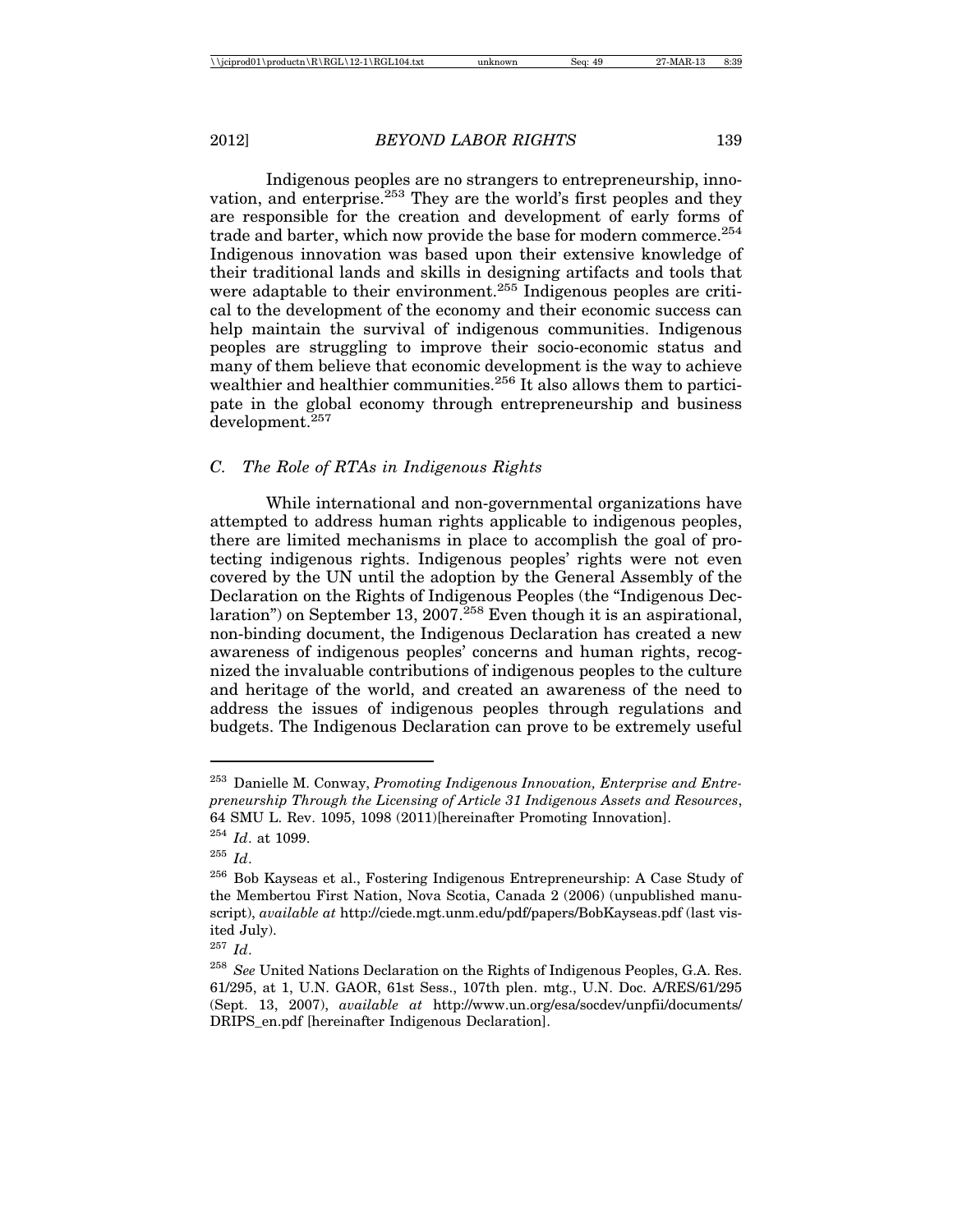Indigenous peoples are no strangers to entrepreneurship, innovation, and enterprise.[253] They are the world's first peoples and they are responsible for the creation and development of early forms of trade and barter, which now provide the base for modern commerce.[254] Indigenous innovation was based upon their extensive knowledge of their traditional lands and skills in designing artifacts and tools that were adaptable to their environment.[255] Indigenous peoples are critical to the development of the economy and their economic success can help maintain the survival of indigenous communities. Indigenous peoples are struggling to improve their socio-economic status and many of them believe that economic development is the way to achieve wealthier and healthier communities.[256] It also allows them to participate in the global economy through entrepreneurship and business development.[257]

### C. *The Role of RTAs in Indigenous Rights*

While international and non-governmental organizations have attempted to address human rights applicable to indigenous peoples, there are limited mechanisms in place to accomplish the goal of protecting indigenous rights. Indigenous peoples' rights were not even covered by the UN until the adoption by the General Assembly of the Declaration on the Rights of Indigenous Peoples (the "Indigenous Declaration") on September 13, 2007.[258] Even though it is an aspirational, non-binding document, the Indigenous Declaration has created a new awareness of indigenous peoples' concerns and human rights, recognized the invaluable contributions of indigenous peoples to the culture and heritage of the world, and created an awareness of the need to address the issues of indigenous peoples through regulations and budgets. The Indigenous Declaration can prove to be extremely useful

---

[253] Danielle M. Conway, *Promoting Indigenous Innovation, Enterprise and Entrepreneurship Through the Licensing of Article 31 Indigenous Assets and Resources*, 64 SMU L. Rev. 1095, 1098 (2011)[hereinafter Promoting Innovation].

[254] *Id*. at 1099.

[255] *Id*.

[256] Bob Kayseas et al., Fostering Indigenous Entrepreneurship: A Case Study of the Membertou First Nation, Nova Scotia, Canada 2 (2006) (unpublished manuscript), *available at* http://ciede.mgt.unm.edu/pdf/papers/BobKayseas.pdf (last visited July).

[257] *Id*.

[258] *See* United Nations Declaration on the Rights of Indigenous Peoples, G.A. Res. 61/295, at 1, U.N. GAOR, 61st Sess., 107th plen. mtg., U.N. Doc. A/RES/61/295 (Sept. 13, 2007), *available at* http://www.un.org/esa/socdev/unpfii/documents/DRIPS_en.pdf [hereinafter Indigenous Declaration].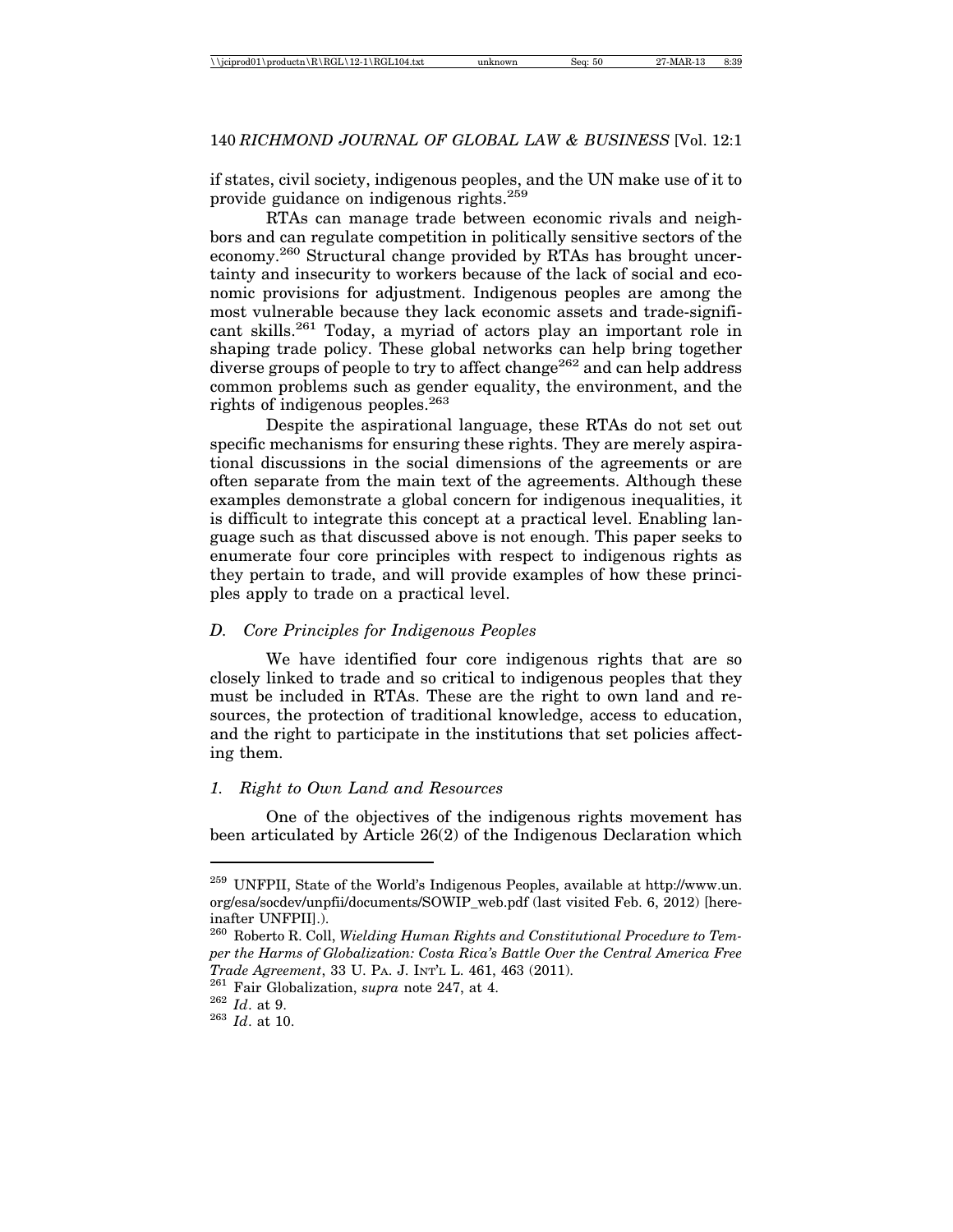if states, civil society, indigenous peoples, and the UN make use of it to provide guidance on indigenous rights.[259]

RTAs can manage trade between economic rivals and neighbors and can regulate competition in politically sensitive sectors of the economy.[260] Structural change provided by RTAs has brought uncertainty and insecurity to workers because of the lack of social and economic provisions for adjustment. Indigenous peoples are among the most vulnerable because they lack economic assets and trade-significant skills.[261] Today, a myriad of actors play an important role in shaping trade policy. These global networks can help bring together diverse groups of people to try to affect change[262] and can help address common problems such as gender equality, the environment, and the rights of indigenous peoples.[263]

Despite the aspirational language, these RTAs do not set out specific mechanisms for ensuring these rights. They are merely aspirational discussions in the social dimensions of the agreements or are often separate from the main text of the agreements. Although these examples demonstrate a global concern for indigenous inequalities, it is difficult to integrate this concept at a practical level. Enabling language such as that discussed above is not enough. This paper seeks to enumerate four core principles with respect to indigenous rights as they pertain to trade, and will provide examples of how these principles apply to trade on a practical level.

### *D. Core Principles for Indigenous Peoples*

We have identified four core indigenous rights that are so closely linked to trade and so critical to indigenous peoples that they must be included in RTAs. These are the right to own land and resources, the protection of traditional knowledge, access to education, and the right to participate in the institutions that set policies affecting them.

#### *1. Right to Own Land and Resources*

One of the objectives of the indigenous rights movement has been articulated by Article 26(2) of the Indigenous Declaration which

---

[259] UNFPII, State of the World's Indigenous Peoples, available at http://www.un.org/esa/socdev/unpfii/documents/SOWIP_web.pdf (last visited Feb. 6, 2012) [hereinafter UNFPII].).

[260] Roberto R. Coll, *Wielding Human Rights and Constitutional Procedure to Temper the Harms of Globalization: Costa Rica's Battle Over the Central America Free Trade Agreement*, 33 U. PA. J. INT'L L. 461, 463 (2011).

[261] Fair Globalization, *supra* note 247, at 4.

[262] *Id*. at 9.

[263] *Id*. at 10.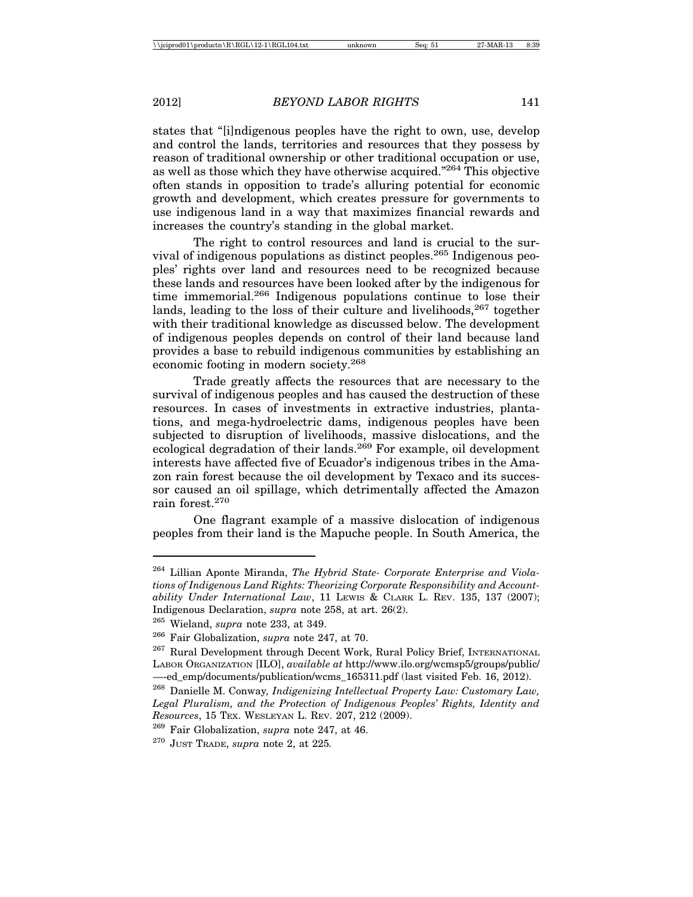states that "[i]ndigenous peoples have the right to own, use, develop and control the lands, territories and resources that they possess by reason of traditional ownership or other traditional occupation or use, as well as those which they have otherwise acquired."[264] This objective often stands in opposition to trade's alluring potential for economic growth and development, which creates pressure for governments to use indigenous land in a way that maximizes financial rewards and increases the country's standing in the global market.

The right to control resources and land is crucial to the survival of indigenous populations as distinct peoples.[265] Indigenous peoples' rights over land and resources need to be recognized because these lands and resources have been looked after by the indigenous for time immemorial.[266] Indigenous populations continue to lose their lands, leading to the loss of their culture and livelihoods,[267] together with their traditional knowledge as discussed below. The development of indigenous peoples depends on control of their land because land provides a base to rebuild indigenous communities by establishing an economic footing in modern society.[268]

Trade greatly affects the resources that are necessary to the survival of indigenous peoples and has caused the destruction of these resources. In cases of investments in extractive industries, plantations, and mega-hydroelectric dams, indigenous peoples have been subjected to disruption of livelihoods, massive dislocations, and the ecological degradation of their lands.[269] For example, oil development interests have affected five of Ecuador's indigenous tribes in the Amazon rain forest because the oil development by Texaco and its successor caused an oil spillage, which detrimentally affected the Amazon rain forest.[270]

One flagrant example of a massive dislocation of indigenous peoples from their land is the Mapuche people. In South America, the

---

[264] Lillian Aponte Miranda, *The Hybrid State- Corporate Enterprise and Violations of Indigenous Land Rights: Theorizing Corporate Responsibility and Accountability Under International Law*, 11 LEWIS & CLARK L. REV. 135, 137 (2007); Indigenous Declaration, *supra* note 258, at art. 26(2).

[265] Wieland, *supra* note 233, at 349.

[266] Fair Globalization, *supra* note 247, at 70.

[267] Rural Development through Decent Work, Rural Policy Brief, INTERNATIONAL LABOR ORGANIZATION [ILO], *available at* http://www.ilo.org/wcmsp5/groups/public/—-ed_emp/documents/publication/wcms_165311.pdf (last visited Feb. 16, 2012).

[268] Danielle M. Conway, *Indigenizing Intellectual Property Law: Customary Law, Legal Pluralism, and the Protection of Indigenous Peoples' Rights, Identity and Resources*, 15 TEX. WESLEYAN L. REV. 207, 212 (2009).

[269] Fair Globalization, *supra* note 247, at 46.

[270] JUST TRADE, *supra* note 2, at 225.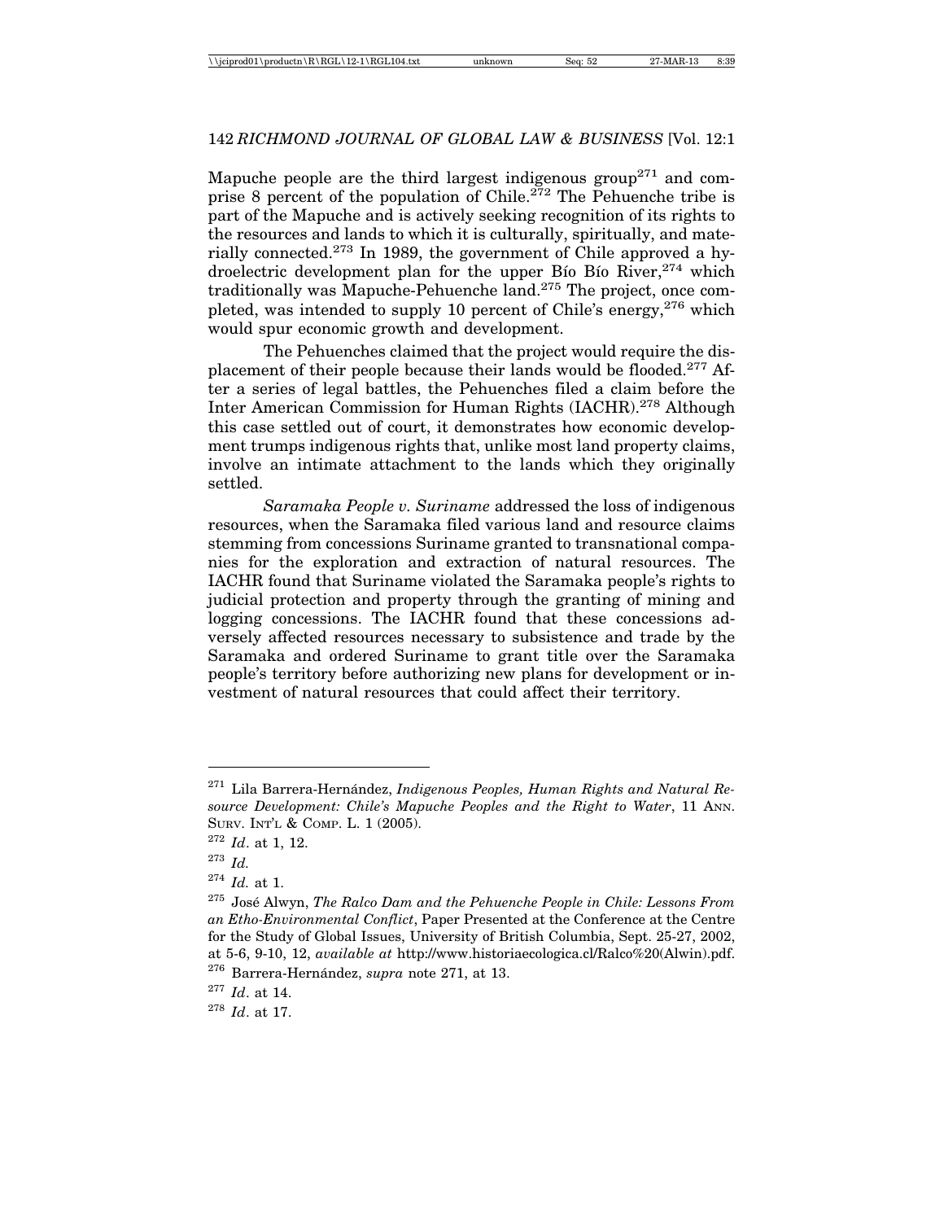Mapuche people are the third largest indigenous group[271] and comprise 8 percent of the population of Chile.[272] The Pehuenche tribe is part of the Mapuche and is actively seeking recognition of its rights to the resources and lands to which it is culturally, spiritually, and materially connected.[273] In 1989, the government of Chile approved a hydroelectric development plan for the upper Bío Bío River,[274] which traditionally was Mapuche-Pehuenche land.[275] The project, once completed, was intended to supply 10 percent of Chile's energy,[276] which would spur economic growth and development.

The Pehuenches claimed that the project would require the displacement of their people because their lands would be flooded.[277] After a series of legal battles, the Pehuenches filed a claim before the Inter American Commission for Human Rights (IACHR).[278] Although this case settled out of court, it demonstrates how economic development trumps indigenous rights that, unlike most land property claims, involve an intimate attachment to the lands which they originally settled.

*Saramaka People v. Suriname* addressed the loss of indigenous resources, when the Saramaka filed various land and resource claims stemming from concessions Suriname granted to transnational companies for the exploration and extraction of natural resources. The IACHR found that Suriname violated the Saramaka people's rights to judicial protection and property through the granting of mining and logging concessions. The IACHR found that these concessions adversely affected resources necessary to subsistence and trade by the Saramaka and ordered Suriname to grant title over the Saramaka people's territory before authorizing new plans for development or investment of natural resources that could affect their territory.

---

[271] Lila Barrera-Hernández, *Indigenous Peoples, Human Rights and Natural Resource Development: Chile's Mapuche Peoples and the Right to Water*, 11 ANN. SURV. INT'L & COMP. L. 1 (2005).

[272] *Id*. at 1, 12.

[273] *Id.*

[274] *Id.* at 1.

[275] José Alwyn, *The Ralco Dam and the Pehuenche People in Chile: Lessons From an Etho-Environmental Conflict*, Paper Presented at the Conference at the Centre for the Study of Global Issues, University of British Columbia, Sept. 25-27, 2002, at 5-6, 9-10, 12, *available at* http://www.historiaecologica.cl/Ralco%20(Alwin).pdf.

[276] Barrera-Hernández, *supra* note 271, at 13.

[277] *Id*. at 14.

[278] *Id*. at 17.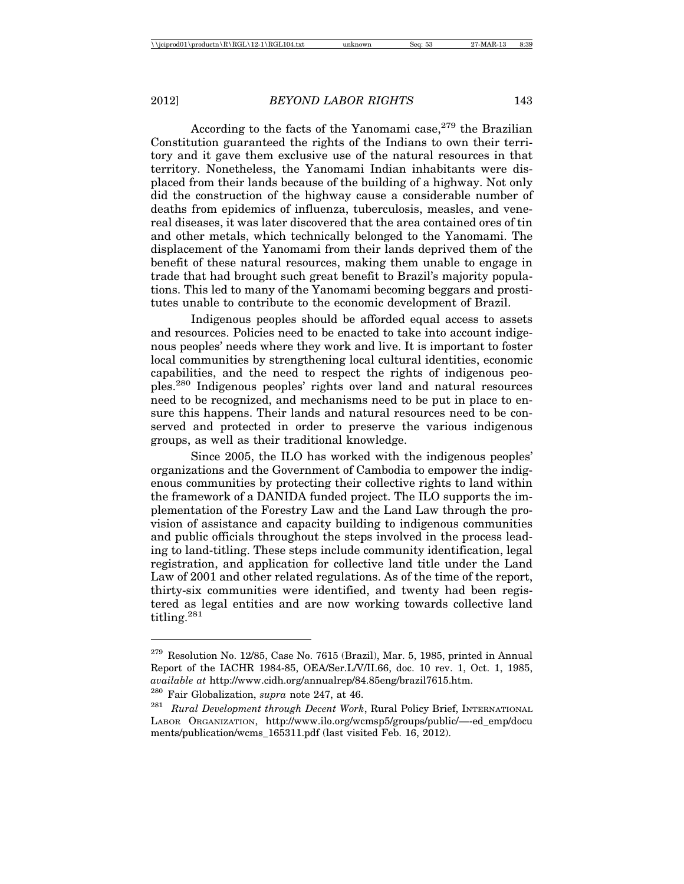According to the facts of the Yanomami case,[279] the Brazilian Constitution guaranteed the rights of the Indians to own their territory and it gave them exclusive use of the natural resources in that territory. Nonetheless, the Yanomami Indian inhabitants were displaced from their lands because of the building of a highway. Not only did the construction of the highway cause a considerable number of deaths from epidemics of influenza, tuberculosis, measles, and venereal diseases, it was later discovered that the area contained ores of tin and other metals, which technically belonged to the Yanomami. The displacement of the Yanomami from their lands deprived them of the benefit of these natural resources, making them unable to engage in trade that had brought such great benefit to Brazil's majority populations. This led to many of the Yanomami becoming beggars and prostitutes unable to contribute to the economic development of Brazil.

Indigenous peoples should be afforded equal access to assets and resources. Policies need to be enacted to take into account indigenous peoples' needs where they work and live. It is important to foster local communities by strengthening local cultural identities, economic capabilities, and the need to respect the rights of indigenous peoples.[280] Indigenous peoples' rights over land and natural resources need to be recognized, and mechanisms need to be put in place to ensure this happens. Their lands and natural resources need to be conserved and protected in order to preserve the various indigenous groups, as well as their traditional knowledge.

Since 2005, the ILO has worked with the indigenous peoples' organizations and the Government of Cambodia to empower the indigenous communities by protecting their collective rights to land within the framework of a DANIDA funded project. The ILO supports the implementation of the Forestry Law and the Land Law through the provision of assistance and capacity building to indigenous communities and public officials throughout the steps involved in the process leading to land-titling. These steps include community identification, legal registration, and application for collective land title under the Land Law of 2001 and other related regulations. As of the time of the report, thirty-six communities were identified, and twenty had been registered as legal entities and are now working towards collective land titling.[281]

---

[279] Resolution No. 12/85, Case No. 7615 (Brazil), Mar. 5, 1985, printed in Annual Report of the IACHR 1984-85, OEA/Ser.L/V/II.66, doc. 10 rev. 1, Oct. 1, 1985, *available at* http://www.cidh.org/annualrep/84.85eng/brazil7615.htm.

[280] Fair Globalization, *supra* note 247, at 46.

[281] *Rural Development through Decent Work*, Rural Policy Brief, INTERNATIONAL LABOR ORGANIZATION, http://www.ilo.org/wcmsp5/groups/public/—-ed_emp/documents/publication/wcms_165311.pdf (last visited Feb. 16, 2012).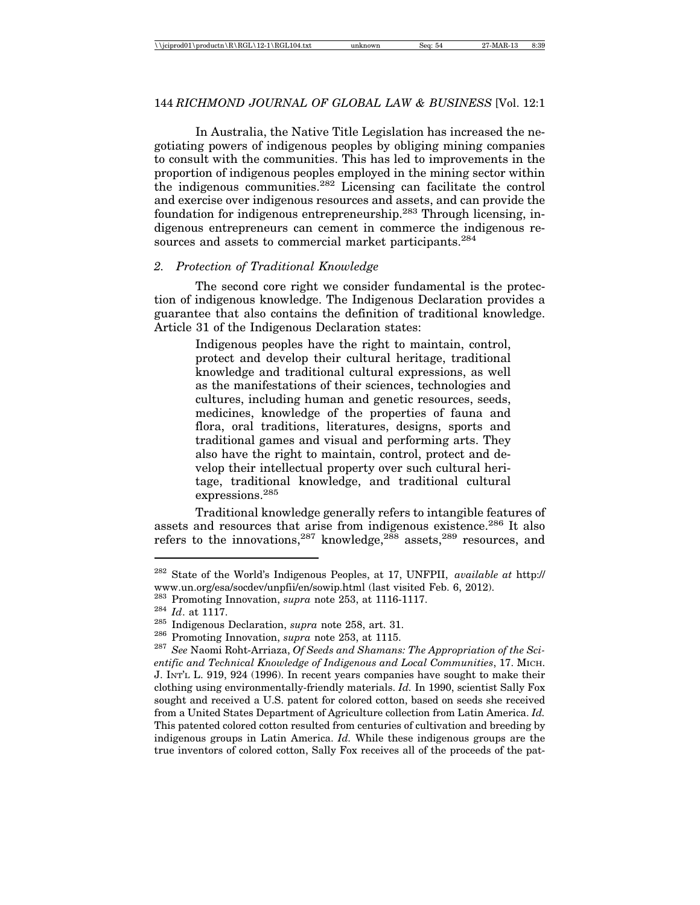In Australia, the Native Title Legislation has increased the negotiating powers of indigenous peoples by obliging mining companies to consult with the communities. This has led to improvements in the proportion of indigenous peoples employed in the mining sector within the indigenous communities.[282] Licensing can facilitate the control and exercise over indigenous resources and assets, and can provide the foundation for indigenous entrepreneurship.[283] Through licensing, indigenous entrepreneurs can cement in commerce the indigenous resources and assets to commercial market participants.[284]

### *2. Protection of Traditional Knowledge*

The second core right we consider fundamental is the protection of indigenous knowledge. The Indigenous Declaration provides a guarantee that also contains the definition of traditional knowledge. Article 31 of the Indigenous Declaration states:

> Indigenous peoples have the right to maintain, control, protect and develop their cultural heritage, traditional knowledge and traditional cultural expressions, as well as the manifestations of their sciences, technologies and cultures, including human and genetic resources, seeds, medicines, knowledge of the properties of fauna and flora, oral traditions, literatures, designs, sports and traditional games and visual and performing arts. They also have the right to maintain, control, protect and develop their intellectual property over such cultural heritage, traditional knowledge, and traditional cultural expressions.[285]

Traditional knowledge generally refers to intangible features of assets and resources that arise from indigenous existence.[286] It also refers to the innovations,[287] knowledge,[288] assets,[289] resources, and

---

[282] State of the World's Indigenous Peoples, at 17, UNFPII, *available at* http://www.un.org/esa/socdev/unpfii/en/sowip.html (last visited Feb. 6, 2012).

[283] Promoting Innovation, *supra* note 253, at 1116-1117.

[284] *Id*. at 1117.

[285] Indigenous Declaration, *supra* note 258, art. 31.

[286] Promoting Innovation, *supra* note 253, at 1115.

[287] *See* Naomi Roht-Arriaza, *Of Seeds and Shamans: The Appropriation of the Scientific and Technical Knowledge of Indigenous and Local Communities*, 17. MICH. J. INT'L L. 919, 924 (1996). In recent years companies have sought to make their clothing using environmentally-friendly materials. *Id.* In 1990, scientist Sally Fox sought and received a U.S. patent for colored cotton, based on seeds she received from a United States Department of Agriculture collection from Latin America. *Id.* This patented colored cotton resulted from centuries of cultivation and breeding by indigenous groups in Latin America. *Id.* While these indigenous groups are the true inventors of colored cotton, Sally Fox receives all of the proceeds of the pat-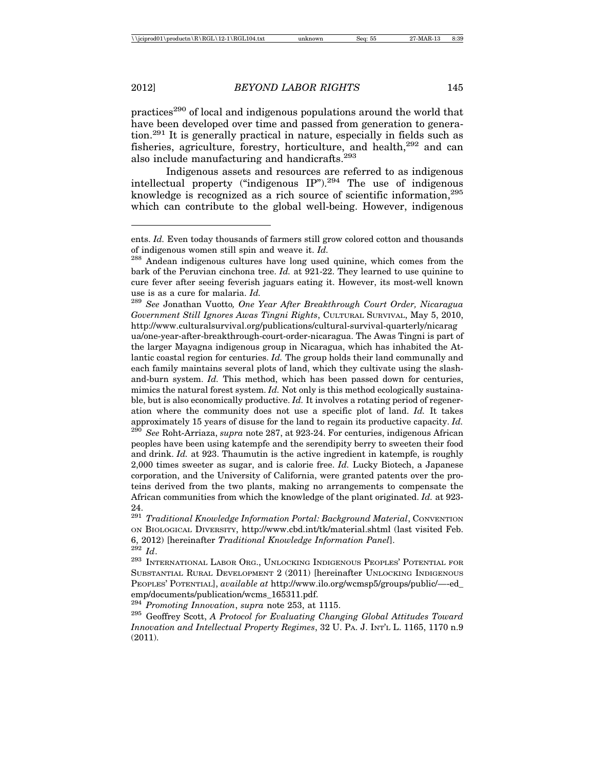practices[290] of local and indigenous populations around the world that have been developed over time and passed from generation to generation.[291] It is generally practical in nature, especially in fields such as fisheries, agriculture, forestry, horticulture, and health,[292] and can also include manufacturing and handicrafts.[293]

Indigenous assets and resources are referred to as indigenous intellectual property ("indigenous IP").[294] The use of indigenous knowledge is recognized as a rich source of scientific information,[295] which can contribute to the global well-being. However, indigenous

---

ents. *Id.* Even today thousands of farmers still grow colored cotton and thousands of indigenous women still spin and weave it. *Id.*

[288] Andean indigenous cultures have long used quinine, which comes from the bark of the Peruvian cinchona tree. *Id.* at 921-22. They learned to use quinine to cure fever after seeing feverish jaguars eating it. However, its most-well known use is as a cure for malaria. *Id.*

[289] *See* Jonathan Vuotto*, One Year After Breakthrough Court Order, Nicaragua Government Still Ignores Awas Tingni Rights*, CULTURAL SURVIVAL, May 5, 2010, http://www.culturalsurvival.org/publications/cultural-survival-quarterly/nicaragua/one-year-after-breakthrough-court-order-nicaragua. The Awas Tingni is part of the larger Mayagna indigenous group in Nicaragua, which has inhabited the Atlantic coastal region for centuries. *Id.* The group holds their land communally and each family maintains several plots of land, which they cultivate using the slash-and-burn system. *Id.* This method, which has been passed down for centuries, mimics the natural forest system. *Id.* Not only is this method ecologically sustainable, but is also economically productive. *Id.* It involves a rotating period of regeneration where the community does not use a specific plot of land. *Id.* It takes approximately 15 years of disuse for the land to regain its productive capacity. *Id.*

[290] *See* Roht-Arriaza, *supra* note 287, at 923-24. For centuries, indigenous African peoples have been using katempfe and the serendipity berry to sweeten their food and drink. *Id.* at 923. Thaumutin is the active ingredient in katempfe, is roughly 2,000 times sweeter as sugar, and is calorie free. *Id.* Lucky Biotech, a Japanese corporation, and the University of California, were granted patents over the proteins derived from the two plants, making no arrangements to compensate the African communities from which the knowledge of the plant originated. *Id.* at 923-24.

[291] *Traditional Knowledge Information Portal: Background Material*, CONVENTION ON BIOLOGICAL DIVERSITY, http://www.cbd.int/tk/material.shtml (last visited Feb. 6, 2012) [hereinafter *Traditional Knowledge Information Panel*].

[292] *Id*.

[293] INTERNATIONAL LABOR ORG., UNLOCKING INDIGENOUS PEOPLES' POTENTIAL FOR SUBSTANTIAL RURAL DEVELOPMENT 2 (2011) [hereinafter UNLOCKING INDIGENOUS PEOPLES' POTENTIAL], *available at* http://www.ilo.org/wcmsp5/groups/public/—-ed_emp/documents/publication/wcms_165311.pdf.

[294] *Promoting Innovation*, *supra* note 253, at 1115.

[295] Geoffrey Scott, *A Protocol for Evaluating Changing Global Attitudes Toward Innovation and Intellectual Property Regimes*, 32 U. PA. J. INT'L L. 1165, 1170 n.9 (2011).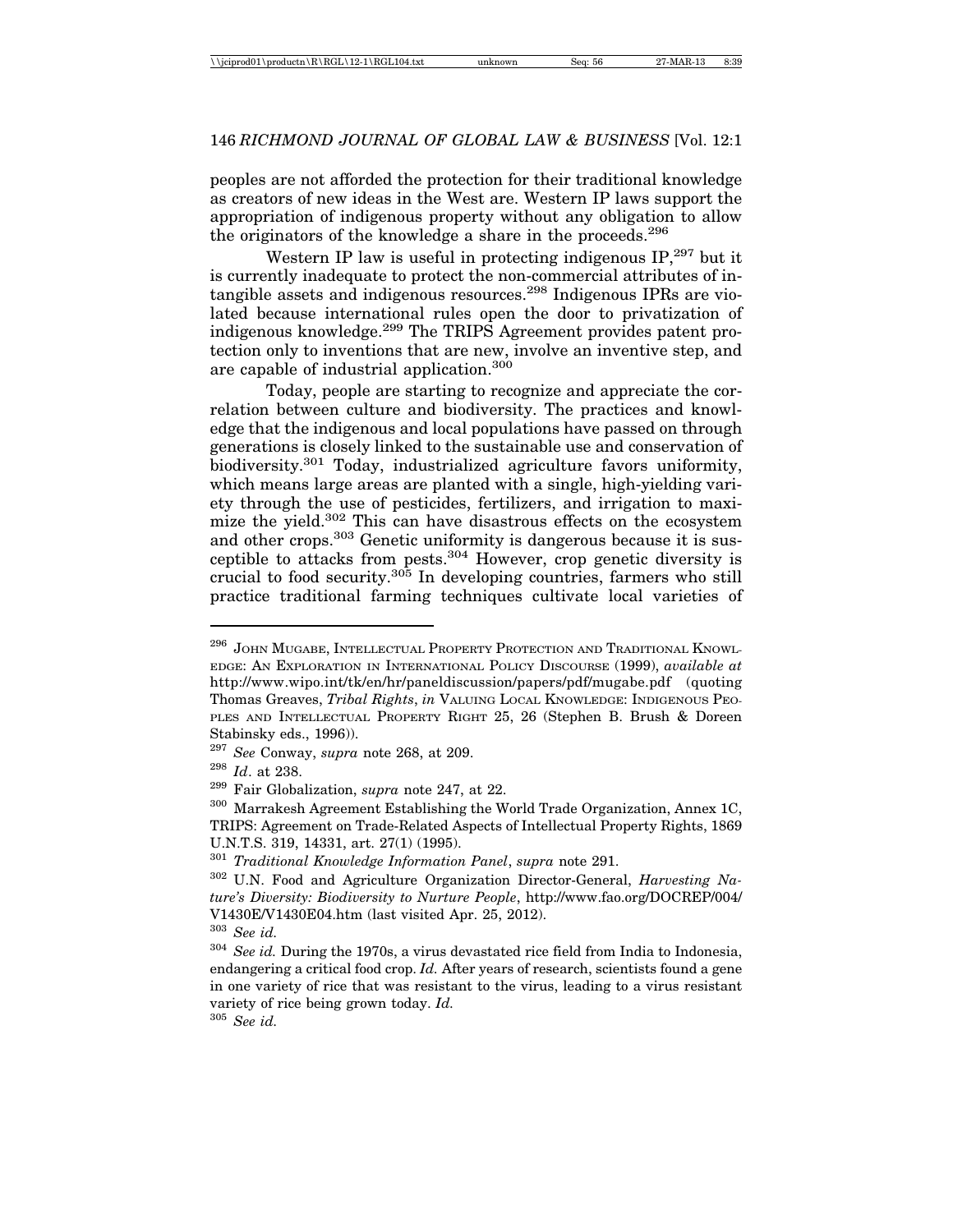peoples are not afforded the protection for their traditional knowledge as creators of new ideas in the West are. Western IP laws support the appropriation of indigenous property without any obligation to allow the originators of the knowledge a share in the proceeds.[296]

Western IP law is useful in protecting indigenous IP,[297] but it is currently inadequate to protect the non-commercial attributes of intangible assets and indigenous resources.[298] Indigenous IPRs are violated because international rules open the door to privatization of indigenous knowledge.[299] The TRIPS Agreement provides patent protection only to inventions that are new, involve an inventive step, and are capable of industrial application.[300]

Today, people are starting to recognize and appreciate the correlation between culture and biodiversity. The practices and knowledge that the indigenous and local populations have passed on through generations is closely linked to the sustainable use and conservation of biodiversity.[301] Today, industrialized agriculture favors uniformity, which means large areas are planted with a single, high-yielding variety through the use of pesticides, fertilizers, and irrigation to maximize the yield.[302] This can have disastrous effects on the ecosystem and other crops.[303] Genetic uniformity is dangerous because it is susceptible to attacks from pests.[304] However, crop genetic diversity is crucial to food security.[305] In developing countries, farmers who still practice traditional farming techniques cultivate local varieties of

---

[296] John Mugabe, Intellectual Property Protection and Traditional Knowledge: An Exploration in International Policy Discourse (1999), *available at* http://www.wipo.int/tk/en/hr/paneldiscussion/papers/pdf/mugabe.pdf (quoting Thomas Greaves, *Tribal Rights*, *in* Valuing Local Knowledge: Indigenous Peoples and Intellectual Property Right 25, 26 (Stephen B. Brush & Doreen Stabinsky eds., 1996)).

[297] *See* Conway, *supra* note 268, at 209.

[298] *Id*. at 238.

[299] Fair Globalization, *supra* note 247, at 22.

[300] Marrakesh Agreement Establishing the World Trade Organization, Annex 1C, TRIPS: Agreement on Trade-Related Aspects of Intellectual Property Rights, 1869 U.N.T.S. 319, 14331, art. 27(1) (1995).

[301] *Traditional Knowledge Information Panel*, *supra* note 291.

[302] U.N. Food and Agriculture Organization Director-General, *Harvesting Nature's Diversity: Biodiversity to Nurture People*, http://www.fao.org/DOCREP/004/V1430E/V1430E04.htm (last visited Apr. 25, 2012).

[303] *See id.*

[304] *See id.* During the 1970s, a virus devastated rice field from India to Indonesia, endangering a critical food crop. *Id.* After years of research, scientists found a gene in one variety of rice that was resistant to the virus, leading to a virus resistant variety of rice being grown today. *Id.*

[305] *See id.*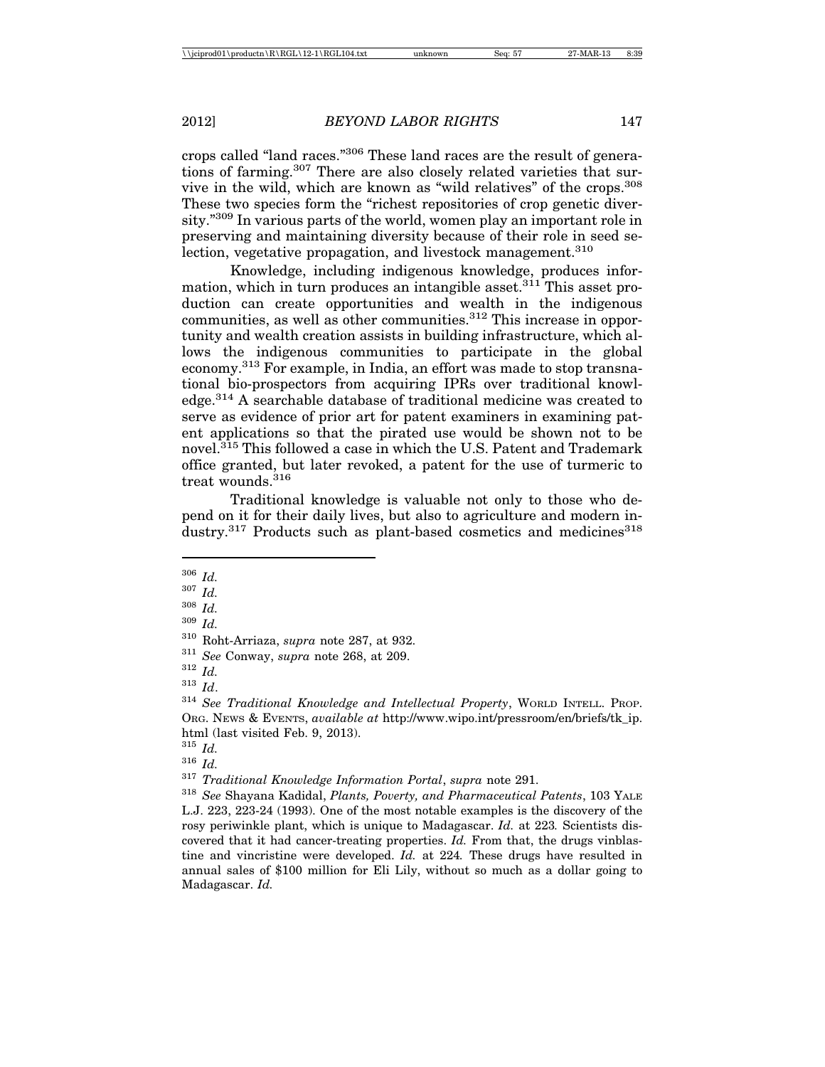crops called "land races."[306] These land races are the result of generations of farming.[307] There are also closely related varieties that survive in the wild, which are known as "wild relatives" of the crops.[308] These two species form the "richest repositories of crop genetic diversity."[309] In various parts of the world, women play an important role in preserving and maintaining diversity because of their role in seed selection, vegetative propagation, and livestock management.[310]

Knowledge, including indigenous knowledge, produces information, which in turn produces an intangible asset.[311] This asset production can create opportunities and wealth in the indigenous communities, as well as other communities.[312] This increase in opportunity and wealth creation assists in building infrastructure, which allows the indigenous communities to participate in the global economy.[313] For example, in India, an effort was made to stop transnational bio-prospectors from acquiring IPRs over traditional knowledge.[314] A searchable database of traditional medicine was created to serve as evidence of prior art for patent examiners in examining patent applications so that the pirated use would be shown not to be novel.[315] This followed a case in which the U.S. Patent and Trademark office granted, but later revoked, a patent for the use of turmeric to treat wounds.[316]

Traditional knowledge is valuable not only to those who depend on it for their daily lives, but also to agriculture and modern industry.[317] Products such as plant-based cosmetics and medicines[318]

---

[306] *Id.*

[307] *Id.*

[308] *Id.*

[309] *Id.*

[310] Roht-Arriaza, *supra* note 287, at 932.

[311] *See* Conway, *supra* note 268, at 209.

[312] *Id.*

[313] *Id*.

[314] *See Traditional Knowledge and Intellectual Property*, WORLD INTELL. PROP. ORG. NEWS & EVENTS, *available at* http://www.wipo.int/pressroom/en/briefs/tk_ip.html (last visited Feb. 9, 2013).

[315] *Id.*

[316] *Id.*

[317] *Traditional Knowledge Information Portal*, *supra* note 291.

[318] *See* Shayana Kadidal, *Plants, Poverty, and Pharmaceutical Patents*, 103 YALE L.J. 223, 223-24 (1993). One of the most notable examples is the discovery of the rosy periwinkle plant, which is unique to Madagascar. *Id.* at 223*.* Scientists discovered that it had cancer-treating properties. *Id.* From that, the drugs vinblastine and vincristine were developed. *Id.* at 224*.* These drugs have resulted in annual sales of $100 million for Eli Lily, without so much as a dollar going to Madagascar. *Id.*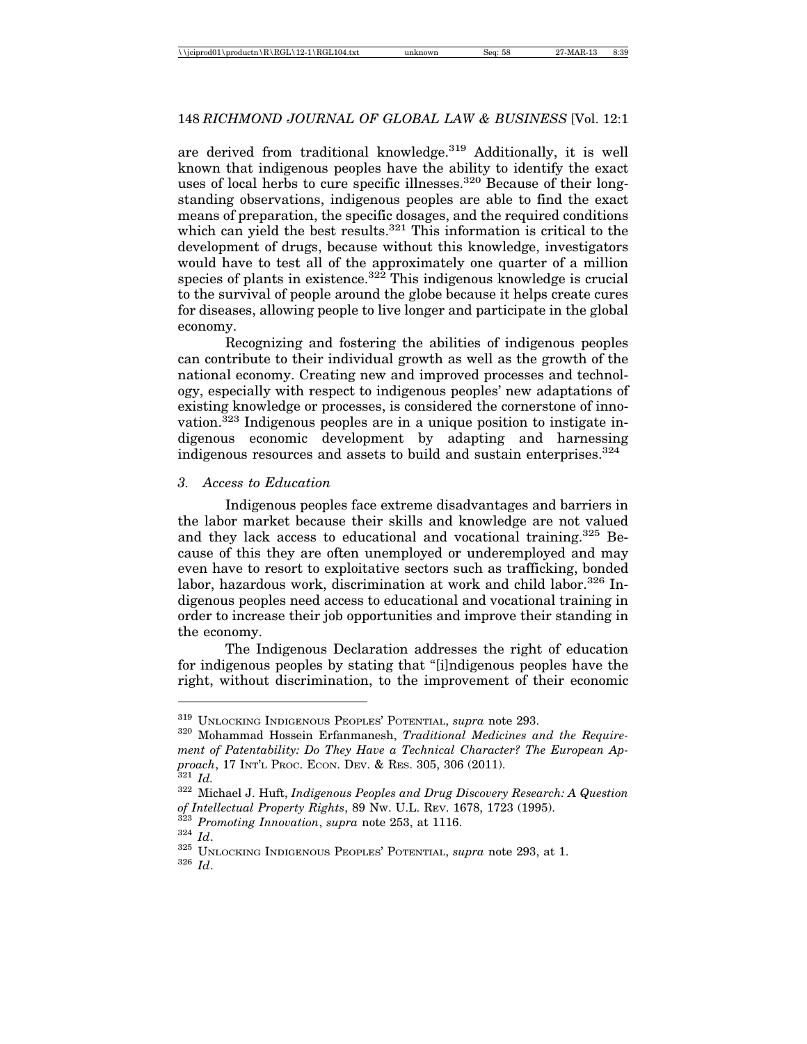are derived from traditional knowledge.[319] Additionally, it is well known that indigenous peoples have the ability to identify the exact uses of local herbs to cure specific illnesses.[320] Because of their long-standing observations, indigenous peoples are able to find the exact means of preparation, the specific dosages, and the required conditions which can yield the best results.[321] This information is critical to the development of drugs, because without this knowledge, investigators would have to test all of the approximately one quarter of a million species of plants in existence.[322] This indigenous knowledge is crucial to the survival of people around the globe because it helps create cures for diseases, allowing people to live longer and participate in the global economy.

Recognizing and fostering the abilities of indigenous peoples can contribute to their individual growth as well as the growth of the national economy. Creating new and improved processes and technology, especially with respect to indigenous peoples' new adaptations of existing knowledge or processes, is considered the cornerstone of innovation.[323] Indigenous peoples are in a unique position to instigate indigenous economic development by adapting and harnessing indigenous resources and assets to build and sustain enterprises.[324]

### *3. Access to Education*

Indigenous peoples face extreme disadvantages and barriers in the labor market because their skills and knowledge are not valued and they lack access to educational and vocational training.[325] Because of this they are often unemployed or underemployed and may even have to resort to exploitative sectors such as trafficking, bonded labor, hazardous work, discrimination at work and child labor.[326] Indigenous peoples need access to educational and vocational training in order to increase their job opportunities and improve their standing in the economy.

The Indigenous Declaration addresses the right of education for indigenous peoples by stating that "[i]ndigenous peoples have the right, without discrimination, to the improvement of their economic

---

[319] UNLOCKING INDIGENOUS PEOPLES' POTENTIAL, *supra* note 293.

[320] Mohammad Hossein Erfanmanesh, *Traditional Medicines and the Requirement of Patentability: Do They Have a Technical Character? The European Approach*, 17 INT'L PROC. ECON. DEV. & RES. 305, 306 (2011).

[321] *Id.*

[322] Michael J. Huft, *Indigenous Peoples and Drug Discovery Research: A Question of Intellectual Property Rights*, 89 NW. U.L. REV. 1678, 1723 (1995).

[323] *Promoting Innovation*, *supra* note 253, at 1116.

[324] *Id*.

[325] UNLOCKING INDIGENOUS PEOPLES' POTENTIAL, *supra* note 293, at 1.

[326] *Id*.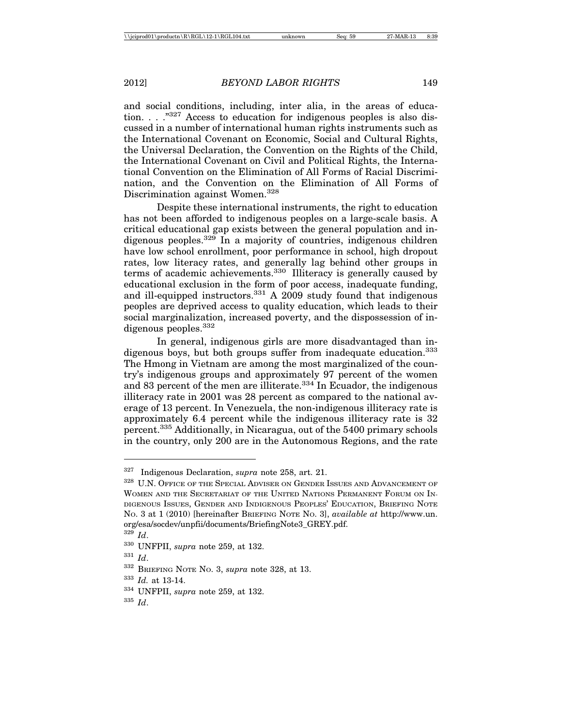and social conditions, including, inter alia, in the areas of education. . . ."[327] Access to education for indigenous peoples is also discussed in a number of international human rights instruments such as the International Covenant on Economic, Social and Cultural Rights, the Universal Declaration, the Convention on the Rights of the Child, the International Covenant on Civil and Political Rights, the International Convention on the Elimination of All Forms of Racial Discrimination, and the Convention on the Elimination of All Forms of Discrimination against Women.[328]

Despite these international instruments, the right to education has not been afforded to indigenous peoples on a large-scale basis. A critical educational gap exists between the general population and indigenous peoples.[329] In a majority of countries, indigenous children have low school enrollment, poor performance in school, high dropout rates, low literacy rates, and generally lag behind other groups in terms of academic achievements.[330] Illiteracy is generally caused by educational exclusion in the form of poor access, inadequate funding, and ill-equipped instructors.[331] A 2009 study found that indigenous peoples are deprived access to quality education, which leads to their social marginalization, increased poverty, and the dispossession of indigenous peoples.[332]

In general, indigenous girls are more disadvantaged than indigenous boys, but both groups suffer from inadequate education.[333] The Hmong in Vietnam are among the most marginalized of the country's indigenous groups and approximately 97 percent of the women and 83 percent of the men are illiterate.[334] In Ecuador, the indigenous illiteracy rate in 2001 was 28 percent as compared to the national average of 13 percent. In Venezuela, the non-indigenous illiteracy rate is approximately 6.4 percent while the indigenous illiteracy rate is 32 percent.[335] Additionally, in Nicaragua, out of the 5400 primary schools in the country, only 200 are in the Autonomous Regions, and the rate

---

[327] Indigenous Declaration, *supra* note 258, art. 21.

[328] U.N. Office of the Special Adviser on Gender Issues and Advancement of Women and the Secretariat of the United Nations Permanent Forum on Indigenous Issues, Gender and Indigenous Peoples' Education, Briefing Note No. 3 at 1 (2010) [hereinafter Briefing Note No. 3], *available at* http://www.un.org/esa/socdev/unpfii/documents/BriefingNote3_GREY.pdf.

[329] *Id*.

[330] UNFPII, *supra* note 259, at 132.

[331] *Id*.

[332] Briefing Note No. 3, *supra* note 328, at 13.

[333] *Id.* at 13-14.

[334] UNFPII, *supra* note 259, at 132.

[335] *Id*.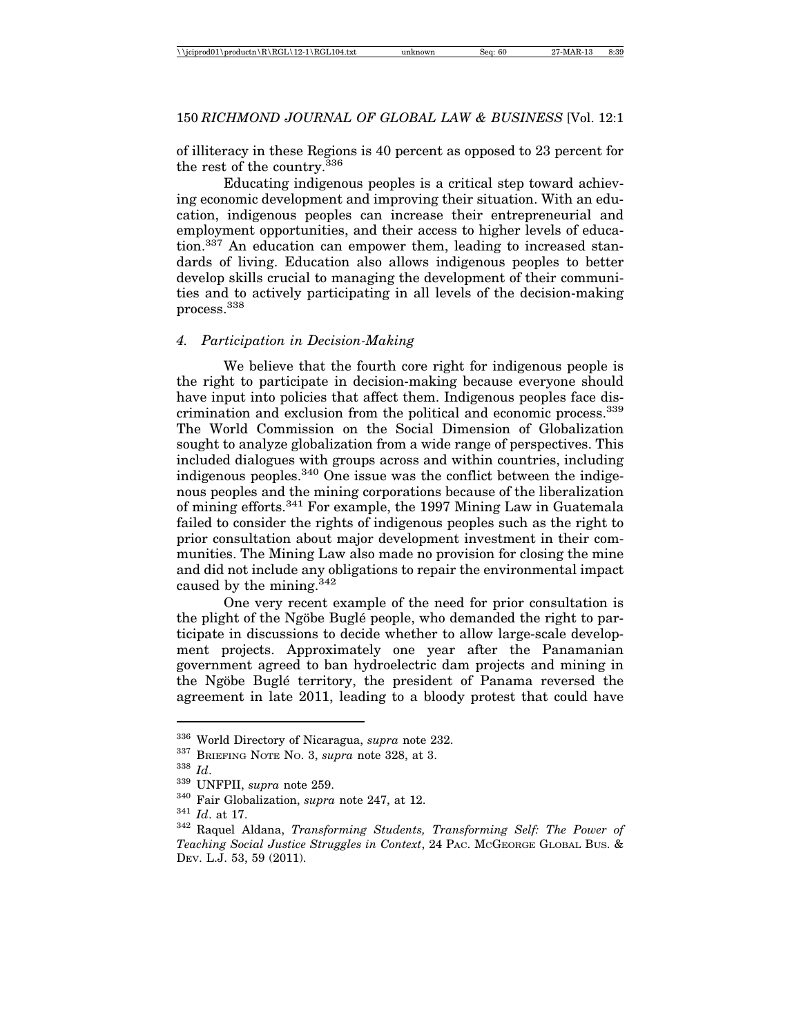of illiteracy in these Regions is 40 percent as opposed to 23 percent for the rest of the country.[336]

Educating indigenous peoples is a critical step toward achieving economic development and improving their situation. With an education, indigenous peoples can increase their entrepreneurial and employment opportunities, and their access to higher levels of education.[337] An education can empower them, leading to increased standards of living. Education also allows indigenous peoples to better develop skills crucial to managing the development of their communities and to actively participating in all levels of the decision-making process.[338]

### *4. Participation in Decision-Making*

We believe that the fourth core right for indigenous people is the right to participate in decision-making because everyone should have input into policies that affect them. Indigenous peoples face discrimination and exclusion from the political and economic process.[339] The World Commission on the Social Dimension of Globalization sought to analyze globalization from a wide range of perspectives. This included dialogues with groups across and within countries, including indigenous peoples.[340] One issue was the conflict between the indigenous peoples and the mining corporations because of the liberalization of mining efforts.[341] For example, the 1997 Mining Law in Guatemala failed to consider the rights of indigenous peoples such as the right to prior consultation about major development investment in their communities. The Mining Law also made no provision for closing the mine and did not include any obligations to repair the environmental impact caused by the mining.[342]

One very recent example of the need for prior consultation is the plight of the Ngöbe Buglé people, who demanded the right to participate in discussions to decide whether to allow large-scale development projects. Approximately one year after the Panamanian government agreed to ban hydroelectric dam projects and mining in the Ngöbe Buglé territory, the president of Panama reversed the agreement in late 2011, leading to a bloody protest that could have

---

[336] World Directory of Nicaragua, *supra* note 232.

[337] BRIEFING NOTE NO. 3, *supra* note 328, at 3.

[338] *Id*.

[339] UNFPII, *supra* note 259.

[340] Fair Globalization, *supra* note 247, at 12.

[341] *Id*. at 17.

[342] Raquel Aldana, *Transforming Students, Transforming Self: The Power of Teaching Social Justice Struggles in Context*, 24 PAC. MCGEORGE GLOBAL BUS. & DEV. L.J. 53, 59 (2011).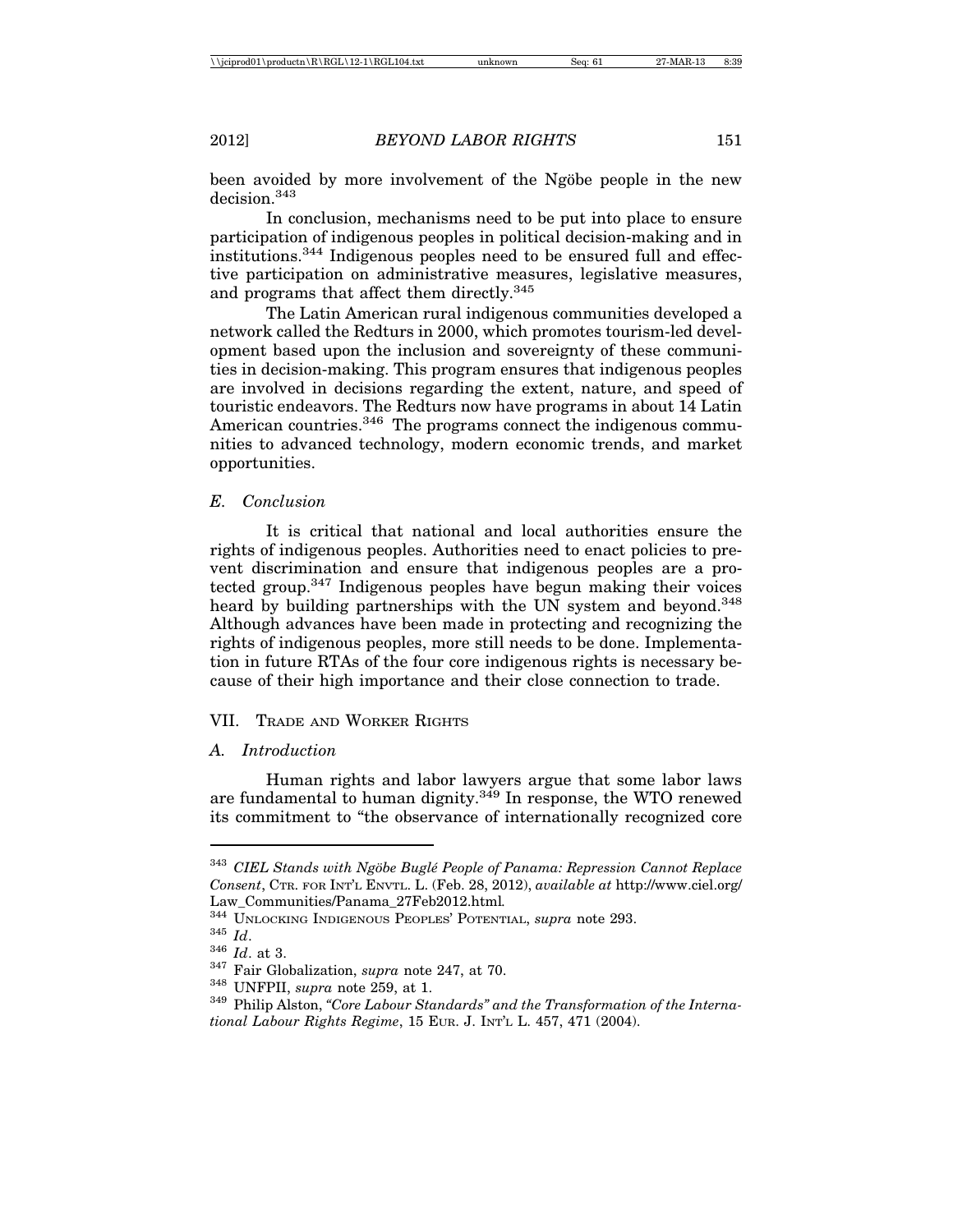been avoided by more involvement of the Ngöbe people in the new decision.[343]

In conclusion, mechanisms need to be put into place to ensure participation of indigenous peoples in political decision-making and in institutions.[344] Indigenous peoples need to be ensured full and effective participation on administrative measures, legislative measures, and programs that affect them directly.[345]

The Latin American rural indigenous communities developed a network called the Redturs in 2000, which promotes tourism-led development based upon the inclusion and sovereignty of these communities in decision-making. This program ensures that indigenous peoples are involved in decisions regarding the extent, nature, and speed of touristic endeavors. The Redturs now have programs in about 14 Latin American countries.[346] The programs connect the indigenous communities to advanced technology, modern economic trends, and market opportunities.

### *E. Conclusion*

It is critical that national and local authorities ensure the rights of indigenous peoples. Authorities need to enact policies to prevent discrimination and ensure that indigenous peoples are a protected group.[347] Indigenous peoples have begun making their voices heard by building partnerships with the UN system and beyond.[348] Although advances have been made in protecting and recognizing the rights of indigenous peoples, more still needs to be done. Implementation in future RTAs of the four core indigenous rights is necessary because of their high importance and their close connection to trade.

## VII. Trade and Worker Rights

### *A. Introduction*

Human rights and labor lawyers argue that some labor laws are fundamental to human dignity.[349] In response, the WTO renewed its commitment to "the observance of internationally recognized core

---

[343] *CIEL Stands with Ngöbe Buglé People of Panama: Repression Cannot Replace Consent*, Ctr. for Int'l Envtl. L. (Feb. 28, 2012), *available at* http://www.ciel.org/Law_Communities/Panama_27Feb2012.html.

[344] Unlocking Indigenous Peoples' Potential, *supra* note 293.

[345] *Id*.

[346] *Id*. at 3.

[347] Fair Globalization, *supra* note 247, at 70.

[348] UNFPII, *supra* note 259, at 1.

[349] Philip Alston, *"Core Labour Standards" and the Transformation of the International Labour Rights Regime*, 15 Eur. J. Int'l L. 457, 471 (2004).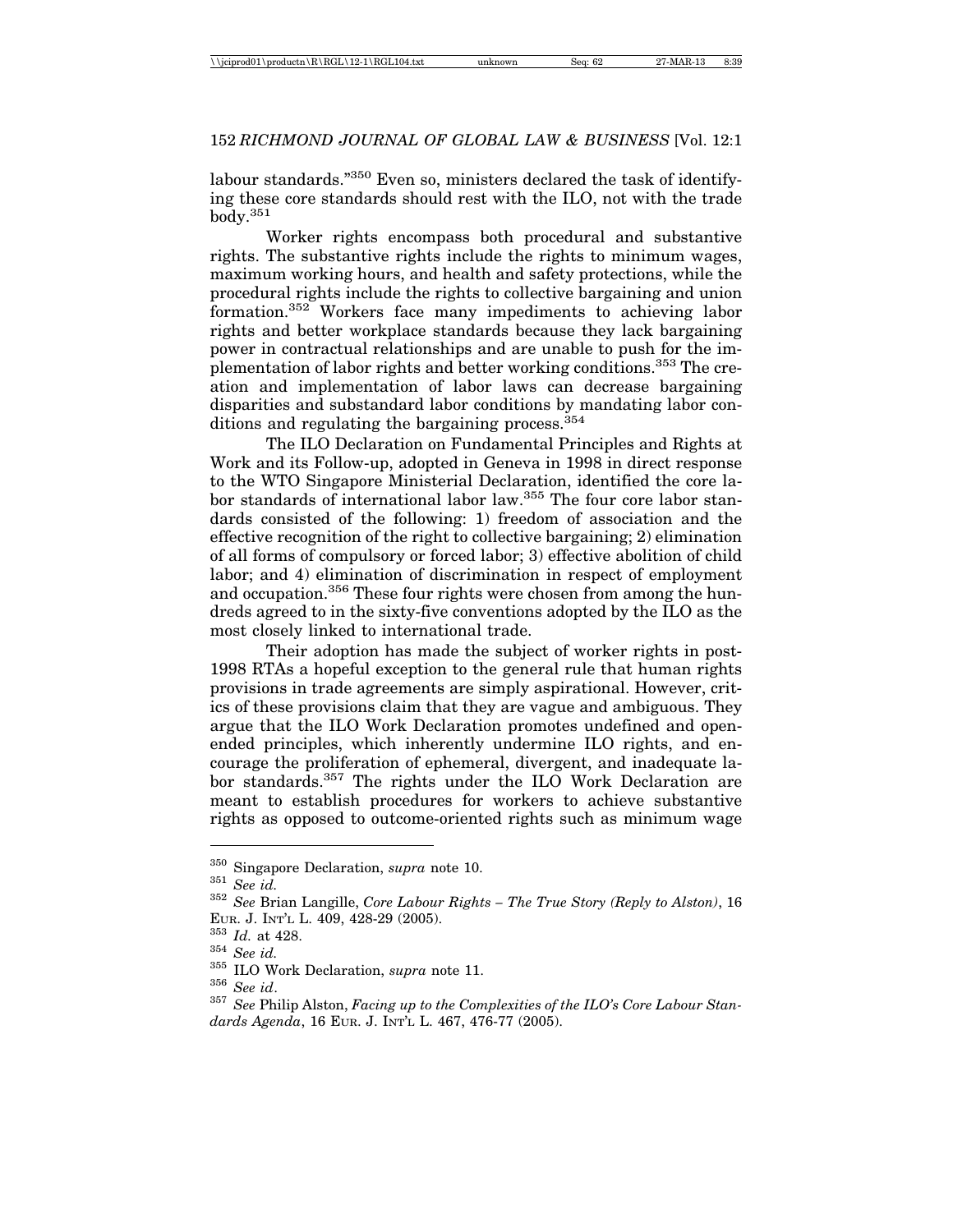labour standards."[350] Even so, ministers declared the task of identifying these core standards should rest with the ILO, not with the trade body.[351]

Worker rights encompass both procedural and substantive rights. The substantive rights include the rights to minimum wages, maximum working hours, and health and safety protections, while the procedural rights include the rights to collective bargaining and union formation.[352] Workers face many impediments to achieving labor rights and better workplace standards because they lack bargaining power in contractual relationships and are unable to push for the implementation of labor rights and better working conditions.[353] The creation and implementation of labor laws can decrease bargaining disparities and substandard labor conditions by mandating labor conditions and regulating the bargaining process.[354]

The ILO Declaration on Fundamental Principles and Rights at Work and its Follow-up, adopted in Geneva in 1998 in direct response to the WTO Singapore Ministerial Declaration, identified the core labor standards of international labor law.[355] The four core labor standards consisted of the following: 1) freedom of association and the effective recognition of the right to collective bargaining; 2) elimination of all forms of compulsory or forced labor; 3) effective abolition of child labor; and 4) elimination of discrimination in respect of employment and occupation.[356] These four rights were chosen from among the hundreds agreed to in the sixty-five conventions adopted by the ILO as the most closely linked to international trade.

Their adoption has made the subject of worker rights in post-1998 RTAs a hopeful exception to the general rule that human rights provisions in trade agreements are simply aspirational. However, critics of these provisions claim that they are vague and ambiguous. They argue that the ILO Work Declaration promotes undefined and open-ended principles, which inherently undermine ILO rights, and encourage the proliferation of ephemeral, divergent, and inadequate labor standards.[357] The rights under the ILO Work Declaration are meant to establish procedures for workers to achieve substantive rights as opposed to outcome-oriented rights such as minimum wage

---

[350] Singapore Declaration, *supra* note 10.

[351] *See id.*

[352] *See* Brian Langille, *Core Labour Rights – The True Story (Reply to Alston)*, 16 EUR. J. INT'L L. 409, 428-29 (2005).

[353] *Id.* at 428.

[354] *See id.*

[355] ILO Work Declaration, *supra* note 11.

[356] *See id*.

[357] *See* Philip Alston, *Facing up to the Complexities of the ILO's Core Labour Standards Agenda*, 16 EUR. J. INT'L L. 467, 476-77 (2005).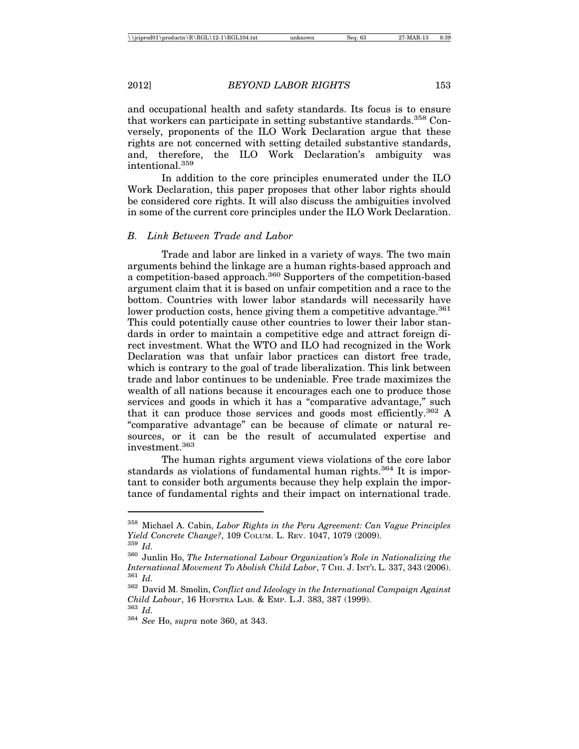and occupational health and safety standards. Its focus is to ensure that workers can participate in setting substantive standards.[358] Conversely, proponents of the ILO Work Declaration argue that these rights are not concerned with setting detailed substantive standards, and, therefore, the ILO Work Declaration's ambiguity was intentional.[359]

In addition to the core principles enumerated under the ILO Work Declaration, this paper proposes that other labor rights should be considered core rights. It will also discuss the ambiguities involved in some of the current core principles under the ILO Work Declaration.

### *B. Link Between Trade and Labor*

Trade and labor are linked in a variety of ways. The two main arguments behind the linkage are a human rights-based approach and a competition-based approach.[360] Supporters of the competition-based argument claim that it is based on unfair competition and a race to the bottom. Countries with lower labor standards will necessarily have lower production costs, hence giving them a competitive advantage.[361] This could potentially cause other countries to lower their labor standards in order to maintain a competitive edge and attract foreign direct investment. What the WTO and ILO had recognized in the Work Declaration was that unfair labor practices can distort free trade, which is contrary to the goal of trade liberalization. This link between trade and labor continues to be undeniable. Free trade maximizes the wealth of all nations because it encourages each one to produce those services and goods in which it has a "comparative advantage," such that it can produce those services and goods most efficiently.[362] A "comparative advantage" can be because of climate or natural resources, or it can be the result of accumulated expertise and investment.[363]

The human rights argument views violations of the core labor standards as violations of fundamental human rights.[364] It is important to consider both arguments because they help explain the importance of fundamental rights and their impact on international trade.

---

[358] Michael A. Cabin, *Labor Rights in the Peru Agreement: Can Vague Principles Yield Concrete Change?*, 109 COLUM. L. REV. 1047, 1079 (2009).

[359] *Id.*

[360] Junlin Ho, *The International Labour Organization's Role in Nationalizing the International Movement To Abolish Child Labor*, 7 CHI. J. INT'L L. 337, 343 (2006).

[361] *Id.*

[362] David M. Smolin, *Conflict and Ideology in the International Campaign Against Child Labour*, 16 HOFSTRA LAB. & EMP. L.J. 383, 387 (1999).

[363] *Id.*

[364] *See* Ho, *supra* note 360, at 343.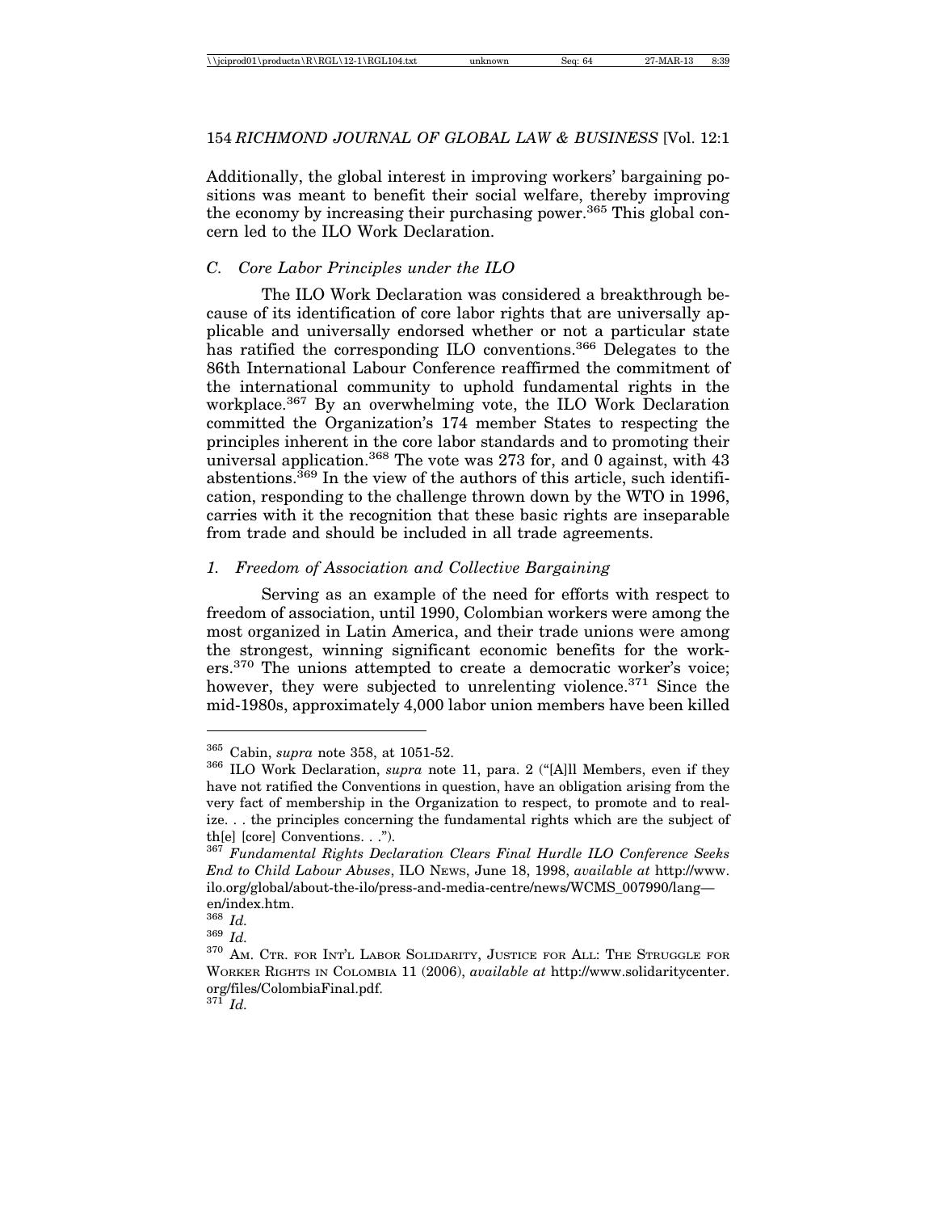Additionally, the global interest in improving workers' bargaining positions was meant to benefit their social welfare, thereby improving the economy by increasing their purchasing power.[365] This global concern led to the ILO Work Declaration.

### *C. Core Labor Principles under the ILO*

The ILO Work Declaration was considered a breakthrough because of its identification of core labor rights that are universally applicable and universally endorsed whether or not a particular state has ratified the corresponding ILO conventions.[366] Delegates to the 86th International Labour Conference reaffirmed the commitment of the international community to uphold fundamental rights in the workplace.[367] By an overwhelming vote, the ILO Work Declaration committed the Organization's 174 member States to respecting the principles inherent in the core labor standards and to promoting their universal application.[368] The vote was 273 for, and 0 against, with 43 abstentions.[369] In the view of the authors of this article, such identification, responding to the challenge thrown down by the WTO in 1996, carries with it the recognition that these basic rights are inseparable from trade and should be included in all trade agreements.

#### *1. Freedom of Association and Collective Bargaining*

Serving as an example of the need for efforts with respect to freedom of association, until 1990, Colombian workers were among the most organized in Latin America, and their trade unions were among the strongest, winning significant economic benefits for the workers.[370] The unions attempted to create a democratic worker's voice; however, they were subjected to unrelenting violence.[371] Since the mid-1980s, approximately 4,000 labor union members have been killed

---

[365] Cabin, *supra* note 358, at 1051-52.

[366] ILO Work Declaration, *supra* note 11, para. 2 ("[A]ll Members, even if they have not ratified the Conventions in question, have an obligation arising from the very fact of membership in the Organization to respect, to promote and to realize. . . the principles concerning the fundamental rights which are the subject of th[e] [core] Conventions. . .").

[367] *Fundamental Rights Declaration Clears Final Hurdle ILO Conference Seeks End to Child Labour Abuses*, ILO NEWS, June 18, 1998, *available at* http://www.ilo.org/global/about-the-ilo/press-and-media-centre/news/WCMS_007990/lang—en/index.htm.

[368] *Id.*

[369] *Id.*

[370] AM. CTR. FOR INT'L LABOR SOLIDARITY, JUSTICE FOR ALL: THE STRUGGLE FOR WORKER RIGHTS IN COLOMBIA 11 (2006), *available at* http://www.solidaritycenter.org/files/ColombiaFinal.pdf.

[371] *Id.*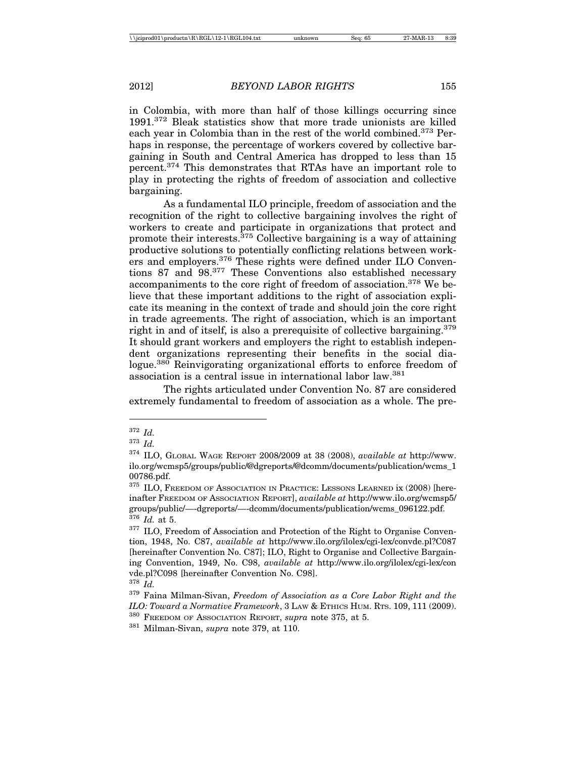in Colombia, with more than half of those killings occurring since 1991.[372] Bleak statistics show that more trade unionists are killed each year in Colombia than in the rest of the world combined.[373] Perhaps in response, the percentage of workers covered by collective bargaining in South and Central America has dropped to less than 15 percent.[374] This demonstrates that RTAs have an important role to play in protecting the rights of freedom of association and collective bargaining.

As a fundamental ILO principle, freedom of association and the recognition of the right to collective bargaining involves the right of workers to create and participate in organizations that protect and promote their interests.[375] Collective bargaining is a way of attaining productive solutions to potentially conflicting relations between workers and employers.[376] These rights were defined under ILO Conventions 87 and 98.[377] These Conventions also established necessary accompaniments to the core right of freedom of association.[378] We believe that these important additions to the right of association explicate its meaning in the context of trade and should join the core right in trade agreements. The right of association, which is an important right in and of itself, is also a prerequisite of collective bargaining.[379] It should grant workers and employers the right to establish independent organizations representing their benefits in the social dialogue.[380] Reinvigorating organizational efforts to enforce freedom of association is a central issue in international labor law.[381]

The rights articulated under Convention No. 87 are considered extremely fundamental to freedom of association as a whole. The pre-

---

[372] *Id.*

[373] *Id.*

[374] ILO, GLOBAL WAGE REPORT 2008/2009 at 38 (2008), *available at* http://www.ilo.org/wcmsp5/groups/public/@dgreports/@dcomm/documents/publication/wcms_100786.pdf.

[375] ILO, FREEDOM OF ASSOCIATION IN PRACTICE: LESSONS LEARNED ix (2008) [hereinafter FREEDOM OF ASSOCIATION REPORT], *available at* http://www.ilo.org/wcmsp5/groups/public/—-dgreports/—-dcomm/documents/publication/wcms_096122.pdf.

[376] *Id.* at 5.

[377] ILO, Freedom of Association and Protection of the Right to Organise Convention, 1948, No. C87, *available at* http://www.ilo.org/ilolex/cgi-lex/convde.pl?C087 [hereinafter Convention No. C87]; ILO, Right to Organise and Collective Bargaining Convention, 1949, No. C98, *available at* http://www.ilo.org/ilolex/cgi-lex/convde.pl?C098 [hereinafter Convention No. C98].

[378] *Id.*

[379] Faina Milman-Sivan, *Freedom of Association as a Core Labor Right and the ILO: Toward a Normative Framework*, 3 LAW & ETHICS HUM. RTS. 109, 111 (2009).

[380] FREEDOM OF ASSOCIATION REPORT, *supra* note 375, at 5.

[381] Milman-Sivan, *supra* note 379, at 110.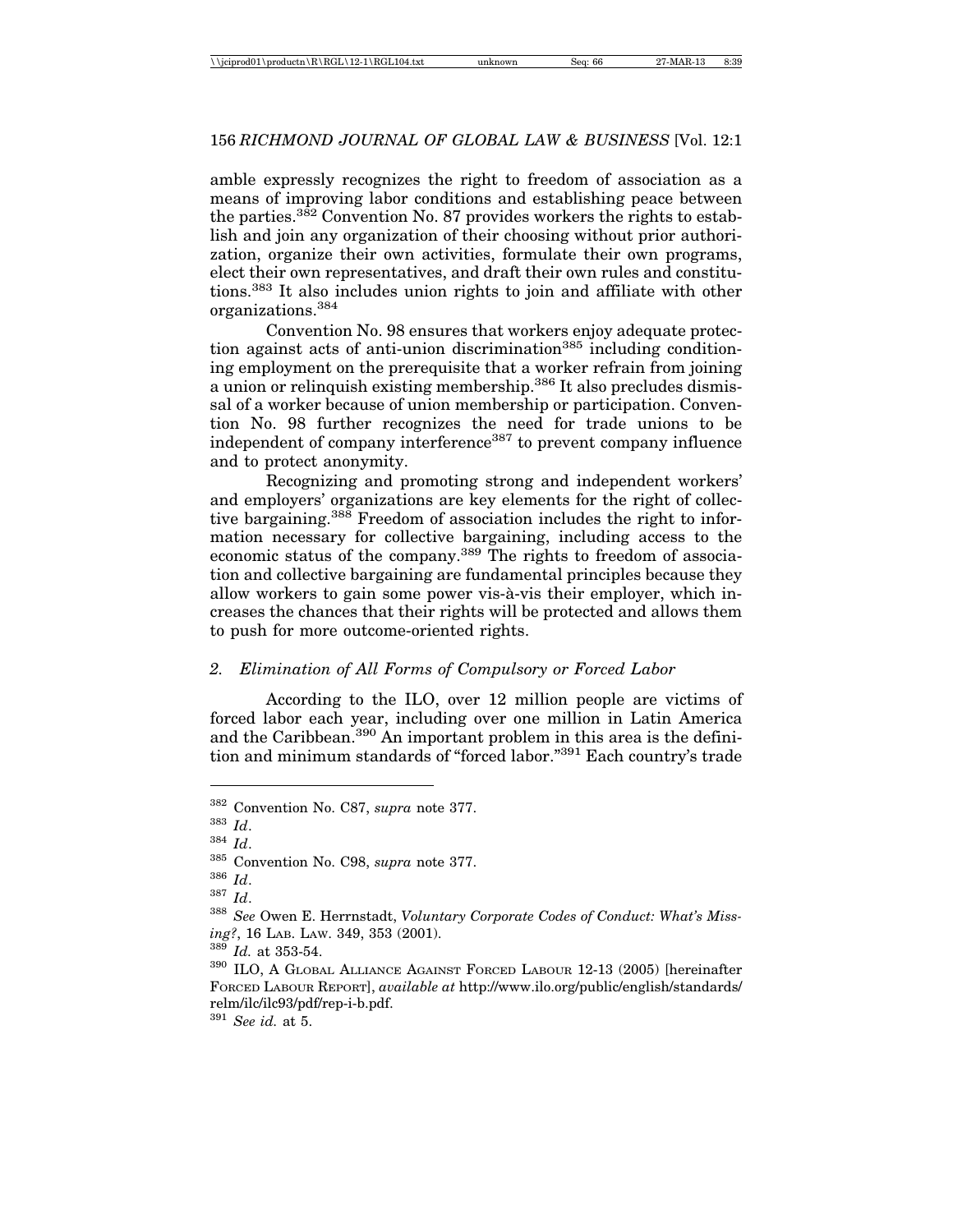amble expressly recognizes the right to freedom of association as a means of improving labor conditions and establishing peace between the parties.[382] Convention No. 87 provides workers the rights to establish and join any organization of their choosing without prior authorization, organize their own activities, formulate their own programs, elect their own representatives, and draft their own rules and constitutions.[383] It also includes union rights to join and affiliate with other organizations.[384]

Convention No. 98 ensures that workers enjoy adequate protection against acts of anti-union discrimination[385] including conditioning employment on the prerequisite that a worker refrain from joining a union or relinquish existing membership.[386] It also precludes dismissal of a worker because of union membership or participation. Convention No. 98 further recognizes the need for trade unions to be independent of company interference[387] to prevent company influence and to protect anonymity.

Recognizing and promoting strong and independent workers' and employers' organizations are key elements for the right of collective bargaining.[388] Freedom of association includes the right to information necessary for collective bargaining, including access to the economic status of the company.[389] The rights to freedom of association and collective bargaining are fundamental principles because they allow workers to gain some power vis-à-vis their employer, which increases the chances that their rights will be protected and allows them to push for more outcome-oriented rights.

### 2. *Elimination of All Forms of Compulsory or Forced Labor*

According to the ILO, over 12 million people are victims of forced labor each year, including over one million in Latin America and the Caribbean.[390] An important problem in this area is the definition and minimum standards of "forced labor."[391] Each country's trade

---

[382] Convention No. C87, *supra* note 377.

[383] *Id*.

[384] *Id*.

[385] Convention No. C98, *supra* note 377.

[386] *Id*.

[387] *Id*.

[388] *See* Owen E. Herrnstadt, *Voluntary Corporate Codes of Conduct: What's Missing?*, 16 LAB. LAW. 349, 353 (2001).

[389] *Id.* at 353-54.

[390] ILO, A GLOBAL ALLIANCE AGAINST FORCED LABOUR 12-13 (2005) [hereinafter FORCED LABOUR REPORT], *available at* http://www.ilo.org/public/english/standards/relm/ilc/ilc93/pdf/rep-i-b.pdf.

[391] *See id.* at 5.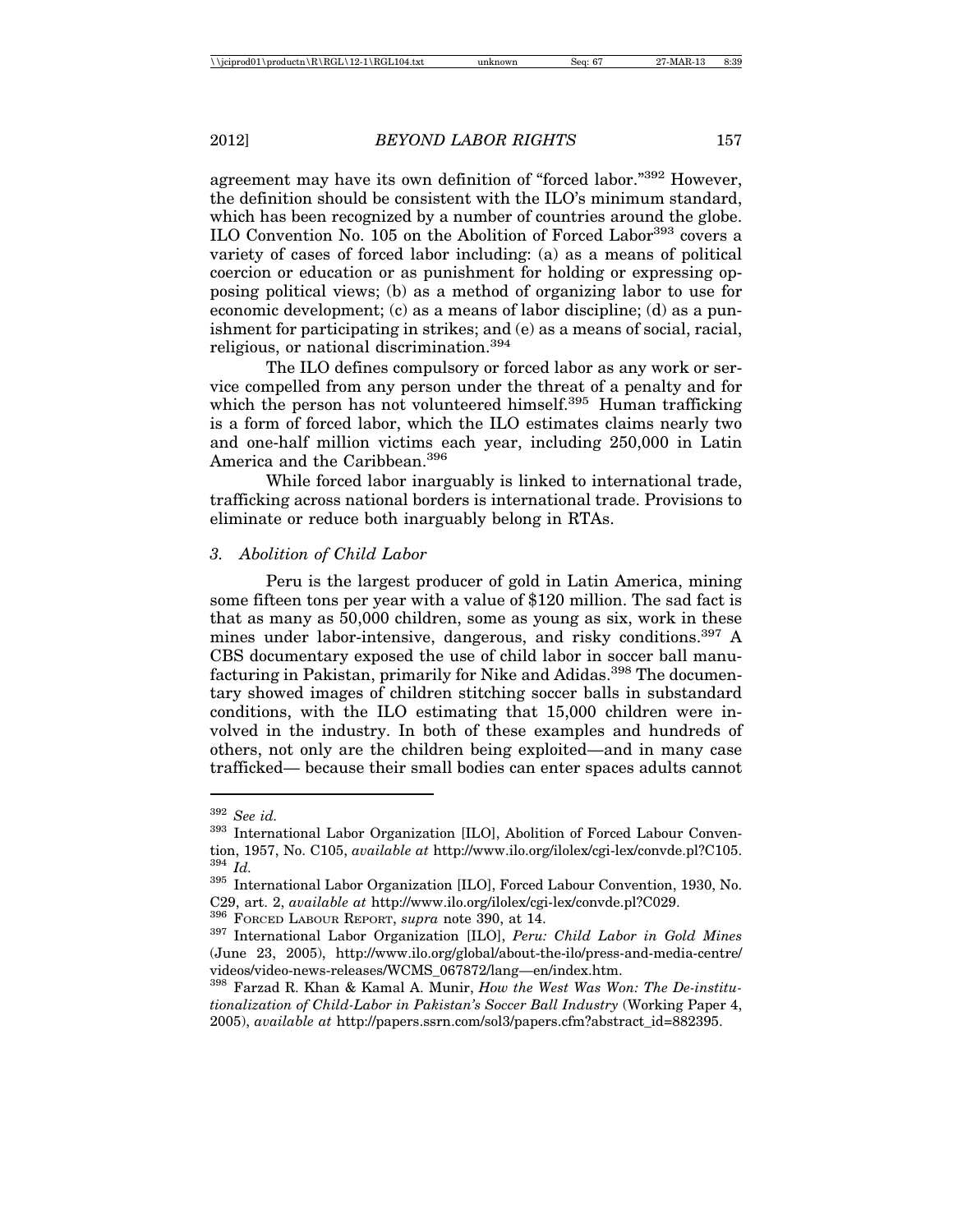agreement may have its own definition of "forced labor."[392] However, the definition should be consistent with the ILO's minimum standard, which has been recognized by a number of countries around the globe. ILO Convention No. 105 on the Abolition of Forced Labor[393] covers a variety of cases of forced labor including: (a) as a means of political coercion or education or as punishment for holding or expressing opposing political views; (b) as a method of organizing labor to use for economic development; (c) as a means of labor discipline; (d) as a punishment for participating in strikes; and (e) as a means of social, racial, religious, or national discrimination.[394]

The ILO defines compulsory or forced labor as any work or service compelled from any person under the threat of a penalty and for which the person has not volunteered himself.[395] Human trafficking is a form of forced labor, which the ILO estimates claims nearly two and one-half million victims each year, including 250,000 in Latin America and the Caribbean.[396]

While forced labor inarguably is linked to international trade, trafficking across national borders is international trade. Provisions to eliminate or reduce both inarguably belong in RTAs.

### *3. Abolition of Child Labor*

Peru is the largest producer of gold in Latin America, mining some fifteen tons per year with a value of $120 million. The sad fact is that as many as 50,000 children, some as young as six, work in these mines under labor-intensive, dangerous, and risky conditions.[397] A CBS documentary exposed the use of child labor in soccer ball manufacturing in Pakistan, primarily for Nike and Adidas.[398] The documentary showed images of children stitching soccer balls in substandard conditions, with the ILO estimating that 15,000 children were involved in the industry. In both of these examples and hundreds of others, not only are the children being exploited—and in many case trafficked— because their small bodies can enter spaces adults cannot

---

[392] *See id.*

[393] International Labor Organization [ILO], Abolition of Forced Labour Convention, 1957, No. C105, *available at* http://www.ilo.org/ilolex/cgi-lex/convde.pl?C105.

[394] *Id.*

[395] International Labor Organization [ILO], Forced Labour Convention, 1930, No. C29, art. 2, *available at* http://www.ilo.org/ilolex/cgi-lex/convde.pl?C029.

[396] FORCED LABOUR REPORT, *supra* note 390, at 14.

[397] International Labor Organization [ILO], *Peru: Child Labor in Gold Mines* (June 23, 2005), http://www.ilo.org/global/about-the-ilo/press-and-media-centre/videos/video-news-releases/WCMS_067872/lang—en/index.htm.

[398] Farzad R. Khan & Kamal A. Munir, *How the West Was Won: The De-institutionalization of Child-Labor in Pakistan's Soccer Ball Industry* (Working Paper 4, 2005), *available at* http://papers.ssrn.com/sol3/papers.cfm?abstract_id=882395.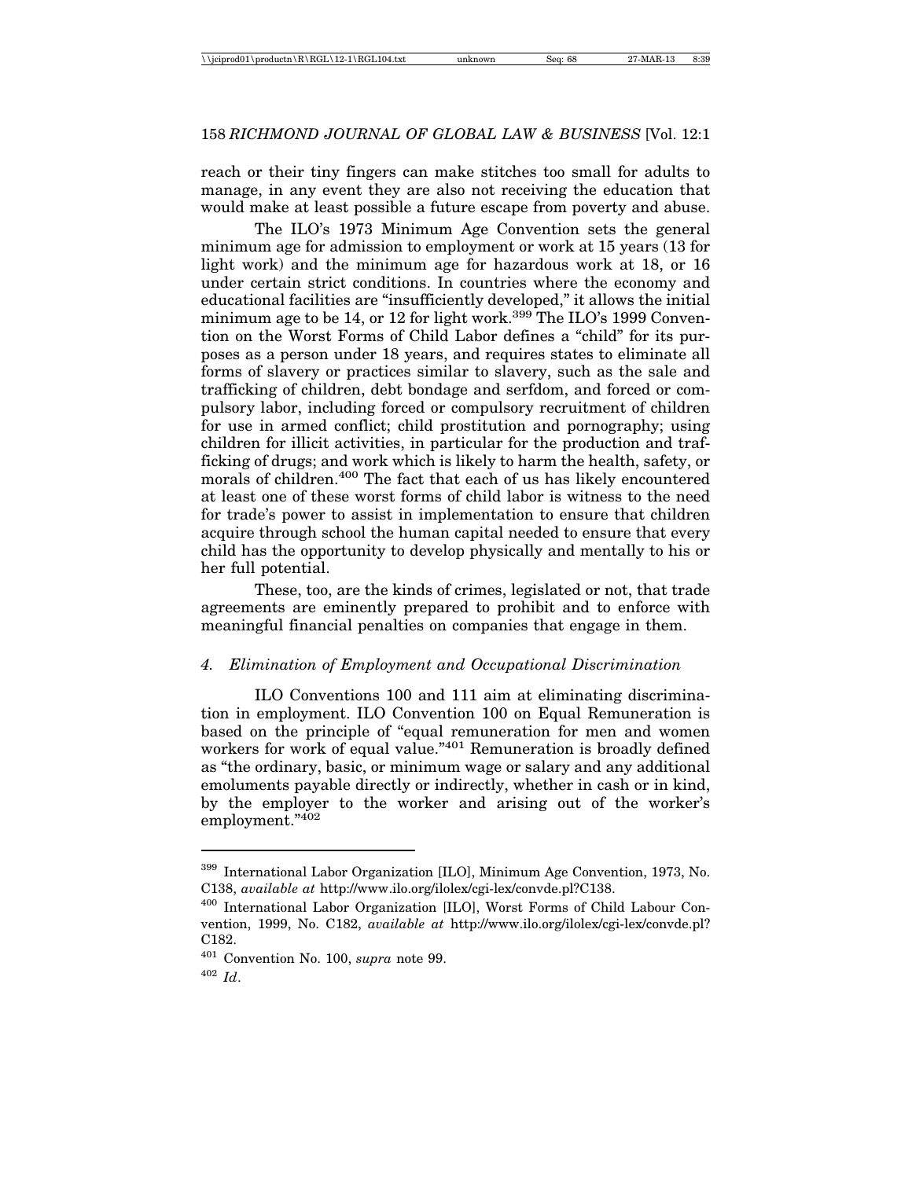reach or their tiny fingers can make stitches too small for adults to manage, in any event they are also not receiving the education that would make at least possible a future escape from poverty and abuse.

The ILO's 1973 Minimum Age Convention sets the general minimum age for admission to employment or work at 15 years (13 for light work) and the minimum age for hazardous work at 18, or 16 under certain strict conditions. In countries where the economy and educational facilities are "insufficiently developed," it allows the initial minimum age to be 14, or 12 for light work.[399] The ILO's 1999 Convention on the Worst Forms of Child Labor defines a "child" for its purposes as a person under 18 years, and requires states to eliminate all forms of slavery or practices similar to slavery, such as the sale and trafficking of children, debt bondage and serfdom, and forced or compulsory labor, including forced or compulsory recruitment of children for use in armed conflict; child prostitution and pornography; using children for illicit activities, in particular for the production and trafficking of drugs; and work which is likely to harm the health, safety, or morals of children.[400] The fact that each of us has likely encountered at least one of these worst forms of child labor is witness to the need for trade's power to assist in implementation to ensure that children acquire through school the human capital needed to ensure that every child has the opportunity to develop physically and mentally to his or her full potential.

These, too, are the kinds of crimes, legislated or not, that trade agreements are eminently prepared to prohibit and to enforce with meaningful financial penalties on companies that engage in them.

#### *4. Elimination of Employment and Occupational Discrimination*

ILO Conventions 100 and 111 aim at eliminating discrimination in employment. ILO Convention 100 on Equal Remuneration is based on the principle of "equal remuneration for men and women workers for work of equal value."[401] Remuneration is broadly defined as "the ordinary, basic, or minimum wage or salary and any additional emoluments payable directly or indirectly, whether in cash or in kind, by the employer to the worker and arising out of the worker's employment."[402]

---

[399] International Labor Organization [ILO], Minimum Age Convention, 1973, No. C138, *available at* http://www.ilo.org/ilolex/cgi-lex/convde.pl?C138.

[400] International Labor Organization [ILO], Worst Forms of Child Labour Convention, 1999, No. C182, *available at* http://www.ilo.org/ilolex/cgi-lex/convde.pl?C182.

[401] Convention No. 100, *supra* note 99.

[402] *Id*.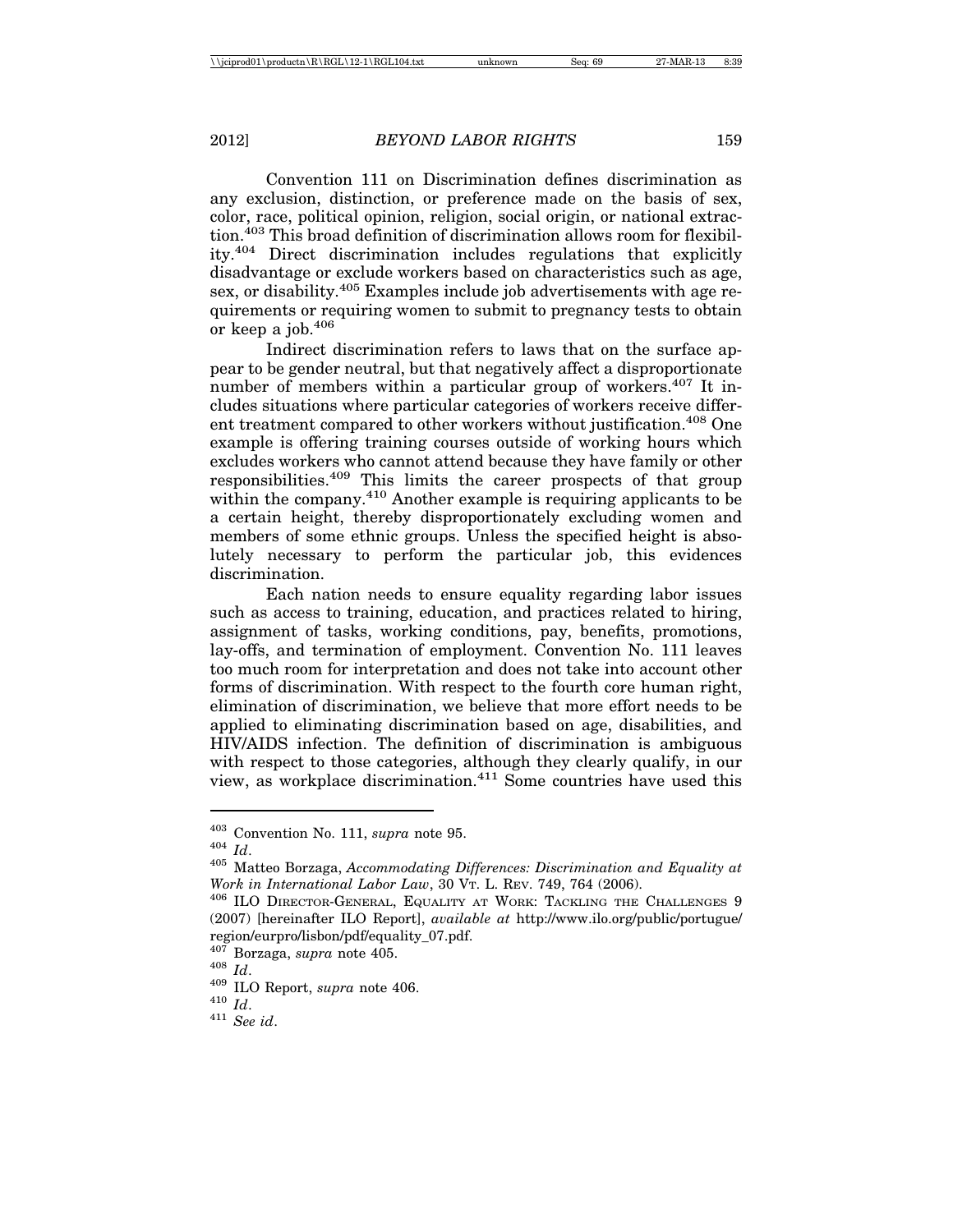Convention 111 on Discrimination defines discrimination as any exclusion, distinction, or preference made on the basis of sex, color, race, political opinion, religion, social origin, or national extraction.[403] This broad definition of discrimination allows room for flexibility.[404] Direct discrimination includes regulations that explicitly disadvantage or exclude workers based on characteristics such as age, sex, or disability.[405] Examples include job advertisements with age requirements or requiring women to submit to pregnancy tests to obtain or keep a job.[406]

Indirect discrimination refers to laws that on the surface appear to be gender neutral, but that negatively affect a disproportionate number of members within a particular group of workers.[407] It includes situations where particular categories of workers receive different treatment compared to other workers without justification.[408] One example is offering training courses outside of working hours which excludes workers who cannot attend because they have family or other responsibilities.[409] This limits the career prospects of that group within the company.[410] Another example is requiring applicants to be a certain height, thereby disproportionately excluding women and members of some ethnic groups. Unless the specified height is absolutely necessary to perform the particular job, this evidences discrimination.

Each nation needs to ensure equality regarding labor issues such as access to training, education, and practices related to hiring, assignment of tasks, working conditions, pay, benefits, promotions, lay-offs, and termination of employment. Convention No. 111 leaves too much room for interpretation and does not take into account other forms of discrimination. With respect to the fourth core human right, elimination of discrimination, we believe that more effort needs to be applied to eliminating discrimination based on age, disabilities, and HIV/AIDS infection. The definition of discrimination is ambiguous with respect to those categories, although they clearly qualify, in our view, as workplace discrimination.[411] Some countries have used this

---

[403] Convention No. 111, *supra* note 95.

[404] *Id*.

[405] Matteo Borzaga, *Accommodating Differences: Discrimination and Equality at Work in International Labor Law*, 30 VT. L. REV. 749, 764 (2006).

[406] ILO DIRECTOR-GENERAL, EQUALITY AT WORK: TACKLING THE CHALLENGES 9 (2007) [hereinafter ILO Report], *available at* http://www.ilo.org/public/portugue/region/eurpro/lisbon/pdf/equality_07.pdf.

[407] Borzaga, *supra* note 405.

[408] *Id*.

[409] ILO Report, *supra* note 406.

[410] *Id*.

[411] *See id*.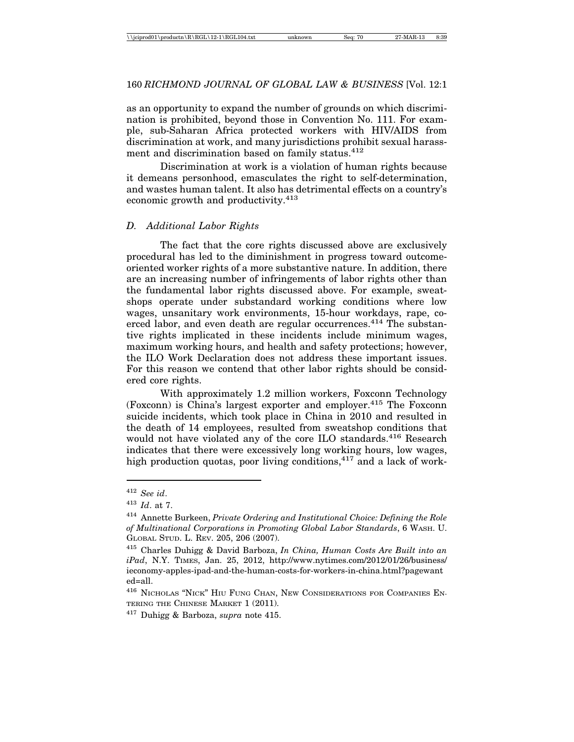as an opportunity to expand the number of grounds on which discrimination is prohibited, beyond those in Convention No. 111. For example, sub-Saharan Africa protected workers with HIV/AIDS from discrimination at work, and many jurisdictions prohibit sexual harassment and discrimination based on family status.[412]

Discrimination at work is a violation of human rights because it demeans personhood, emasculates the right to self-determination, and wastes human talent. It also has detrimental effects on a country's economic growth and productivity.[413]

### *D. Additional Labor Rights*

The fact that the core rights discussed above are exclusively procedural has led to the diminishment in progress toward outcome-oriented worker rights of a more substantive nature. In addition, there are an increasing number of infringements of labor rights other than the fundamental labor rights discussed above. For example, sweatshops operate under substandard working conditions where low wages, unsanitary work environments, 15-hour workdays, rape, coerced labor, and even death are regular occurrences.[414] The substantive rights implicated in these incidents include minimum wages, maximum working hours, and health and safety protections; however, the ILO Work Declaration does not address these important issues. For this reason we contend that other labor rights should be considered core rights.

With approximately 1.2 million workers, Foxconn Technology (Foxconn) is China's largest exporter and employer.[415] The Foxconn suicide incidents, which took place in China in 2010 and resulted in the death of 14 employees, resulted from sweatshop conditions that would not have violated any of the core ILO standards.[416] Research indicates that there were excessively long working hours, low wages, high production quotas, poor living conditions,[417] and a lack of work-

---

[412] *See id*.

[413] *Id*. at 7.

[414] Annette Burkeen, *Private Ordering and Institutional Choice: Defining the Role of Multinational Corporations in Promoting Global Labor Standards*, 6 WASH. U. GLOBAL STUD. L. REV. 205, 206 (2007).

[415] Charles Duhigg & David Barboza, *In China, Human Costs Are Built into an iPad*, N.Y. TIMES, Jan. 25, 2012, http://www.nytimes.com/2012/01/26/business/ieconomy-apples-ipad-and-the-human-costs-for-workers-in-china.html?pagewanted=all.

[416] NICHOLAS "NICK" HIU FUNG CHAN, NEW CONSIDERATIONS FOR COMPANIES ENTERING THE CHINESE MARKET 1 (2011).

[417] Duhigg & Barboza, *supra* note 415.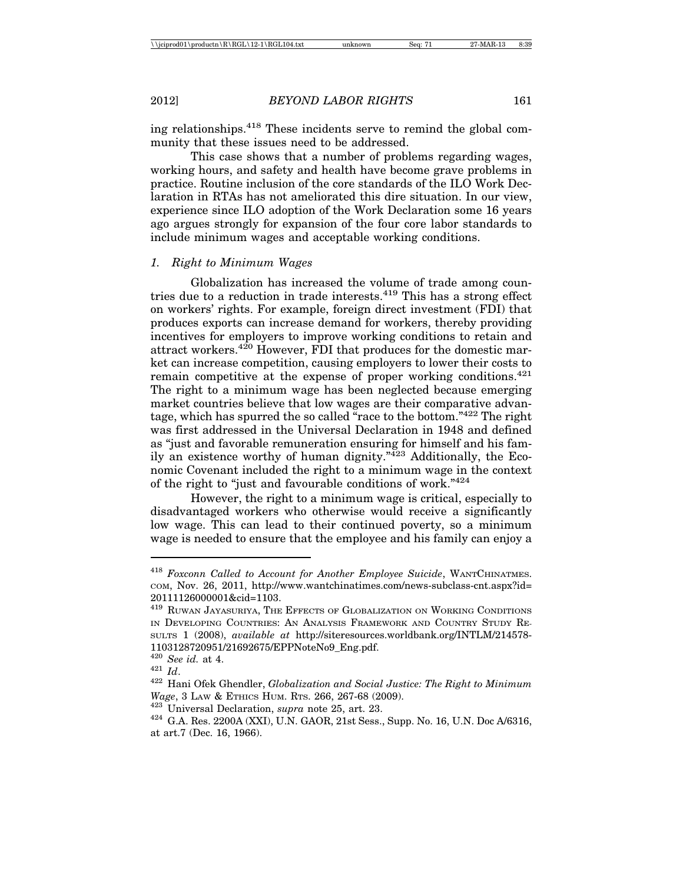ing relationships.[418] These incidents serve to remind the global community that these issues need to be addressed.

This case shows that a number of problems regarding wages, working hours, and safety and health have become grave problems in practice. Routine inclusion of the core standards of the ILO Work Declaration in RTAs has not ameliorated this dire situation. In our view, experience since ILO adoption of the Work Declaration some 16 years ago argues strongly for expansion of the four core labor standards to include minimum wages and acceptable working conditions.

### *1. Right to Minimum Wages*

Globalization has increased the volume of trade among countries due to a reduction in trade interests.[419] This has a strong effect on workers' rights. For example, foreign direct investment (FDI) that produces exports can increase demand for workers, thereby providing incentives for employers to improve working conditions to retain and attract workers.[420] However, FDI that produces for the domestic market can increase competition, causing employers to lower their costs to remain competitive at the expense of proper working conditions.[421] The right to a minimum wage has been neglected because emerging market countries believe that low wages are their comparative advantage, which has spurred the so called "race to the bottom."[422] The right was first addressed in the Universal Declaration in 1948 and defined as "just and favorable remuneration ensuring for himself and his family an existence worthy of human dignity."[423] Additionally, the Economic Covenant included the right to a minimum wage in the context of the right to "just and favourable conditions of work."[424]

However, the right to a minimum wage is critical, especially to disadvantaged workers who otherwise would receive a significantly low wage. This can lead to their continued poverty, so a minimum wage is needed to ensure that the employee and his family can enjoy a

---

[418] *Foxconn Called to Account for Another Employee Suicide*, WANTCHINATMES.COM, Nov. 26, 2011, http://www.wantchinatimes.com/news-subclass-cnt.aspx?id=20111126000001&cid=1103.

[419] RUWAN JAYASURIYA, THE EFFECTS OF GLOBALIZATION ON WORKING CONDITIONS IN DEVELOPING COUNTRIES: AN ANALYSIS FRAMEWORK AND COUNTRY STUDY RESULTS 1 (2008), *available at* http://siteresources.worldbank.org/INTLM/214578-1103128720951/21692675/EPPNoteNo9_Eng.pdf.

[420] *See id.* at 4.

[421] *Id*.

[422] Hani Ofek Ghendler, *Globalization and Social Justice: The Right to Minimum Wage*, 3 LAW & ETHICS HUM. RTS. 266, 267-68 (2009).

[423] Universal Declaration, *supra* note 25, art. 23.

[424] G.A. Res. 2200A (XXI), U.N. GAOR, 21st Sess., Supp. No. 16, U.N. Doc A/6316, at art.7 (Dec. 16, 1966).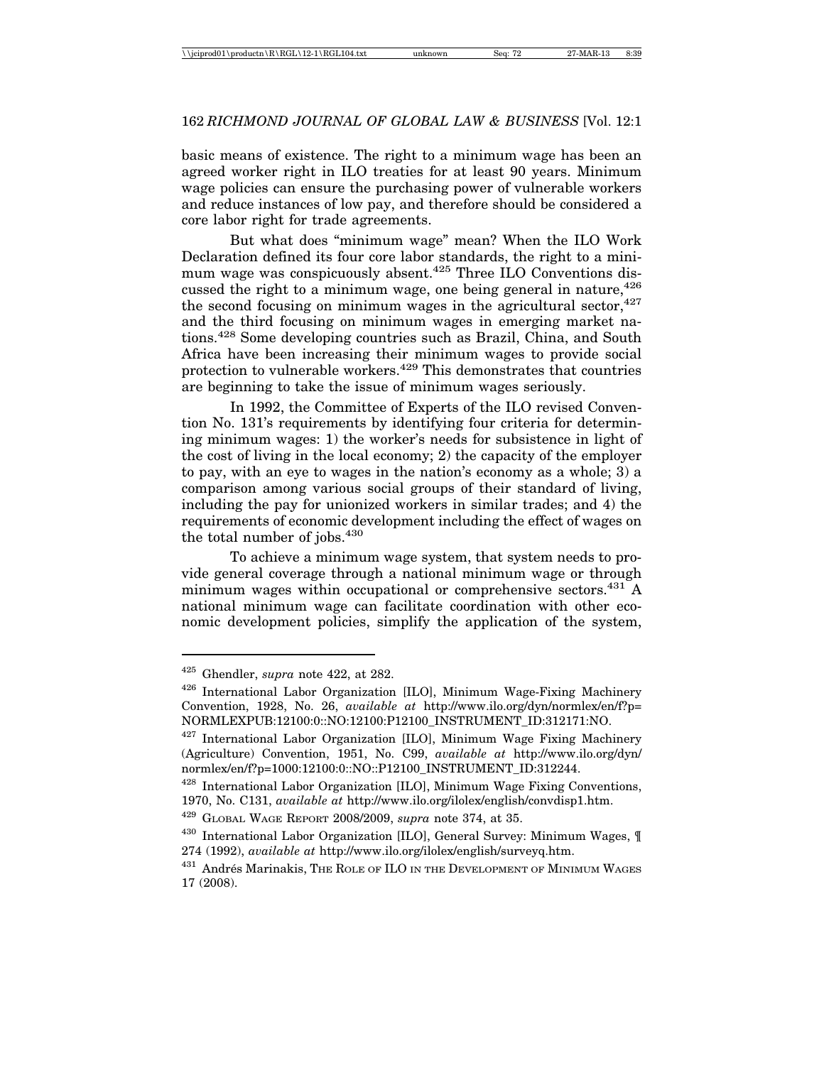basic means of existence. The right to a minimum wage has been an agreed worker right in ILO treaties for at least 90 years. Minimum wage policies can ensure the purchasing power of vulnerable workers and reduce instances of low pay, and therefore should be considered a core labor right for trade agreements.

But what does "minimum wage" mean? When the ILO Work Declaration defined its four core labor standards, the right to a minimum wage was conspicuously absent.[425] Three ILO Conventions discussed the right to a minimum wage, one being general in nature,[426] the second focusing on minimum wages in the agricultural sector,[427] and the third focusing on minimum wages in emerging market nations.[428] Some developing countries such as Brazil, China, and South Africa have been increasing their minimum wages to provide social protection to vulnerable workers.[429] This demonstrates that countries are beginning to take the issue of minimum wages seriously.

In 1992, the Committee of Experts of the ILO revised Convention No. 131's requirements by identifying four criteria for determining minimum wages: 1) the worker's needs for subsistence in light of the cost of living in the local economy; 2) the capacity of the employer to pay, with an eye to wages in the nation's economy as a whole; 3) a comparison among various social groups of their standard of living, including the pay for unionized workers in similar trades; and 4) the requirements of economic development including the effect of wages on the total number of jobs.[430]

To achieve a minimum wage system, that system needs to provide general coverage through a national minimum wage or through minimum wages within occupational or comprehensive sectors.[431] A national minimum wage can facilitate coordination with other economic development policies, simplify the application of the system,

---

[425] Ghendler, *supra* note 422, at 282.

[426] International Labor Organization [ILO], Minimum Wage-Fixing Machinery Convention, 1928, No. 26, *available at* http://www.ilo.org/dyn/normlex/en/f?p=NORMLEXPUB:12100:0::NO:12100:P12100_INSTRUMENT_ID:312171:NO.

[427] International Labor Organization [ILO], Minimum Wage Fixing Machinery (Agriculture) Convention, 1951, No. C99, *available at* http://www.ilo.org/dyn/normlex/en/f?p=1000:12100:0::NO::P12100_INSTRUMENT_ID:312244.

[428] International Labor Organization [ILO], Minimum Wage Fixing Conventions, 1970, No. C131, *available at* http://www.ilo.org/ilolex/english/convdisp1.htm.

[429] GLOBAL WAGE REPORT 2008/2009, *supra* note 374, at 35.

[430] International Labor Organization [ILO], General Survey: Minimum Wages, ¶ 274 (1992), *available at* http://www.ilo.org/ilolex/english/surveyq.htm.

[431] Andrés Marinakis, THE ROLE OF ILO IN THE DEVELOPMENT OF MINIMUM WAGES 17 (2008).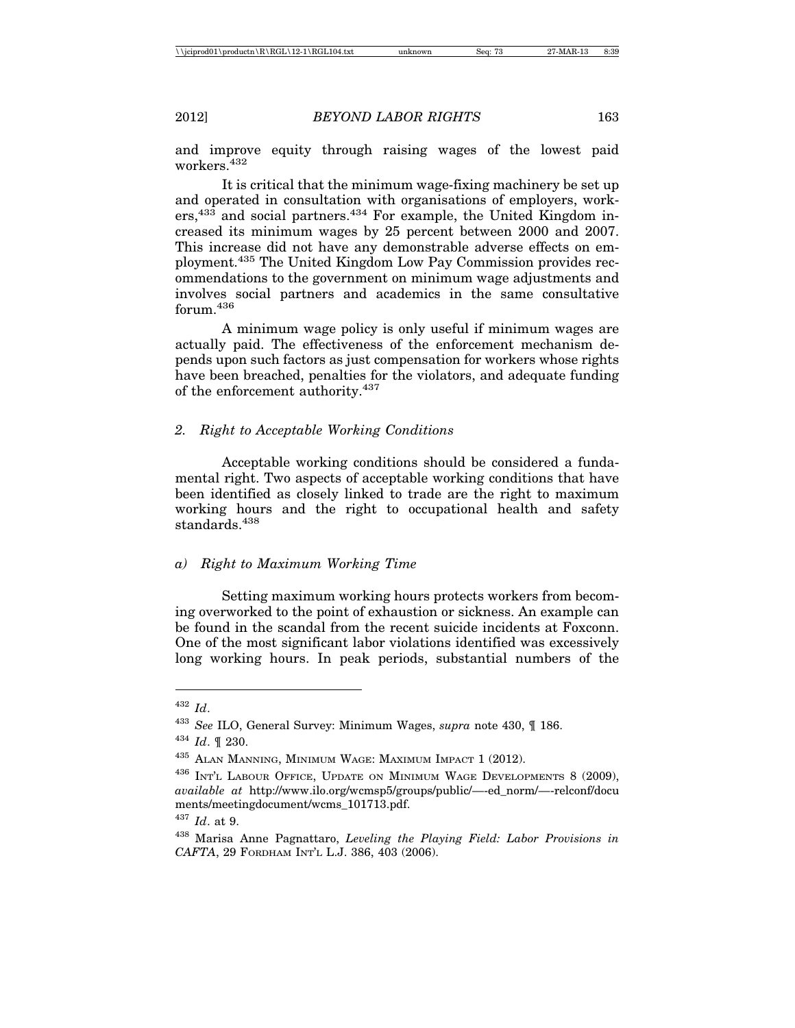and improve equity through raising wages of the lowest paid workers.[432]

It is critical that the minimum wage-fixing machinery be set up and operated in consultation with organisations of employers, workers,[433] and social partners.[434] For example, the United Kingdom increased its minimum wages by 25 percent between 2000 and 2007. This increase did not have any demonstrable adverse effects on employment.[435] The United Kingdom Low Pay Commission provides recommendations to the government on minimum wage adjustments and involves social partners and academics in the same consultative forum.[436]

A minimum wage policy is only useful if minimum wages are actually paid. The effectiveness of the enforcement mechanism depends upon such factors as just compensation for workers whose rights have been breached, penalties for the violators, and adequate funding of the enforcement authority.[437]

### *2. Right to Acceptable Working Conditions*

Acceptable working conditions should be considered a fundamental right. Two aspects of acceptable working conditions that have been identified as closely linked to trade are the right to maximum working hours and the right to occupational health and safety standards.[438]

#### *a) Right to Maximum Working Time*

Setting maximum working hours protects workers from becoming overworked to the point of exhaustion or sickness. An example can be found in the scandal from the recent suicide incidents at Foxconn. One of the most significant labor violations identified was excessively long working hours. In peak periods, substantial numbers of the

---

432 *Id*.

433 *See* ILO, General Survey: Minimum Wages, *supra* note 430, ¶ 186.

434 *Id*. ¶ 230.

435 Alan Manning, Minimum Wage: Maximum Impact 1 (2012).

436 Int'l Labour Office, Update on Minimum Wage Developments 8 (2009), *available at* http://www.ilo.org/wcmsp5/groups/public/—-ed_norm/—-relconf/documents/meetingdocument/wcms_101713.pdf.

437 *Id*. at 9.

438 Marisa Anne Pagnattaro, *Leveling the Playing Field: Labor Provisions in CAFTA*, 29 Fordham Int'l L.J. 386, 403 (2006).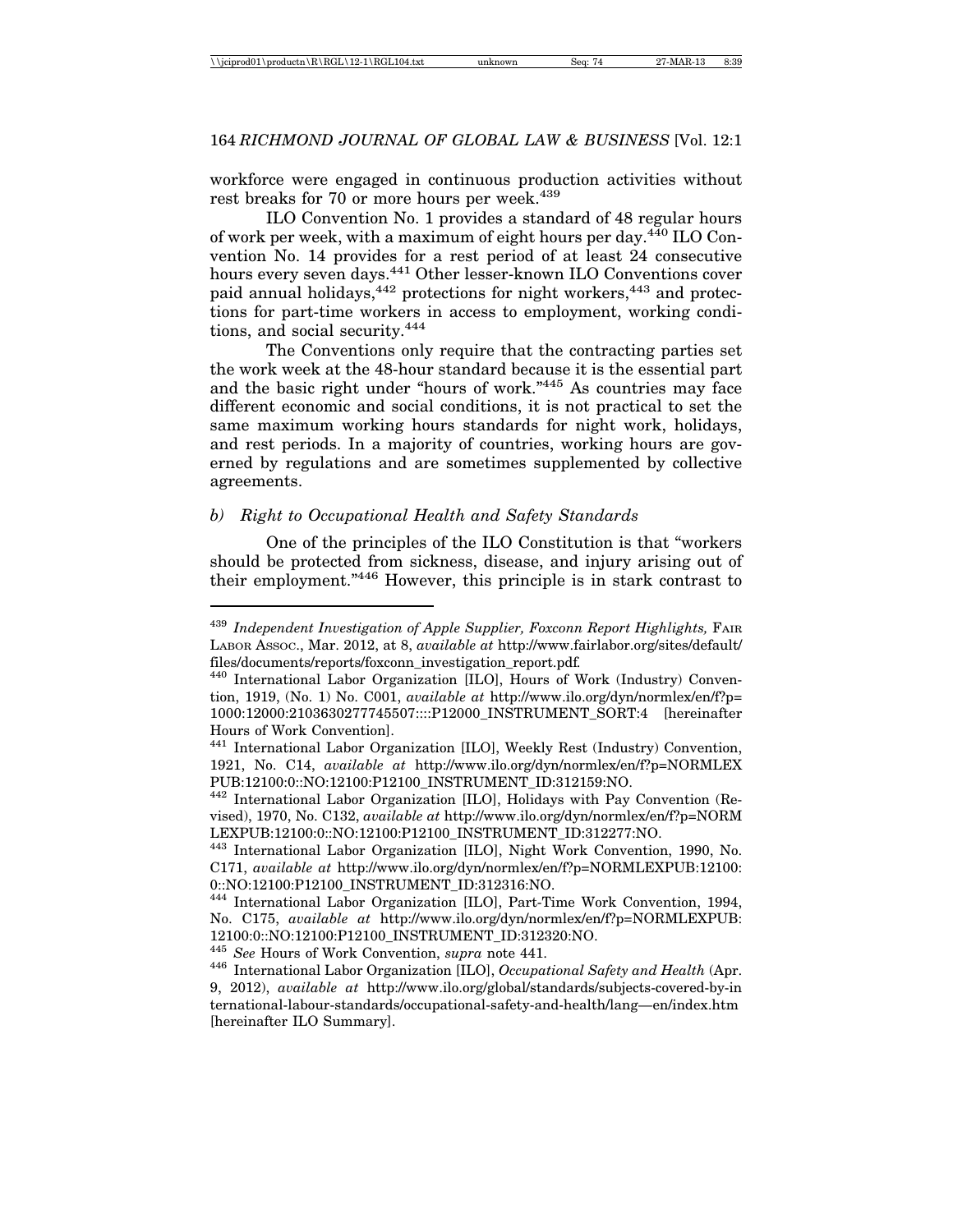workforce were engaged in continuous production activities without rest breaks for 70 or more hours per week.[439]

ILO Convention No. 1 provides a standard of 48 regular hours of work per week, with a maximum of eight hours per day.[440] ILO Convention No. 14 provides for a rest period of at least 24 consecutive hours every seven days.[441] Other lesser-known ILO Conventions cover paid annual holidays,[442] protections for night workers,[443] and protections for part-time workers in access to employment, working conditions, and social security.[444]

The Conventions only require that the contracting parties set the work week at the 48-hour standard because it is the essential part and the basic right under "hours of work."[445] As countries may face different economic and social conditions, it is not practical to set the same maximum working hours standards for night work, holidays, and rest periods. In a majority of countries, working hours are governed by regulations and are sometimes supplemented by collective agreements.

### *b) Right to Occupational Health and Safety Standards*

One of the principles of the ILO Constitution is that "workers should be protected from sickness, disease, and injury arising out of their employment."[446] However, this principle is in stark contrast to

---

[439] *Independent Investigation of Apple Supplier, Foxconn Report Highlights,* FAIR LABOR ASSOC., Mar. 2012, at 8, *available at* http://www.fairlabor.org/sites/default/files/documents/reports/foxconn_investigation_report.pdf.

[440] International Labor Organization [ILO], Hours of Work (Industry) Convention, 1919, (No. 1) No. C001, *available at* http://www.ilo.org/dyn/normlex/en/f?p=1000:12000:2103630277745507::::P12000_INSTRUMENT_SORT:4 [hereinafter Hours of Work Convention].

[441] International Labor Organization [ILO], Weekly Rest (Industry) Convention, 1921, No. C14, *available at* http://www.ilo.org/dyn/normlex/en/f?p=NORMLEXPUB:12100:0::NO:12100:P12100_INSTRUMENT_ID:312159:NO.

[442] International Labor Organization [ILO], Holidays with Pay Convention (Revised), 1970, No. C132, *available at* http://www.ilo.org/dyn/normlex/en/f?p=NORMLEXPUB:12100:0::NO:12100:P12100_INSTRUMENT_ID:312277:NO.

[443] International Labor Organization [ILO], Night Work Convention, 1990, No. C171, *available at* http://www.ilo.org/dyn/normlex/en/f?p=NORMLEXPUB:12100:0::NO:12100:P12100_INSTRUMENT_ID:312316:NO.

[444] International Labor Organization [ILO], Part-Time Work Convention, 1994, No. C175, *available at* http://www.ilo.org/dyn/normlex/en/f?p=NORMLEXPUB:12100:0::NO:12100:P12100_INSTRUMENT_ID:312320:NO.

[445] *See* Hours of Work Convention, *supra* note 441.

[446] International Labor Organization [ILO], *Occupational Safety and Health* (Apr. 9, 2012), *available at* http://www.ilo.org/global/standards/subjects-covered-by-international-labour-standards/occupational-safety-and-health/lang—en/index.htm [hereinafter ILO Summary].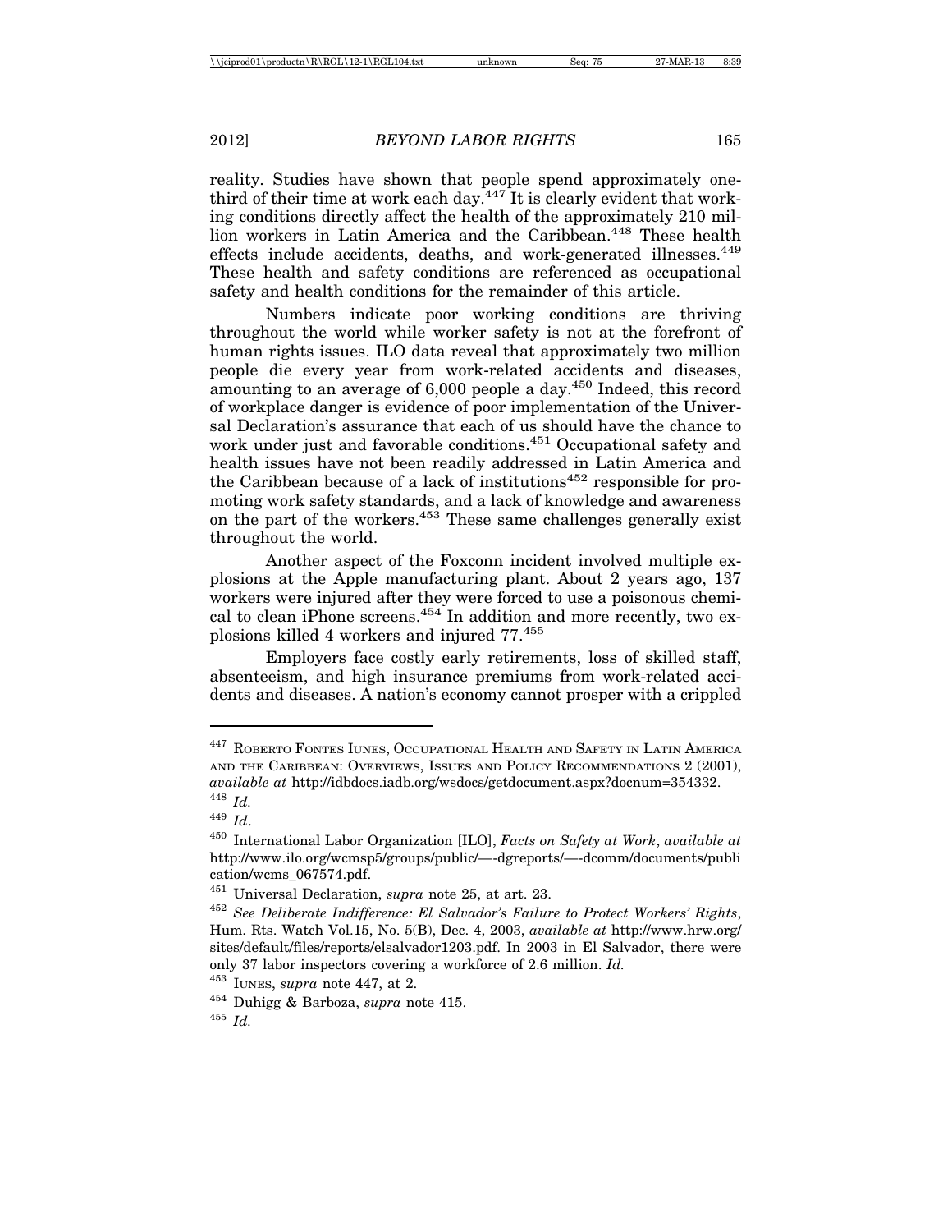reality. Studies have shown that people spend approximately one-third of their time at work each day.[447] It is clearly evident that working conditions directly affect the health of the approximately 210 million workers in Latin America and the Caribbean.[448] These health effects include accidents, deaths, and work-generated illnesses.[449] These health and safety conditions are referenced as occupational safety and health conditions for the remainder of this article.

Numbers indicate poor working conditions are thriving throughout the world while worker safety is not at the forefront of human rights issues. ILO data reveal that approximately two million people die every year from work-related accidents and diseases, amounting to an average of 6,000 people a day.[450] Indeed, this record of workplace danger is evidence of poor implementation of the Universal Declaration's assurance that each of us should have the chance to work under just and favorable conditions.[451] Occupational safety and health issues have not been readily addressed in Latin America and the Caribbean because of a lack of institutions[452] responsible for promoting work safety standards, and a lack of knowledge and awareness on the part of the workers.[453] These same challenges generally exist throughout the world.

Another aspect of the Foxconn incident involved multiple explosions at the Apple manufacturing plant. About 2 years ago, 137 workers were injured after they were forced to use a poisonous chemical to clean iPhone screens.[454] In addition and more recently, two explosions killed 4 workers and injured 77.[455]

Employers face costly early retirements, loss of skilled staff, absenteeism, and high insurance premiums from work-related accidents and diseases. A nation's economy cannot prosper with a crippled

---

[447] ROBERTO FONTES IUNES, OCCUPATIONAL HEALTH AND SAFETY IN LATIN AMERICA AND THE CARIBBEAN: OVERVIEWS, ISSUES AND POLICY RECOMMENDATIONS 2 (2001), *available at* http://idbdocs.iadb.org/wsdocs/getdocument.aspx?docnum=354332.

[448] *Id.*

[449] *Id*.

[450] International Labor Organization [ILO], *Facts on Safety at Work*, *available at* http://www.ilo.org/wcmsp5/groups/public/—-dgreports/—-dcomm/documents/publication/wcms_067574.pdf.

[451] Universal Declaration, *supra* note 25, at art. 23.

[452] *See Deliberate Indifference: El Salvador's Failure to Protect Workers' Rights*, Hum. Rts. Watch Vol.15, No. 5(B), Dec. 4, 2003, *available at* http://www.hrw.org/sites/default/files/reports/elsalvador1203.pdf. In 2003 in El Salvador, there were only 37 labor inspectors covering a workforce of 2.6 million. *Id.*

[453] IUNES, *supra* note 447, at 2.

[454] Duhigg & Barboza, *supra* note 415.

[455] *Id.*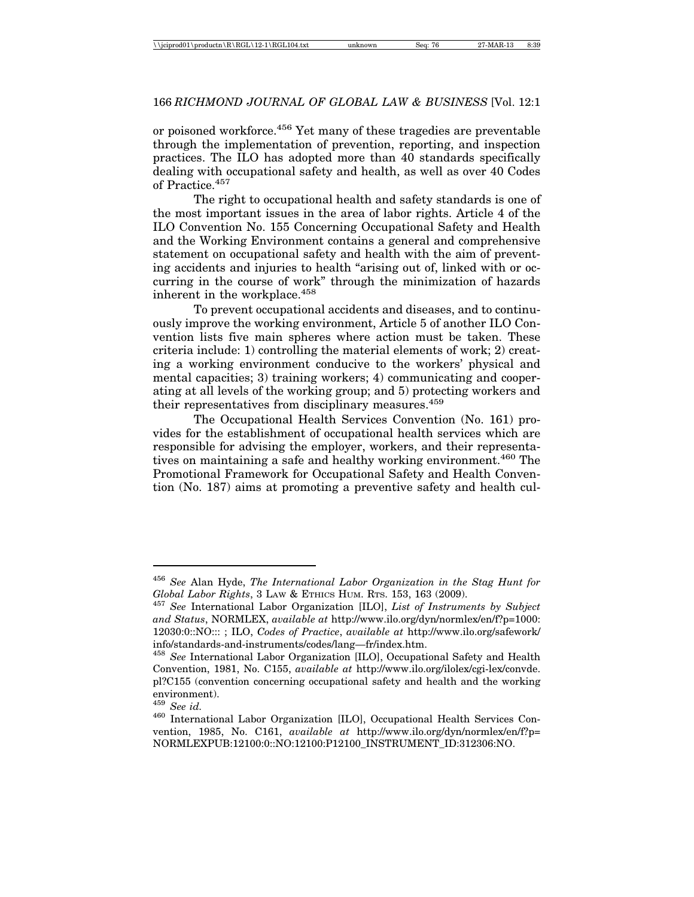or poisoned workforce.[456] Yet many of these tragedies are preventable through the implementation of prevention, reporting, and inspection practices. The ILO has adopted more than 40 standards specifically dealing with occupational safety and health, as well as over 40 Codes of Practice.[457]

The right to occupational health and safety standards is one of the most important issues in the area of labor rights. Article 4 of the ILO Convention No. 155 Concerning Occupational Safety and Health and the Working Environment contains a general and comprehensive statement on occupational safety and health with the aim of preventing accidents and injuries to health "arising out of, linked with or occurring in the course of work" through the minimization of hazards inherent in the workplace.[458]

To prevent occupational accidents and diseases, and to continuously improve the working environment, Article 5 of another ILO Convention lists five main spheres where action must be taken. These criteria include: 1) controlling the material elements of work; 2) creating a working environment conducive to the workers' physical and mental capacities; 3) training workers; 4) communicating and cooperating at all levels of the working group; and 5) protecting workers and their representatives from disciplinary measures.[459]

The Occupational Health Services Convention (No. 161) provides for the establishment of occupational health services which are responsible for advising the employer, workers, and their representatives on maintaining a safe and healthy working environment.[460] The Promotional Framework for Occupational Safety and Health Convention (No. 187) aims at promoting a preventive safety and health cul-

---

[456] *See* Alan Hyde, *The International Labor Organization in the Stag Hunt for Global Labor Rights*, 3 LAW & ETHICS HUM. RTS. 153, 163 (2009).

[457] *See* International Labor Organization [ILO], *List of Instruments by Subject and Status*, NORMLEX, *available at* http://www.ilo.org/dyn/normlex/en/f?p=1000:12030:0::NO::: ; ILO, *Codes of Practice*, *available at* http://www.ilo.org/safework/info/standards-and-instruments/codes/lang—fr/index.htm.

[458] *See* International Labor Organization [ILO], Occupational Safety and Health Convention, 1981, No. C155, *available at* http://www.ilo.org/ilolex/cgi-lex/convde.pl?C155 (convention concerning occupational safety and health and the working environment).

[459] *See id.*

[460] International Labor Organization [ILO], Occupational Health Services Convention, 1985, No. C161, *available at* http://www.ilo.org/dyn/normlex/en/f?p=NORMLEXPUB:12100:0::NO:12100:P12100_INSTRUMENT_ID:312306:NO.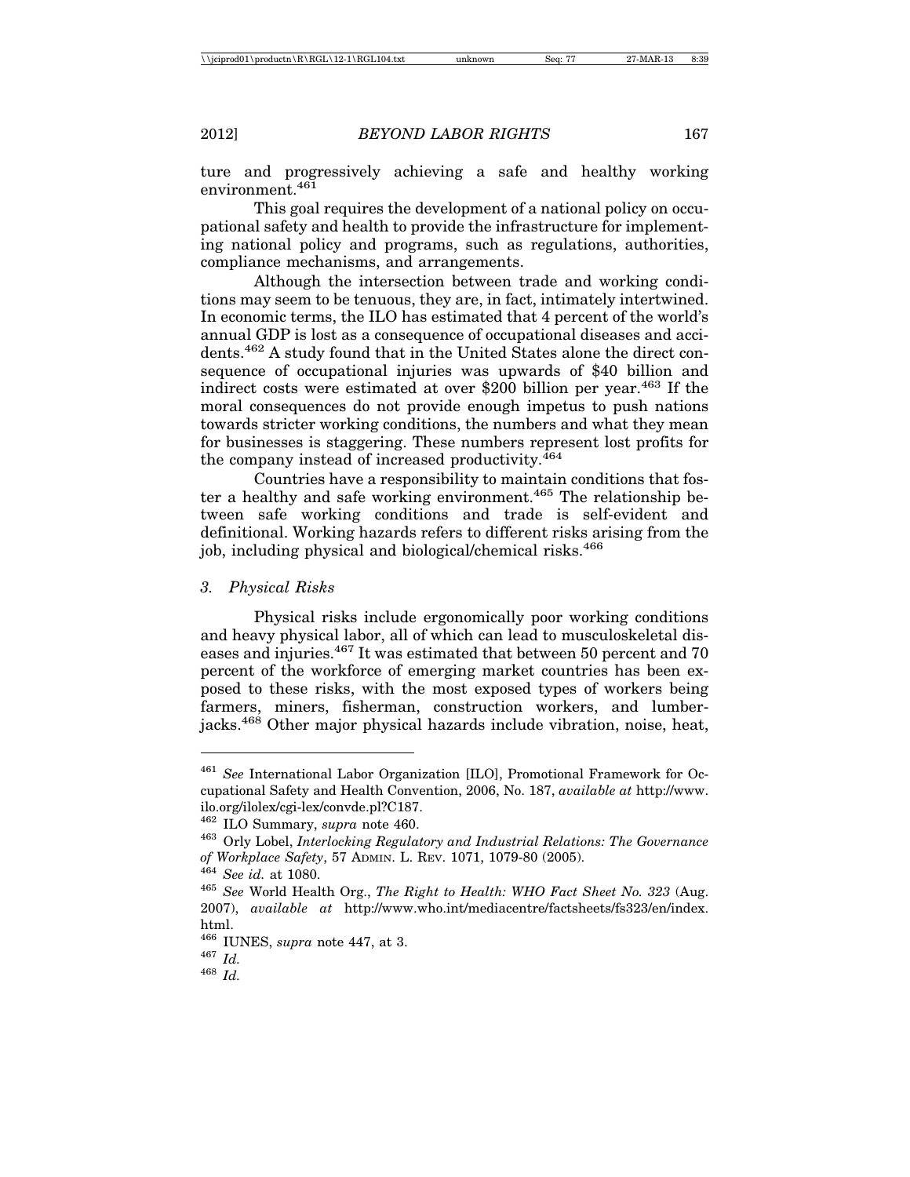ture and progressively achieving a safe and healthy working environment.[461]

This goal requires the development of a national policy on occupational safety and health to provide the infrastructure for implementing national policy and programs, such as regulations, authorities, compliance mechanisms, and arrangements.

Although the intersection between trade and working conditions may seem to be tenuous, they are, in fact, intimately intertwined. In economic terms, the ILO has estimated that 4 percent of the world's annual GDP is lost as a consequence of occupational diseases and accidents.[462] A study found that in the United States alone the direct consequence of occupational injuries was upwards of $40 billion and indirect costs were estimated at over $200 billion per year.[463] If the moral consequences do not provide enough impetus to push nations towards stricter working conditions, the numbers and what they mean for businesses is staggering. These numbers represent lost profits for the company instead of increased productivity.[464]

Countries have a responsibility to maintain conditions that foster a healthy and safe working environment.[465] The relationship between safe working conditions and trade is self-evident and definitional. Working hazards refers to different risks arising from the job, including physical and biological/chemical risks.[466]

### *3. Physical Risks*

Physical risks include ergonomically poor working conditions and heavy physical labor, all of which can lead to musculoskeletal diseases and injuries.[467] It was estimated that between 50 percent and 70 percent of the workforce of emerging market countries has been exposed to these risks, with the most exposed types of workers being farmers, miners, fisherman, construction workers, and lumberjacks.[468] Other major physical hazards include vibration, noise, heat,

---

[461] *See* International Labor Organization [ILO], Promotional Framework for Occupational Safety and Health Convention, 2006, No. 187, *available at* http://www.ilo.org/ilolex/cgi-lex/convde.pl?C187.

[462] ILO Summary, *supra* note 460.

[463] Orly Lobel, *Interlocking Regulatory and Industrial Relations: The Governance of Workplace Safety*, 57 ADMIN. L. REV. 1071, 1079-80 (2005).

[464] *See id.* at 1080.

[465] *See* World Health Org., *The Right to Health: WHO Fact Sheet No. 323* (Aug. 2007), *available at* http://www.who.int/mediacentre/factsheets/fs323/en/index.html.

[466] IUNES, *supra* note 447, at 3.

[467] *Id.*

[468] *Id.*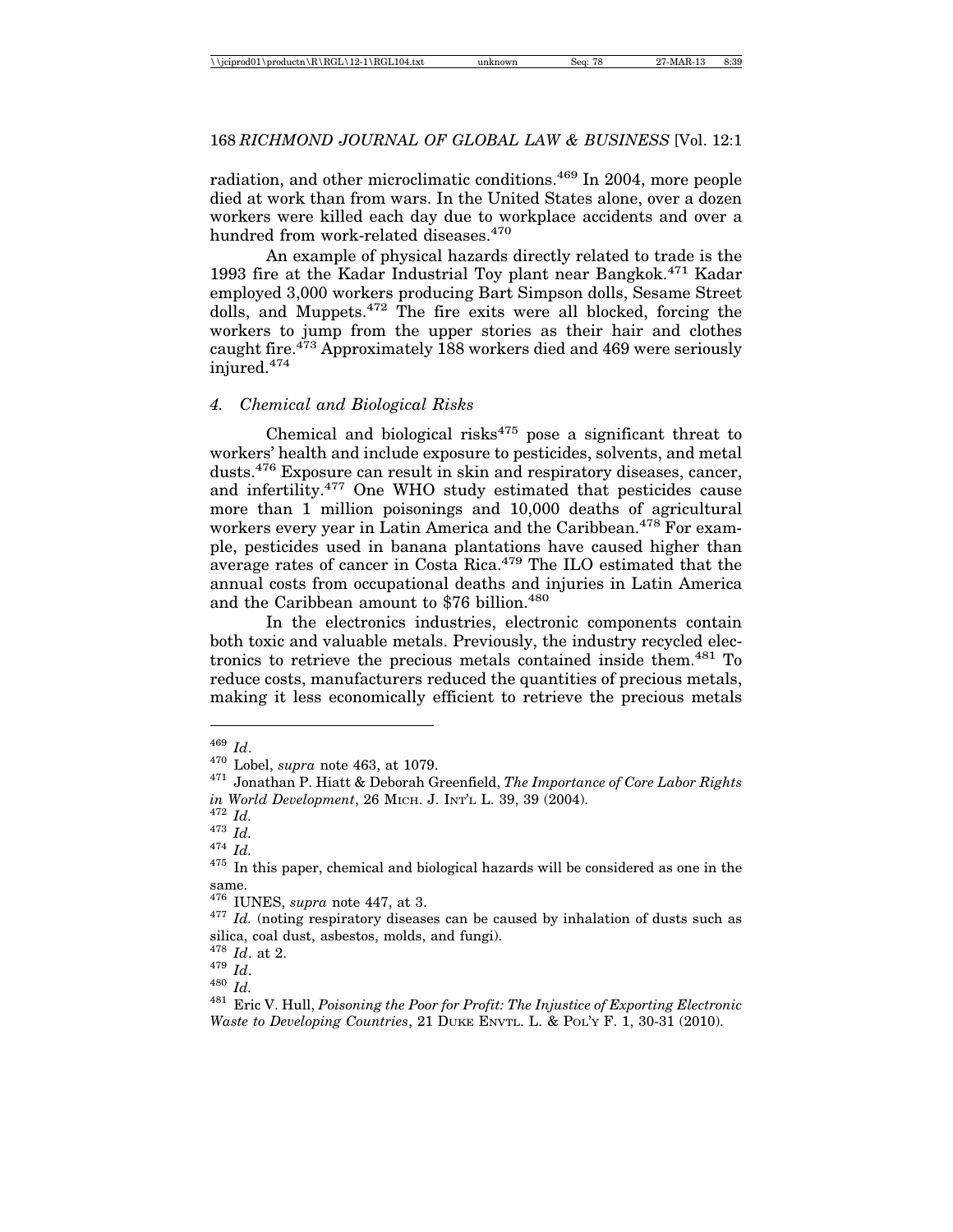radiation, and other microclimatic conditions.[469] In 2004, more people died at work than from wars. In the United States alone, over a dozen workers were killed each day due to workplace accidents and over a hundred from work-related diseases.[470]

An example of physical hazards directly related to trade is the 1993 fire at the Kadar Industrial Toy plant near Bangkok.[471] Kadar employed 3,000 workers producing Bart Simpson dolls, Sesame Street dolls, and Muppets.[472] The fire exits were all blocked, forcing the workers to jump from the upper stories as their hair and clothes caught fire.[473] Approximately 188 workers died and 469 were seriously injured.[474]

### 4. *Chemical and Biological Risks*

Chemical and biological risks[475] pose a significant threat to workers' health and include exposure to pesticides, solvents, and metal dusts.[476] Exposure can result in skin and respiratory diseases, cancer, and infertility.[477] One WHO study estimated that pesticides cause more than 1 million poisonings and 10,000 deaths of agricultural workers every year in Latin America and the Caribbean.[478] For example, pesticides used in banana plantations have caused higher than average rates of cancer in Costa Rica.[479] The ILO estimated that the annual costs from occupational deaths and injuries in Latin America and the Caribbean amount to $76 billion.[480]

In the electronics industries, electronic components contain both toxic and valuable metals. Previously, the industry recycled electronics to retrieve the precious metals contained inside them.[481] To reduce costs, manufacturers reduced the quantities of precious metals, making it less economically efficient to retrieve the precious metals

---

[469] *Id*.

[470] Lobel, *supra* note 463, at 1079.

[471] Jonathan P. Hiatt & Deborah Greenfield, *The Importance of Core Labor Rights in World Development*, 26 MICH. J. INT'L L. 39, 39 (2004).

[472] *Id.*

[473] *Id.*

[474] *Id.*

[475] In this paper, chemical and biological hazards will be considered as one in the same.

[476] IUNES, *supra* note 447, at 3.

[477] *Id.* (noting respiratory diseases can be caused by inhalation of dusts such as silica, coal dust, asbestos, molds, and fungi).

[478] *Id*. at 2.

[479] *Id*.

[480] *Id.*

[481] Eric V. Hull, *Poisoning the Poor for Profit: The Injustice of Exporting Electronic Waste to Developing Countries*, 21 DUKE ENVTL. L. & POL'Y F. 1, 30-31 (2010).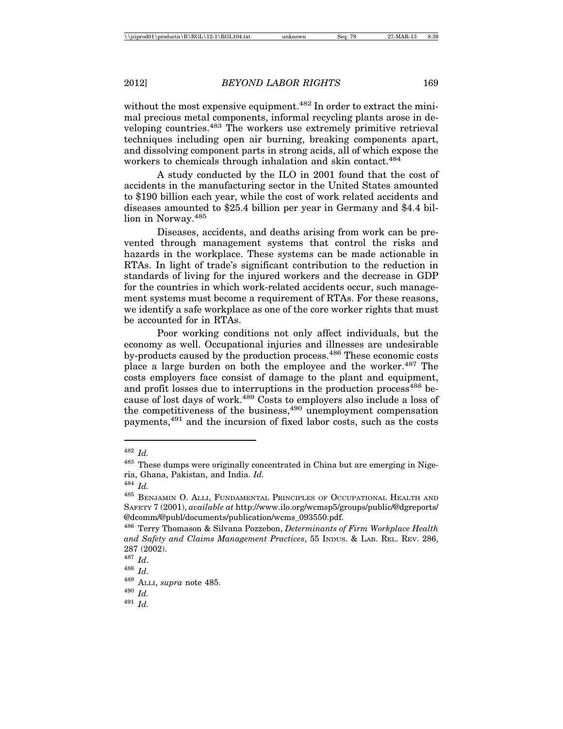without the most expensive equipment.[482] In order to extract the minimal precious metal components, informal recycling plants arose in developing countries.[483] The workers use extremely primitive retrieval techniques including open air burning, breaking components apart, and dissolving component parts in strong acids, all of which expose the workers to chemicals through inhalation and skin contact.[484]

A study conducted by the ILO in 2001 found that the cost of accidents in the manufacturing sector in the United States amounted to $190 billion each year, while the cost of work related accidents and diseases amounted to $25.4 billion per year in Germany and $4.4 billion in Norway.[485]

Diseases, accidents, and deaths arising from work can be prevented through management systems that control the risks and hazards in the workplace. These systems can be made actionable in RTAs. In light of trade's significant contribution to the reduction in standards of living for the injured workers and the decrease in GDP for the countries in which work-related accidents occur, such management systems must become a requirement of RTAs. For these reasons, we identify a safe workplace as one of the core worker rights that must be accounted for in RTAs.

Poor working conditions not only affect individuals, but the economy as well. Occupational injuries and illnesses are undesirable by-products caused by the production process.[486] These economic costs place a large burden on both the employee and the worker.[487] The costs employers face consist of damage to the plant and equipment, and profit losses due to interruptions in the production process[488] because of lost days of work.[489] Costs to employers also include a loss of the competitiveness of the business,[490] unemployment compensation payments,[491] and the incursion of fixed labor costs, such as the costs

---

[482] *Id.*

[483] These dumps were originally concentrated in China but are emerging in Nigeria, Ghana, Pakistan, and India. *Id.*

[484] *Id.*

[485] Benjamin O. Alli, Fundamental Principles of Occupational Health and Safety 7 (2001), *available at* http://www.ilo.org/wcmsp5/groups/public/@dgreports/@dcomm/@publ/documents/publication/wcms_093550.pdf.

[486] Terry Thomason & Silvana Pozzebon, *Determinants of Firm Workplace Health and Safety and Claims Management Practices*, 55 Indus. & Lab. Rel. Rev. 286, 287 (2002).

[487] *Id*.

[488] *Id*.

[489] Alli, *supra* note 485.

[490] *Id.*

[491] *Id.*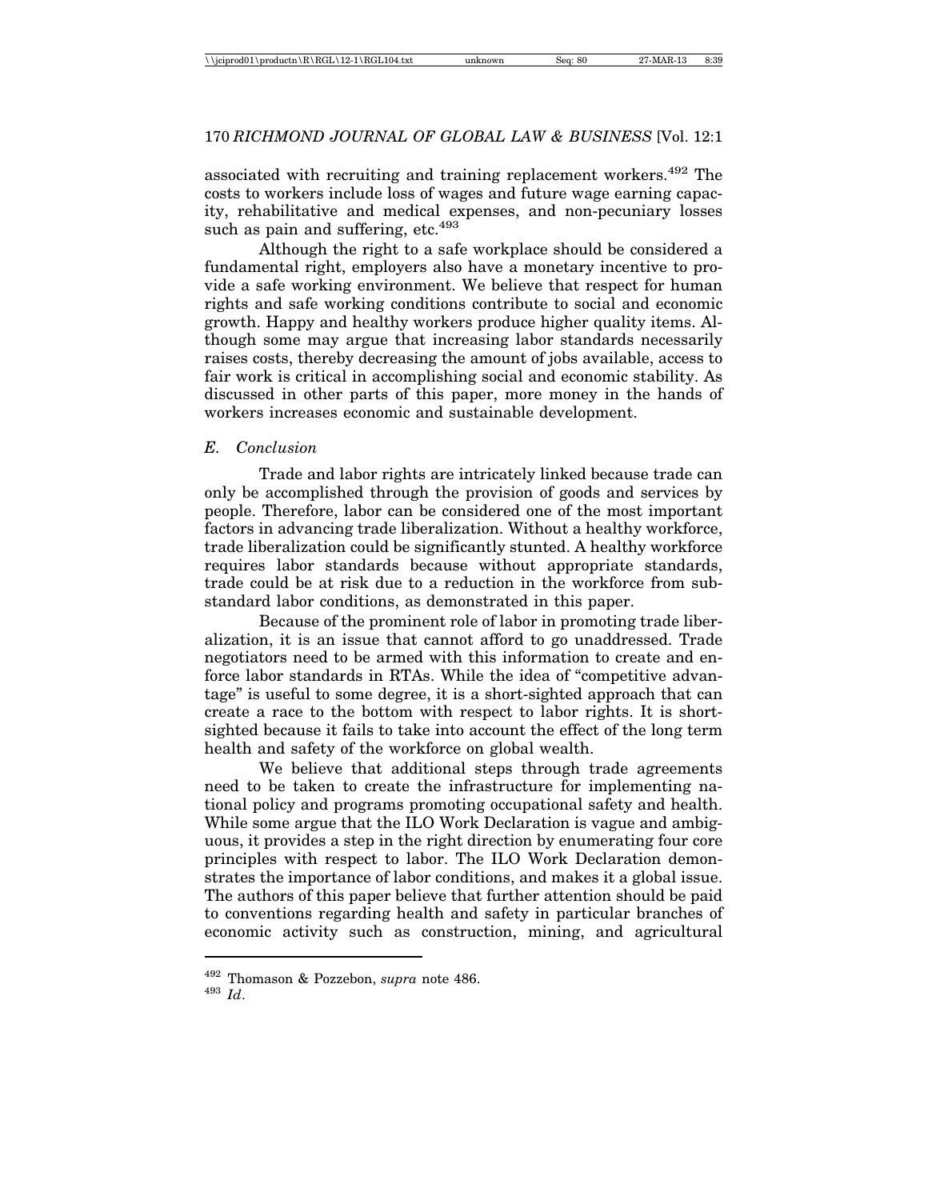associated with recruiting and training replacement workers.[492] The costs to workers include loss of wages and future wage earning capacity, rehabilitative and medical expenses, and non-pecuniary losses such as pain and suffering, etc.[493]

Although the right to a safe workplace should be considered a fundamental right, employers also have a monetary incentive to provide a safe working environment. We believe that respect for human rights and safe working conditions contribute to social and economic growth. Happy and healthy workers produce higher quality items. Although some may argue that increasing labor standards necessarily raises costs, thereby decreasing the amount of jobs available, access to fair work is critical in accomplishing social and economic stability. As discussed in other parts of this paper, more money in the hands of workers increases economic and sustainable development.

### *E. Conclusion*

Trade and labor rights are intricately linked because trade can only be accomplished through the provision of goods and services by people. Therefore, labor can be considered one of the most important factors in advancing trade liberalization. Without a healthy workforce, trade liberalization could be significantly stunted. A healthy workforce requires labor standards because without appropriate standards, trade could be at risk due to a reduction in the workforce from substandard labor conditions, as demonstrated in this paper.

Because of the prominent role of labor in promoting trade liberalization, it is an issue that cannot afford to go unaddressed. Trade negotiators need to be armed with this information to create and enforce labor standards in RTAs. While the idea of "competitive advantage" is useful to some degree, it is a short-sighted approach that can create a race to the bottom with respect to labor rights. It is short-sighted because it fails to take into account the effect of the long term health and safety of the workforce on global wealth.

We believe that additional steps through trade agreements need to be taken to create the infrastructure for implementing national policy and programs promoting occupational safety and health. While some argue that the ILO Work Declaration is vague and ambiguous, it provides a step in the right direction by enumerating four core principles with respect to labor. The ILO Work Declaration demonstrates the importance of labor conditions, and makes it a global issue. The authors of this paper believe that further attention should be paid to conventions regarding health and safety in particular branches of economic activity such as construction, mining, and agricultural

---

[492] Thomason & Pozzebon, *supra* note 486.

[493] *Id*.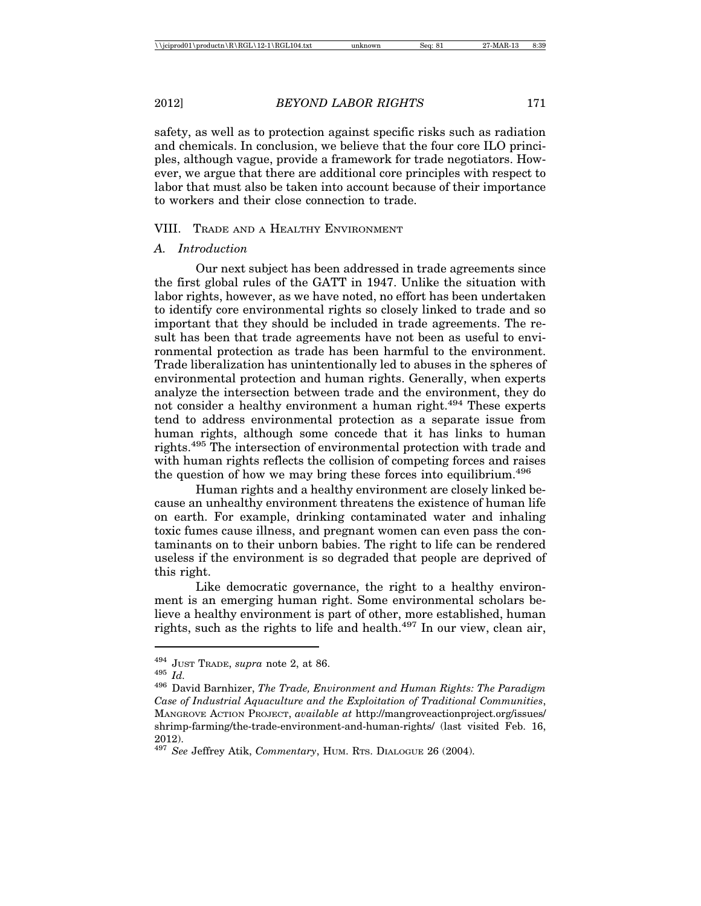safety, as well as to protection against specific risks such as radiation and chemicals. In conclusion, we believe that the four core ILO principles, although vague, provide a framework for trade negotiators. However, we argue that there are additional core principles with respect to labor that must also be taken into account because of their importance to workers and their close connection to trade.

## VIII. Trade and a Healthy Environment

### A. Introduction

Our next subject has been addressed in trade agreements since the first global rules of the GATT in 1947. Unlike the situation with labor rights, however, as we have noted, no effort has been undertaken to identify core environmental rights so closely linked to trade and so important that they should be included in trade agreements. The result has been that trade agreements have not been as useful to environmental protection as trade has been harmful to the environment. Trade liberalization has unintentionally led to abuses in the spheres of environmental protection and human rights. Generally, when experts analyze the intersection between trade and the environment, they do not consider a healthy environment a human right.[494] These experts tend to address environmental protection as a separate issue from human rights, although some concede that it has links to human rights.[495] The intersection of environmental protection with trade and with human rights reflects the collision of competing forces and raises the question of how we may bring these forces into equilibrium.[496]

Human rights and a healthy environment are closely linked because an unhealthy environment threatens the existence of human life on earth. For example, drinking contaminated water and inhaling toxic fumes cause illness, and pregnant women can even pass the contaminants on to their unborn babies. The right to life can be rendered useless if the environment is so degraded that people are deprived of this right.

Like democratic governance, the right to a healthy environment is an emerging human right. Some environmental scholars believe a healthy environment is part of other, more established, human rights, such as the rights to life and health.[497] In our view, clean air,

---

[494] Just Trade, *supra* note 2, at 86.

[495] *Id.*

[496] David Barnhizer, *The Trade, Environment and Human Rights: The Paradigm Case of Industrial Aquaculture and the Exploitation of Traditional Communities*, Mangrove Action Project, *available at* http://mangroveactionproject.org/issues/shrimp-farming/the-trade-environment-and-human-rights/ (last visited Feb. 16, 2012).

[497] *See* Jeffrey Atik, *Commentary*, Hum. Rts. Dialogue 26 (2004).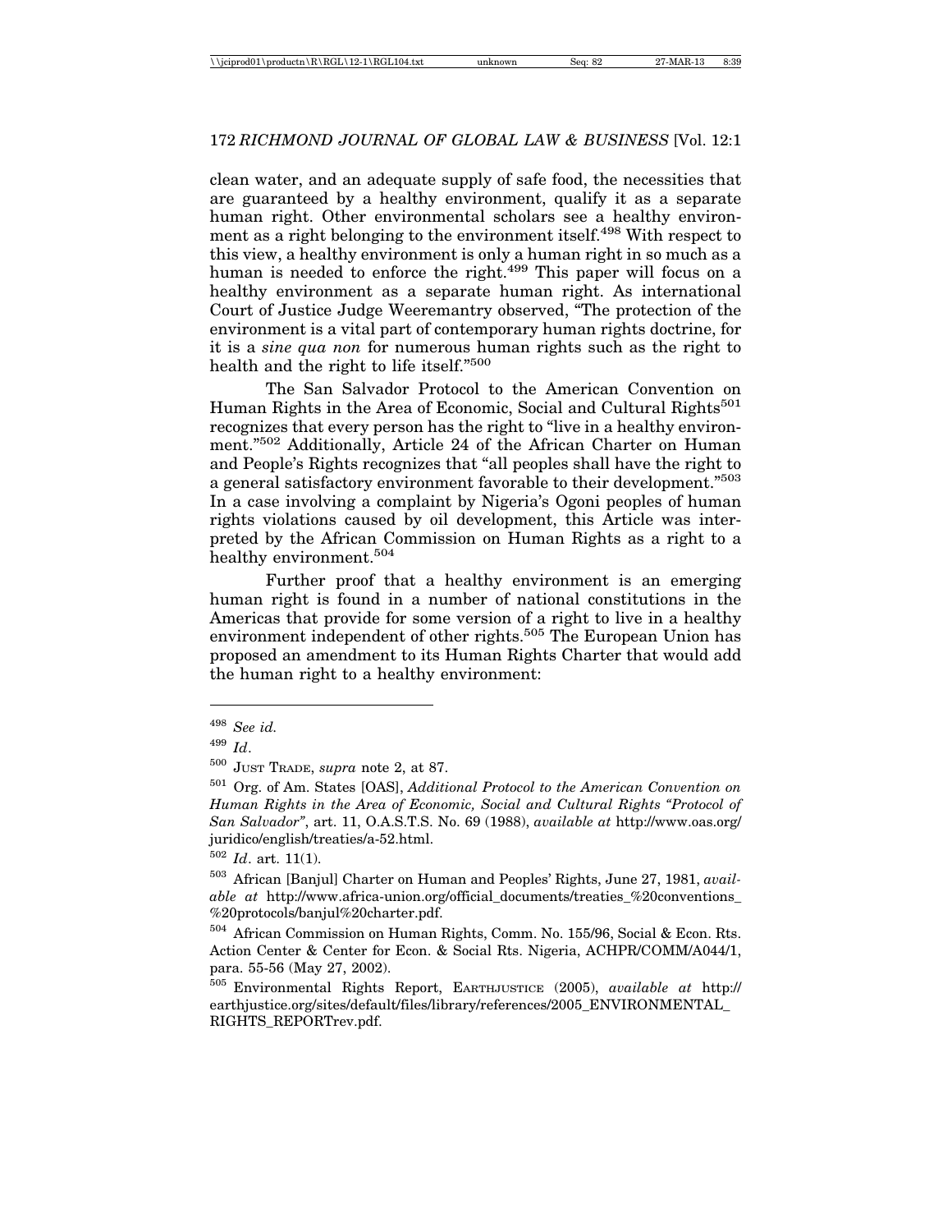clean water, and an adequate supply of safe food, the necessities that are guaranteed by a healthy environment, qualify it as a separate human right. Other environmental scholars see a healthy environment as a right belonging to the environment itself.[498] With respect to this view, a healthy environment is only a human right in so much as a human is needed to enforce the right.[499] This paper will focus on a healthy environment as a separate human right. As international Court of Justice Judge Weeremantry observed, "The protection of the environment is a vital part of contemporary human rights doctrine, for it is a *sine qua non* for numerous human rights such as the right to health and the right to life itself."[500]

The San Salvador Protocol to the American Convention on Human Rights in the Area of Economic, Social and Cultural Rights[501] recognizes that every person has the right to "live in a healthy environment."[502] Additionally, Article 24 of the African Charter on Human and People's Rights recognizes that "all peoples shall have the right to a general satisfactory environment favorable to their development."[503] In a case involving a complaint by Nigeria's Ogoni peoples of human rights violations caused by oil development, this Article was interpreted by the African Commission on Human Rights as a right to a healthy environment.[504]

Further proof that a healthy environment is an emerging human right is found in a number of national constitutions in the Americas that provide for some version of a right to live in a healthy environment independent of other rights.[505] The European Union has proposed an amendment to its Human Rights Charter that would add the human right to a healthy environment:

---

[498] *See id.*

[499] *Id*.

[500] JUST TRADE, *supra* note 2, at 87.

[501] Org. of Am. States [OAS], *Additional Protocol to the American Convention on Human Rights in the Area of Economic, Social and Cultural Rights "Protocol of San Salvador"*, art. 11, O.A.S.T.S. No. 69 (1988), *available at* http://www.oas.org/juridico/english/treaties/a-52.html.

[502] *Id*. art. 11(1).

[503] African [Banjul] Charter on Human and Peoples' Rights, June 27, 1981, *available at* http://www.africa-union.org/official_documents/treaties_%20conventions_%20protocols/banjul%20charter.pdf.

[504] African Commission on Human Rights, Comm. No. 155/96, Social & Econ. Rts. Action Center & Center for Econ. & Social Rts. Nigeria, ACHPR/COMM/A044/1, para. 55-56 (May 27, 2002).

[505] Environmental Rights Report, EARTHJUSTICE (2005), *available at* http://earthjustice.org/sites/default/files/library/references/2005_ENVIRONMENTAL_RIGHTS_REPORTrev.pdf.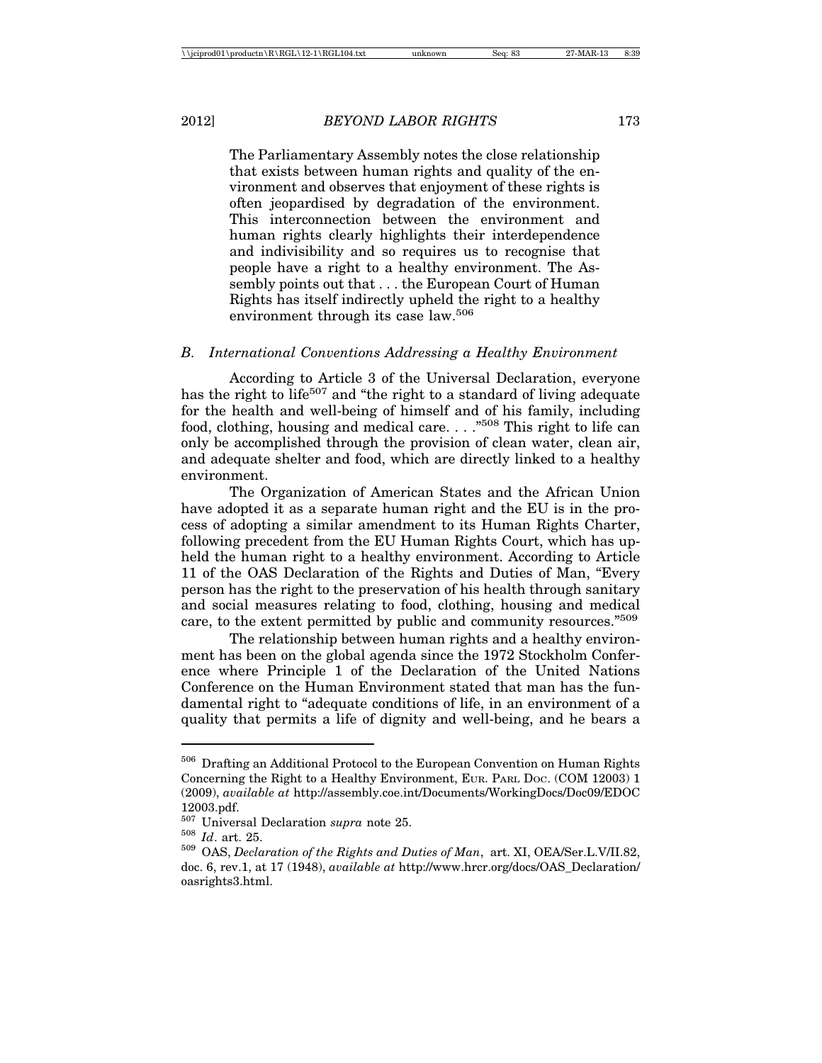> The Parliamentary Assembly notes the close relationship that exists between human rights and quality of the environment and observes that enjoyment of these rights is often jeopardised by degradation of the environment. This interconnection between the environment and human rights clearly highlights their interdependence and indivisibility and so requires us to recognise that people have a right to a healthy environment. The Assembly points out that . . . the European Court of Human Rights has itself indirectly upheld the right to a healthy environment through its case law.[506]

### *B. International Conventions Addressing a Healthy Environment*

According to Article 3 of the Universal Declaration, everyone has the right to life[507] and "the right to a standard of living adequate for the health and well-being of himself and of his family, including food, clothing, housing and medical care. . . ."[508] This right to life can only be accomplished through the provision of clean water, clean air, and adequate shelter and food, which are directly linked to a healthy environment.

The Organization of American States and the African Union have adopted it as a separate human right and the EU is in the process of adopting a similar amendment to its Human Rights Charter, following precedent from the EU Human Rights Court, which has upheld the human right to a healthy environment. According to Article 11 of the OAS Declaration of the Rights and Duties of Man, "Every person has the right to the preservation of his health through sanitary and social measures relating to food, clothing, housing and medical care, to the extent permitted by public and community resources."[509]

The relationship between human rights and a healthy environment has been on the global agenda since the 1972 Stockholm Conference where Principle 1 of the Declaration of the United Nations Conference on the Human Environment stated that man has the fundamental right to "adequate conditions of life, in an environment of a quality that permits a life of dignity and well-being, and he bears a

---

[506] Drafting an Additional Protocol to the European Convention on Human Rights Concerning the Right to a Healthy Environment, EUR. PARL DOC. (COM 12003) 1 (2009), *available at* http://assembly.coe.int/Documents/WorkingDocs/Doc09/EDOC12003.pdf.

[507] Universal Declaration *supra* note 25.

[508] *Id*. art. 25.

[509] OAS, *Declaration of the Rights and Duties of Man*, art. XI, OEA/Ser.L.V/II.82, doc. 6, rev.1, at 17 (1948), *available at* http://www.hrcr.org/docs/OAS_Declaration/oasrights3.html.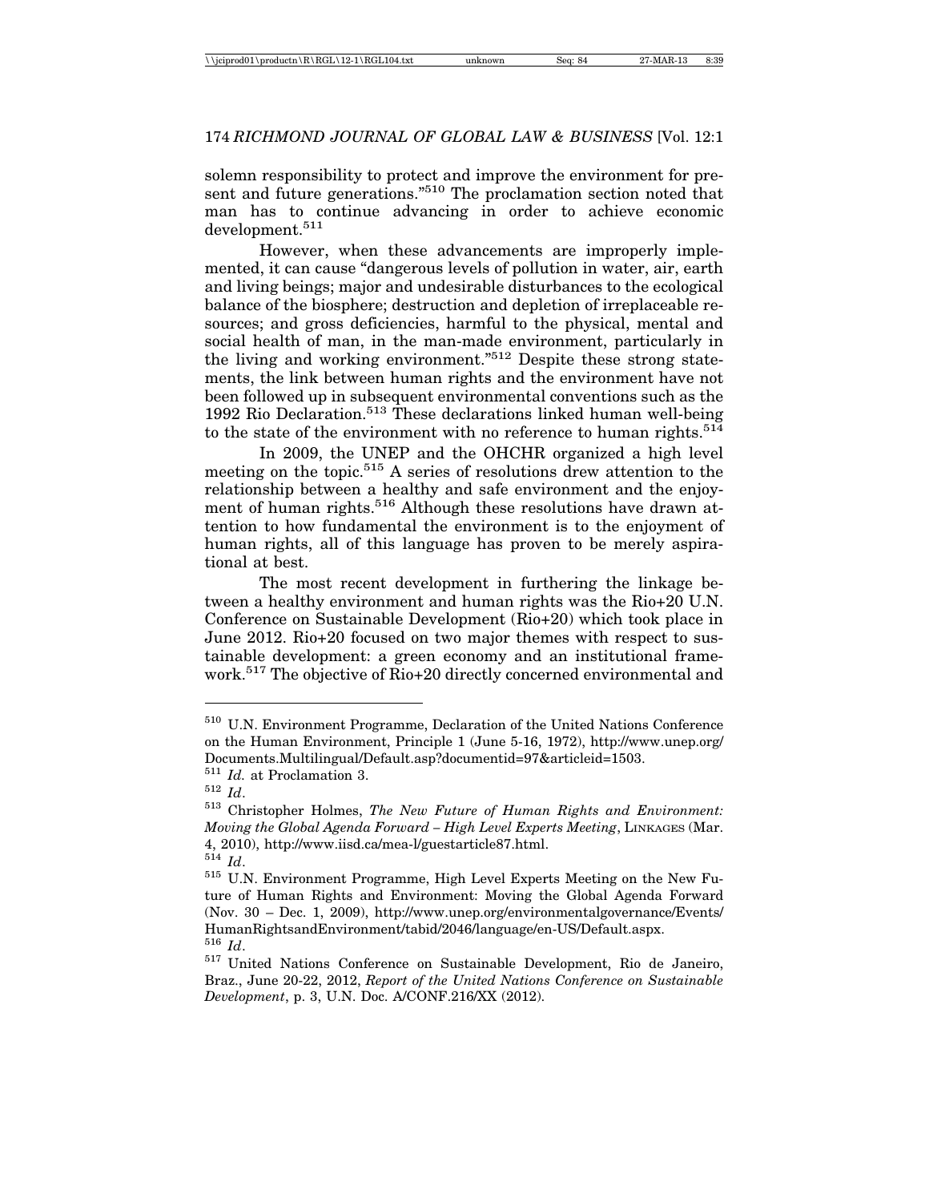solemn responsibility to protect and improve the environment for present and future generations."[510] The proclamation section noted that man has to continue advancing in order to achieve economic development.[511]

However, when these advancements are improperly implemented, it can cause "dangerous levels of pollution in water, air, earth and living beings; major and undesirable disturbances to the ecological balance of the biosphere; destruction and depletion of irreplaceable resources; and gross deficiencies, harmful to the physical, mental and social health of man, in the man-made environment, particularly in the living and working environment."[512] Despite these strong statements, the link between human rights and the environment have not been followed up in subsequent environmental conventions such as the 1992 Rio Declaration.[513] These declarations linked human well-being to the state of the environment with no reference to human rights.[514]

In 2009, the UNEP and the OHCHR organized a high level meeting on the topic.[515] A series of resolutions drew attention to the relationship between a healthy and safe environment and the enjoyment of human rights.[516] Although these resolutions have drawn attention to how fundamental the environment is to the enjoyment of human rights, all of this language has proven to be merely aspirational at best.

The most recent development in furthering the linkage between a healthy environment and human rights was the Rio+20 U.N. Conference on Sustainable Development (Rio+20) which took place in June 2012. Rio+20 focused on two major themes with respect to sustainable development: a green economy and an institutional framework.[517] The objective of Rio+20 directly concerned environmental and

---

[510] U.N. Environment Programme, Declaration of the United Nations Conference on the Human Environment, Principle 1 (June 5-16, 1972), http://www.unep.org/Documents.Multilingual/Default.asp?documentid=97&articleid=1503.

[511] *Id.* at Proclamation 3.

[512] *Id*.

[513] Christopher Holmes, *The New Future of Human Rights and Environment: Moving the Global Agenda Forward – High Level Experts Meeting*, LINKAGES (Mar. 4, 2010), http://www.iisd.ca/mea-l/guestarticle87.html.

[514] *Id*.

[515] U.N. Environment Programme, High Level Experts Meeting on the New Future of Human Rights and Environment: Moving the Global Agenda Forward (Nov. 30 – Dec. 1, 2009), http://www.unep.org/environmentalgovernance/Events/HumanRightsandEnvironment/tabid/2046/language/en-US/Default.aspx.

[516] *Id*.

[517] United Nations Conference on Sustainable Development, Rio de Janeiro, Braz., June 20-22, 2012, *Report of the United Nations Conference on Sustainable Development*, p. 3, U.N. Doc. A/CONF.216/XX (2012).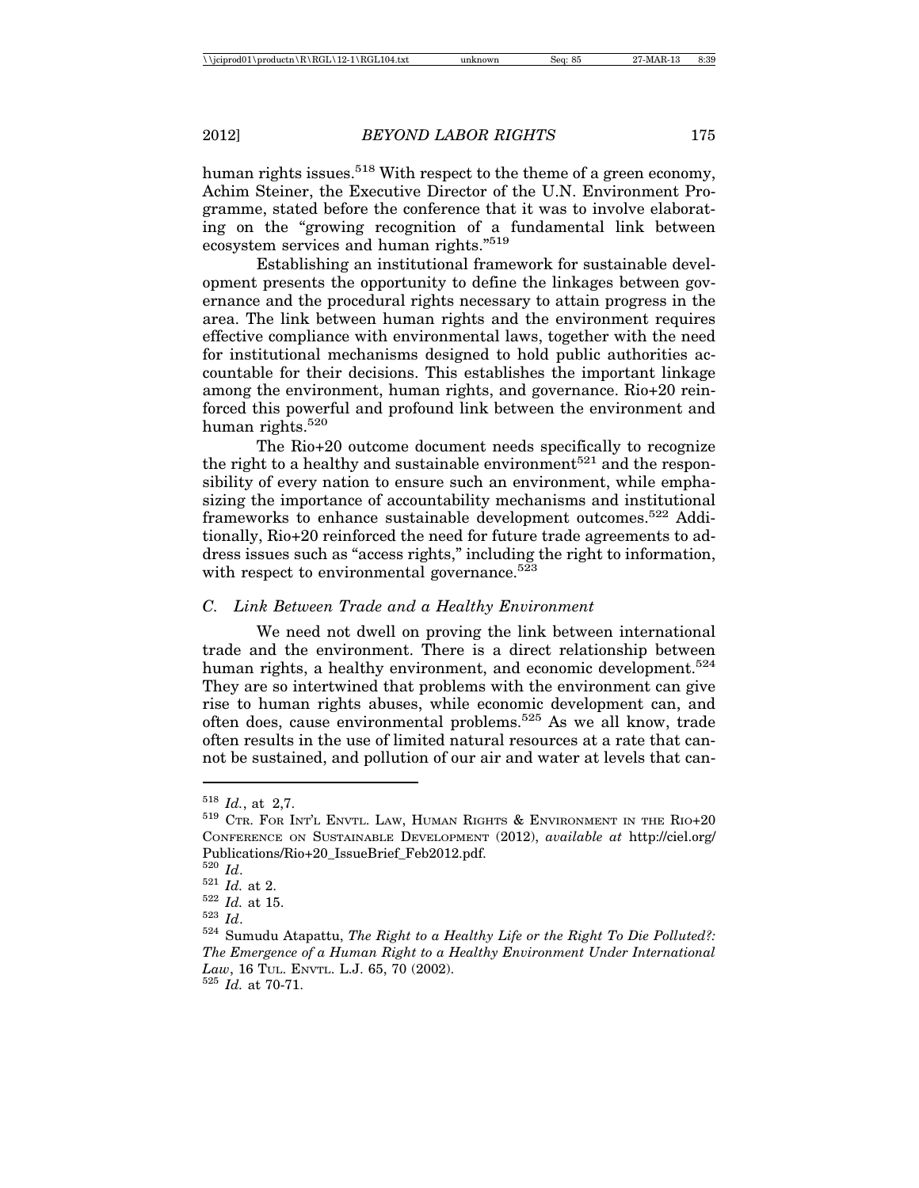human rights issues.[518] With respect to the theme of a green economy, Achim Steiner, the Executive Director of the U.N. Environment Programme, stated before the conference that it was to involve elaborating on the "growing recognition of a fundamental link between ecosystem services and human rights."[519]

Establishing an institutional framework for sustainable development presents the opportunity to define the linkages between governance and the procedural rights necessary to attain progress in the area. The link between human rights and the environment requires effective compliance with environmental laws, together with the need for institutional mechanisms designed to hold public authorities accountable for their decisions. This establishes the important linkage among the environment, human rights, and governance. Rio+20 reinforced this powerful and profound link between the environment and human rights.[520]

The Rio+20 outcome document needs specifically to recognize the right to a healthy and sustainable environment[521] and the responsibility of every nation to ensure such an environment, while emphasizing the importance of accountability mechanisms and institutional frameworks to enhance sustainable development outcomes.[522] Additionally, Rio+20 reinforced the need for future trade agreements to address issues such as "access rights," including the right to information, with respect to environmental governance.[523]

### C. Link Between Trade and a Healthy Environment

We need not dwell on proving the link between international trade and the environment. There is a direct relationship between human rights, a healthy environment, and economic development.[524] They are so intertwined that problems with the environment can give rise to human rights abuses, while economic development can, and often does, cause environmental problems.[525] As we all know, trade often results in the use of limited natural resources at a rate that cannot be sustained, and pollution of our air and water at levels that can-

---

[518] *Id.*, at 2,7.

[519] CTR. FOR INT'L ENVTL. LAW, HUMAN RIGHTS & ENVIRONMENT IN THE RIO+20 CONFERENCE ON SUSTAINABLE DEVELOPMENT (2012), *available at* http://ciel.org/Publications/Rio+20_IssueBrief_Feb2012.pdf.

[520] *Id*.

[521] *Id.* at 2.

[522] *Id.* at 15.

[523] *Id*.

[524] Sumudu Atapattu, *The Right to a Healthy Life or the Right To Die Polluted?: The Emergence of a Human Right to a Healthy Environment Under International Law*, 16 TUL. ENVTL. L.J. 65, 70 (2002).

[525] *Id.* at 70-71.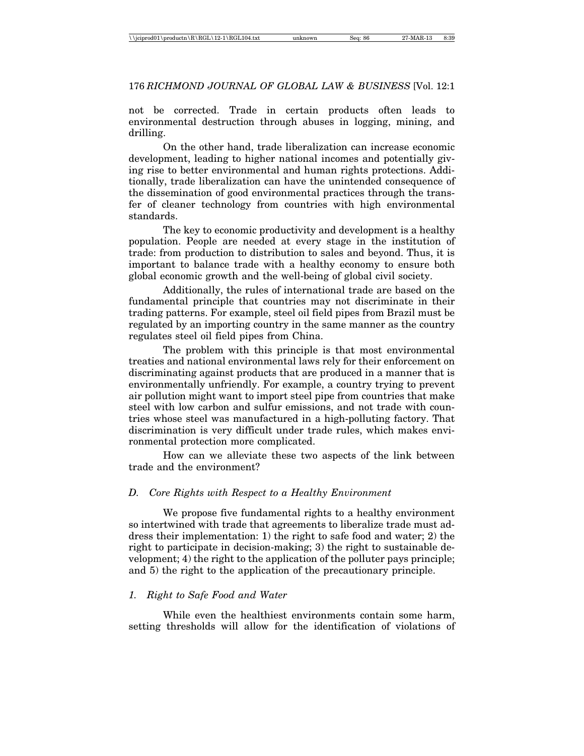not be corrected. Trade in certain products often leads to environmental destruction through abuses in logging, mining, and drilling.

On the other hand, trade liberalization can increase economic development, leading to higher national incomes and potentially giving rise to better environmental and human rights protections. Additionally, trade liberalization can have the unintended consequence of the dissemination of good environmental practices through the transfer of cleaner technology from countries with high environmental standards.

The key to economic productivity and development is a healthy population. People are needed at every stage in the institution of trade: from production to distribution to sales and beyond. Thus, it is important to balance trade with a healthy economy to ensure both global economic growth and the well-being of global civil society.

Additionally, the rules of international trade are based on the fundamental principle that countries may not discriminate in their trading patterns. For example, steel oil field pipes from Brazil must be regulated by an importing country in the same manner as the country regulates steel oil field pipes from China.

The problem with this principle is that most environmental treaties and national environmental laws rely for their enforcement on discriminating against products that are produced in a manner that is environmentally unfriendly. For example, a country trying to prevent air pollution might want to import steel pipe from countries that make steel with low carbon and sulfur emissions, and not trade with countries whose steel was manufactured in a high-polluting factory. That discrimination is very difficult under trade rules, which makes environmental protection more complicated.

How can we alleviate these two aspects of the link between trade and the environment?

### *D. Core Rights with Respect to a Healthy Environment*

We propose five fundamental rights to a healthy environment so intertwined with trade that agreements to liberalize trade must address their implementation: 1) the right to safe food and water; 2) the right to participate in decision-making; 3) the right to sustainable development; 4) the right to the application of the polluter pays principle; and 5) the right to the application of the precautionary principle.

#### *1. Right to Safe Food and Water*

While even the healthiest environments contain some harm, setting thresholds will allow for the identification of violations of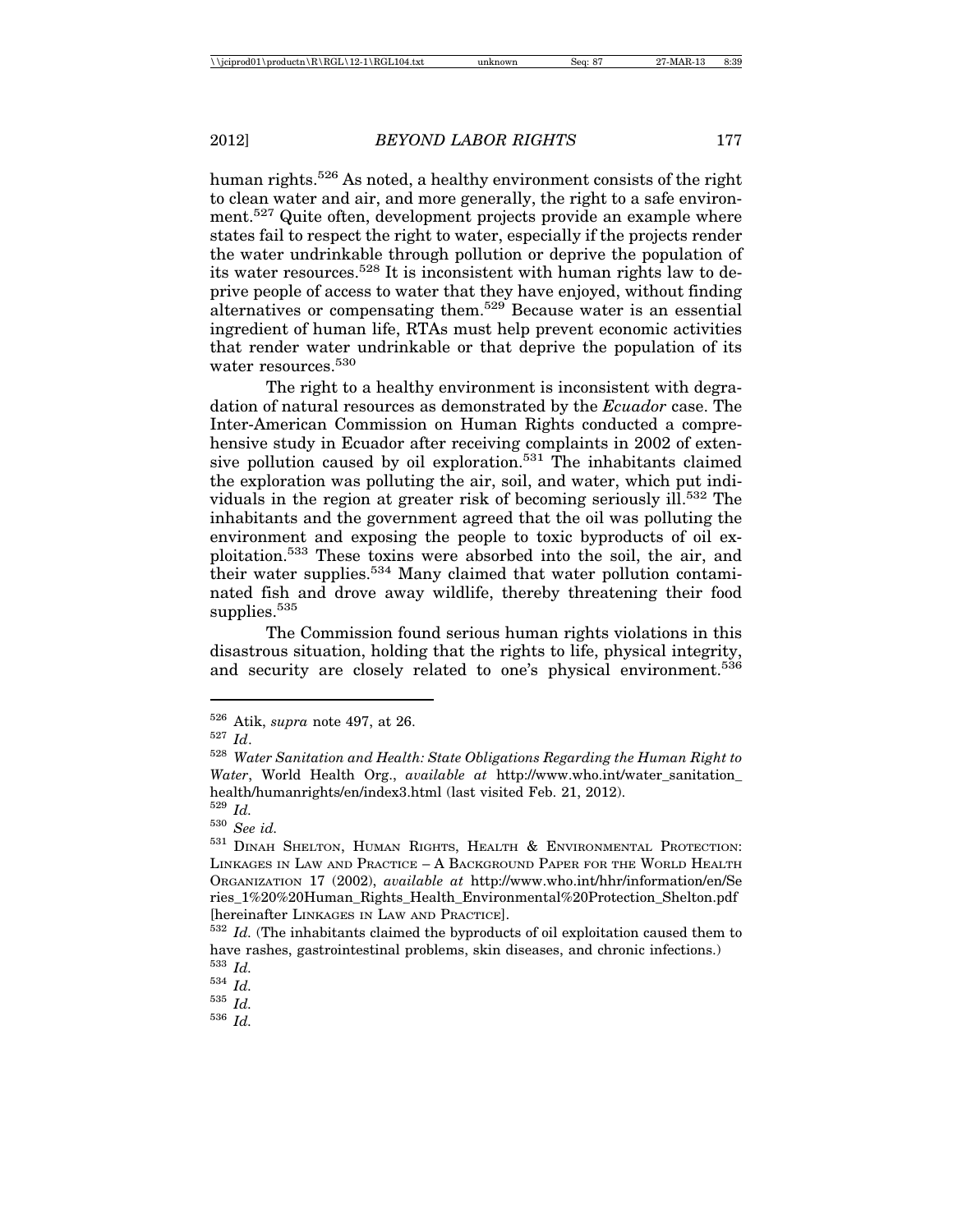human rights.[526] As noted, a healthy environment consists of the right to clean water and air, and more generally, the right to a safe environment.[527] Quite often, development projects provide an example where states fail to respect the right to water, especially if the projects render the water undrinkable through pollution or deprive the population of its water resources.[528] It is inconsistent with human rights law to deprive people of access to water that they have enjoyed, without finding alternatives or compensating them.[529] Because water is an essential ingredient of human life, RTAs must help prevent economic activities that render water undrinkable or that deprive the population of its water resources.[530]

The right to a healthy environment is inconsistent with degradation of natural resources as demonstrated by the *Ecuador* case. The Inter-American Commission on Human Rights conducted a comprehensive study in Ecuador after receiving complaints in 2002 of extensive pollution caused by oil exploration.[531] The inhabitants claimed the exploration was polluting the air, soil, and water, which put individuals in the region at greater risk of becoming seriously ill.[532] The inhabitants and the government agreed that the oil was polluting the environment and exposing the people to toxic byproducts of oil exploitation.[533] These toxins were absorbed into the soil, the air, and their water supplies.[534] Many claimed that water pollution contaminated fish and drove away wildlife, thereby threatening their food supplies.[535]

The Commission found serious human rights violations in this disastrous situation, holding that the rights to life, physical integrity, and security are closely related to one's physical environment.[536]

---

[526] Atik, *supra* note 497, at 26.

[527] *Id*.

[528] *Water Sanitation and Health: State Obligations Regarding the Human Right to Water*, World Health Org., *available at* http://www.who.int/water_sanitation_health/humanrights/en/index3.html (last visited Feb. 21, 2012).

[529] *Id.*

[530] *See id.*

[531] Dinah Shelton, Human Rights, Health & Environmental Protection: Linkages in Law and Practice – A Background Paper for the World Health Organization 17 (2002), *available at* http://www.who.int/hhr/information/en/Series_1%20%20Human_Rights_Health_Environmental%20Protection_Shelton.pdf [hereinafter Linkages in Law and Practice].

[532] *Id.* (The inhabitants claimed the byproducts of oil exploitation caused them to have rashes, gastrointestinal problems, skin diseases, and chronic infections.)

[533] *Id.*

[534] *Id.*

[535] *Id.*

[536] *Id.*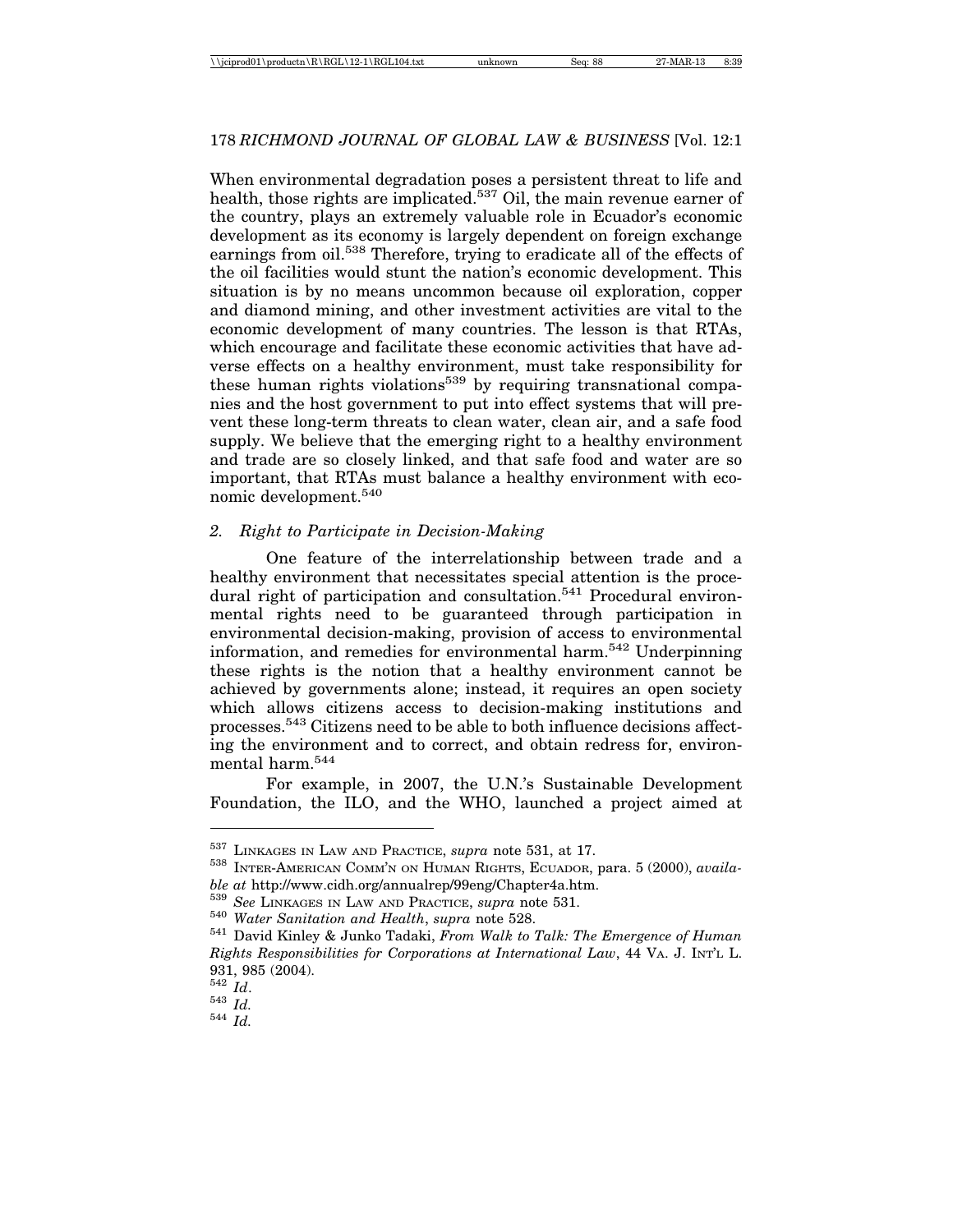When environmental degradation poses a persistent threat to life and health, those rights are implicated.[537] Oil, the main revenue earner of the country, plays an extremely valuable role in Ecuador's economic development as its economy is largely dependent on foreign exchange earnings from oil.[538] Therefore, trying to eradicate all of the effects of the oil facilities would stunt the nation's economic development. This situation is by no means uncommon because oil exploration, copper and diamond mining, and other investment activities are vital to the economic development of many countries. The lesson is that RTAs, which encourage and facilitate these economic activities that have adverse effects on a healthy environment, must take responsibility for these human rights violations[539] by requiring transnational companies and the host government to put into effect systems that will prevent these long-term threats to clean water, clean air, and a safe food supply. We believe that the emerging right to a healthy environment and trade are so closely linked, and that safe food and water are so important, that RTAs must balance a healthy environment with economic development.[540]

### *2. Right to Participate in Decision-Making*

One feature of the interrelationship between trade and a healthy environment that necessitates special attention is the procedural right of participation and consultation.[541] Procedural environmental rights need to be guaranteed through participation in environmental decision-making, provision of access to environmental information, and remedies for environmental harm.[542] Underpinning these rights is the notion that a healthy environment cannot be achieved by governments alone; instead, it requires an open society which allows citizens access to decision-making institutions and processes.[543] Citizens need to be able to both influence decisions affecting the environment and to correct, and obtain redress for, environmental harm.[544]

For example, in 2007, the U.N.'s Sustainable Development Foundation, the ILO, and the WHO, launched a project aimed at

---

[537] LINKAGES IN LAW AND PRACTICE, *supra* note 531, at 17.

[538] INTER-AMERICAN COMM'N ON HUMAN RIGHTS, ECUADOR, para. 5 (2000), *available at* http://www.cidh.org/annualrep/99eng/Chapter4a.htm.

[539] *See* LINKAGES IN LAW AND PRACTICE, *supra* note 531.

[540] *Water Sanitation and Health*, *supra* note 528.

[541] David Kinley & Junko Tadaki, *From Walk to Talk: The Emergence of Human Rights Responsibilities for Corporations at International Law*, 44 VA. J. INT'L L. 931, 985 (2004).

[542] *Id*.

[543] *Id.*

[544] *Id.*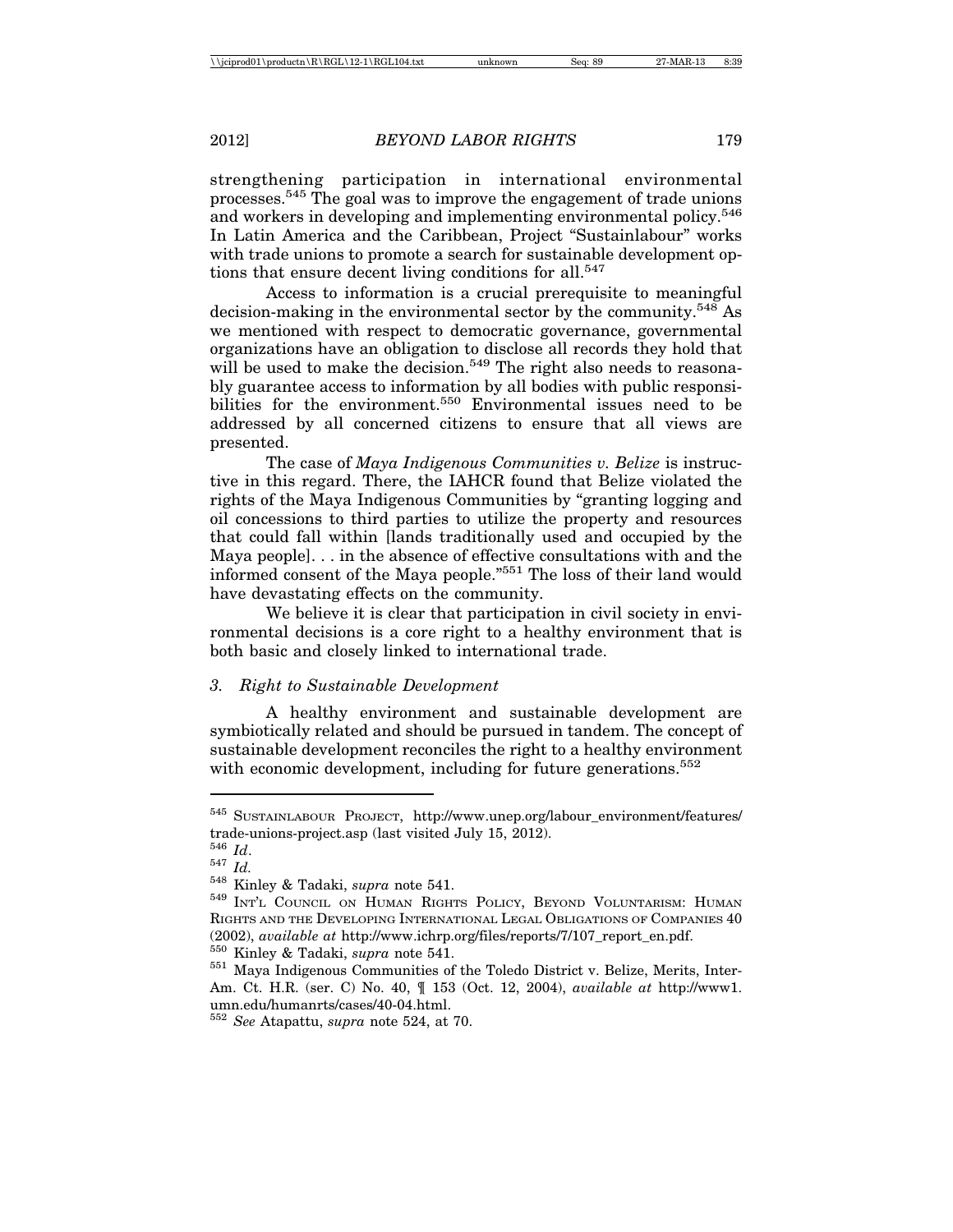strengthening participation in international environmental processes.[545] The goal was to improve the engagement of trade unions and workers in developing and implementing environmental policy.[546] In Latin America and the Caribbean, Project "Sustainlabour" works with trade unions to promote a search for sustainable development options that ensure decent living conditions for all.[547]

Access to information is a crucial prerequisite to meaningful decision-making in the environmental sector by the community.[548] As we mentioned with respect to democratic governance, governmental organizations have an obligation to disclose all records they hold that will be used to make the decision.[549] The right also needs to reasonably guarantee access to information by all bodies with public responsibilities for the environment.[550] Environmental issues need to be addressed by all concerned citizens to ensure that all views are presented.

The case of *Maya Indigenous Communities v. Belize* is instructive in this regard. There, the IAHCR found that Belize violated the rights of the Maya Indigenous Communities by "granting logging and oil concessions to third parties to utilize the property and resources that could fall within [lands traditionally used and occupied by the Maya people]. . . in the absence of effective consultations with and the informed consent of the Maya people."[551] The loss of their land would have devastating effects on the community.

We believe it is clear that participation in civil society in environmental decisions is a core right to a healthy environment that is both basic and closely linked to international trade.

### *3. Right to Sustainable Development*

A healthy environment and sustainable development are symbiotically related and should be pursued in tandem. The concept of sustainable development reconciles the right to a healthy environment with economic development, including for future generations.[552]

---

[545] SUSTAINLABOUR PROJECT, http://www.unep.org/labour_environment/features/trade-unions-project.asp (last visited July 15, 2012).

[546] *Id*.

[547] *Id.*

[548] Kinley & Tadaki, *supra* note 541.

[549] INT'L COUNCIL ON HUMAN RIGHTS POLICY, BEYOND VOLUNTARISM: HUMAN RIGHTS AND THE DEVELOPING INTERNATIONAL LEGAL OBLIGATIONS OF COMPANIES 40 (2002), *available at* http://www.ichrp.org/files/reports/7/107_report_en.pdf.

[550] Kinley & Tadaki, *supra* note 541.

[551] Maya Indigenous Communities of the Toledo District v. Belize, Merits, Inter-Am. Ct. H.R. (ser. C) No. 40, ¶ 153 (Oct. 12, 2004), *available at* http://www1.umn.edu/humanrts/cases/40-04.html.

[552] *See* Atapattu, *supra* note 524, at 70.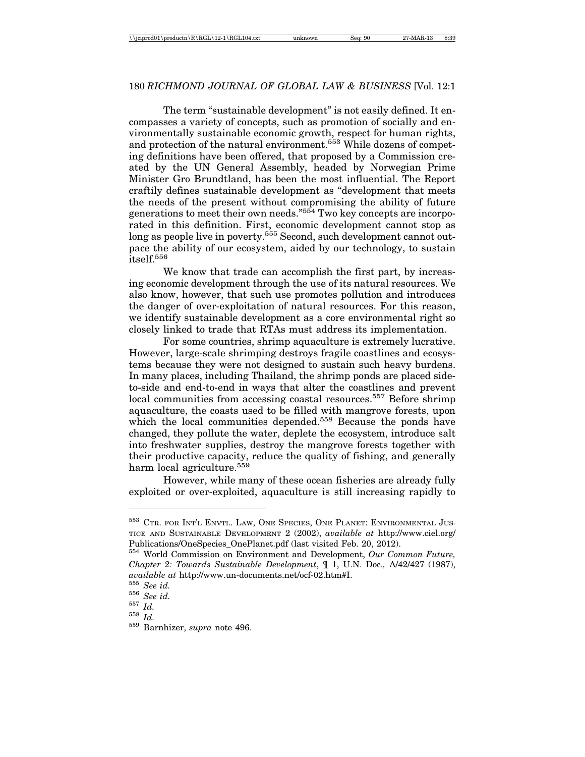The term "sustainable development" is not easily defined. It encompasses a variety of concepts, such as promotion of socially and environmentally sustainable economic growth, respect for human rights, and protection of the natural environment.[553] While dozens of competing definitions have been offered, that proposed by a Commission created by the UN General Assembly, headed by Norwegian Prime Minister Gro Brundtland, has been the most influential. The Report craftily defines sustainable development as "development that meets the needs of the present without compromising the ability of future generations to meet their own needs."[554] Two key concepts are incorporated in this definition. First, economic development cannot stop as long as people live in poverty.[555] Second, such development cannot outpace the ability of our ecosystem, aided by our technology, to sustain itself.[556]

We know that trade can accomplish the first part, by increasing economic development through the use of its natural resources. We also know, however, that such use promotes pollution and introduces the danger of over-exploitation of natural resources. For this reason, we identify sustainable development as a core environmental right so closely linked to trade that RTAs must address its implementation.

For some countries, shrimp aquaculture is extremely lucrative. However, large-scale shrimping destroys fragile coastlines and ecosystems because they were not designed to sustain such heavy burdens. In many places, including Thailand, the shrimp ponds are placed side-to-side and end-to-end in ways that alter the coastlines and prevent local communities from accessing coastal resources.[557] Before shrimp aquaculture, the coasts used to be filled with mangrove forests, upon which the local communities depended.[558] Because the ponds have changed, they pollute the water, deplete the ecosystem, introduce salt into freshwater supplies, destroy the mangrove forests together with their productive capacity, reduce the quality of fishing, and generally harm local agriculture.[559]

However, while many of these ocean fisheries are already fully exploited or over-exploited, aquaculture is still increasing rapidly to

---

[553] Ctr. for Int'l Envtl. Law, One Species, One Planet: Environmental Justice and Sustainable Development 2 (2002), *available at* http://www.ciel.org/Publications/OneSpecies_OnePlanet.pdf (last visited Feb. 20, 2012).

[554] World Commission on Environment and Development, *Our Common Future, Chapter 2: Towards Sustainable Development*, ¶ 1, U.N. Doc., A/42/427 (1987), *available at* http://www.un-documents.net/ocf-02.htm#I.

[555] *See id.*

[556] *See id.*

[557] *Id.*

[558] *Id.*

[559] Barnhizer, *supra* note 496.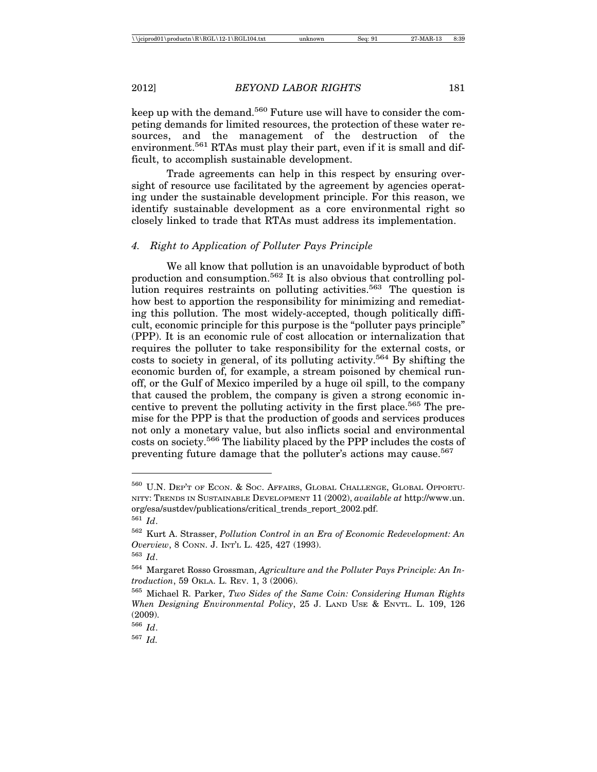keep up with the demand.[560] Future use will have to consider the competing demands for limited resources, the protection of these water resources, and the management of the destruction of the environment.[561] RTAs must play their part, even if it is small and difficult, to accomplish sustainable development.

Trade agreements can help in this respect by ensuring oversight of resource use facilitated by the agreement by agencies operating under the sustainable development principle. For this reason, we identify sustainable development as a core environmental right so closely linked to trade that RTAs must address its implementation.

#### *4. Right to Application of Polluter Pays Principle*

We all know that pollution is an unavoidable byproduct of both production and consumption.[562] It is also obvious that controlling pollution requires restraints on polluting activities.[563] The question is how best to apportion the responsibility for minimizing and remediating this pollution. The most widely-accepted, though politically difficult, economic principle for this purpose is the "polluter pays principle" (PPP). It is an economic rule of cost allocation or internalization that requires the polluter to take responsibility for the external costs, or costs to society in general, of its polluting activity.[564] By shifting the economic burden of, for example, a stream poisoned by chemical runoff, or the Gulf of Mexico imperiled by a huge oil spill, to the company that caused the problem, the company is given a strong economic incentive to prevent the polluting activity in the first place.[565] The premise for the PPP is that the production of goods and services produces not only a monetary value, but also inflicts social and environmental costs on society.[566] The liability placed by the PPP includes the costs of preventing future damage that the polluter's actions may cause.[567]

---

[560] U.N. Dep't of Econ. & Soc. Affairs, Global Challenge, Global Opportunity: Trends in Sustainable Development 11 (2002), *available at* http://www.un.org/esa/sustdev/publications/critical_trends_report_2002.pdf.

[561] *Id*.

[562] Kurt A. Strasser, *Pollution Control in an Era of Economic Redevelopment: An Overview*, 8 Conn. J. Int'l L. 425, 427 (1993).

[563] *Id*.

[564] Margaret Rosso Grossman, *Agriculture and the Polluter Pays Principle: An Introduction*, 59 Okla. L. Rev. 1, 3 (2006).

[565] Michael R. Parker, *Two Sides of the Same Coin: Considering Human Rights When Designing Environmental Policy*, 25 J. Land Use & Envtl. L. 109, 126 (2009).

[566] *Id*.

[567] *Id.*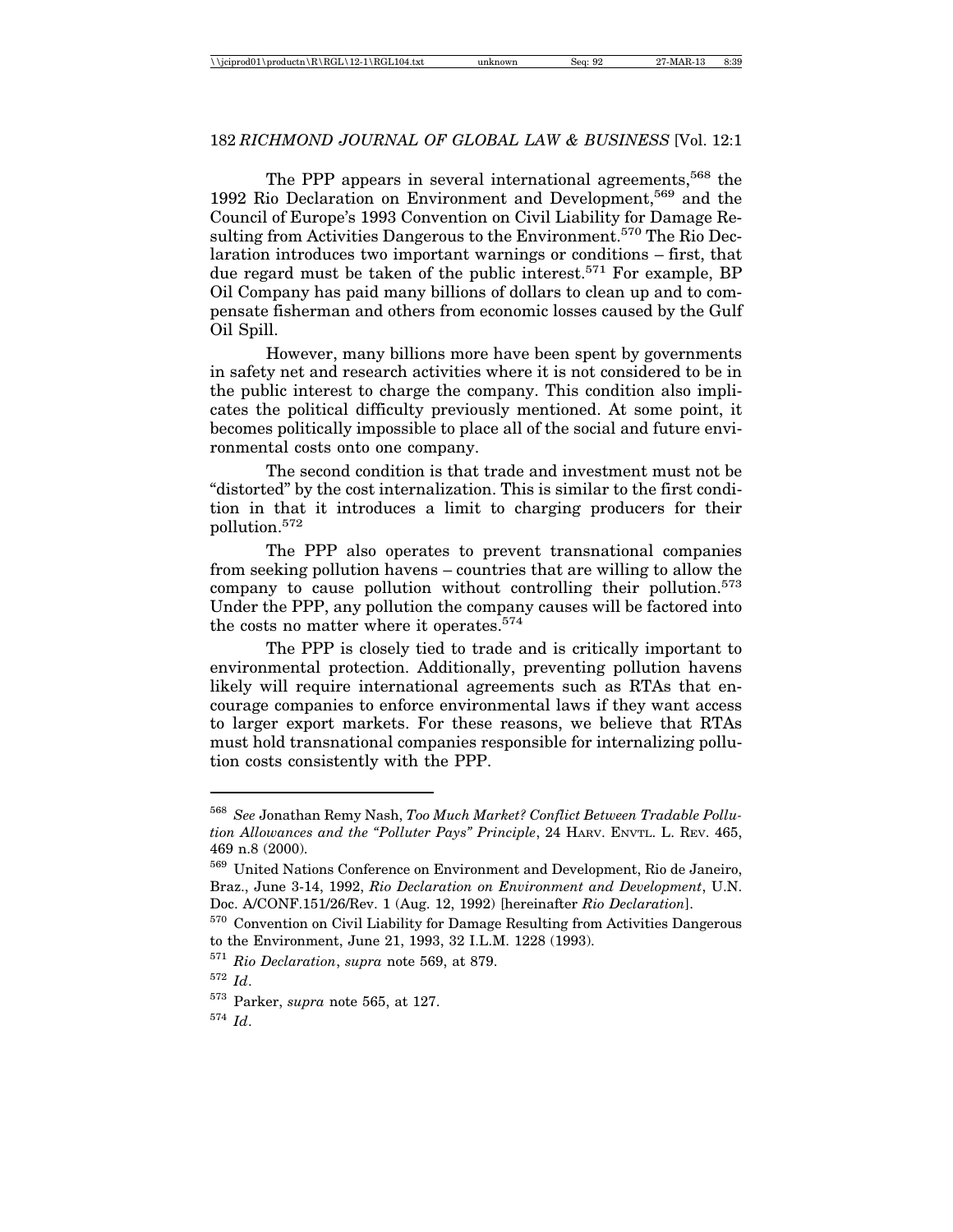The PPP appears in several international agreements,[568] the 1992 Rio Declaration on Environment and Development,[569] and the Council of Europe's 1993 Convention on Civil Liability for Damage Resulting from Activities Dangerous to the Environment.[570] The Rio Declaration introduces two important warnings or conditions – first, that due regard must be taken of the public interest.[571] For example, BP Oil Company has paid many billions of dollars to clean up and to compensate fisherman and others from economic losses caused by the Gulf Oil Spill.

However, many billions more have been spent by governments in safety net and research activities where it is not considered to be in the public interest to charge the company. This condition also implicates the political difficulty previously mentioned. At some point, it becomes politically impossible to place all of the social and future environmental costs onto one company.

The second condition is that trade and investment must not be "distorted" by the cost internalization. This is similar to the first condition in that it introduces a limit to charging producers for their pollution.[572]

The PPP also operates to prevent transnational companies from seeking pollution havens – countries that are willing to allow the company to cause pollution without controlling their pollution.[573] Under the PPP, any pollution the company causes will be factored into the costs no matter where it operates.[574]

The PPP is closely tied to trade and is critically important to environmental protection. Additionally, preventing pollution havens likely will require international agreements such as RTAs that encourage companies to enforce environmental laws if they want access to larger export markets. For these reasons, we believe that RTAs must hold transnational companies responsible for internalizing pollution costs consistently with the PPP.

---

[568] *See* Jonathan Remy Nash, *Too Much Market? Conflict Between Tradable Pollution Allowances and the "Polluter Pays" Principle*, 24 HARV. ENVTL. L. REV. 465, 469 n.8 (2000).

[569] United Nations Conference on Environment and Development, Rio de Janeiro, Braz., June 3-14, 1992, *Rio Declaration on Environment and Development*, U.N. Doc. A/CONF.151/26/Rev. 1 (Aug. 12, 1992) [hereinafter *Rio Declaration*].

[570] Convention on Civil Liability for Damage Resulting from Activities Dangerous to the Environment, June 21, 1993, 32 I.L.M. 1228 (1993).

[571] *Rio Declaration*, *supra* note 569, at 879.

[572] *Id*.

[573] Parker, *supra* note 565, at 127.

[574] *Id*.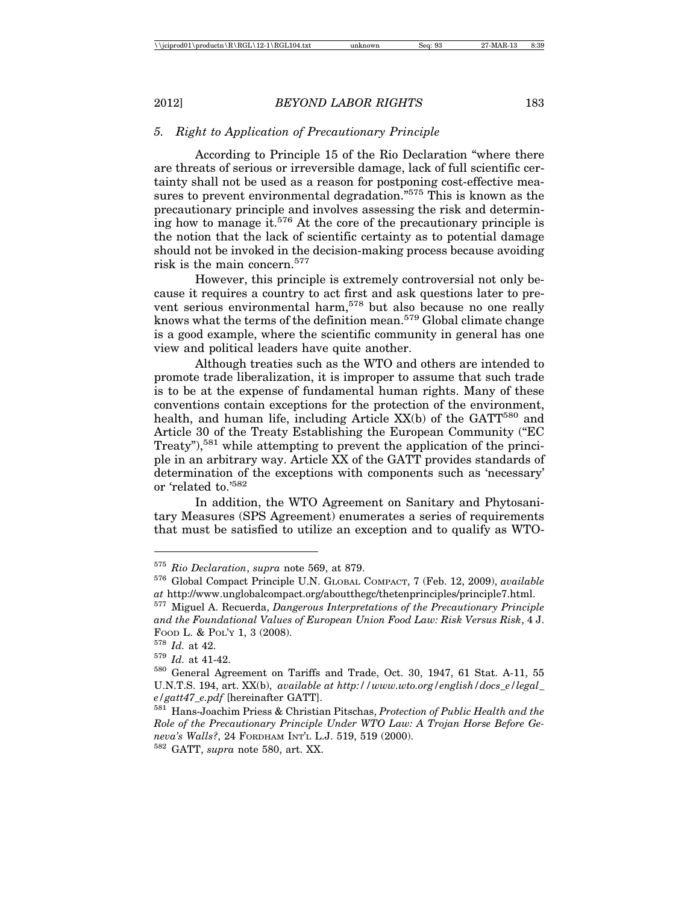### 5. Right to Application of Precautionary Principle

According to Principle 15 of the Rio Declaration "where there are threats of serious or irreversible damage, lack of full scientific certainty shall not be used as a reason for postponing cost-effective measures to prevent environmental degradation."[575] This is known as the precautionary principle and involves assessing the risk and determining how to manage it.[576] At the core of the precautionary principle is the notion that the lack of scientific certainty as to potential damage should not be invoked in the decision-making process because avoiding risk is the main concern.[577]

However, this principle is extremely controversial not only because it requires a country to act first and ask questions later to prevent serious environmental harm,[578] but also because no one really knows what the terms of the definition mean.[579] Global climate change is a good example, where the scientific community in general has one view and political leaders have quite another.

Although treaties such as the WTO and others are intended to promote trade liberalization, it is improper to assume that such trade is to be at the expense of fundamental human rights. Many of these conventions contain exceptions for the protection of the environment, health, and human life, including Article XX(b) of the GATT[580] and Article 30 of the Treaty Establishing the European Community ("EC Treaty"),[581] while attempting to prevent the application of the principle in an arbitrary way. Article XX of the GATT provides standards of determination of the exceptions with components such as 'necessary' or 'related to.'[582]

In addition, the WTO Agreement on Sanitary and Phytosanitary Measures (SPS Agreement) enumerates a series of requirements that must be satisfied to utilize an exception and to qualify as WTO-

---

[575] *Rio Declaration*, *supra* note 569, at 879.

[576] Global Compact Principle U.N. GLOBAL COMPACT, 7 (Feb. 12, 2009), *available at* http://www.unglobalcompact.org/aboutthegc/thetenprinciples/principle7.html.

[577] Miguel A. Recuerda, *Dangerous Interpretations of the Precautionary Principle and the Foundational Values of European Union Food Law: Risk Versus Risk*, 4 J. FOOD L. & POL'Y 1, 3 (2008).

[578] *Id.* at 42.

[579] *Id.* at 41-42.

[580] General Agreement on Tariffs and Trade, Oct. 30, 1947, 61 Stat. A-11, 55 U.N.T.S. 194, art. XX(b), *available at http://www.wto.org/english/docs_e/legal_e/gatt47_e.pdf* [hereinafter GATT].

[581] Hans-Joachim Priess & Christian Pitschas, *Protection of Public Health and the Role of the Precautionary Principle Under WTO Law: A Trojan Horse Before Geneva's Walls?*, 24 FORDHAM INT'L L.J. 519, 519 (2000).

[582] GATT, *supra* note 580, art. XX.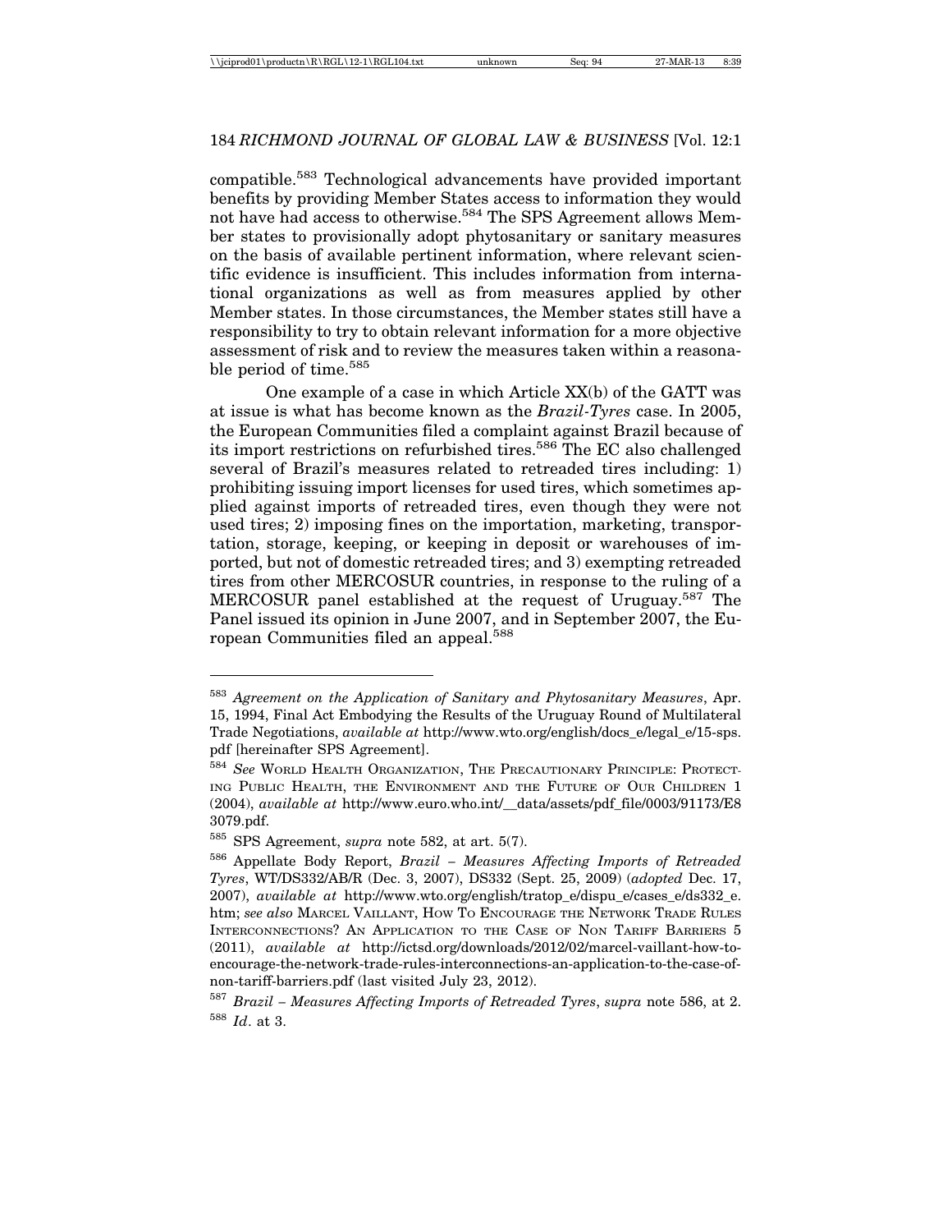compatible.[583] Technological advancements have provided important benefits by providing Member States access to information they would not have had access to otherwise.[584] The SPS Agreement allows Member states to provisionally adopt phytosanitary or sanitary measures on the basis of available pertinent information, where relevant scientific evidence is insufficient. This includes information from international organizations as well as from measures applied by other Member states. In those circumstances, the Member states still have a responsibility to try to obtain relevant information for a more objective assessment of risk and to review the measures taken within a reasonable period of time.[585]

One example of a case in which Article XX(b) of the GATT was at issue is what has become known as the *Brazil-Tyres* case. In 2005, the European Communities filed a complaint against Brazil because of its import restrictions on refurbished tires.[586] The EC also challenged several of Brazil's measures related to retreaded tires including: 1) prohibiting issuing import licenses for used tires, which sometimes applied against imports of retreaded tires, even though they were not used tires; 2) imposing fines on the importation, marketing, transportation, storage, keeping, or keeping in deposit or warehouses of imported, but not of domestic retreaded tires; and 3) exempting retreaded tires from other MERCOSUR countries, in response to the ruling of a MERCOSUR panel established at the request of Uruguay.[587] The Panel issued its opinion in June 2007, and in September 2007, the European Communities filed an appeal.[588]

---

[583] *Agreement on the Application of Sanitary and Phytosanitary Measures*, Apr. 15, 1994, Final Act Embodying the Results of the Uruguay Round of Multilateral Trade Negotiations, *available at* http://www.wto.org/english/docs_e/legal_e/15-sps.pdf [hereinafter SPS Agreement].

[584] *See* World Health Organization, The Precautionary Principle: Protecting Public Health, the Environment and the Future of Our Children 1 (2004), *available at* http://www.euro.who.int/__data/assets/pdf_file/0003/91173/E83079.pdf.

[585] SPS Agreement, *supra* note 582, at art. 5(7).

[586] Appellate Body Report, *Brazil – Measures Affecting Imports of Retreaded Tyres*, WT/DS332/AB/R (Dec. 3, 2007), DS332 (Sept. 25, 2009) (*adopted* Dec. 17, 2007), *available at* http://www.wto.org/english/tratop_e/dispu_e/cases_e/ds332_e.htm; *see also* Marcel Vaillant, How To Encourage the Network Trade Rules Interconnections? An Application to the Case of Non Tariff Barriers 5 (2011), *available at* http://ictsd.org/downloads/2012/02/marcel-vaillant-how-to-encourage-the-network-trade-rules-interconnections-an-application-to-the-case-of-non-tariff-barriers.pdf (last visited July 23, 2012).

[587] *Brazil – Measures Affecting Imports of Retreaded Tyres*, *supra* note 586, at 2.

[588] *Id*. at 3.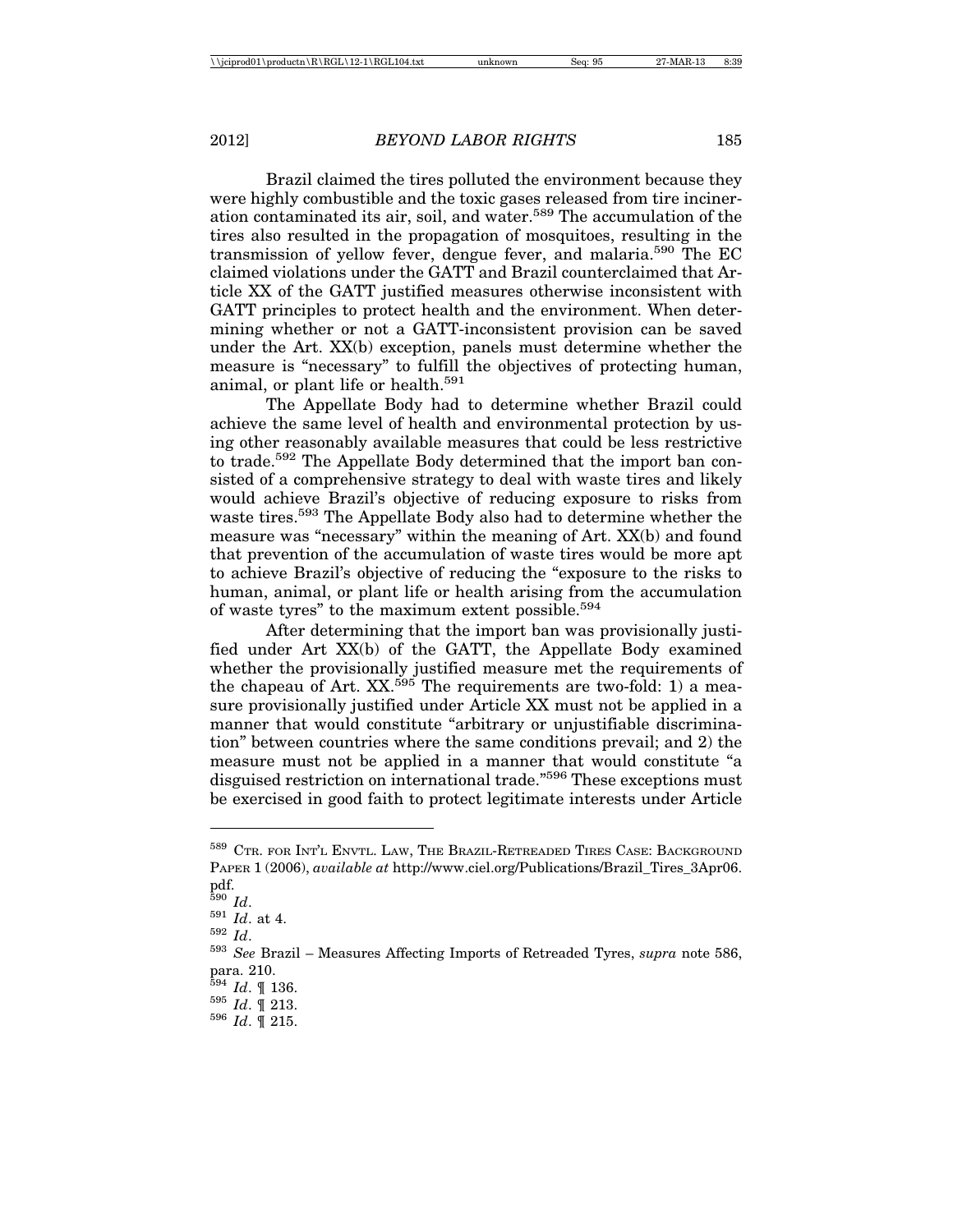Brazil claimed the tires polluted the environment because they were highly combustible and the toxic gases released from tire incineration contaminated its air, soil, and water.[589] The accumulation of the tires also resulted in the propagation of mosquitoes, resulting in the transmission of yellow fever, dengue fever, and malaria.[590] The EC claimed violations under the GATT and Brazil counterclaimed that Article XX of the GATT justified measures otherwise inconsistent with GATT principles to protect health and the environment. When determining whether or not a GATT-inconsistent provision can be saved under the Art. XX(b) exception, panels must determine whether the measure is "necessary" to fulfill the objectives of protecting human, animal, or plant life or health.[591]

The Appellate Body had to determine whether Brazil could achieve the same level of health and environmental protection by using other reasonably available measures that could be less restrictive to trade.[592] The Appellate Body determined that the import ban consisted of a comprehensive strategy to deal with waste tires and likely would achieve Brazil's objective of reducing exposure to risks from waste tires.[593] The Appellate Body also had to determine whether the measure was "necessary" within the meaning of Art. XX(b) and found that prevention of the accumulation of waste tires would be more apt to achieve Brazil's objective of reducing the "exposure to the risks to human, animal, or plant life or health arising from the accumulation of waste tyres" to the maximum extent possible.[594]

After determining that the import ban was provisionally justified under Art XX(b) of the GATT, the Appellate Body examined whether the provisionally justified measure met the requirements of the chapeau of Art. XX.[595] The requirements are two-fold: 1) a measure provisionally justified under Article XX must not be applied in a manner that would constitute "arbitrary or unjustifiable discrimination" between countries where the same conditions prevail; and 2) the measure must not be applied in a manner that would constitute "a disguised restriction on international trade."[596] These exceptions must be exercised in good faith to protect legitimate interests under Article

---

[589] CTR. FOR INT'L ENVTL. LAW, THE BRAZIL-RETREADED TIRES CASE: BACKGROUND PAPER 1 (2006), *available at* http://www.ciel.org/Publications/Brazil_Tires_3Apr06.pdf.

[590] *Id*.

[591] *Id*. at 4.

[592] *Id*.

[593] *See* Brazil – Measures Affecting Imports of Retreaded Tyres, *supra* note 586, para. 210.

[594] *Id*. ¶ 136.

[595] *Id*. ¶ 213.

[596] *Id*. ¶ 215.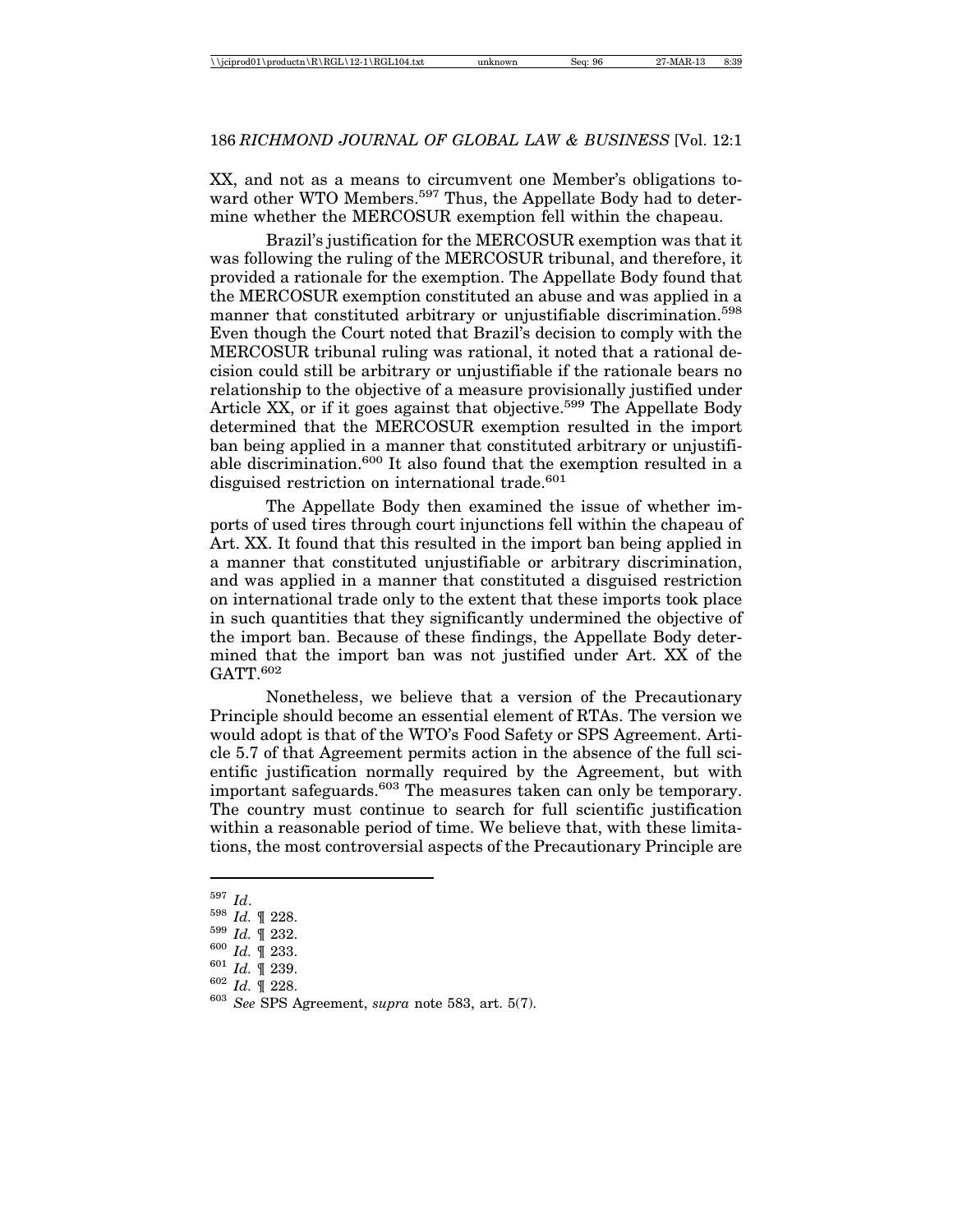XX, and not as a means to circumvent one Member's obligations toward other WTO Members.[597] Thus, the Appellate Body had to determine whether the MERCOSUR exemption fell within the chapeau.

Brazil's justification for the MERCOSUR exemption was that it was following the ruling of the MERCOSUR tribunal, and therefore, it provided a rationale for the exemption. The Appellate Body found that the MERCOSUR exemption constituted an abuse and was applied in a manner that constituted arbitrary or unjustifiable discrimination.[598] Even though the Court noted that Brazil's decision to comply with the MERCOSUR tribunal ruling was rational, it noted that a rational decision could still be arbitrary or unjustifiable if the rationale bears no relationship to the objective of a measure provisionally justified under Article XX, or if it goes against that objective.[599] The Appellate Body determined that the MERCOSUR exemption resulted in the import ban being applied in a manner that constituted arbitrary or unjustifiable discrimination.[600] It also found that the exemption resulted in a disguised restriction on international trade.[601]

The Appellate Body then examined the issue of whether imports of used tires through court injunctions fell within the chapeau of Art. XX. It found that this resulted in the import ban being applied in a manner that constituted unjustifiable or arbitrary discrimination, and was applied in a manner that constituted a disguised restriction on international trade only to the extent that these imports took place in such quantities that they significantly undermined the objective of the import ban. Because of these findings, the Appellate Body determined that the import ban was not justified under Art. XX of the GATT.[602]

Nonetheless, we believe that a version of the Precautionary Principle should become an essential element of RTAs. The version we would adopt is that of the WTO's Food Safety or SPS Agreement. Article 5.7 of that Agreement permits action in the absence of the full scientific justification normally required by the Agreement, but with important safeguards.[603] The measures taken can only be temporary. The country must continue to search for full scientific justification within a reasonable period of time. We believe that, with these limitations, the most controversial aspects of the Precautionary Principle are

---

[597] *Id*.

[598] *Id.* ¶ 228.

[599] *Id.* ¶ 232.

[600] *Id.* ¶ 233.

[601] *Id.* ¶ 239.

[602] *Id.* ¶ 228.

[603] *See* SPS Agreement, *supra* note 583, art. 5(7).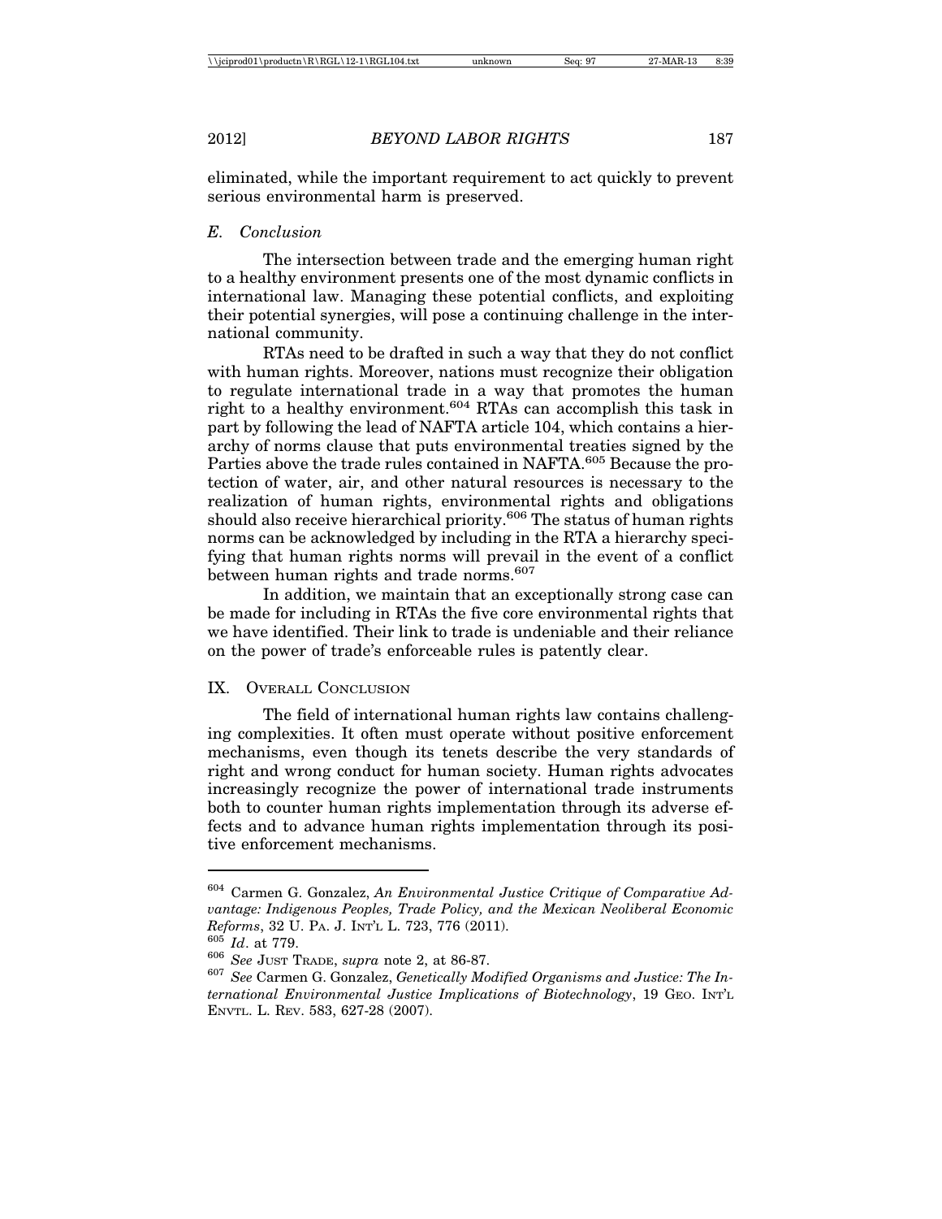eliminated, while the important requirement to act quickly to prevent serious environmental harm is preserved.

### *E. Conclusion*

The intersection between trade and the emerging human right to a healthy environment presents one of the most dynamic conflicts in international law. Managing these potential conflicts, and exploiting their potential synergies, will pose a continuing challenge in the international community.

RTAs need to be drafted in such a way that they do not conflict with human rights. Moreover, nations must recognize their obligation to regulate international trade in a way that promotes the human right to a healthy environment.[604] RTAs can accomplish this task in part by following the lead of NAFTA article 104, which contains a hierarchy of norms clause that puts environmental treaties signed by the Parties above the trade rules contained in NAFTA.[605] Because the protection of water, air, and other natural resources is necessary to the realization of human rights, environmental rights and obligations should also receive hierarchical priority.[606] The status of human rights norms can be acknowledged by including in the RTA a hierarchy specifying that human rights norms will prevail in the event of a conflict between human rights and trade norms.[607]

In addition, we maintain that an exceptionally strong case can be made for including in RTAs the five core environmental rights that we have identified. Their link to trade is undeniable and their reliance on the power of trade's enforceable rules is patently clear.

## IX. Overall Conclusion

The field of international human rights law contains challenging complexities. It often must operate without positive enforcement mechanisms, even though its tenets describe the very standards of right and wrong conduct for human society. Human rights advocates increasingly recognize the power of international trade instruments both to counter human rights implementation through its adverse effects and to advance human rights implementation through its positive enforcement mechanisms.

---

[604] Carmen G. Gonzalez, *An Environmental Justice Critique of Comparative Advantage: Indigenous Peoples, Trade Policy, and the Mexican Neoliberal Economic Reforms*, 32 U. Pa. J. Int'l L. 723, 776 (2011).

[605] *Id*. at 779.

[606] *See* Just Trade, *supra* note 2, at 86-87.

[607] *See* Carmen G. Gonzalez, *Genetically Modified Organisms and Justice: The International Environmental Justice Implications of Biotechnology*, 19 Geo. Int'l Envtl. L. Rev. 583, 627-28 (2007).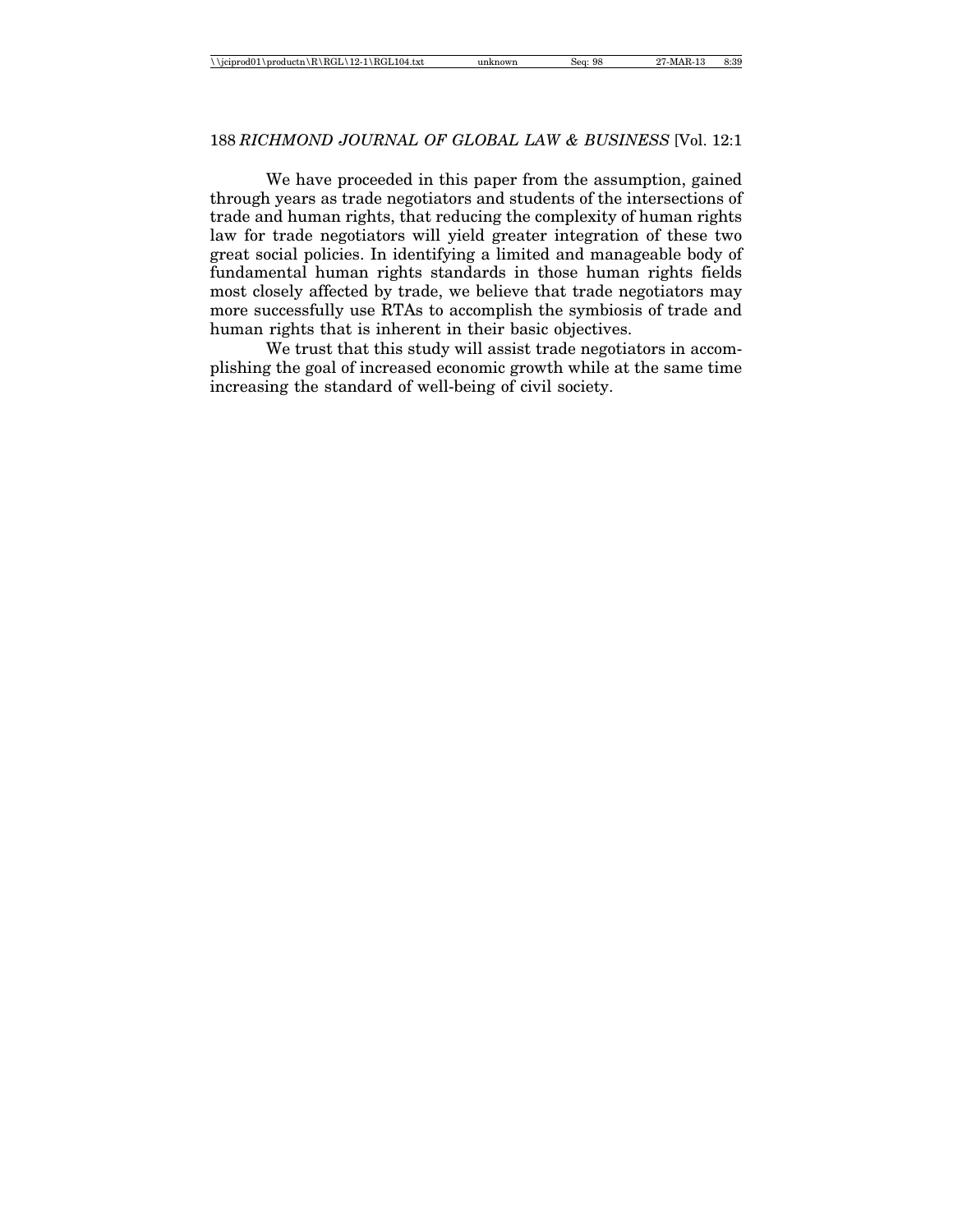We have proceeded in this paper from the assumption, gained through years as trade negotiators and students of the intersections of trade and human rights, that reducing the complexity of human rights law for trade negotiators will yield greater integration of these two great social policies. In identifying a limited and manageable body of fundamental human rights standards in those human rights fields most closely affected by trade, we believe that trade negotiators may more successfully use RTAs to accomplish the symbiosis of trade and human rights that is inherent in their basic objectives.

We trust that this study will assist trade negotiators in accomplishing the goal of increased economic growth while at the same time increasing the standard of well-being of civil society.